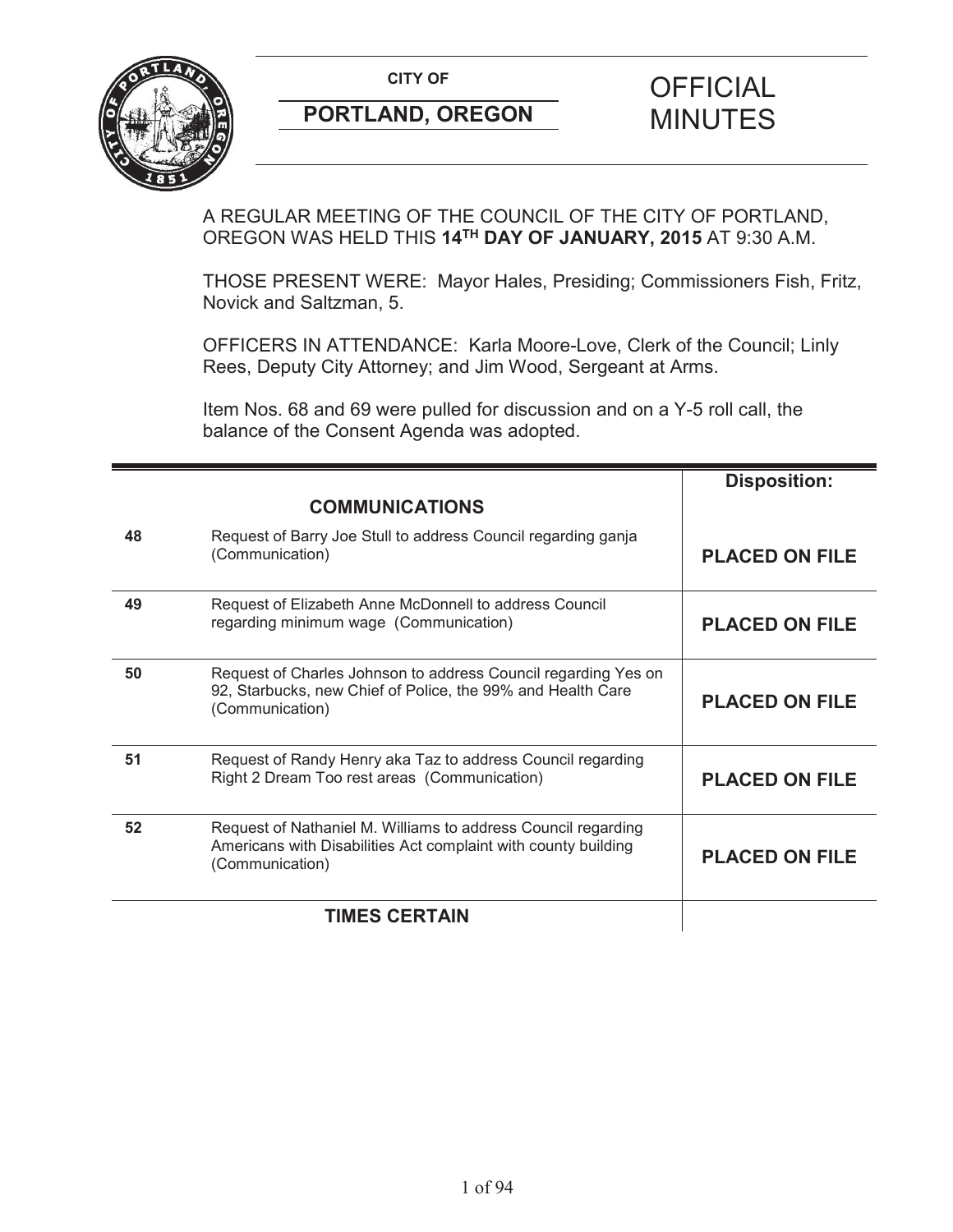**CITY OF**

**PORTLAND, OREGON**

# OFFICIAL MINUTES

A REGULAR MEETING OF THE COUNCIL OF THE CITY OF PORTLAND, OREGON WAS HELD THIS **14TH DAY OF JANUARY, 2015** AT 9:30 A.M.

THOSE PRESENT WERE: Mayor Hales, Presiding; Commissioners Fish, Fritz, Novick and Saltzman, 5.

OFFICERS IN ATTENDANCE: Karla Moore-Love, Clerk of the Council; Linly Rees, Deputy City Attorney; and Jim Wood, Sergeant at Arms.

Item Nos. 68 and 69 were pulled for discussion and on a Y-5 roll call, the balance of the Consent Agenda was adopted.

| | | **Disposition:** |
|---|---|---|
| | **COMMUNICATIONS** | |
| **48** | Request of Barry Joe Stull to address Council regarding ganja (Communication) | **PLACED ON FILE** |
| **49** | Request of Elizabeth Anne McDonnell to address Council regarding minimum wage (Communication) | **PLACED ON FILE** |
| **50** | Request of Charles Johnson to address Council regarding Yes on 92, Starbucks, new Chief of Police, the 99% and Health Care (Communication) | **PLACED ON FILE** |
| **51** | Request of Randy Henry aka Taz to address Council regarding Right 2 Dream Too rest areas (Communication) | **PLACED ON FILE** |
| **52** | Request of Nathaniel M. Williams to address Council regarding Americans with Disabilities Act complaint with county building (Communication) | **PLACED ON FILE** |
| | **TIMES CERTAIN** | |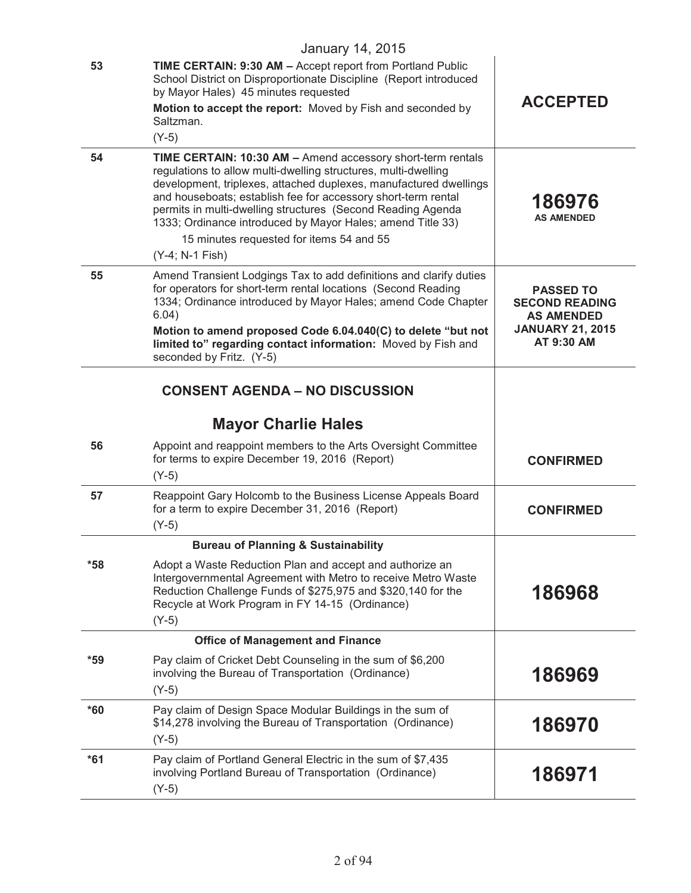January 14, 2015

| | | |
|---|---|---|
| 53 | **TIME CERTAIN: 9:30 AM –** Accept report from Portland Public School District on Disproportionate Discipline (Report introduced by Mayor Hales) 45 minutes requested<br>**Motion to accept the report:** Moved by Fish and seconded by Saltzman.<br>(Y-5) | **ACCEPTED** |
| 54 | **TIME CERTAIN: 10:30 AM –** Amend accessory short-term rentals regulations to allow multi-dwelling structures, multi-dwelling development, triplexes, attached duplexes, manufactured dwellings and houseboats; establish fee for accessory short-term rental permits in multi-dwelling structures (Second Reading Agenda 1333; Ordinance introduced by Mayor Hales; amend Title 33)<br>15 minutes requested for items 54 and 55<br>(Y-4; N-1 Fish) | **186976**<br>**AS AMENDED** |
| 55 | Amend Transient Lodgings Tax to add definitions and clarify duties for operators for short-term rental locations (Second Reading 1334; Ordinance introduced by Mayor Hales; amend Code Chapter 6.04)<br>**Motion to amend proposed Code 6.04.040(C) to delete "but not limited to" regarding contact information:** Moved by Fish and seconded by Fritz. (Y-5) | **PASSED TO SECOND READING AS AMENDED JANUARY 21, 2015 AT 9:30 AM** |

## CONSENT AGENDA – NO DISCUSSION

### Mayor Charlie Hales

| | | |
|---|---|---|
| 56 | Appoint and reappoint members to the Arts Oversight Committee for terms to expire December 19, 2016 (Report)<br>(Y-5) | **CONFIRMED** |
| 57 | Reappoint Gary Holcomb to the Business License Appeals Board for a term to expire December 31, 2016 (Report)<br>(Y-5) | **CONFIRMED** |
| | **Bureau of Planning & Sustainability** | |
| *58 | Adopt a Waste Reduction Plan and accept and authorize an Intergovernmental Agreement with Metro to receive Metro Waste Reduction Challenge Funds of $275,975 and $320,140 for the Recycle at Work Program in FY 14-15 (Ordinance)<br>(Y-5) | **186968** |
| | **Office of Management and Finance** | |
| *59 | Pay claim of Cricket Debt Counseling in the sum of $6,200 involving the Bureau of Transportation (Ordinance)<br>(Y-5) | **186969** |
| *60 | Pay claim of Design Space Modular Buildings in the sum of $14,278 involving the Bureau of Transportation (Ordinance)<br>(Y-5) | **186970** |
| *61 | Pay claim of Portland General Electric in the sum of $7,435 involving Portland Bureau of Transportation (Ordinance)<br>(Y-5) | **186971** |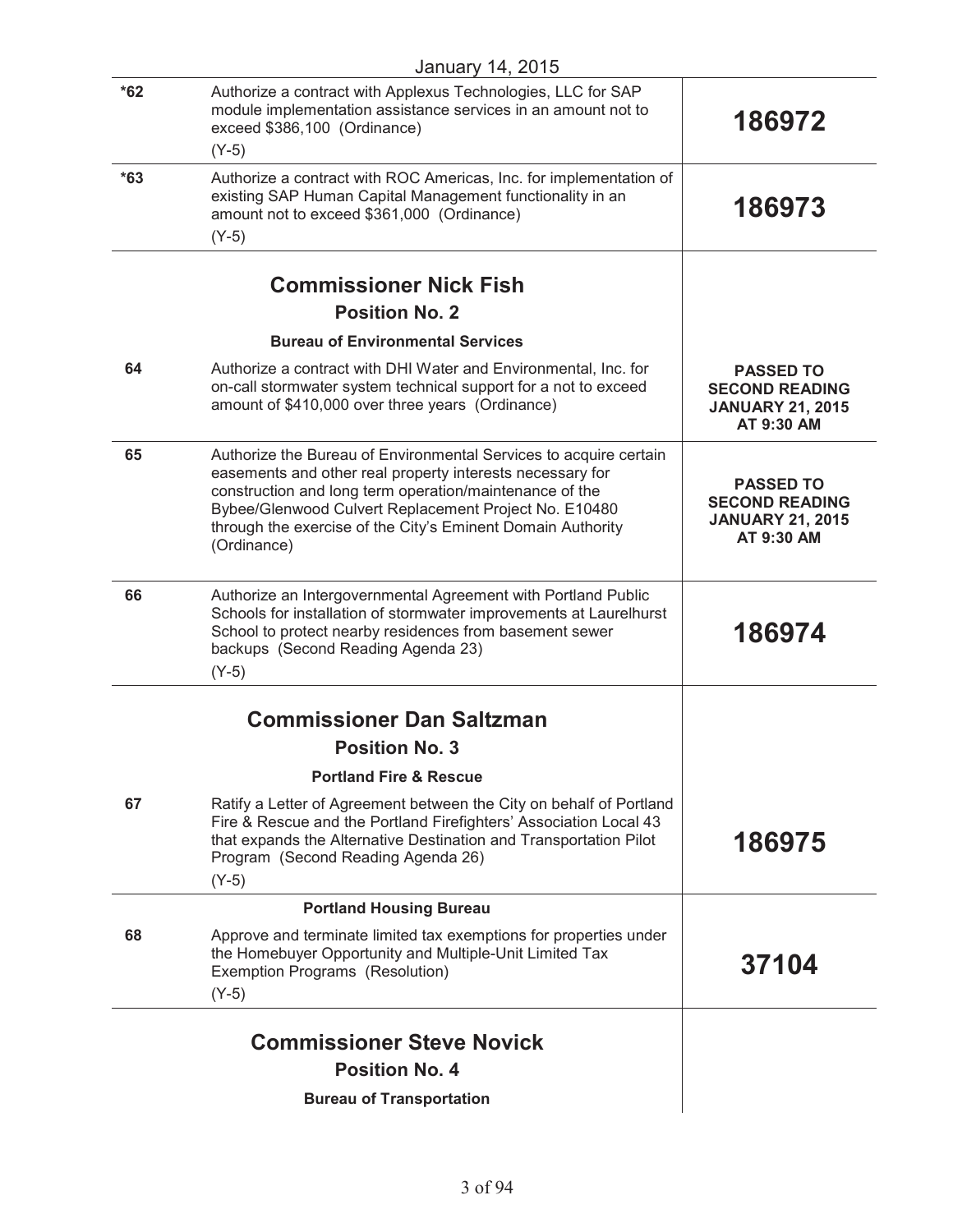January 14, 2015

| | | |
|---|---|---|
| *62 | Authorize a contract with Applexus Technologies, LLC for SAP module implementation assistance services in an amount not to exceed $386,100 (Ordinance)<br>(Y-5) | **186972** |
| *63 | Authorize a contract with ROC Americas, Inc. for implementation of existing SAP Human Capital Management functionality in an amount not to exceed $361,000 (Ordinance)<br>(Y-5) | **186973** |

## Commissioner Nick Fish

### Position No. 2

**Bureau of Environmental Services**

| | | |
|---|---|---|
| 64 | Authorize a contract with DHI Water and Environmental, Inc. for on-call stormwater system technical support for a not to exceed amount of $410,000 over three years (Ordinance) | **PASSED TO SECOND READING JANUARY 21, 2015 AT 9:30 AM** |
| 65 | Authorize the Bureau of Environmental Services to acquire certain easements and other real property interests necessary for construction and long term operation/maintenance of the Bybee/Glenwood Culvert Replacement Project No. E10480 through the exercise of the City's Eminent Domain Authority (Ordinance) | **PASSED TO SECOND READING JANUARY 21, 2015 AT 9:30 AM** |
| 66 | Authorize an Intergovernmental Agreement with Portland Public Schools for installation of stormwater improvements at Laurelhurst School to protect nearby residences from basement sewer backups (Second Reading Agenda 23)<br>(Y-5) | **186974** |

## Commissioner Dan Saltzman

### Position No. 3

**Portland Fire & Rescue**

| | | |
|---|---|---|
| 67 | Ratify a Letter of Agreement between the City on behalf of Portland Fire & Rescue and the Portland Firefighters' Association Local 43 that expands the Alternative Destination and Transportation Pilot Program (Second Reading Agenda 26)<br>(Y-5) | **186975** |

**Portland Housing Bureau**

| | | |
|---|---|---|
| 68 | Approve and terminate limited tax exemptions for properties under the Homebuyer Opportunity and Multiple-Unit Limited Tax Exemption Programs (Resolution)<br>(Y-5) | **37104** |

## Commissioner Steve Novick

### Position No. 4

**Bureau of Transportation**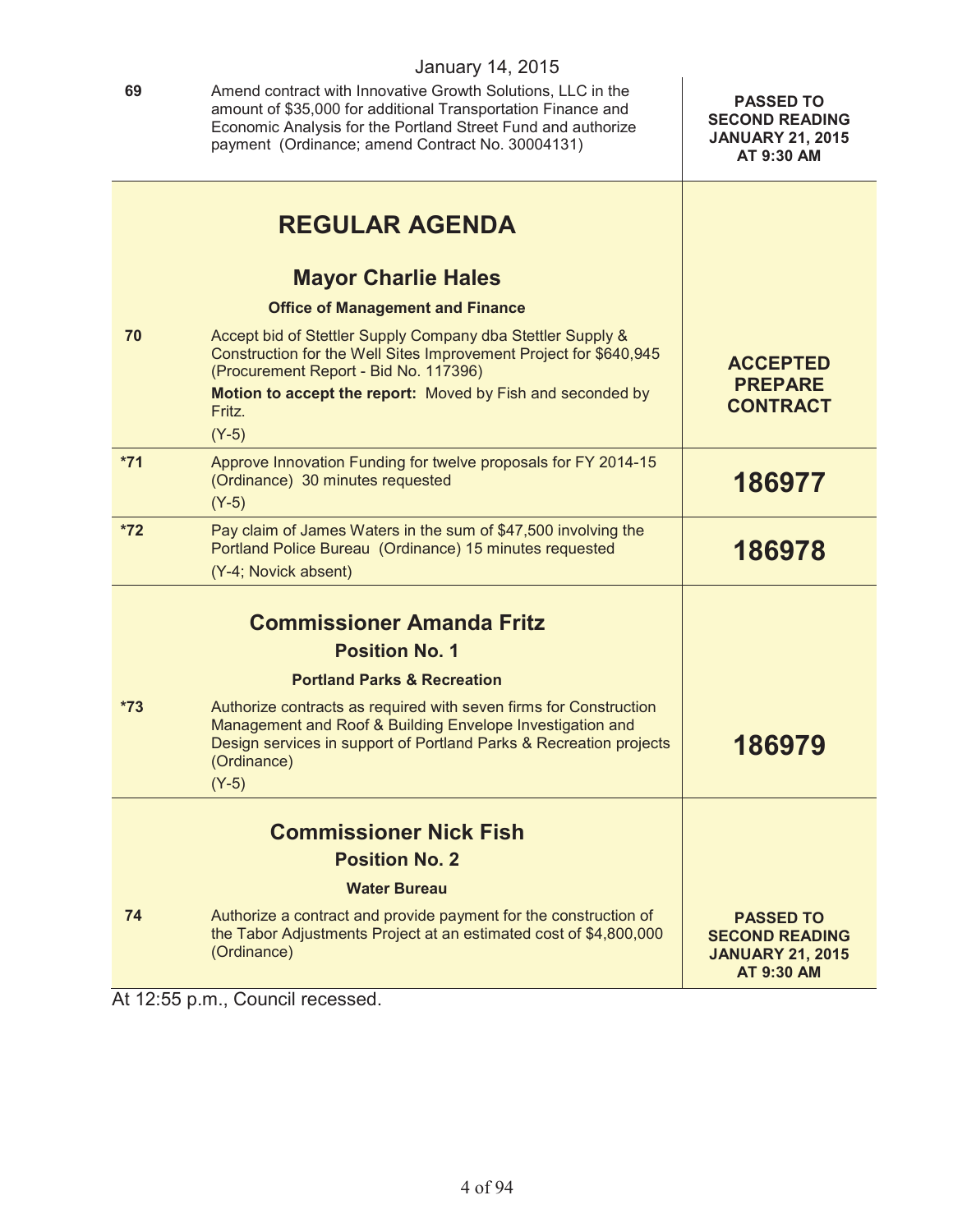January 14, 2015

| | | |
|---|---|---|
| 69 | Amend contract with Innovative Growth Solutions, LLC in the amount of $35,000 for additional Transportation Finance and Economic Analysis for the Portland Street Fund and authorize payment (Ordinance; amend Contract No. 30004131) | **PASSED TO SECOND READING JANUARY 21, 2015 AT 9:30 AM** |
| | **REGULAR AGENDA** | |
| | **Mayor Charlie Hales** | |
| | **Office of Management and Finance** | |
| 70 | Accept bid of Stettler Supply Company dba Stettler Supply & Construction for the Well Sites Improvement Project for $640,945 (Procurement Report - Bid No. 117396)<br>**Motion to accept the report:** Moved by Fish and seconded by Fritz.<br>(Y-5) | **ACCEPTED PREPARE CONTRACT** |
| *71 | Approve Innovation Funding for twelve proposals for FY 2014-15 (Ordinance) 30 minutes requested<br>(Y-5) | **186977** |
| *72 | Pay claim of James Waters in the sum of $47,500 involving the Portland Police Bureau (Ordinance) 15 minutes requested<br>(Y-4; Novick absent) | **186978** |
| | **Commissioner Amanda Fritz**<br>**Position No. 1** | |
| | **Portland Parks & Recreation** | |
| *73 | Authorize contracts as required with seven firms for Construction Management and Roof & Building Envelope Investigation and Design services in support of Portland Parks & Recreation projects (Ordinance)<br>(Y-5) | **186979** |
| | **Commissioner Nick Fish**<br>**Position No. 2** | |
| | **Water Bureau** | |
| 74 | Authorize a contract and provide payment for the construction of the Tabor Adjustments Project at an estimated cost of $4,800,000 (Ordinance) | **PASSED TO SECOND READING JANUARY 21, 2015 AT 9:30 AM** |

At 12:55 p.m., Council recessed.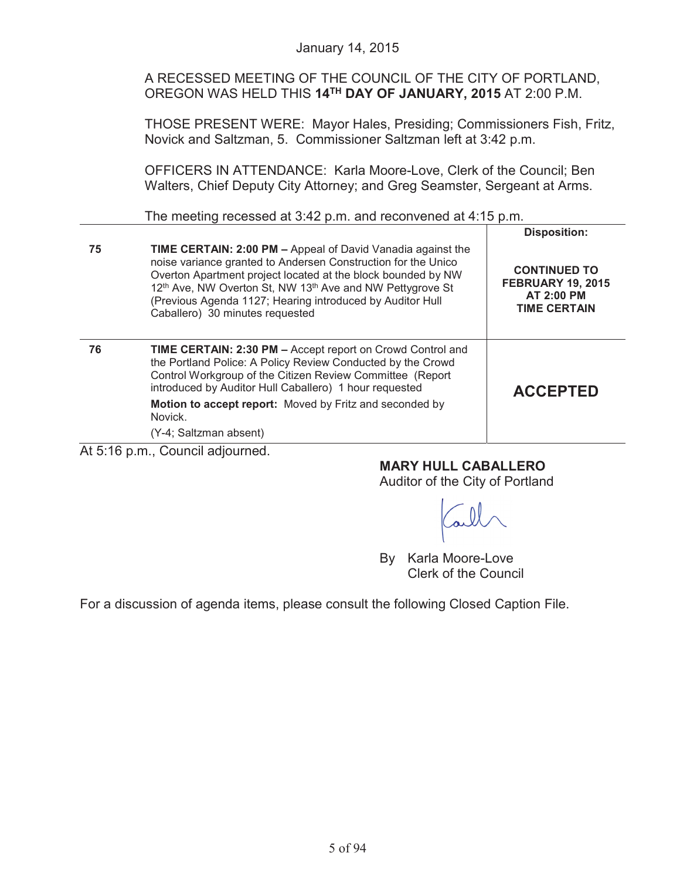January 14, 2015

A RECESSED MEETING OF THE COUNCIL OF THE CITY OF PORTLAND, OREGON WAS HELD THIS **14TH DAY OF JANUARY, 2015** AT 2:00 P.M.

THOSE PRESENT WERE: Mayor Hales, Presiding; Commissioners Fish, Fritz, Novick and Saltzman, 5. Commissioner Saltzman left at 3:42 p.m.

OFFICERS IN ATTENDANCE: Karla Moore-Love, Clerk of the Council; Ben Walters, Chief Deputy City Attorney; and Greg Seamster, Sergeant at Arms.

The meeting recessed at 3:42 p.m. and reconvened at 4:15 p.m.

| | | Disposition: |
|---|---|---|
| 75 | **TIME CERTAIN: 2:00 PM –** Appeal of David Vanadia against the noise variance granted to Andersen Construction for the Unico Overton Apartment project located at the block bounded by NW 12th Ave, NW Overton St, NW 13th Ave and NW Pettygrove St (Previous Agenda 1127; Hearing introduced by Auditor Hull Caballero) 30 minutes requested | **CONTINUED TO FEBRUARY 19, 2015 AT 2:00 PM TIME CERTAIN** |
| 76 | **TIME CERTAIN: 2:30 PM –** Accept report on Crowd Control and the Portland Police: A Policy Review Conducted by the Crowd Control Workgroup of the Citizen Review Committee (Report introduced by Auditor Hull Caballero) 1 hour requested<br>**Motion to accept report:** Moved by Fritz and seconded by Novick.<br>(Y-4; Saltzman absent) | **ACCEPTED** |

At 5:16 p.m., Council adjourned.

**MARY HULL CABALLERO**
Auditor of the City of Portland

By Karla Moore-Love
Clerk of the Council

For a discussion of agenda items, please consult the following Closed Caption File.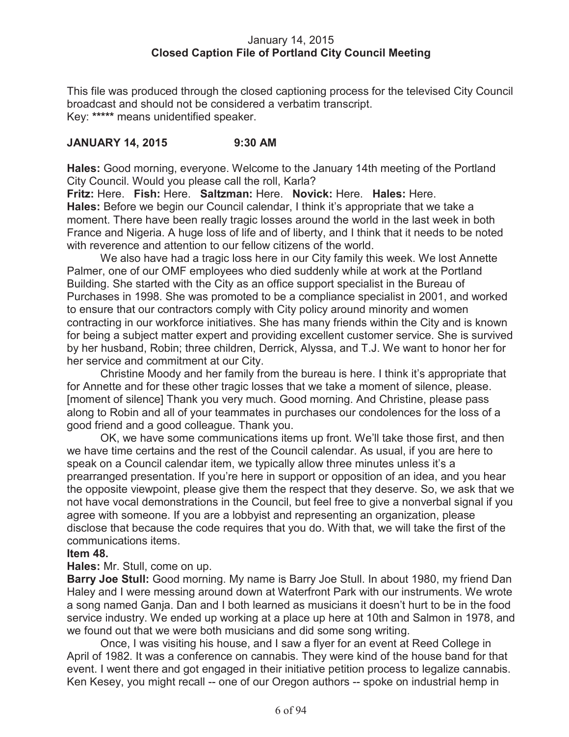January 14, 2015
**Closed Caption File of Portland City Council Meeting**

This file was produced through the closed captioning process for the televised City Council broadcast and should not be considered a verbatim transcript.
Key: ***** means unidentified speaker.

**JANUARY 14, 2015 9:30 AM**

**Hales:** Good morning, everyone. Welcome to the January 14th meeting of the Portland City Council. Would you please call the roll, Karla?
**Fritz:** Here. **Fish:** Here. **Saltzman:** Here. **Novick:** Here. **Hales:** Here.
**Hales:** Before we begin our Council calendar, I think it's appropriate that we take a moment. There have been really tragic losses around the world in the last week in both France and Nigeria. A huge loss of life and of liberty, and I think that it needs to be noted with reverence and attention to our fellow citizens of the world.

We also have had a tragic loss here in our City family this week. We lost Annette Palmer, one of our OMF employees who died suddenly while at work at the Portland Building. She started with the City as an office support specialist in the Bureau of Purchases in 1998. She was promoted to be a compliance specialist in 2001, and worked to ensure that our contractors comply with City policy around minority and women contracting in our workforce initiatives. She has many friends within the City and is known for being a subject matter expert and providing excellent customer service. She is survived by her husband, Robin; three children, Derrick, Alyssa, and T.J. We want to honor her for her service and commitment at our City.

Christine Moody and her family from the bureau is here. I think it's appropriate that for Annette and for these other tragic losses that we take a moment of silence, please. [moment of silence] Thank you very much. Good morning. And Christine, please pass along to Robin and all of your teammates in purchases our condolences for the loss of a good friend and a good colleague. Thank you.

OK, we have some communications items up front. We'll take those first, and then we have time certains and the rest of the Council calendar. As usual, if you are here to speak on a Council calendar item, we typically allow three minutes unless it's a prearranged presentation. If you're here in support or opposition of an idea, and you hear the opposite viewpoint, please give them the respect that they deserve. So, we ask that we not have vocal demonstrations in the Council, but feel free to give a nonverbal signal if you agree with someone. If you are a lobbyist and representing an organization, please disclose that because the code requires that you do. With that, we will take the first of the communications items.

**Item 48.**

**Hales:** Mr. Stull, come on up.
**Barry Joe Stull:** Good morning. My name is Barry Joe Stull. In about 1980, my friend Dan Haley and I were messing around down at Waterfront Park with our instruments. We wrote a song named Ganja. Dan and I both learned as musicians it doesn't hurt to be in the food service industry. We ended up working at a place up here at 10th and Salmon in 1978, and we found out that we were both musicians and did some song writing.

Once, I was visiting his house, and I saw a flyer for an event at Reed College in April of 1982. It was a conference on cannabis. They were kind of the house band for that event. I went there and got engaged in their initiative petition process to legalize cannabis. Ken Kesey, you might recall -- one of our Oregon authors -- spoke on industrial hemp in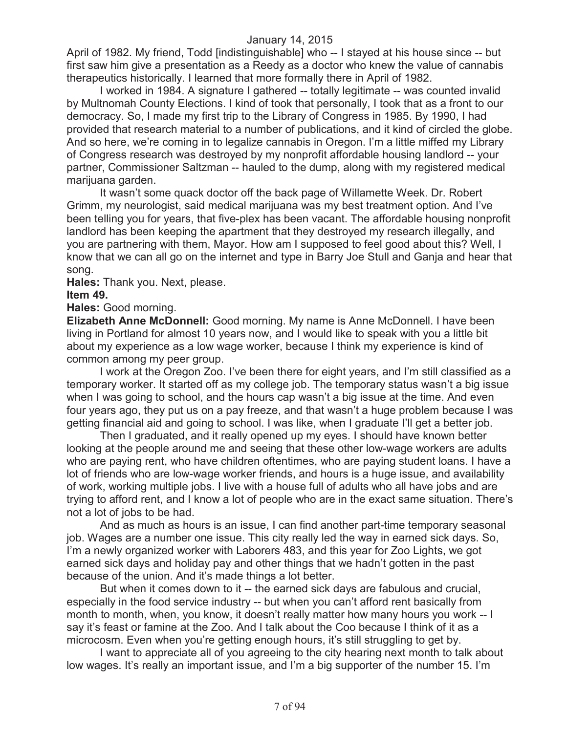April of 1982. My friend, Todd [indistinguishable] who -- I stayed at his house since -- but first saw him give a presentation as a Reedy as a doctor who knew the value of cannabis therapeutics historically. I learned that more formally there in April of 1982.

I worked in 1984. A signature I gathered -- totally legitimate -- was counted invalid by Multnomah County Elections. I kind of took that personally, I took that as a front to our democracy. So, I made my first trip to the Library of Congress in 1985. By 1990, I had provided that research material to a number of publications, and it kind of circled the globe. And so here, we're coming in to legalize cannabis in Oregon. I'm a little miffed my Library of Congress research was destroyed by my nonprofit affordable housing landlord -- your partner, Commissioner Saltzman -- hauled to the dump, along with my registered medical marijuana garden.

It wasn't some quack doctor off the back page of Willamette Week. Dr. Robert Grimm, my neurologist, said medical marijuana was my best treatment option. And I've been telling you for years, that five-plex has been vacant. The affordable housing nonprofit landlord has been keeping the apartment that they destroyed my research illegally, and you are partnering with them, Mayor. How am I supposed to feel good about this? Well, I know that we can all go on the internet and type in Barry Joe Stull and Ganja and hear that song.

**Hales:** Thank you. Next, please.

**Item 49.**

**Hales:** Good morning.

**Elizabeth Anne McDonnell:** Good morning. My name is Anne McDonnell. I have been living in Portland for almost 10 years now, and I would like to speak with you a little bit about my experience as a low wage worker, because I think my experience is kind of common among my peer group.

I work at the Oregon Zoo. I've been there for eight years, and I'm still classified as a temporary worker. It started off as my college job. The temporary status wasn't a big issue when I was going to school, and the hours cap wasn't a big issue at the time. And even four years ago, they put us on a pay freeze, and that wasn't a huge problem because I was getting financial aid and going to school. I was like, when I graduate I'll get a better job.

Then I graduated, and it really opened up my eyes. I should have known better looking at the people around me and seeing that these other low-wage workers are adults who are paying rent, who have children oftentimes, who are paying student loans. I have a lot of friends who are low-wage worker friends, and hours is a huge issue, and availability of work, working multiple jobs. I live with a house full of adults who all have jobs and are trying to afford rent, and I know a lot of people who are in the exact same situation. There's not a lot of jobs to be had.

And as much as hours is an issue, I can find another part-time temporary seasonal job. Wages are a number one issue. This city really led the way in earned sick days. So, I'm a newly organized worker with Laborers 483, and this year for Zoo Lights, we got earned sick days and holiday pay and other things that we hadn't gotten in the past because of the union. And it's made things a lot better.

But when it comes down to it -- the earned sick days are fabulous and crucial, especially in the food service industry -- but when you can't afford rent basically from month to month, when, you know, it doesn't really matter how many hours you work -- I say it's feast or famine at the Zoo. And I talk about the Coo because I think of it as a microcosm. Even when you're getting enough hours, it's still struggling to get by.

I want to appreciate all of you agreeing to the city hearing next month to talk about low wages. It's really an important issue, and I'm a big supporter of the number 15. I'm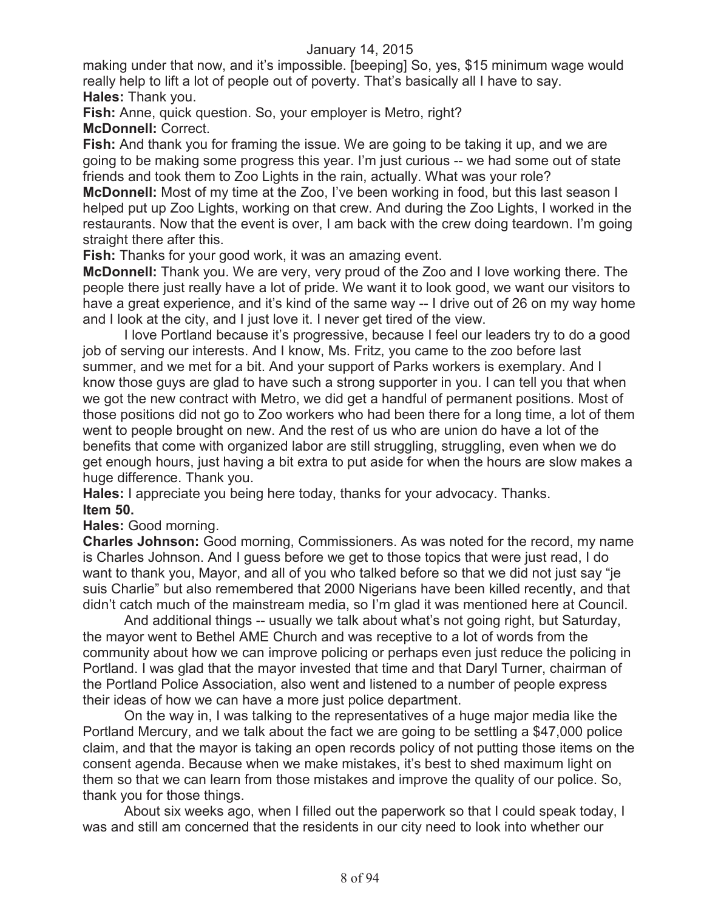making under that now, and it's impossible. [beeping] So, yes, $15 minimum wage would really help to lift a lot of people out of poverty. That's basically all I have to say.

**Hales:** Thank you.

**Fish:** Anne, quick question. So, your employer is Metro, right?

**McDonnell:** Correct.

**Fish:** And thank you for framing the issue. We are going to be taking it up, and we are going to be making some progress this year. I'm just curious -- we had some out of state friends and took them to Zoo Lights in the rain, actually. What was your role?

**McDonnell:** Most of my time at the Zoo, I've been working in food, but this last season I helped put up Zoo Lights, working on that crew. And during the Zoo Lights, I worked in the restaurants. Now that the event is over, I am back with the crew doing teardown. I'm going straight there after this.

**Fish:** Thanks for your good work, it was an amazing event.

**McDonnell:** Thank you. We are very, very proud of the Zoo and I love working there. The people there just really have a lot of pride. We want it to look good, we want our visitors to have a great experience, and it's kind of the same way -- I drive out of 26 on my way home and I look at the city, and I just love it. I never get tired of the view.

I love Portland because it's progressive, because I feel our leaders try to do a good job of serving our interests. And I know, Ms. Fritz, you came to the zoo before last summer, and we met for a bit. And your support of Parks workers is exemplary. And I know those guys are glad to have such a strong supporter in you. I can tell you that when we got the new contract with Metro, we did get a handful of permanent positions. Most of those positions did not go to Zoo workers who had been there for a long time, a lot of them went to people brought on new. And the rest of us who are union do have a lot of the benefits that come with organized labor are still struggling, struggling, even when we do get enough hours, just having a bit extra to put aside for when the hours are slow makes a huge difference. Thank you.

**Hales:** I appreciate you being here today, thanks for your advocacy. Thanks.

**Item 50.**

**Hales:** Good morning.

**Charles Johnson:** Good morning, Commissioners. As was noted for the record, my name is Charles Johnson. And I guess before we get to those topics that were just read, I do want to thank you, Mayor, and all of you who talked before so that we did not just say "je suis Charlie" but also remembered that 2000 Nigerians have been killed recently, and that didn't catch much of the mainstream media, so I'm glad it was mentioned here at Council.

And additional things -- usually we talk about what's not going right, but Saturday, the mayor went to Bethel AME Church and was receptive to a lot of words from the community about how we can improve policing or perhaps even just reduce the policing in Portland. I was glad that the mayor invested that time and that Daryl Turner, chairman of the Portland Police Association, also went and listened to a number of people express their ideas of how we can have a more just police department.

On the way in, I was talking to the representatives of a huge major media like the Portland Mercury, and we talk about the fact we are going to be settling a $47,000 police claim, and that the mayor is taking an open records policy of not putting those items on the consent agenda. Because when we make mistakes, it's best to shed maximum light on them so that we can learn from those mistakes and improve the quality of our police. So, thank you for those things.

About six weeks ago, when I filled out the paperwork so that I could speak today, I was and still am concerned that the residents in our city need to look into whether our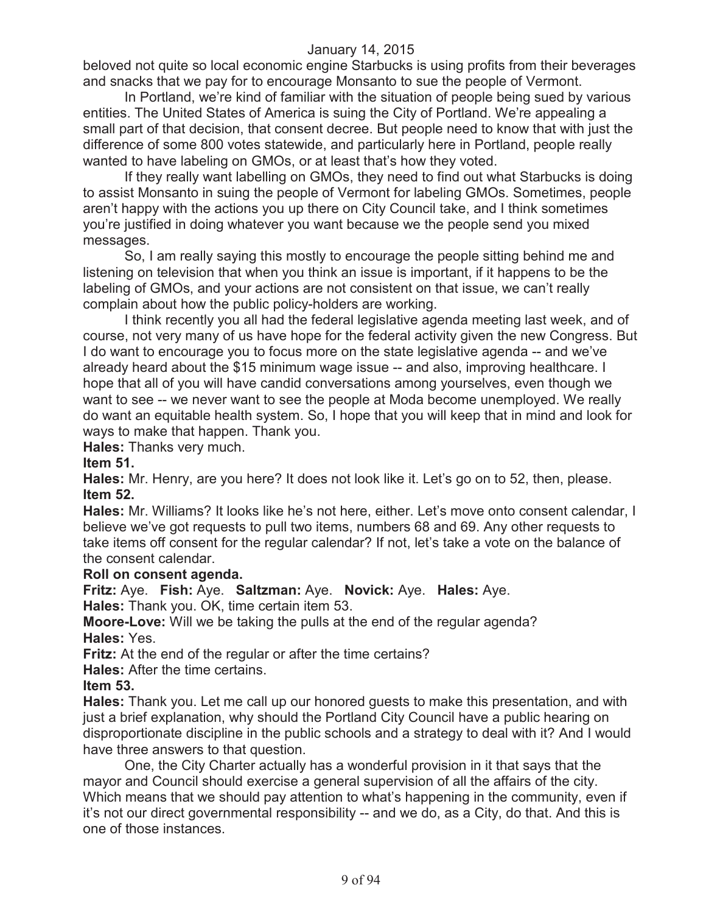beloved not quite so local economic engine Starbucks is using profits from their beverages and snacks that we pay for to encourage Monsanto to sue the people of Vermont.

In Portland, we're kind of familiar with the situation of people being sued by various entities. The United States of America is suing the City of Portland. We're appealing a small part of that decision, that consent decree. But people need to know that with just the difference of some 800 votes statewide, and particularly here in Portland, people really wanted to have labeling on GMOs, or at least that's how they voted.

If they really want labelling on GMOs, they need to find out what Starbucks is doing to assist Monsanto in suing the people of Vermont for labeling GMOs. Sometimes, people aren't happy with the actions you up there on City Council take, and I think sometimes you're justified in doing whatever you want because we the people send you mixed messages.

So, I am really saying this mostly to encourage the people sitting behind me and listening on television that when you think an issue is important, if it happens to be the labeling of GMOs, and your actions are not consistent on that issue, we can't really complain about how the public policy-holders are working.

I think recently you all had the federal legislative agenda meeting last week, and of course, not very many of us have hope for the federal activity given the new Congress. But I do want to encourage you to focus more on the state legislative agenda -- and we've already heard about the $15 minimum wage issue -- and also, improving healthcare. I hope that all of you will have candid conversations among yourselves, even though we want to see -- we never want to see the people at Moda become unemployed. We really do want an equitable health system. So, I hope that you will keep that in mind and look for ways to make that happen. Thank you.

**Hales:** Thanks very much.

**Item 51.**

**Hales:** Mr. Henry, are you here? It does not look like it. Let's go on to 52, then, please.

**Item 52.**

**Hales:** Mr. Williams? It looks like he's not here, either. Let's move onto consent calendar, I believe we've got requests to pull two items, numbers 68 and 69. Any other requests to take items off consent for the regular calendar? If not, let's take a vote on the balance of the consent calendar.

**Roll on consent agenda.**

**Fritz:** Aye. **Fish:** Aye. **Saltzman:** Aye. **Novick:** Aye. **Hales:** Aye.

**Hales:** Thank you. OK, time certain item 53.

**Moore-Love:** Will we be taking the pulls at the end of the regular agenda?

**Hales:** Yes.

**Fritz:** At the end of the regular or after the time certains?

**Hales:** After the time certains.

**Item 53.**

**Hales:** Thank you. Let me call up our honored guests to make this presentation, and with just a brief explanation, why should the Portland City Council have a public hearing on disproportionate discipline in the public schools and a strategy to deal with it? And I would have three answers to that question.

One, the City Charter actually has a wonderful provision in it that says that the mayor and Council should exercise a general supervision of all the affairs of the city. Which means that we should pay attention to what's happening in the community, even if it's not our direct governmental responsibility -- and we do, as a City, do that. And this is one of those instances.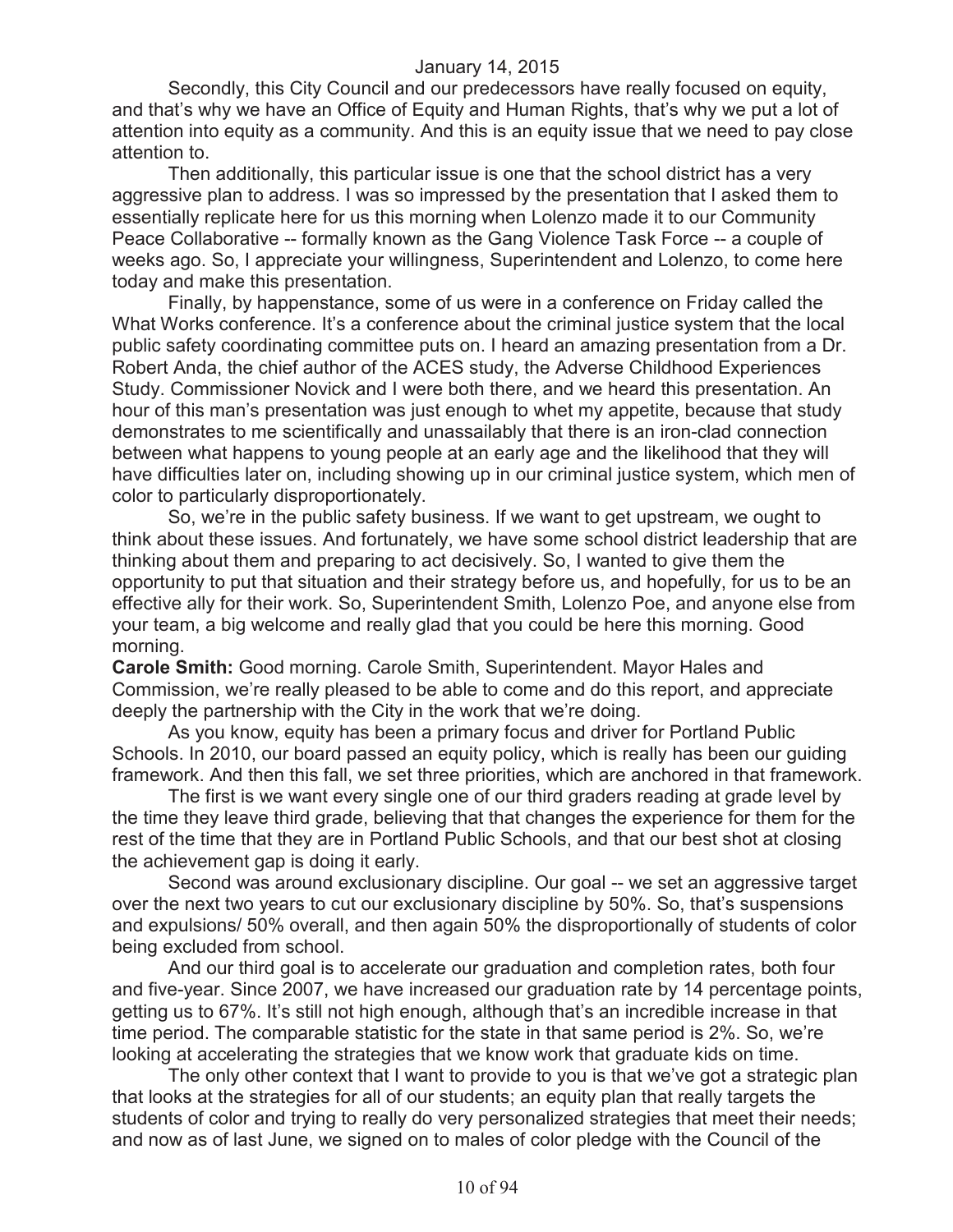Secondly, this City Council and our predecessors have really focused on equity, and that's why we have an Office of Equity and Human Rights, that's why we put a lot of attention into equity as a community. And this is an equity issue that we need to pay close attention to.

Then additionally, this particular issue is one that the school district has a very aggressive plan to address. I was so impressed by the presentation that I asked them to essentially replicate here for us this morning when Lolenzo made it to our Community Peace Collaborative -- formally known as the Gang Violence Task Force -- a couple of weeks ago. So, I appreciate your willingness, Superintendent and Lolenzo, to come here today and make this presentation.

Finally, by happenstance, some of us were in a conference on Friday called the What Works conference. It's a conference about the criminal justice system that the local public safety coordinating committee puts on. I heard an amazing presentation from a Dr. Robert Anda, the chief author of the ACES study, the Adverse Childhood Experiences Study. Commissioner Novick and I were both there, and we heard this presentation. An hour of this man's presentation was just enough to whet my appetite, because that study demonstrates to me scientifically and unassailably that there is an iron-clad connection between what happens to young people at an early age and the likelihood that they will have difficulties later on, including showing up in our criminal justice system, which men of color to particularly disproportionately.

So, we're in the public safety business. If we want to get upstream, we ought to think about these issues. And fortunately, we have some school district leadership that are thinking about them and preparing to act decisively. So, I wanted to give them the opportunity to put that situation and their strategy before us, and hopefully, for us to be an effective ally for their work. So, Superintendent Smith, Lolenzo Poe, and anyone else from your team, a big welcome and really glad that you could be here this morning. Good morning.

**Carole Smith:** Good morning. Carole Smith, Superintendent. Mayor Hales and Commission, we're really pleased to be able to come and do this report, and appreciate deeply the partnership with the City in the work that we're doing.

As you know, equity has been a primary focus and driver for Portland Public Schools. In 2010, our board passed an equity policy, which is really has been our guiding framework. And then this fall, we set three priorities, which are anchored in that framework.

The first is we want every single one of our third graders reading at grade level by the time they leave third grade, believing that that changes the experience for them for the rest of the time that they are in Portland Public Schools, and that our best shot at closing the achievement gap is doing it early.

Second was around exclusionary discipline. Our goal -- we set an aggressive target over the next two years to cut our exclusionary discipline by 50%. So, that's suspensions and expulsions/ 50% overall, and then again 50% the disproportionally of students of color being excluded from school.

And our third goal is to accelerate our graduation and completion rates, both four and five-year. Since 2007, we have increased our graduation rate by 14 percentage points, getting us to 67%. It's still not high enough, although that's an incredible increase in that time period. The comparable statistic for the state in that same period is 2%. So, we're looking at accelerating the strategies that we know work that graduate kids on time.

The only other context that I want to provide to you is that we've got a strategic plan that looks at the strategies for all of our students; an equity plan that really targets the students of color and trying to really do very personalized strategies that meet their needs; and now as of last June, we signed on to males of color pledge with the Council of the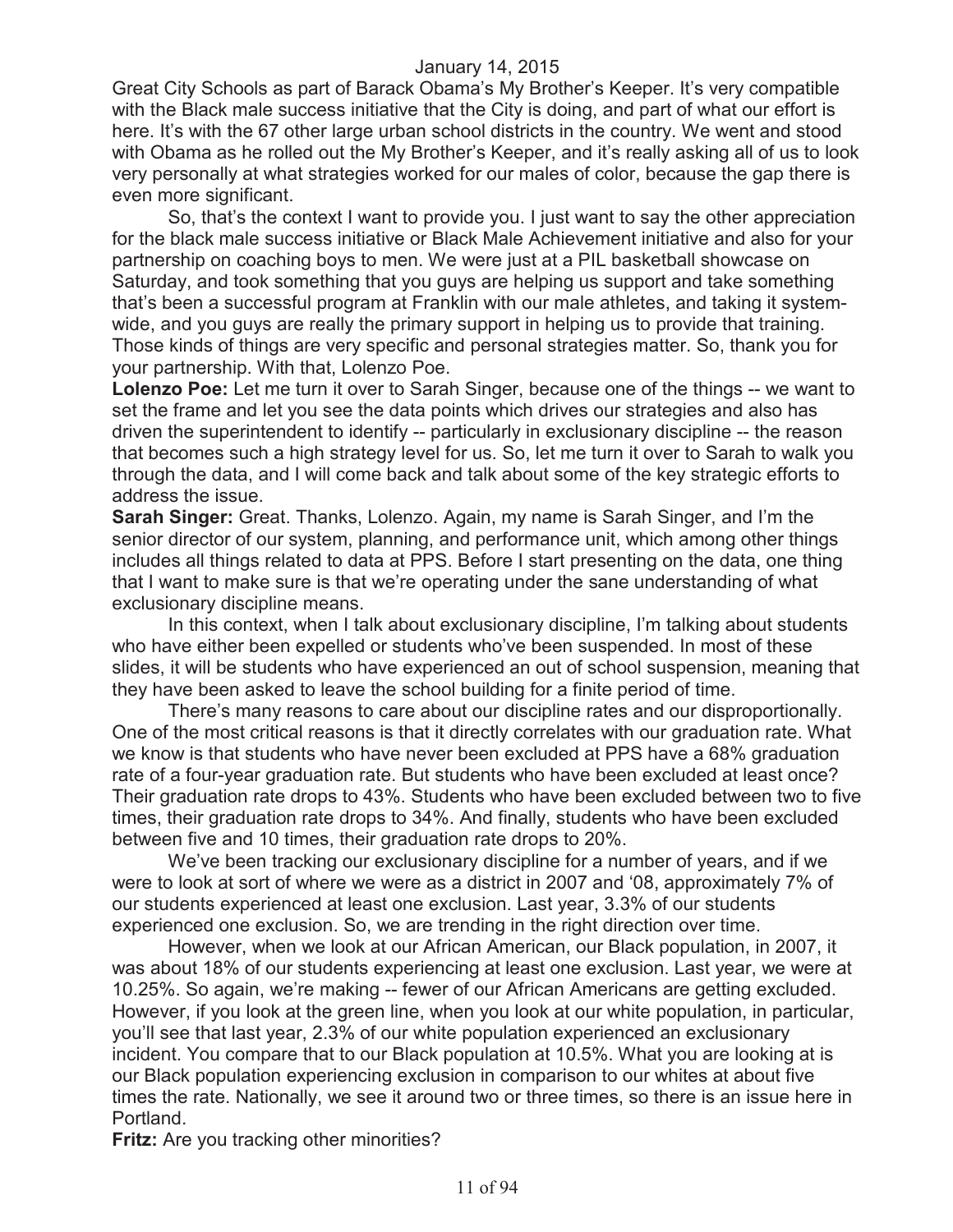Great City Schools as part of Barack Obama's My Brother's Keeper. It's very compatible with the Black male success initiative that the City is doing, and part of what our effort is here. It's with the 67 other large urban school districts in the country. We went and stood with Obama as he rolled out the My Brother's Keeper, and it's really asking all of us to look very personally at what strategies worked for our males of color, because the gap there is even more significant.

So, that's the context I want to provide you. I just want to say the other appreciation for the black male success initiative or Black Male Achievement initiative and also for your partnership on coaching boys to men. We were just at a PIL basketball showcase on Saturday, and took something that you guys are helping us support and take something that's been a successful program at Franklin with our male athletes, and taking it system-wide, and you guys are really the primary support in helping us to provide that training. Those kinds of things are very specific and personal strategies matter. So, thank you for your partnership. With that, Lolenzo Poe.

**Lolenzo Poe:** Let me turn it over to Sarah Singer, because one of the things -- we want to set the frame and let you see the data points which drives our strategies and also has driven the superintendent to identify -- particularly in exclusionary discipline -- the reason that becomes such a high strategy level for us. So, let me turn it over to Sarah to walk you through the data, and I will come back and talk about some of the key strategic efforts to address the issue.

**Sarah Singer:** Great. Thanks, Lolenzo. Again, my name is Sarah Singer, and I'm the senior director of our system, planning, and performance unit, which among other things includes all things related to data at PPS. Before I start presenting on the data, one thing that I want to make sure is that we're operating under the sane understanding of what exclusionary discipline means.

In this context, when I talk about exclusionary discipline, I'm talking about students who have either been expelled or students who've been suspended. In most of these slides, it will be students who have experienced an out of school suspension, meaning that they have been asked to leave the school building for a finite period of time.

There's many reasons to care about our discipline rates and our disproportionally. One of the most critical reasons is that it directly correlates with our graduation rate. What we know is that students who have never been excluded at PPS have a 68% graduation rate of a four-year graduation rate. But students who have been excluded at least once? Their graduation rate drops to 43%. Students who have been excluded between two to five times, their graduation rate drops to 34%. And finally, students who have been excluded between five and 10 times, their graduation rate drops to 20%.

We've been tracking our exclusionary discipline for a number of years, and if we were to look at sort of where we were as a district in 2007 and '08, approximately 7% of our students experienced at least one exclusion. Last year, 3.3% of our students experienced one exclusion. So, we are trending in the right direction over time.

However, when we look at our African American, our Black population, in 2007, it was about 18% of our students experiencing at least one exclusion. Last year, we were at 10.25%. So again, we're making -- fewer of our African Americans are getting excluded. However, if you look at the green line, when you look at our white population, in particular, you'll see that last year, 2.3% of our white population experienced an exclusionary incident. You compare that to our Black population at 10.5%. What you are looking at is our Black population experiencing exclusion in comparison to our whites at about five times the rate. Nationally, we see it around two or three times, so there is an issue here in Portland.

**Fritz:** Are you tracking other minorities?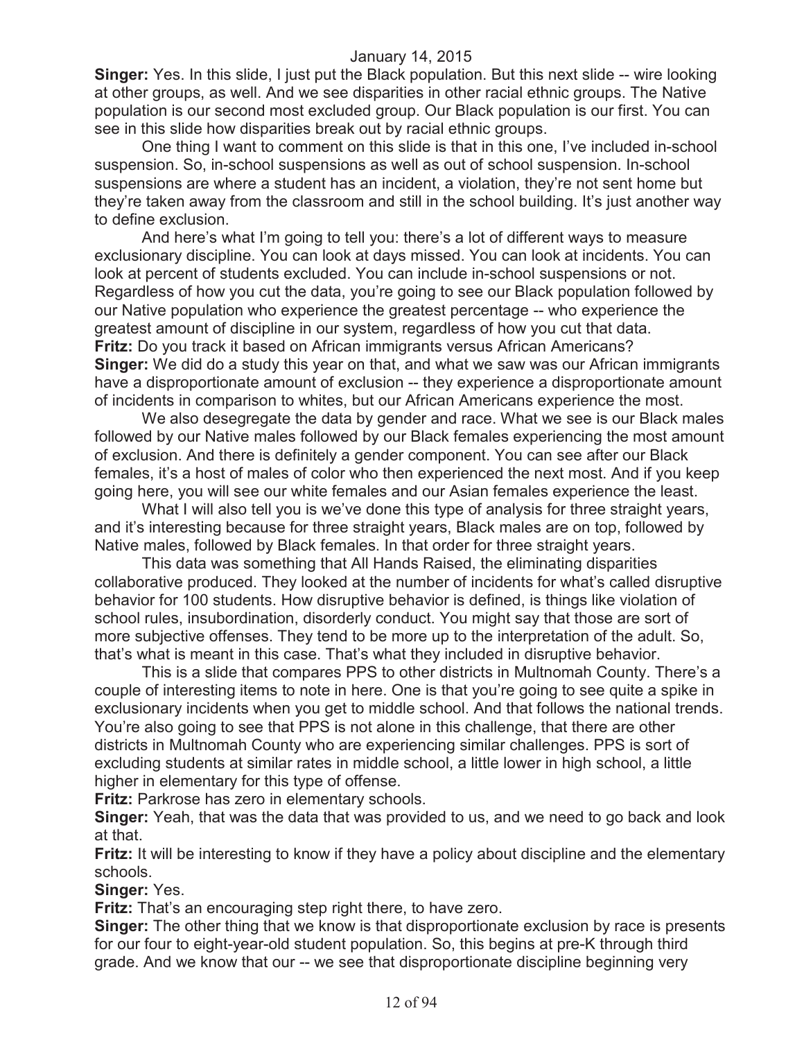**Singer:** Yes. In this slide, I just put the Black population. But this next slide -- wire looking at other groups, as well. And we see disparities in other racial ethnic groups. The Native population is our second most excluded group. Our Black population is our first. You can see in this slide how disparities break out by racial ethnic groups.

One thing I want to comment on this slide is that in this one, I've included in-school suspension. So, in-school suspensions as well as out of school suspension. In-school suspensions are where a student has an incident, a violation, they're not sent home but they're taken away from the classroom and still in the school building. It's just another way to define exclusion.

And here's what I'm going to tell you: there's a lot of different ways to measure exclusionary discipline. You can look at days missed. You can look at incidents. You can look at percent of students excluded. You can include in-school suspensions or not. Regardless of how you cut the data, you're going to see our Black population followed by our Native population who experience the greatest percentage -- who experience the greatest amount of discipline in our system, regardless of how you cut that data.

**Fritz:** Do you track it based on African immigrants versus African Americans?

**Singer:** We did do a study this year on that, and what we saw was our African immigrants have a disproportionate amount of exclusion -- they experience a disproportionate amount of incidents in comparison to whites, but our African Americans experience the most.

We also desegregate the data by gender and race. What we see is our Black males followed by our Native males followed by our Black females experiencing the most amount of exclusion. And there is definitely a gender component. You can see after our Black females, it's a host of males of color who then experienced the next most. And if you keep going here, you will see our white females and our Asian females experience the least.

What I will also tell you is we've done this type of analysis for three straight years, and it's interesting because for three straight years, Black males are on top, followed by Native males, followed by Black females. In that order for three straight years.

This data was something that All Hands Raised, the eliminating disparities collaborative produced. They looked at the number of incidents for what's called disruptive behavior for 100 students. How disruptive behavior is defined, is things like violation of school rules, insubordination, disorderly conduct. You might say that those are sort of more subjective offenses. They tend to be more up to the interpretation of the adult. So, that's what is meant in this case. That's what they included in disruptive behavior.

This is a slide that compares PPS to other districts in Multnomah County. There's a couple of interesting items to note in here. One is that you're going to see quite a spike in exclusionary incidents when you get to middle school. And that follows the national trends. You're also going to see that PPS is not alone in this challenge, that there are other districts in Multnomah County who are experiencing similar challenges. PPS is sort of excluding students at similar rates in middle school, a little lower in high school, a little higher in elementary for this type of offense.

**Fritz:** Parkrose has zero in elementary schools.

**Singer:** Yeah, that was the data that was provided to us, and we need to go back and look at that.

**Fritz:** It will be interesting to know if they have a policy about discipline and the elementary schools.

**Singer:** Yes.

**Fritz:** That's an encouraging step right there, to have zero.

**Singer:** The other thing that we know is that disproportionate exclusion by race is presents for our four to eight-year-old student population. So, this begins at pre-K through third grade. And we know that our -- we see that disproportionate discipline beginning very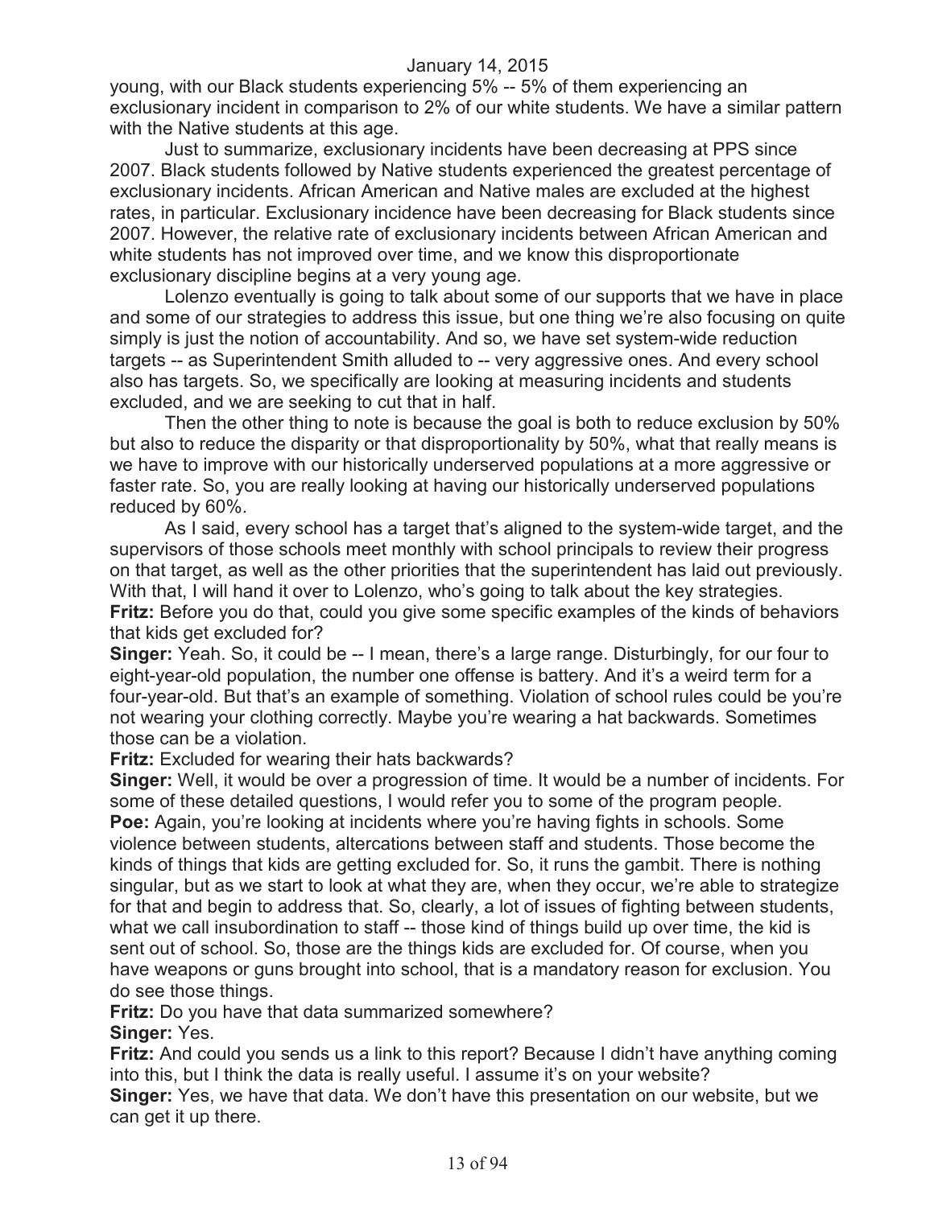young, with our Black students experiencing 5% -- 5% of them experiencing an exclusionary incident in comparison to 2% of our white students. We have a similar pattern with the Native students at this age.

Just to summarize, exclusionary incidents have been decreasing at PPS since 2007. Black students followed by Native students experienced the greatest percentage of exclusionary incidents. African American and Native males are excluded at the highest rates, in particular. Exclusionary incidence have been decreasing for Black students since 2007. However, the relative rate of exclusionary incidents between African American and white students has not improved over time, and we know this disproportionate exclusionary discipline begins at a very young age.

Lolenzo eventually is going to talk about some of our supports that we have in place and some of our strategies to address this issue, but one thing we're also focusing on quite simply is just the notion of accountability. And so, we have set system-wide reduction targets -- as Superintendent Smith alluded to -- very aggressive ones. And every school also has targets. So, we specifically are looking at measuring incidents and students excluded, and we are seeking to cut that in half.

Then the other thing to note is because the goal is both to reduce exclusion by 50% but also to reduce the disparity or that disproportionality by 50%, what that really means is we have to improve with our historically underserved populations at a more aggressive or faster rate. So, you are really looking at having our historically underserved populations reduced by 60%.

As I said, every school has a target that's aligned to the system-wide target, and the supervisors of those schools meet monthly with school principals to review their progress on that target, as well as the other priorities that the superintendent has laid out previously. With that, I will hand it over to Lolenzo, who's going to talk about the key strategies.

**Fritz:** Before you do that, could you give some specific examples of the kinds of behaviors that kids get excluded for?

**Singer:** Yeah. So, it could be -- I mean, there's a large range. Disturbingly, for our four to eight-year-old population, the number one offense is battery. And it's a weird term for a four-year-old. But that's an example of something. Violation of school rules could be you're not wearing your clothing correctly. Maybe you're wearing a hat backwards. Sometimes those can be a violation.

**Fritz:** Excluded for wearing their hats backwards?

**Singer:** Well, it would be over a progression of time. It would be a number of incidents. For some of these detailed questions, I would refer you to some of the program people.

**Poe:** Again, you're looking at incidents where you're having fights in schools. Some violence between students, altercations between staff and students. Those become the kinds of things that kids are getting excluded for. So, it runs the gambit. There is nothing singular, but as we start to look at what they are, when they occur, we're able to strategize for that and begin to address that. So, clearly, a lot of issues of fighting between students, what we call insubordination to staff -- those kind of things build up over time, the kid is sent out of school. So, those are the things kids are excluded for. Of course, when you have weapons or guns brought into school, that is a mandatory reason for exclusion. You do see those things.

**Fritz:** Do you have that data summarized somewhere?

**Singer:** Yes.

**Fritz:** And could you sends us a link to this report? Because I didn't have anything coming into this, but I think the data is really useful. I assume it's on your website?

**Singer:** Yes, we have that data. We don't have this presentation on our website, but we can get it up there.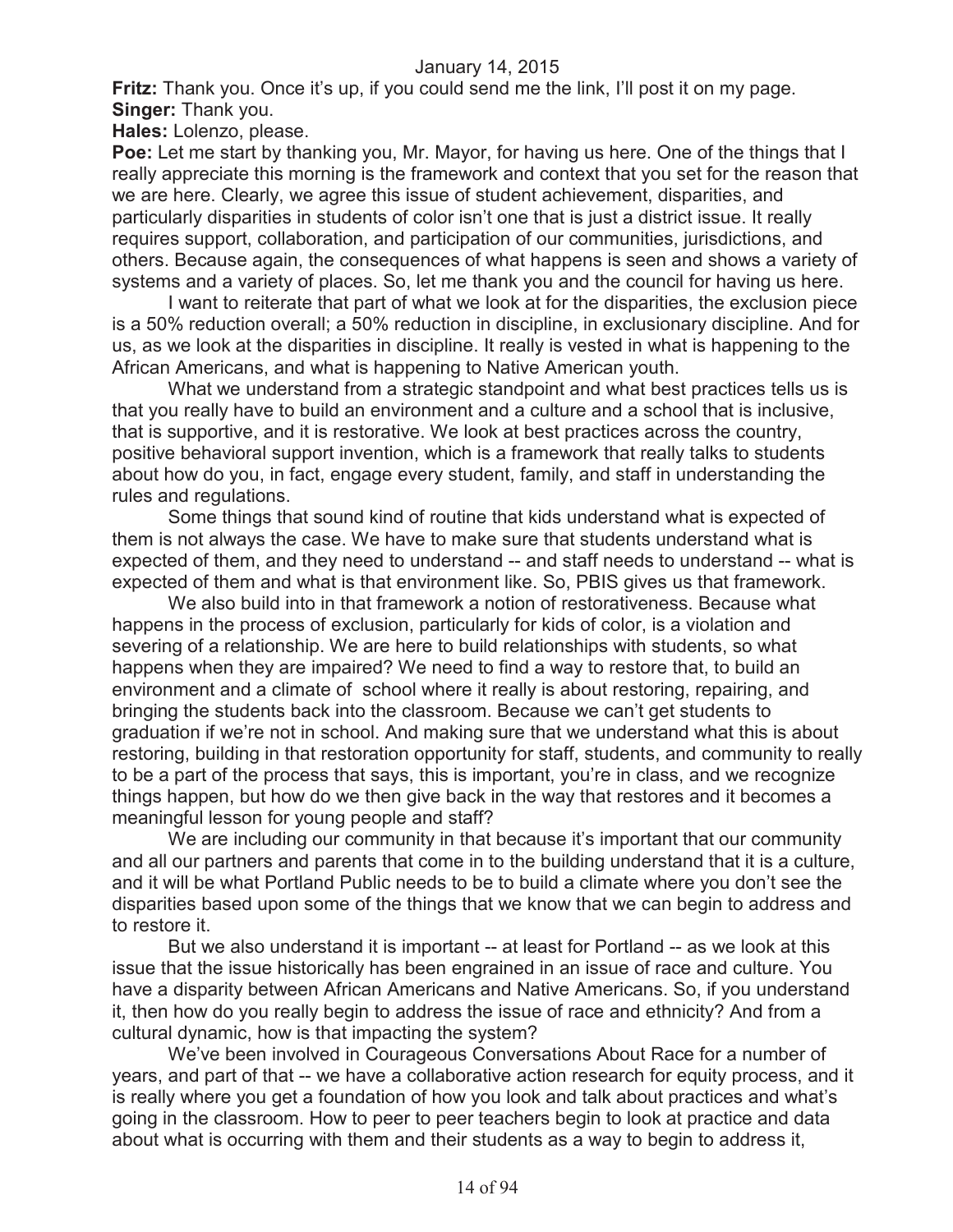**Fritz:** Thank you. Once it's up, if you could send me the link, I'll post it on my page.
**Singer:** Thank you.
**Hales:** Lolenzo, please.
**Poe:** Let me start by thanking you, Mr. Mayor, for having us here. One of the things that I really appreciate this morning is the framework and context that you set for the reason that we are here. Clearly, we agree this issue of student achievement, disparities, and particularly disparities in students of color isn't one that is just a district issue. It really requires support, collaboration, and participation of our communities, jurisdictions, and others. Because again, the consequences of what happens is seen and shows a variety of systems and a variety of places. So, let me thank you and the council for having us here.

I want to reiterate that part of what we look at for the disparities, the exclusion piece is a 50% reduction overall; a 50% reduction in discipline, in exclusionary discipline. And for us, as we look at the disparities in discipline. It really is vested in what is happening to the African Americans, and what is happening to Native American youth.

What we understand from a strategic standpoint and what best practices tells us is that you really have to build an environment and a culture and a school that is inclusive, that is supportive, and it is restorative. We look at best practices across the country, positive behavioral support invention, which is a framework that really talks to students about how do you, in fact, engage every student, family, and staff in understanding the rules and regulations.

Some things that sound kind of routine that kids understand what is expected of them is not always the case. We have to make sure that students understand what is expected of them, and they need to understand -- and staff needs to understand -- what is expected of them and what is that environment like. So, PBIS gives us that framework.

We also build into in that framework a notion of restorativeness. Because what happens in the process of exclusion, particularly for kids of color, is a violation and severing of a relationship. We are here to build relationships with students, so what happens when they are impaired? We need to find a way to restore that, to build an environment and a climate of school where it really is about restoring, repairing, and bringing the students back into the classroom. Because we can't get students to graduation if we're not in school. And making sure that we understand what this is about restoring, building in that restoration opportunity for staff, students, and community to really to be a part of the process that says, this is important, you're in class, and we recognize things happen, but how do we then give back in the way that restores and it becomes a meaningful lesson for young people and staff?

We are including our community in that because it's important that our community and all our partners and parents that come in to the building understand that it is a culture, and it will be what Portland Public needs to be to build a climate where you don't see the disparities based upon some of the things that we know that we can begin to address and to restore it.

But we also understand it is important -- at least for Portland -- as we look at this issue that the issue historically has been engrained in an issue of race and culture. You have a disparity between African Americans and Native Americans. So, if you understand it, then how do you really begin to address the issue of race and ethnicity? And from a cultural dynamic, how is that impacting the system?

We've been involved in Courageous Conversations About Race for a number of years, and part of that -- we have a collaborative action research for equity process, and it is really where you get a foundation of how you look and talk about practices and what's going in the classroom. How to peer to peer teachers begin to look at practice and data about what is occurring with them and their students as a way to begin to address it,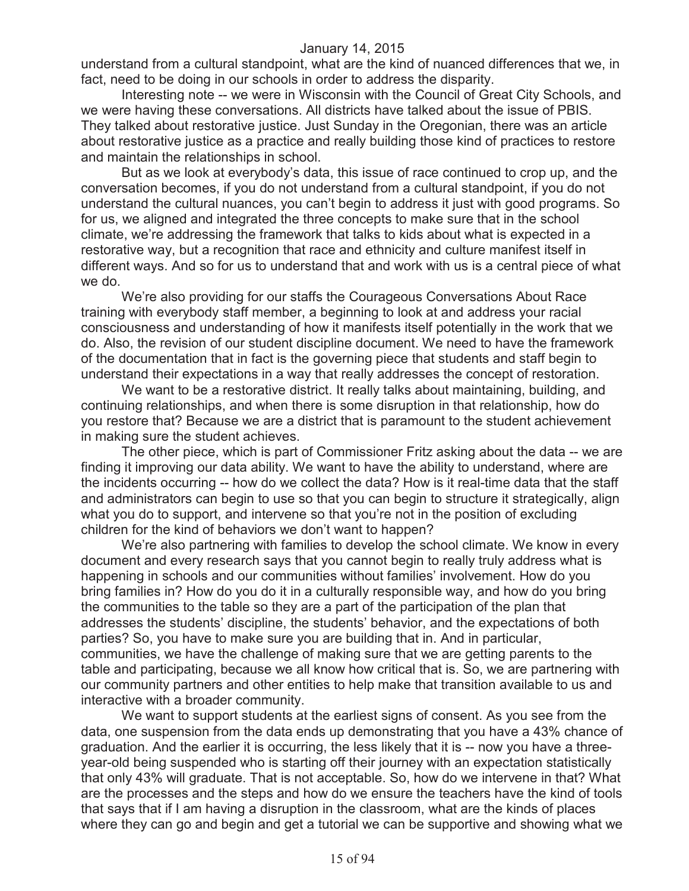understand from a cultural standpoint, what are the kind of nuanced differences that we, in fact, need to be doing in our schools in order to address the disparity.

Interesting note -- we were in Wisconsin with the Council of Great City Schools, and we were having these conversations. All districts have talked about the issue of PBIS. They talked about restorative justice. Just Sunday in the Oregonian, there was an article about restorative justice as a practice and really building those kind of practices to restore and maintain the relationships in school.

But as we look at everybody's data, this issue of race continued to crop up, and the conversation becomes, if you do not understand from a cultural standpoint, if you do not understand the cultural nuances, you can't begin to address it just with good programs. So for us, we aligned and integrated the three concepts to make sure that in the school climate, we're addressing the framework that talks to kids about what is expected in a restorative way, but a recognition that race and ethnicity and culture manifest itself in different ways. And so for us to understand that and work with us is a central piece of what we do.

We're also providing for our staffs the Courageous Conversations About Race training with everybody staff member, a beginning to look at and address your racial consciousness and understanding of how it manifests itself potentially in the work that we do. Also, the revision of our student discipline document. We need to have the framework of the documentation that in fact is the governing piece that students and staff begin to understand their expectations in a way that really addresses the concept of restoration.

We want to be a restorative district. It really talks about maintaining, building, and continuing relationships, and when there is some disruption in that relationship, how do you restore that? Because we are a district that is paramount to the student achievement in making sure the student achieves.

The other piece, which is part of Commissioner Fritz asking about the data -- we are finding it improving our data ability. We want to have the ability to understand, where are the incidents occurring -- how do we collect the data? How is it real-time data that the staff and administrators can begin to use so that you can begin to structure it strategically, align what you do to support, and intervene so that you're not in the position of excluding children for the kind of behaviors we don't want to happen?

We're also partnering with families to develop the school climate. We know in every document and every research says that you cannot begin to really truly address what is happening in schools and our communities without families' involvement. How do you bring families in? How do you do it in a culturally responsible way, and how do you bring the communities to the table so they are a part of the participation of the plan that addresses the students' discipline, the students' behavior, and the expectations of both parties? So, you have to make sure you are building that in. And in particular, communities, we have the challenge of making sure that we are getting parents to the table and participating, because we all know how critical that is. So, we are partnering with our community partners and other entities to help make that transition available to us and interactive with a broader community.

We want to support students at the earliest signs of consent. As you see from the data, one suspension from the data ends up demonstrating that you have a 43% chance of graduation. And the earlier it is occurring, the less likely that it is -- now you have a three-year-old being suspended who is starting off their journey with an expectation statistically that only 43% will graduate. That is not acceptable. So, how do we intervene in that? What are the processes and the steps and how do we ensure the teachers have the kind of tools that says that if I am having a disruption in the classroom, what are the kinds of places where they can go and begin and get a tutorial we can be supportive and showing what we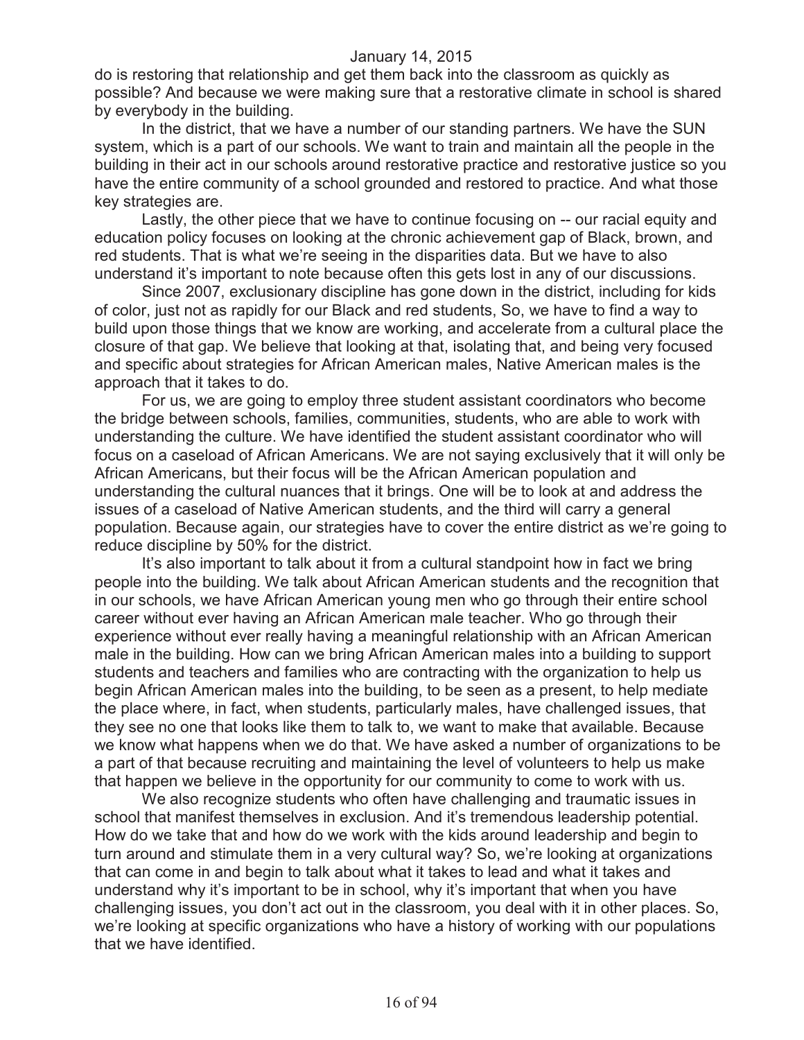do is restoring that relationship and get them back into the classroom as quickly as possible? And because we were making sure that a restorative climate in school is shared by everybody in the building.

In the district, that we have a number of our standing partners. We have the SUN system, which is a part of our schools. We want to train and maintain all the people in the building in their act in our schools around restorative practice and restorative justice so you have the entire community of a school grounded and restored to practice. And what those key strategies are.

Lastly, the other piece that we have to continue focusing on -- our racial equity and education policy focuses on looking at the chronic achievement gap of Black, brown, and red students. That is what we're seeing in the disparities data. But we have to also understand it's important to note because often this gets lost in any of our discussions.

Since 2007, exclusionary discipline has gone down in the district, including for kids of color, just not as rapidly for our Black and red students, So, we have to find a way to build upon those things that we know are working, and accelerate from a cultural place the closure of that gap. We believe that looking at that, isolating that, and being very focused and specific about strategies for African American males, Native American males is the approach that it takes to do.

For us, we are going to employ three student assistant coordinators who become the bridge between schools, families, communities, students, who are able to work with understanding the culture. We have identified the student assistant coordinator who will focus on a caseload of African Americans. We are not saying exclusively that it will only be African Americans, but their focus will be the African American population and understanding the cultural nuances that it brings. One will be to look at and address the issues of a caseload of Native American students, and the third will carry a general population. Because again, our strategies have to cover the entire district as we're going to reduce discipline by 50% for the district.

It's also important to talk about it from a cultural standpoint how in fact we bring people into the building. We talk about African American students and the recognition that in our schools, we have African American young men who go through their entire school career without ever having an African American male teacher. Who go through their experience without ever really having a meaningful relationship with an African American male in the building. How can we bring African American males into a building to support students and teachers and families who are contracting with the organization to help us begin African American males into the building, to be seen as a present, to help mediate the place where, in fact, when students, particularly males, have challenged issues, that they see no one that looks like them to talk to, we want to make that available. Because we know what happens when we do that. We have asked a number of organizations to be a part of that because recruiting and maintaining the level of volunteers to help us make that happen we believe in the opportunity for our community to come to work with us.

We also recognize students who often have challenging and traumatic issues in school that manifest themselves in exclusion. And it's tremendous leadership potential. How do we take that and how do we work with the kids around leadership and begin to turn around and stimulate them in a very cultural way? So, we're looking at organizations that can come in and begin to talk about what it takes to lead and what it takes and understand why it's important to be in school, why it's important that when you have challenging issues, you don't act out in the classroom, you deal with it in other places. So, we're looking at specific organizations who have a history of working with our populations that we have identified.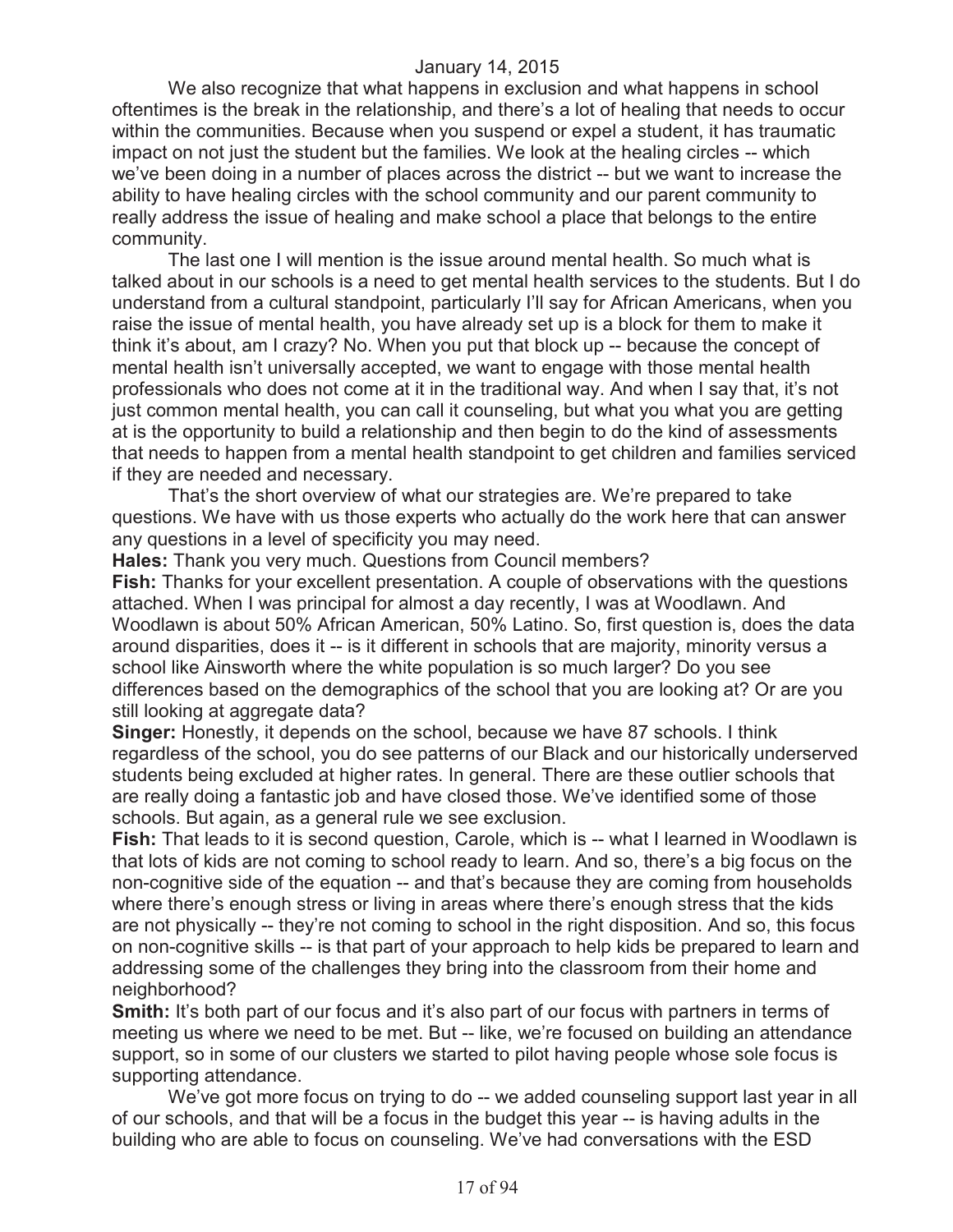We also recognize that what happens in exclusion and what happens in school oftentimes is the break in the relationship, and there's a lot of healing that needs to occur within the communities. Because when you suspend or expel a student, it has traumatic impact on not just the student but the families. We look at the healing circles -- which we've been doing in a number of places across the district -- but we want to increase the ability to have healing circles with the school community and our parent community to really address the issue of healing and make school a place that belongs to the entire community.

The last one I will mention is the issue around mental health. So much what is talked about in our schools is a need to get mental health services to the students. But I do understand from a cultural standpoint, particularly I'll say for African Americans, when you raise the issue of mental health, you have already set up is a block for them to make it think it's about, am I crazy? No. When you put that block up -- because the concept of mental health isn't universally accepted, we want to engage with those mental health professionals who does not come at it in the traditional way. And when I say that, it's not just common mental health, you can call it counseling, but what you what you are getting at is the opportunity to build a relationship and then begin to do the kind of assessments that needs to happen from a mental health standpoint to get children and families serviced if they are needed and necessary.

That's the short overview of what our strategies are. We're prepared to take questions. We have with us those experts who actually do the work here that can answer any questions in a level of specificity you may need.

**Hales:** Thank you very much. Questions from Council members?

**Fish:** Thanks for your excellent presentation. A couple of observations with the questions attached. When I was principal for almost a day recently, I was at Woodlawn. And Woodlawn is about 50% African American, 50% Latino. So, first question is, does the data around disparities, does it -- is it different in schools that are majority, minority versus a school like Ainsworth where the white population is so much larger? Do you see differences based on the demographics of the school that you are looking at? Or are you still looking at aggregate data?

**Singer:** Honestly, it depends on the school, because we have 87 schools. I think regardless of the school, you do see patterns of our Black and our historically underserved students being excluded at higher rates. In general. There are these outlier schools that are really doing a fantastic job and have closed those. We've identified some of those schools. But again, as a general rule we see exclusion.

**Fish:** That leads to it is second question, Carole, which is -- what I learned in Woodlawn is that lots of kids are not coming to school ready to learn. And so, there's a big focus on the non-cognitive side of the equation -- and that's because they are coming from households where there's enough stress or living in areas where there's enough stress that the kids are not physically -- they're not coming to school in the right disposition. And so, this focus on non-cognitive skills -- is that part of your approach to help kids be prepared to learn and addressing some of the challenges they bring into the classroom from their home and neighborhood?

**Smith:** It's both part of our focus and it's also part of our focus with partners in terms of meeting us where we need to be met. But -- like, we're focused on building an attendance support, so in some of our clusters we started to pilot having people whose sole focus is supporting attendance.

We've got more focus on trying to do -- we added counseling support last year in all of our schools, and that will be a focus in the budget this year -- is having adults in the building who are able to focus on counseling. We've had conversations with the ESD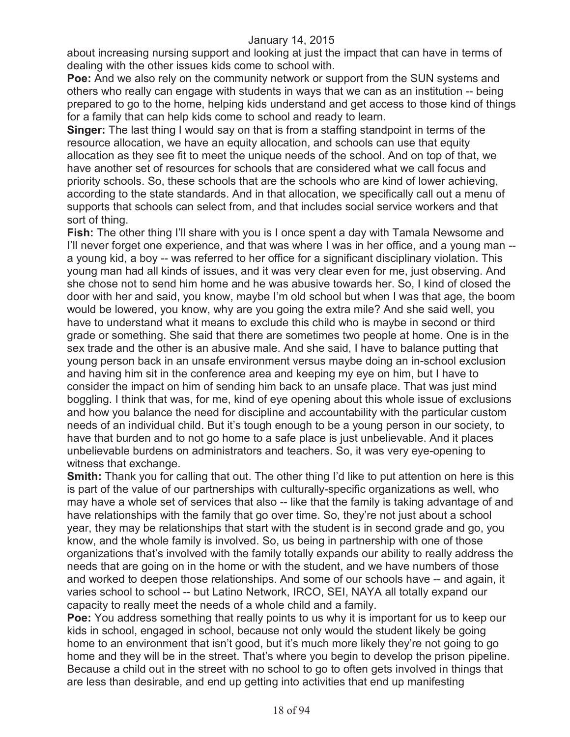about increasing nursing support and looking at just the impact that can have in terms of dealing with the other issues kids come to school with.

**Poe:** And we also rely on the community network or support from the SUN systems and others who really can engage with students in ways that we can as an institution -- being prepared to go to the home, helping kids understand and get access to those kind of things for a family that can help kids come to school and ready to learn.

**Singer:** The last thing I would say on that is from a staffing standpoint in terms of the resource allocation, we have an equity allocation, and schools can use that equity allocation as they see fit to meet the unique needs of the school. And on top of that, we have another set of resources for schools that are considered what we call focus and priority schools. So, these schools that are the schools who are kind of lower achieving, according to the state standards. And in that allocation, we specifically call out a menu of supports that schools can select from, and that includes social service workers and that sort of thing.

**Fish:** The other thing I'll share with you is I once spent a day with Tamala Newsome and I'll never forget one experience, and that was where I was in her office, and a young man -- a young kid, a boy -- was referred to her office for a significant disciplinary violation. This young man had all kinds of issues, and it was very clear even for me, just observing. And she chose not to send him home and he was abusive towards her. So, I kind of closed the door with her and said, you know, maybe I'm old school but when I was that age, the boom would be lowered, you know, why are you going the extra mile? And she said well, you have to understand what it means to exclude this child who is maybe in second or third grade or something. She said that there are sometimes two people at home. One is in the sex trade and the other is an abusive male. And she said, I have to balance putting that young person back in an unsafe environment versus maybe doing an in-school exclusion and having him sit in the conference area and keeping my eye on him, but I have to consider the impact on him of sending him back to an unsafe place. That was just mind boggling. I think that was, for me, kind of eye opening about this whole issue of exclusions and how you balance the need for discipline and accountability with the particular custom needs of an individual child. But it's tough enough to be a young person in our society, to have that burden and to not go home to a safe place is just unbelievable. And it places unbelievable burdens on administrators and teachers. So, it was very eye-opening to witness that exchange.

**Smith:** Thank you for calling that out. The other thing I'd like to put attention on here is this is part of the value of our partnerships with culturally-specific organizations as well, who may have a whole set of services that also -- like that the family is taking advantage of and have relationships with the family that go over time. So, they're not just about a school year, they may be relationships that start with the student is in second grade and go, you know, and the whole family is involved. So, us being in partnership with one of those organizations that's involved with the family totally expands our ability to really address the needs that are going on in the home or with the student, and we have numbers of those and worked to deepen those relationships. And some of our schools have -- and again, it varies school to school -- but Latino Network, IRCO, SEI, NAYA all totally expand our capacity to really meet the needs of a whole child and a family.

**Poe:** You address something that really points to us why it is important for us to keep our kids in school, engaged in school, because not only would the student likely be going home to an environment that isn't good, but it's much more likely they're not going to go home and they will be in the street. That's where you begin to develop the prison pipeline. Because a child out in the street with no school to go to often gets involved in things that are less than desirable, and end up getting into activities that end up manifesting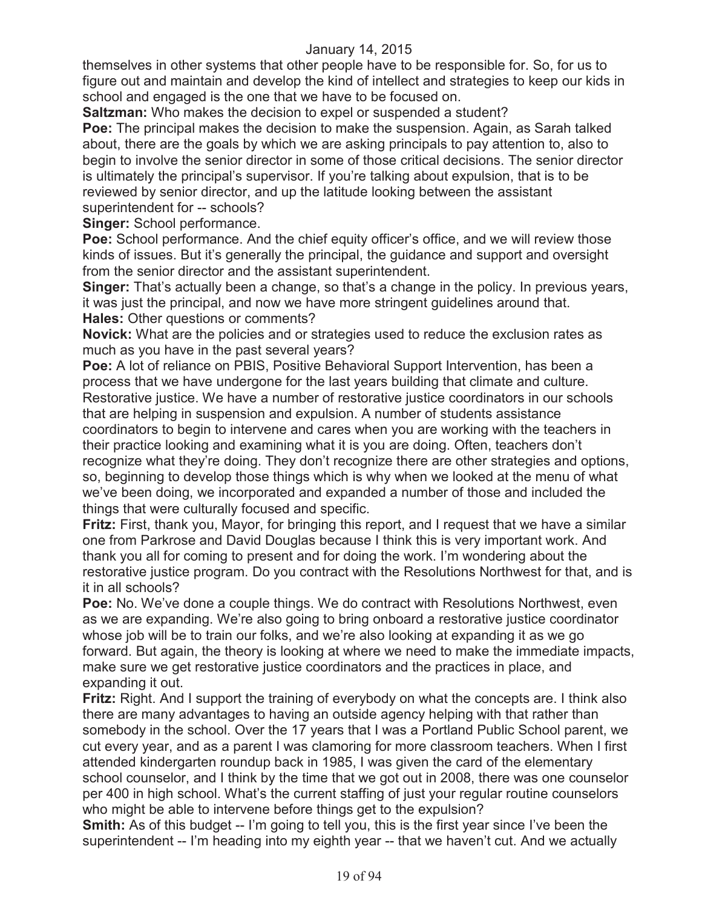themselves in other systems that other people have to be responsible for. So, for us to figure out and maintain and develop the kind of intellect and strategies to keep our kids in school and engaged is the one that we have to be focused on.

**Saltzman:** Who makes the decision to expel or suspended a student?

**Poe:** The principal makes the decision to make the suspension. Again, as Sarah talked about, there are the goals by which we are asking principals to pay attention to, also to begin to involve the senior director in some of those critical decisions. The senior director is ultimately the principal's supervisor. If you're talking about expulsion, that is to be reviewed by senior director, and up the latitude looking between the assistant superintendent for -- schools?

**Singer:** School performance.

**Poe:** School performance. And the chief equity officer's office, and we will review those kinds of issues. But it's generally the principal, the guidance and support and oversight from the senior director and the assistant superintendent.

**Singer:** That's actually been a change, so that's a change in the policy. In previous years, it was just the principal, and now we have more stringent guidelines around that.

**Hales:** Other questions or comments?

**Novick:** What are the policies and or strategies used to reduce the exclusion rates as much as you have in the past several years?

**Poe:** A lot of reliance on PBIS, Positive Behavioral Support Intervention, has been a process that we have undergone for the last years building that climate and culture. Restorative justice. We have a number of restorative justice coordinators in our schools that are helping in suspension and expulsion. A number of students assistance coordinators to begin to intervene and cares when you are working with the teachers in their practice looking and examining what it is you are doing. Often, teachers don't recognize what they're doing. They don't recognize there are other strategies and options, so, beginning to develop those things which is why when we looked at the menu of what we've been doing, we incorporated and expanded a number of those and included the things that were culturally focused and specific.

**Fritz:** First, thank you, Mayor, for bringing this report, and I request that we have a similar one from Parkrose and David Douglas because I think this is very important work. And thank you all for coming to present and for doing the work. I'm wondering about the restorative justice program. Do you contract with the Resolutions Northwest for that, and is it in all schools?

**Poe:** No. We've done a couple things. We do contract with Resolutions Northwest, even as we are expanding. We're also going to bring onboard a restorative justice coordinator whose job will be to train our folks, and we're also looking at expanding it as we go forward. But again, the theory is looking at where we need to make the immediate impacts, make sure we get restorative justice coordinators and the practices in place, and expanding it out.

**Fritz:** Right. And I support the training of everybody on what the concepts are. I think also there are many advantages to having an outside agency helping with that rather than somebody in the school. Over the 17 years that I was a Portland Public School parent, we cut every year, and as a parent I was clamoring for more classroom teachers. When I first attended kindergarten roundup back in 1985, I was given the card of the elementary school counselor, and I think by the time that we got out in 2008, there was one counselor per 400 in high school. What's the current staffing of just your regular routine counselors who might be able to intervene before things get to the expulsion?

**Smith:** As of this budget -- I'm going to tell you, this is the first year since I've been the superintendent -- I'm heading into my eighth year -- that we haven't cut. And we actually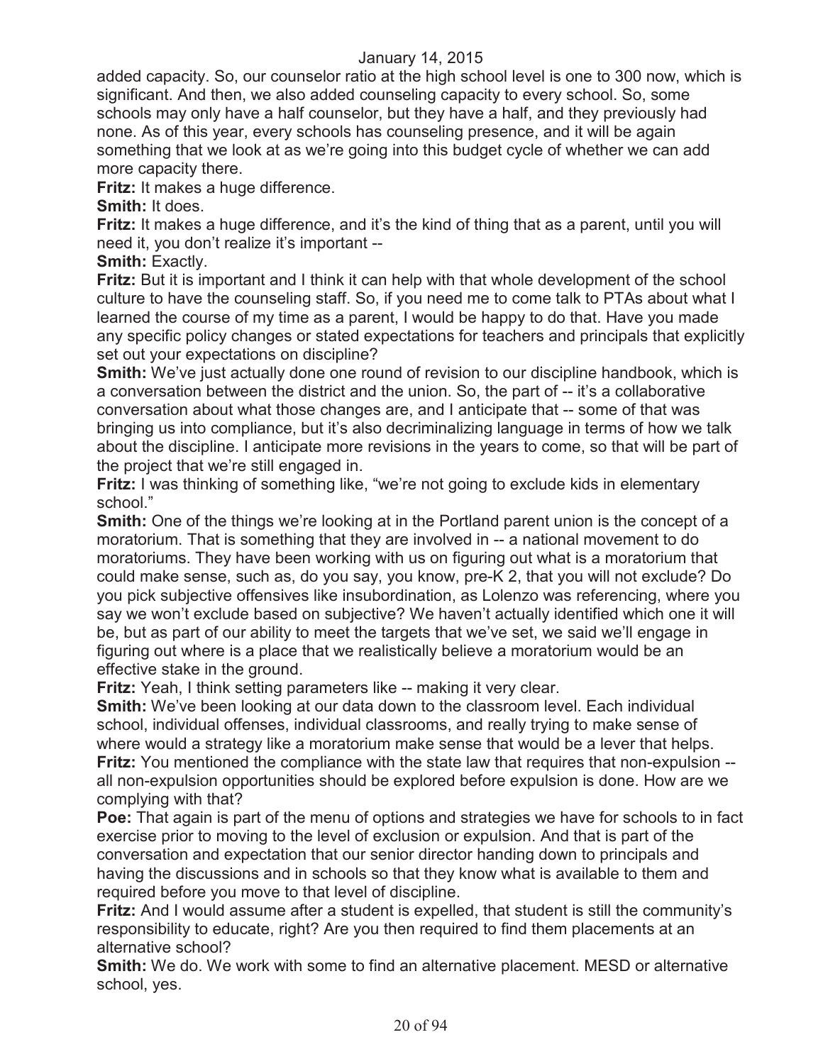added capacity. So, our counselor ratio at the high school level is one to 300 now, which is significant. And then, we also added counseling capacity to every school. So, some schools may only have a half counselor, but they have a half, and they previously had none. As of this year, every schools has counseling presence, and it will be again something that we look at as we're going into this budget cycle of whether we can add more capacity there.

**Fritz:** It makes a huge difference.

**Smith:** It does.

**Fritz:** It makes a huge difference, and it's the kind of thing that as a parent, until you will need it, you don't realize it's important --

**Smith:** Exactly.

**Fritz:** But it is important and I think it can help with that whole development of the school culture to have the counseling staff. So, if you need me to come talk to PTAs about what I learned the course of my time as a parent, I would be happy to do that. Have you made any specific policy changes or stated expectations for teachers and principals that explicitly set out your expectations on discipline?

**Smith:** We've just actually done one round of revision to our discipline handbook, which is a conversation between the district and the union. So, the part of -- it's a collaborative conversation about what those changes are, and I anticipate that -- some of that was bringing us into compliance, but it's also decriminalizing language in terms of how we talk about the discipline. I anticipate more revisions in the years to come, so that will be part of the project that we're still engaged in.

**Fritz:** I was thinking of something like, "we're not going to exclude kids in elementary school."

**Smith:** One of the things we're looking at in the Portland parent union is the concept of a moratorium. That is something that they are involved in -- a national movement to do moratoriums. They have been working with us on figuring out what is a moratorium that could make sense, such as, do you say, you know, pre-K 2, that you will not exclude? Do you pick subjective offensives like insubordination, as Lolenzo was referencing, where you say we won't exclude based on subjective? We haven't actually identified which one it will be, but as part of our ability to meet the targets that we've set, we said we'll engage in figuring out where is a place that we realistically believe a moratorium would be an effective stake in the ground.

**Fritz:** Yeah, I think setting parameters like -- making it very clear.

**Smith:** We've been looking at our data down to the classroom level. Each individual school, individual offenses, individual classrooms, and really trying to make sense of where would a strategy like a moratorium make sense that would be a lever that helps.

**Fritz:** You mentioned the compliance with the state law that requires that non-expulsion -- all non-expulsion opportunities should be explored before expulsion is done. How are we complying with that?

**Poe:** That again is part of the menu of options and strategies we have for schools to in fact exercise prior to moving to the level of exclusion or expulsion. And that is part of the conversation and expectation that our senior director handing down to principals and having the discussions and in schools so that they know what is available to them and required before you move to that level of discipline.

**Fritz:** And I would assume after a student is expelled, that student is still the community's responsibility to educate, right? Are you then required to find them placements at an alternative school?

**Smith:** We do. We work with some to find an alternative placement. MESD or alternative school, yes.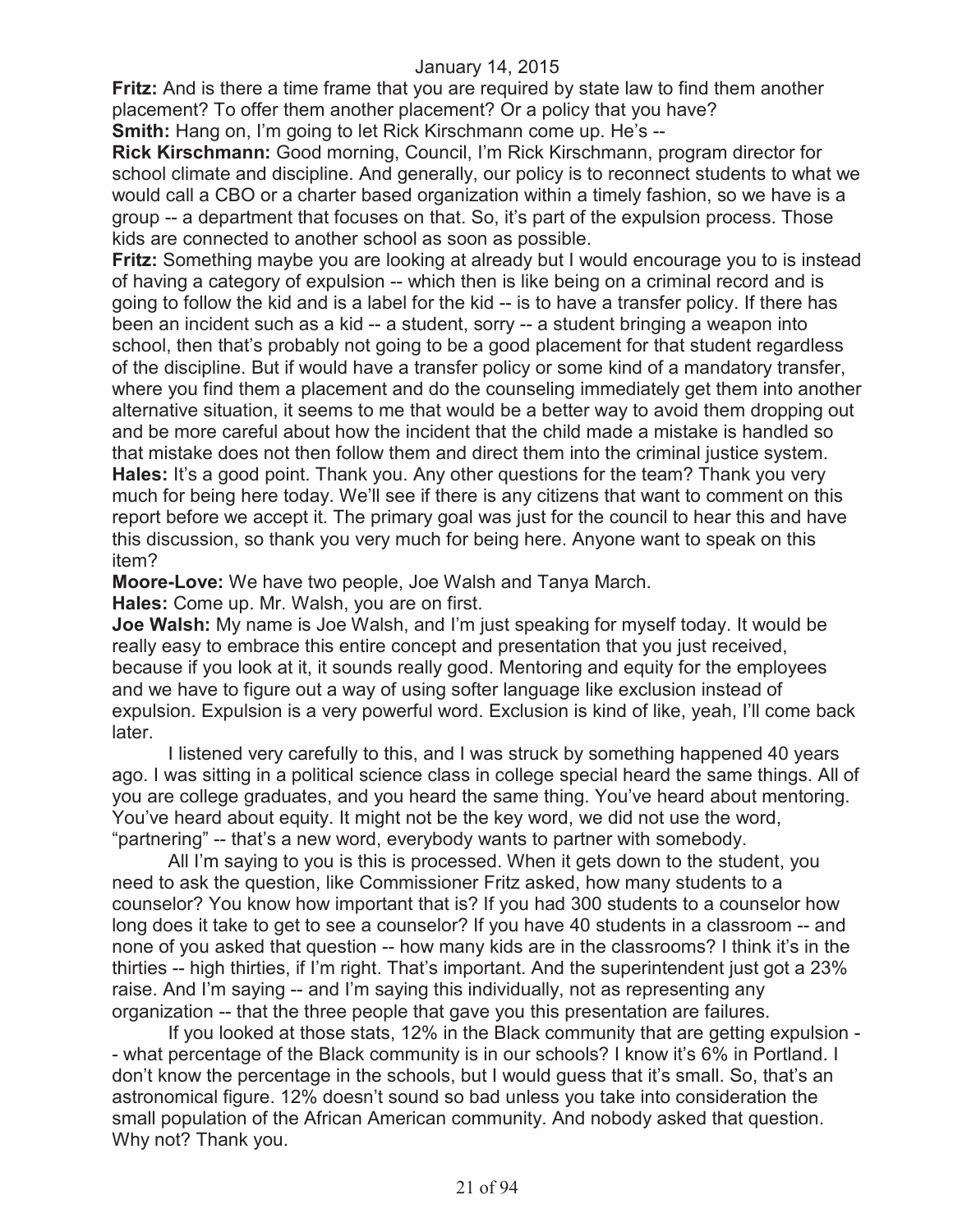January 14, 2015

**Fritz:** And is there a time frame that you are required by state law to find them another placement? To offer them another placement? Or a policy that you have?

**Smith:** Hang on, I'm going to let Rick Kirschmann come up. He's --

**Rick Kirschmann:** Good morning, Council, I'm Rick Kirschmann, program director for school climate and discipline. And generally, our policy is to reconnect students to what we would call a CBO or a charter based organization within a timely fashion, so we have is a group -- a department that focuses on that. So, it's part of the expulsion process. Those kids are connected to another school as soon as possible.

**Fritz:** Something maybe you are looking at already but I would encourage you to is instead of having a category of expulsion -- which then is like being on a criminal record and is going to follow the kid and is a label for the kid -- is to have a transfer policy. If there has been an incident such as a kid -- a student, sorry -- a student bringing a weapon into school, then that's probably not going to be a good placement for that student regardless of the discipline. But if would have a transfer policy or some kind of a mandatory transfer, where you find them a placement and do the counseling immediately get them into another alternative situation, it seems to me that would be a better way to avoid them dropping out and be more careful about how the incident that the child made a mistake is handled so that mistake does not then follow them and direct them into the criminal justice system.

**Hales:** It's a good point. Thank you. Any other questions for the team? Thank you very much for being here today. We'll see if there is any citizens that want to comment on this report before we accept it. The primary goal was just for the council to hear this and have this discussion, so thank you very much for being here. Anyone want to speak on this item?

**Moore-Love:** We have two people, Joe Walsh and Tanya March.

**Hales:** Come up. Mr. Walsh, you are on first.

**Joe Walsh:** My name is Joe Walsh, and I'm just speaking for myself today. It would be really easy to embrace this entire concept and presentation that you just received, because if you look at it, it sounds really good. Mentoring and equity for the employees and we have to figure out a way of using softer language like exclusion instead of expulsion. Expulsion is a very powerful word. Exclusion is kind of like, yeah, I'll come back later.

I listened very carefully to this, and I was struck by something happened 40 years ago. I was sitting in a political science class in college special heard the same things. All of you are college graduates, and you heard the same thing. You've heard about mentoring. You've heard about equity. It might not be the key word, we did not use the word, "partnering" -- that's a new word, everybody wants to partner with somebody.

All I'm saying to you is this is processed. When it gets down to the student, you need to ask the question, like Commissioner Fritz asked, how many students to a counselor? You know how important that is? If you had 300 students to a counselor how long does it take to get to see a counselor? If you have 40 students in a classroom -- and none of you asked that question -- how many kids are in the classrooms? I think it's in the thirties -- high thirties, if I'm right. That's important. And the superintendent just got a 23% raise. And I'm saying -- and I'm saying this individually, not as representing any organization -- that the three people that gave you this presentation are failures.

If you looked at those stats, 12% in the Black community that are getting expulsion -- what percentage of the Black community is in our schools? I know it's 6% in Portland. I don't know the percentage in the schools, but I would guess that it's small. So, that's an astronomical figure. 12% doesn't sound so bad unless you take into consideration the small population of the African American community. And nobody asked that question. Why not? Thank you.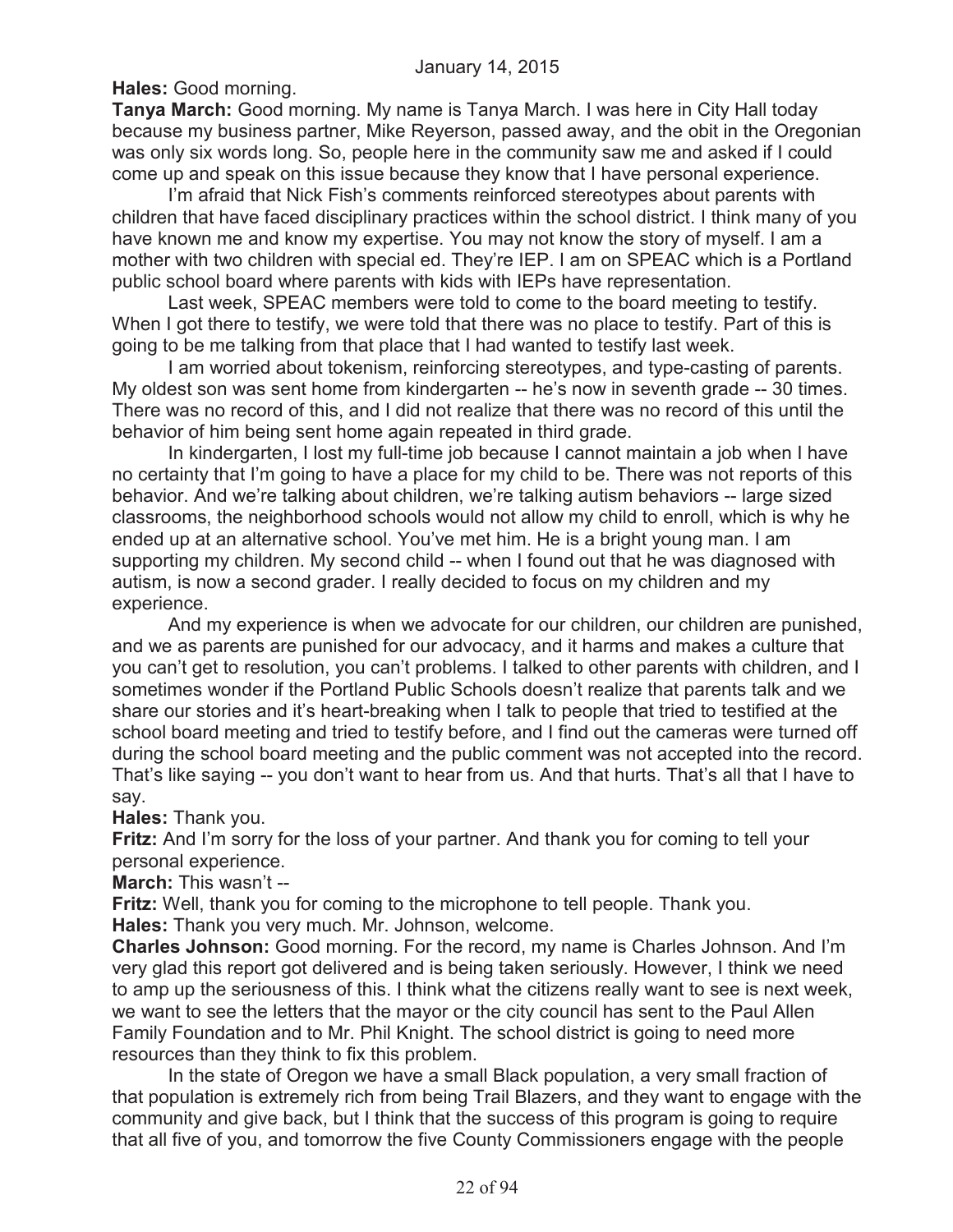**Hales:** Good morning.

**Tanya March:** Good morning. My name is Tanya March. I was here in City Hall today because my business partner, Mike Reyerson, passed away, and the obit in the Oregonian was only six words long. So, people here in the community saw me and asked if I could come up and speak on this issue because they know that I have personal experience.

I'm afraid that Nick Fish's comments reinforced stereotypes about parents with children that have faced disciplinary practices within the school district. I think many of you have known me and know my expertise. You may not know the story of myself. I am a mother with two children with special ed. They're IEP. I am on SPEAC which is a Portland public school board where parents with kids with IEPs have representation.

Last week, SPEAC members were told to come to the board meeting to testify. When I got there to testify, we were told that there was no place to testify. Part of this is going to be me talking from that place that I had wanted to testify last week.

I am worried about tokenism, reinforcing stereotypes, and type-casting of parents. My oldest son was sent home from kindergarten -- he's now in seventh grade -- 30 times. There was no record of this, and I did not realize that there was no record of this until the behavior of him being sent home again repeated in third grade.

In kindergarten, I lost my full-time job because I cannot maintain a job when I have no certainty that I'm going to have a place for my child to be. There was not reports of this behavior. And we're talking about children, we're talking autism behaviors -- large sized classrooms, the neighborhood schools would not allow my child to enroll, which is why he ended up at an alternative school. You've met him. He is a bright young man. I am supporting my children. My second child -- when I found out that he was diagnosed with autism, is now a second grader. I really decided to focus on my children and my experience.

And my experience is when we advocate for our children, our children are punished, and we as parents are punished for our advocacy, and it harms and makes a culture that you can't get to resolution, you can't problems. I talked to other parents with children, and I sometimes wonder if the Portland Public Schools doesn't realize that parents talk and we share our stories and it's heart-breaking when I talk to people that tried to testified at the school board meeting and tried to testify before, and I find out the cameras were turned off during the school board meeting and the public comment was not accepted into the record. That's like saying -- you don't want to hear from us. And that hurts. That's all that I have to say.

**Hales:** Thank you.

**Fritz:** And I'm sorry for the loss of your partner. And thank you for coming to tell your personal experience.

**March:** This wasn't --

**Fritz:** Well, thank you for coming to the microphone to tell people. Thank you.

**Hales:** Thank you very much. Mr. Johnson, welcome.

**Charles Johnson:** Good morning. For the record, my name is Charles Johnson. And I'm very glad this report got delivered and is being taken seriously. However, I think we need to amp up the seriousness of this. I think what the citizens really want to see is next week, we want to see the letters that the mayor or the city council has sent to the Paul Allen Family Foundation and to Mr. Phil Knight. The school district is going to need more resources than they think to fix this problem.

In the state of Oregon we have a small Black population, a very small fraction of that population is extremely rich from being Trail Blazers, and they want to engage with the community and give back, but I think that the success of this program is going to require that all five of you, and tomorrow the five County Commissioners engage with the people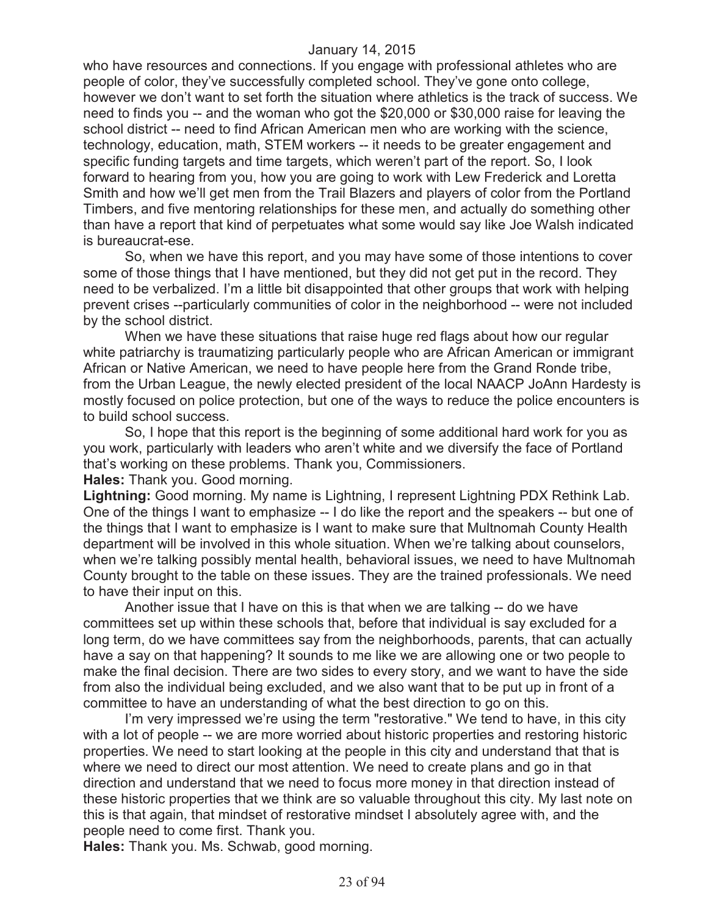who have resources and connections. If you engage with professional athletes who are people of color, they've successfully completed school. They've gone onto college, however we don't want to set forth the situation where athletics is the track of success. We need to finds you -- and the woman who got the $20,000 or $30,000 raise for leaving the school district -- need to find African American men who are working with the science, technology, education, math, STEM workers -- it needs to be greater engagement and specific funding targets and time targets, which weren't part of the report. So, I look forward to hearing from you, how you are going to work with Lew Frederick and Loretta Smith and how we'll get men from the Trail Blazers and players of color from the Portland Timbers, and five mentoring relationships for these men, and actually do something other than have a report that kind of perpetuates what some would say like Joe Walsh indicated is bureaucrat-ese.

So, when we have this report, and you may have some of those intentions to cover some of those things that I have mentioned, but they did not get put in the record. They need to be verbalized. I'm a little bit disappointed that other groups that work with helping prevent crises --particularly communities of color in the neighborhood -- were not included by the school district.

When we have these situations that raise huge red flags about how our regular white patriarchy is traumatizing particularly people who are African American or immigrant African or Native American, we need to have people here from the Grand Ronde tribe, from the Urban League, the newly elected president of the local NAACP JoAnn Hardesty is mostly focused on police protection, but one of the ways to reduce the police encounters is to build school success.

So, I hope that this report is the beginning of some additional hard work for you as you work, particularly with leaders who aren't white and we diversify the face of Portland that's working on these problems. Thank you, Commissioners.

**Hales:** Thank you. Good morning.

**Lightning:** Good morning. My name is Lightning, I represent Lightning PDX Rethink Lab. One of the things I want to emphasize -- I do like the report and the speakers -- but one of the things that I want to emphasize is I want to make sure that Multnomah County Health department will be involved in this whole situation. When we're talking about counselors, when we're talking possibly mental health, behavioral issues, we need to have Multnomah County brought to the table on these issues. They are the trained professionals. We need to have their input on this.

Another issue that I have on this is that when we are talking -- do we have committees set up within these schools that, before that individual is say excluded for a long term, do we have committees say from the neighborhoods, parents, that can actually have a say on that happening? It sounds to me like we are allowing one or two people to make the final decision. There are two sides to every story, and we want to have the side from also the individual being excluded, and we also want that to be put up in front of a committee to have an understanding of what the best direction to go on this.

I'm very impressed we're using the term "restorative." We tend to have, in this city with a lot of people -- we are more worried about historic properties and restoring historic properties. We need to start looking at the people in this city and understand that that is where we need to direct our most attention. We need to create plans and go in that direction and understand that we need to focus more money in that direction instead of these historic properties that we think are so valuable throughout this city. My last note on this is that again, that mindset of restorative mindset I absolutely agree with, and the people need to come first. Thank you.

**Hales:** Thank you. Ms. Schwab, good morning.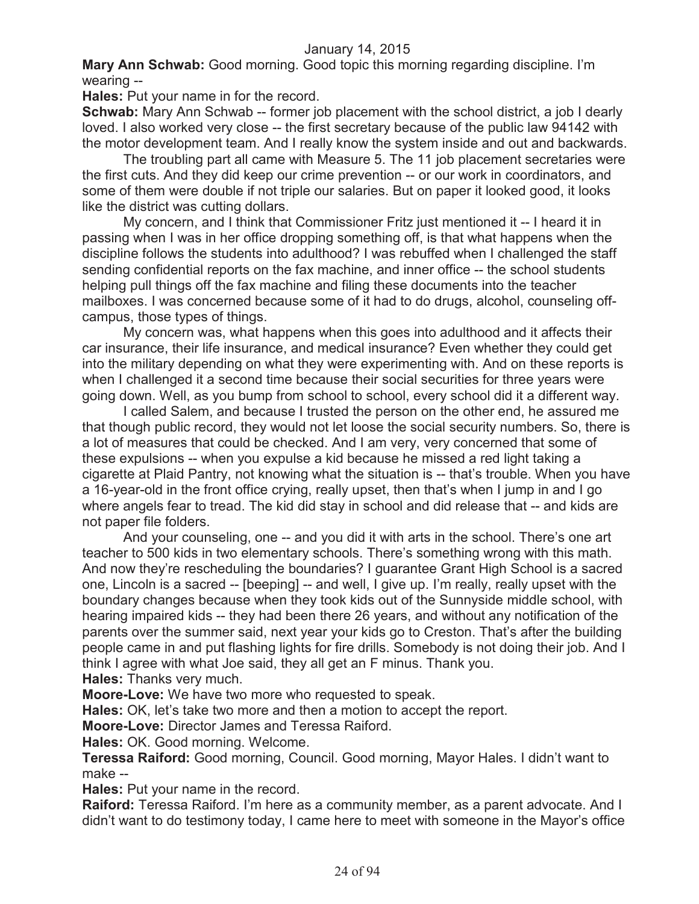**Mary Ann Schwab:** Good morning. Good topic this morning regarding discipline. I'm wearing --

**Hales:** Put your name in for the record.

**Schwab:** Mary Ann Schwab -- former job placement with the school district, a job I dearly loved. I also worked very close -- the first secretary because of the public law 94142 with the motor development team. And I really know the system inside and out and backwards.

The troubling part all came with Measure 5. The 11 job placement secretaries were the first cuts. And they did keep our crime prevention -- or our work in coordinators, and some of them were double if not triple our salaries. But on paper it looked good, it looks like the district was cutting dollars.

My concern, and I think that Commissioner Fritz just mentioned it -- I heard it in passing when I was in her office dropping something off, is that what happens when the discipline follows the students into adulthood? I was rebuffed when I challenged the staff sending confidential reports on the fax machine, and inner office -- the school students helping pull things off the fax machine and filing these documents into the teacher mailboxes. I was concerned because some of it had to do drugs, alcohol, counseling off-campus, those types of things.

My concern was, what happens when this goes into adulthood and it affects their car insurance, their life insurance, and medical insurance? Even whether they could get into the military depending on what they were experimenting with. And on these reports is when I challenged it a second time because their social securities for three years were going down. Well, as you bump from school to school, every school did it a different way.

I called Salem, and because I trusted the person on the other end, he assured me that though public record, they would not let loose the social security numbers. So, there is a lot of measures that could be checked. And I am very, very concerned that some of these expulsions -- when you expulse a kid because he missed a red light taking a cigarette at Plaid Pantry, not knowing what the situation is -- that's trouble. When you have a 16-year-old in the front office crying, really upset, then that's when I jump in and I go where angels fear to tread. The kid did stay in school and did release that -- and kids are not paper file folders.

And your counseling, one -- and you did it with arts in the school. There's one art teacher to 500 kids in two elementary schools. There's something wrong with this math. And now they're rescheduling the boundaries? I guarantee Grant High School is a sacred one, Lincoln is a sacred -- [beeping] -- and well, I give up. I'm really, really upset with the boundary changes because when they took kids out of the Sunnyside middle school, with hearing impaired kids -- they had been there 26 years, and without any notification of the parents over the summer said, next year your kids go to Creston. That's after the building people came in and put flashing lights for fire drills. Somebody is not doing their job. And I think I agree with what Joe said, they all get an F minus. Thank you.

**Hales:** Thanks very much.

**Moore-Love:** We have two more who requested to speak.

**Hales:** OK, let's take two more and then a motion to accept the report.

**Moore-Love:** Director James and Teressa Raiford.

**Hales:** OK. Good morning. Welcome.

**Teressa Raiford:** Good morning, Council. Good morning, Mayor Hales. I didn't want to make --

**Hales:** Put your name in the record.

**Raiford:** Teressa Raiford. I'm here as a community member, as a parent advocate. And I didn't want to do testimony today, I came here to meet with someone in the Mayor's office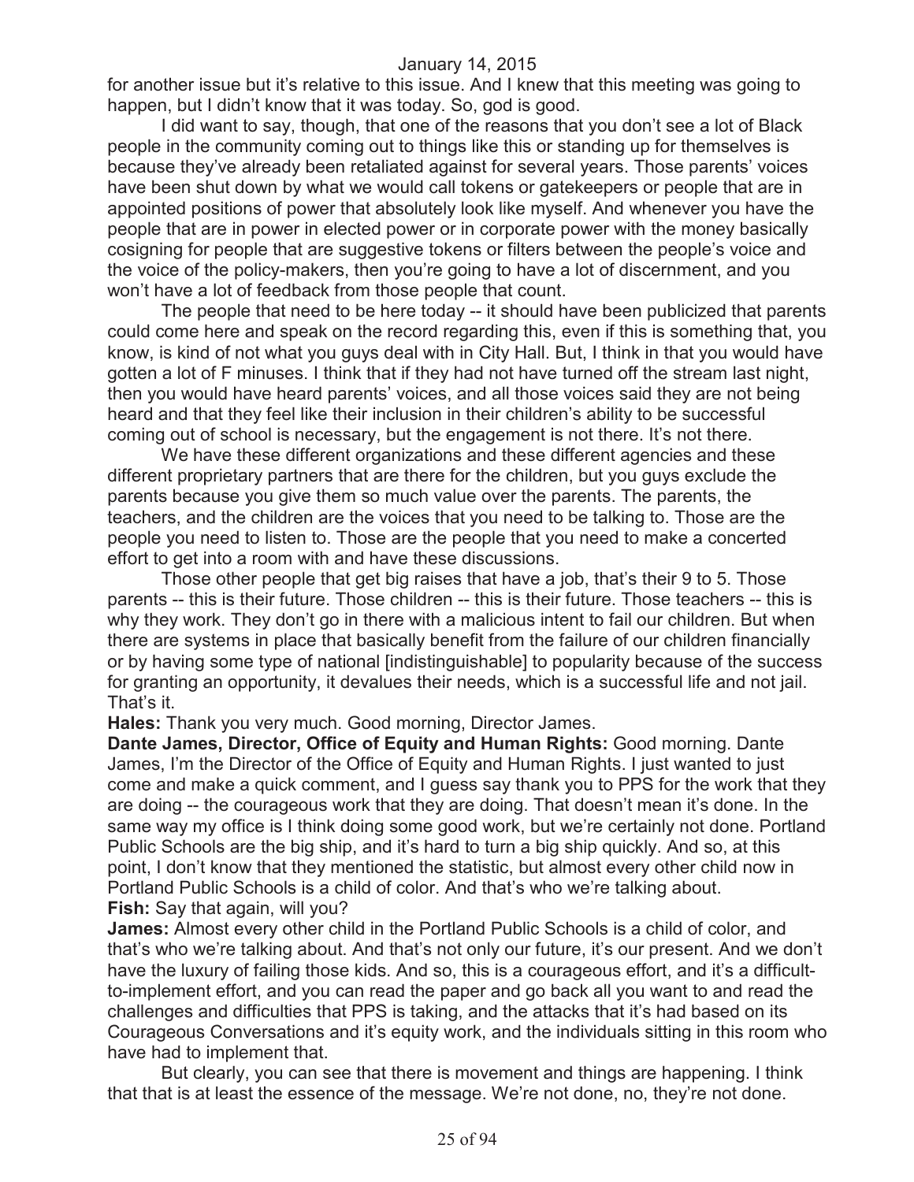for another issue but it's relative to this issue. And I knew that this meeting was going to happen, but I didn't know that it was today. So, god is good.

I did want to say, though, that one of the reasons that you don't see a lot of Black people in the community coming out to things like this or standing up for themselves is because they've already been retaliated against for several years. Those parents' voices have been shut down by what we would call tokens or gatekeepers or people that are in appointed positions of power that absolutely look like myself. And whenever you have the people that are in power in elected power or in corporate power with the money basically cosigning for people that are suggestive tokens or filters between the people's voice and the voice of the policy-makers, then you're going to have a lot of discernment, and you won't have a lot of feedback from those people that count.

The people that need to be here today -- it should have been publicized that parents could come here and speak on the record regarding this, even if this is something that, you know, is kind of not what you guys deal with in City Hall. But, I think in that you would have gotten a lot of F minuses. I think that if they had not have turned off the stream last night, then you would have heard parents' voices, and all those voices said they are not being heard and that they feel like their inclusion in their children's ability to be successful coming out of school is necessary, but the engagement is not there. It's not there.

We have these different organizations and these different agencies and these different proprietary partners that are there for the children, but you guys exclude the parents because you give them so much value over the parents. The parents, the teachers, and the children are the voices that you need to be talking to. Those are the people you need to listen to. Those are the people that you need to make a concerted effort to get into a room with and have these discussions.

Those other people that get big raises that have a job, that's their 9 to 5. Those parents -- this is their future. Those children -- this is their future. Those teachers -- this is why they work. They don't go in there with a malicious intent to fail our children. But when there are systems in place that basically benefit from the failure of our children financially or by having some type of national [indistinguishable] to popularity because of the success for granting an opportunity, it devalues their needs, which is a successful life and not jail. That's it.

**Hales:** Thank you very much. Good morning, Director James.

**Dante James, Director, Office of Equity and Human Rights:** Good morning. Dante James, I'm the Director of the Office of Equity and Human Rights. I just wanted to just come and make a quick comment, and I guess say thank you to PPS for the work that they are doing -- the courageous work that they are doing. That doesn't mean it's done. In the same way my office is I think doing some good work, but we're certainly not done. Portland Public Schools are the big ship, and it's hard to turn a big ship quickly. And so, at this point, I don't know that they mentioned the statistic, but almost every other child now in Portland Public Schools is a child of color. And that's who we're talking about.

**Fish:** Say that again, will you?

**James:** Almost every other child in the Portland Public Schools is a child of color, and that's who we're talking about. And that's not only our future, it's our present. And we don't have the luxury of failing those kids. And so, this is a courageous effort, and it's a difficult-to-implement effort, and you can read the paper and go back all you want to and read the challenges and difficulties that PPS is taking, and the attacks that it's had based on its Courageous Conversations and it's equity work, and the individuals sitting in this room who have had to implement that.

But clearly, you can see that there is movement and things are happening. I think that that is at least the essence of the message. We're not done, no, they're not done.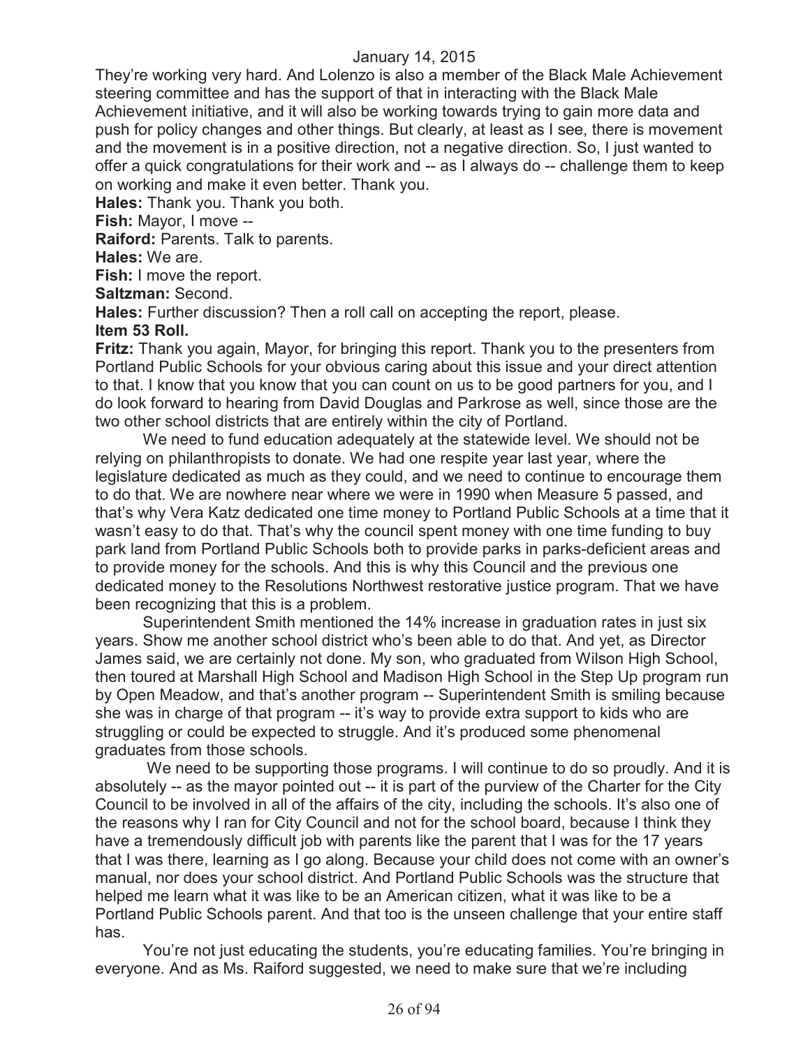They're working very hard. And Lolenzo is also a member of the Black Male Achievement steering committee and has the support of that in interacting with the Black Male Achievement initiative, and it will also be working towards trying to gain more data and push for policy changes and other things. But clearly, at least as I see, there is movement and the movement is in a positive direction, not a negative direction. So, I just wanted to offer a quick congratulations for their work and -- as I always do -- challenge them to keep on working and make it even better. Thank you.

**Hales:** Thank you. Thank you both.

**Fish:** Mayor, I move --

**Raiford:** Parents. Talk to parents.

**Hales:** We are.

**Fish:** I move the report.

**Saltzman:** Second.

**Hales:** Further discussion? Then a roll call on accepting the report, please.

**Item 53 Roll.**

**Fritz:** Thank you again, Mayor, for bringing this report. Thank you to the presenters from Portland Public Schools for your obvious caring about this issue and your direct attention to that. I know that you know that you can count on us to be good partners for you, and I do look forward to hearing from David Douglas and Parkrose as well, since those are the two other school districts that are entirely within the city of Portland.

We need to fund education adequately at the statewide level. We should not be relying on philanthropists to donate. We had one respite year last year, where the legislature dedicated as much as they could, and we need to continue to encourage them to do that. We are nowhere near where we were in 1990 when Measure 5 passed, and that's why Vera Katz dedicated one time money to Portland Public Schools at a time that it wasn't easy to do that. That's why the council spent money with one time funding to buy park land from Portland Public Schools both to provide parks in parks-deficient areas and to provide money for the schools. And this is why this Council and the previous one dedicated money to the Resolutions Northwest restorative justice program. That we have been recognizing that this is a problem.

Superintendent Smith mentioned the 14% increase in graduation rates in just six years. Show me another school district who's been able to do that. And yet, as Director James said, we are certainly not done. My son, who graduated from Wilson High School, then toured at Marshall High School and Madison High School in the Step Up program run by Open Meadow, and that's another program -- Superintendent Smith is smiling because she was in charge of that program -- it's way to provide extra support to kids who are struggling or could be expected to struggle. And it's produced some phenomenal graduates from those schools.

We need to be supporting those programs. I will continue to do so proudly. And it is absolutely -- as the mayor pointed out -- it is part of the purview of the Charter for the City Council to be involved in all of the affairs of the city, including the schools. It's also one of the reasons why I ran for City Council and not for the school board, because I think they have a tremendously difficult job with parents like the parent that I was for the 17 years that I was there, learning as I go along. Because your child does not come with an owner's manual, nor does your school district. And Portland Public Schools was the structure that helped me learn what it was like to be an American citizen, what it was like to be a Portland Public Schools parent. And that too is the unseen challenge that your entire staff has.

You're not just educating the students, you're educating families. You're bringing in everyone. And as Ms. Raiford suggested, we need to make sure that we're including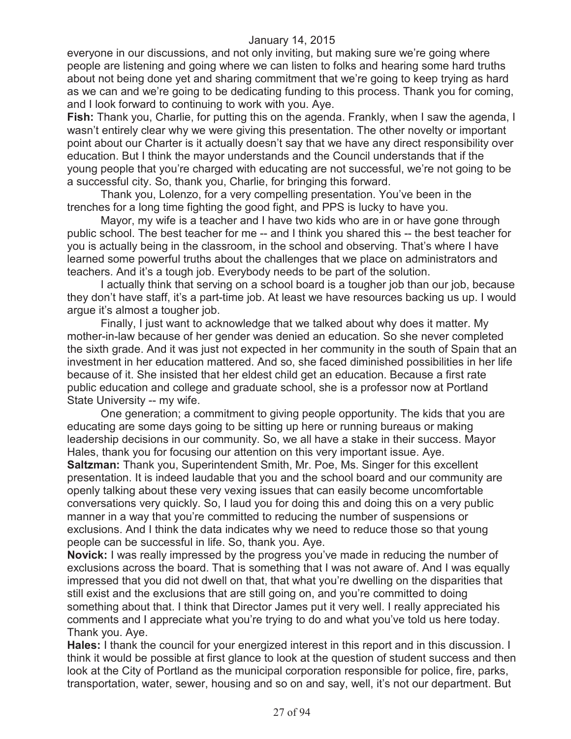everyone in our discussions, and not only inviting, but making sure we're going where people are listening and going where we can listen to folks and hearing some hard truths about not being done yet and sharing commitment that we're going to keep trying as hard as we can and we're going to be dedicating funding to this process. Thank you for coming, and I look forward to continuing to work with you. Aye.

**Fish:** Thank you, Charlie, for putting this on the agenda. Frankly, when I saw the agenda, I wasn't entirely clear why we were giving this presentation. The other novelty or important point about our Charter is it actually doesn't say that we have any direct responsibility over education. But I think the mayor understands and the Council understands that if the young people that you're charged with educating are not successful, we're not going to be a successful city. So, thank you, Charlie, for bringing this forward.

Thank you, Lolenzo, for a very compelling presentation. You've been in the trenches for a long time fighting the good fight, and PPS is lucky to have you.

Mayor, my wife is a teacher and I have two kids who are in or have gone through public school. The best teacher for me -- and I think you shared this -- the best teacher for you is actually being in the classroom, in the school and observing. That's where I have learned some powerful truths about the challenges that we place on administrators and teachers. And it's a tough job. Everybody needs to be part of the solution.

I actually think that serving on a school board is a tougher job than our job, because they don't have staff, it's a part-time job. At least we have resources backing us up. I would argue it's almost a tougher job.

Finally, I just want to acknowledge that we talked about why does it matter. My mother-in-law because of her gender was denied an education. So she never completed the sixth grade. And it was just not expected in her community in the south of Spain that an investment in her education mattered. And so, she faced diminished possibilities in her life because of it. She insisted that her eldest child get an education. Because a first rate public education and college and graduate school, she is a professor now at Portland State University -- my wife.

One generation; a commitment to giving people opportunity. The kids that you are educating are some days going to be sitting up here or running bureaus or making leadership decisions in our community. So, we all have a stake in their success. Mayor Hales, thank you for focusing our attention on this very important issue. Aye.

**Saltzman:** Thank you, Superintendent Smith, Mr. Poe, Ms. Singer for this excellent presentation. It is indeed laudable that you and the school board and our community are openly talking about these very vexing issues that can easily become uncomfortable conversations very quickly. So, I laud you for doing this and doing this on a very public manner in a way that you're committed to reducing the number of suspensions or exclusions. And I think the data indicates why we need to reduce those so that young people can be successful in life. So, thank you. Aye.

**Novick:** I was really impressed by the progress you've made in reducing the number of exclusions across the board. That is something that I was not aware of. And I was equally impressed that you did not dwell on that, that what you're dwelling on the disparities that still exist and the exclusions that are still going on, and you're committed to doing something about that. I think that Director James put it very well. I really appreciated his comments and I appreciate what you're trying to do and what you've told us here today. Thank you. Aye.

**Hales:** I thank the council for your energized interest in this report and in this discussion. I think it would be possible at first glance to look at the question of student success and then look at the City of Portland as the municipal corporation responsible for police, fire, parks, transportation, water, sewer, housing and so on and say, well, it's not our department. But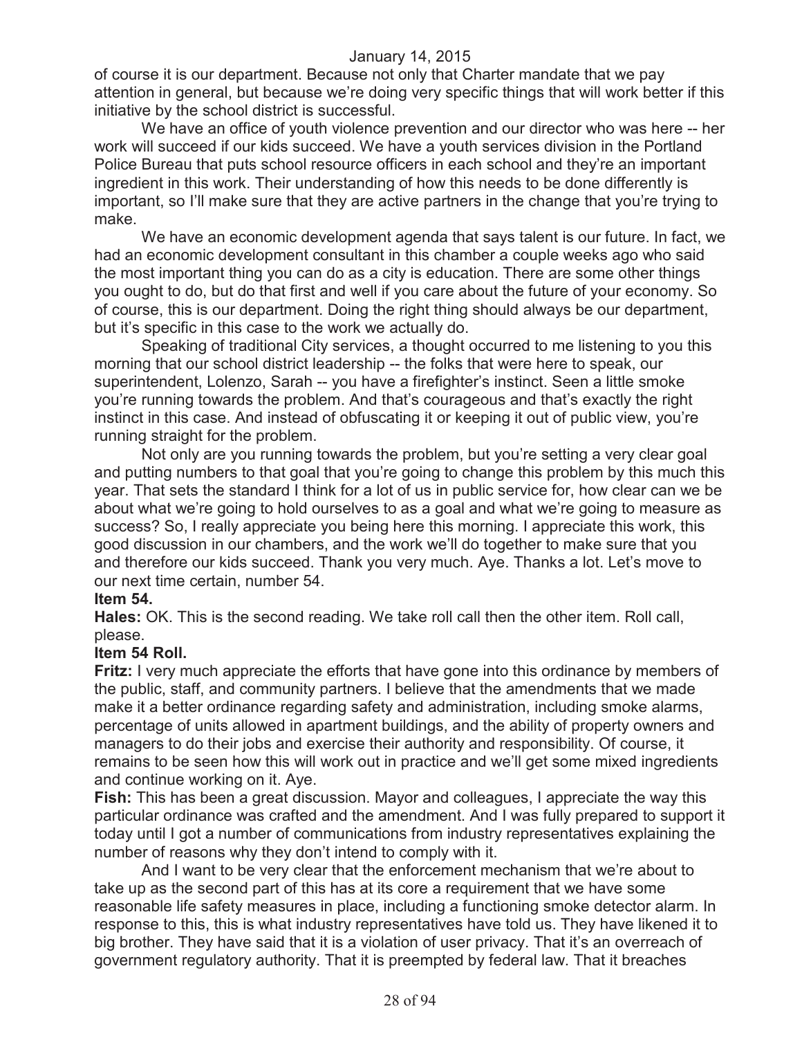of course it is our department. Because not only that Charter mandate that we pay attention in general, but because we're doing very specific things that will work better if this initiative by the school district is successful.

We have an office of youth violence prevention and our director who was here -- her work will succeed if our kids succeed. We have a youth services division in the Portland Police Bureau that puts school resource officers in each school and they're an important ingredient in this work. Their understanding of how this needs to be done differently is important, so I'll make sure that they are active partners in the change that you're trying to make.

We have an economic development agenda that says talent is our future. In fact, we had an economic development consultant in this chamber a couple weeks ago who said the most important thing you can do as a city is education. There are some other things you ought to do, but do that first and well if you care about the future of your economy. So of course, this is our department. Doing the right thing should always be our department, but it's specific in this case to the work we actually do.

Speaking of traditional City services, a thought occurred to me listening to you this morning that our school district leadership -- the folks that were here to speak, our superintendent, Lolenzo, Sarah -- you have a firefighter's instinct. Seen a little smoke you're running towards the problem. And that's courageous and that's exactly the right instinct in this case. And instead of obfuscating it or keeping it out of public view, you're running straight for the problem.

Not only are you running towards the problem, but you're setting a very clear goal and putting numbers to that goal that you're going to change this problem by this much this year. That sets the standard I think for a lot of us in public service for, how clear can we be about what we're going to hold ourselves to as a goal and what we're going to measure as success? So, I really appreciate you being here this morning. I appreciate this work, this good discussion in our chambers, and the work we'll do together to make sure that you and therefore our kids succeed. Thank you very much. Aye. Thanks a lot. Let's move to our next time certain, number 54.

**Item 54.**

**Hales:** OK. This is the second reading. We take roll call then the other item. Roll call, please.

**Item 54 Roll.**

**Fritz:** I very much appreciate the efforts that have gone into this ordinance by members of the public, staff, and community partners. I believe that the amendments that we made make it a better ordinance regarding safety and administration, including smoke alarms, percentage of units allowed in apartment buildings, and the ability of property owners and managers to do their jobs and exercise their authority and responsibility. Of course, it remains to be seen how this will work out in practice and we'll get some mixed ingredients and continue working on it. Aye.

**Fish:** This has been a great discussion. Mayor and colleagues, I appreciate the way this particular ordinance was crafted and the amendment. And I was fully prepared to support it today until I got a number of communications from industry representatives explaining the number of reasons why they don't intend to comply with it.

And I want to be very clear that the enforcement mechanism that we're about to take up as the second part of this has at its core a requirement that we have some reasonable life safety measures in place, including a functioning smoke detector alarm. In response to this, this is what industry representatives have told us. They have likened it to big brother. They have said that it is a violation of user privacy. That it's an overreach of government regulatory authority. That it is preempted by federal law. That it breaches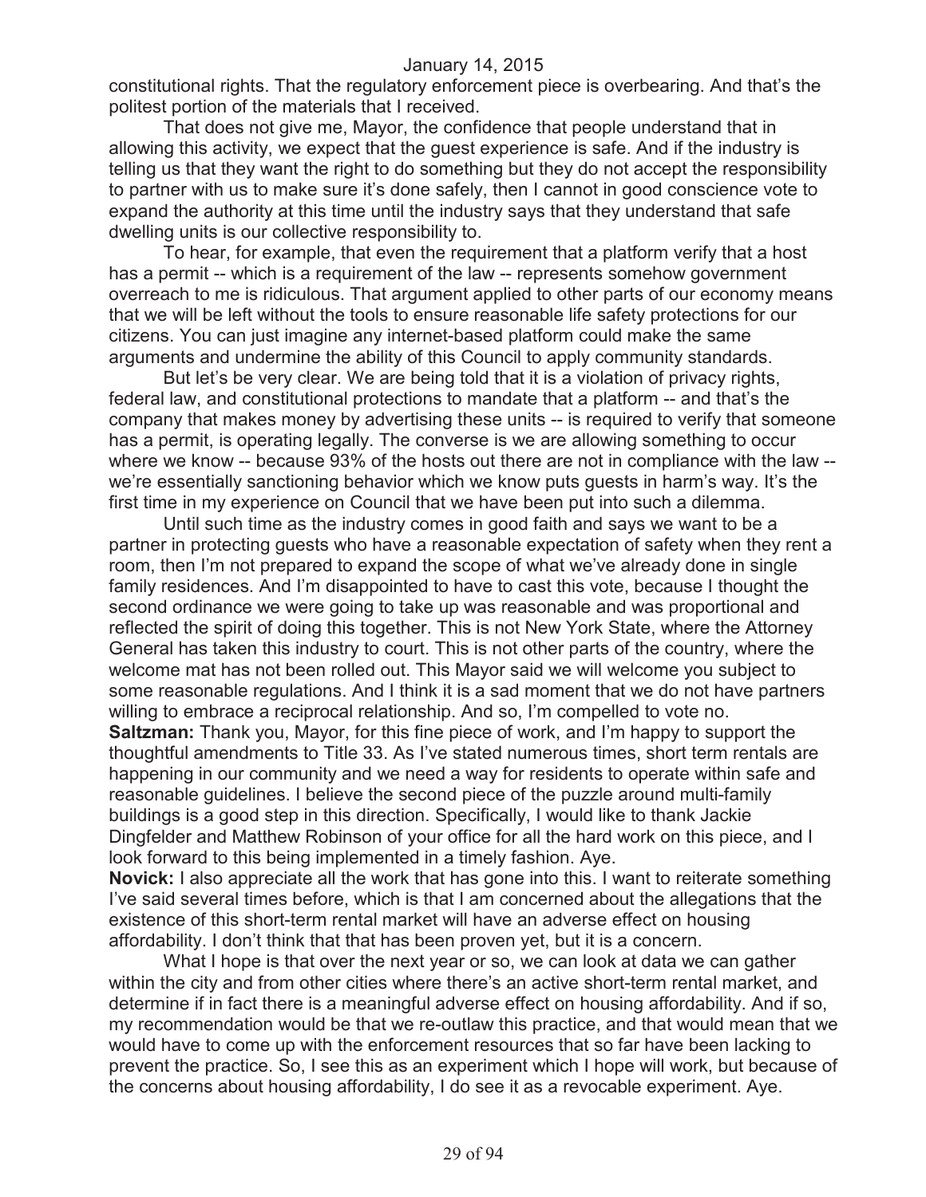constitutional rights. That the regulatory enforcement piece is overbearing. And that's the politest portion of the materials that I received.

That does not give me, Mayor, the confidence that people understand that in allowing this activity, we expect that the guest experience is safe. And if the industry is telling us that they want the right to do something but they do not accept the responsibility to partner with us to make sure it's done safely, then I cannot in good conscience vote to expand the authority at this time until the industry says that they understand that safe dwelling units is our collective responsibility to.

To hear, for example, that even the requirement that a platform verify that a host has a permit -- which is a requirement of the law -- represents somehow government overreach to me is ridiculous. That argument applied to other parts of our economy means that we will be left without the tools to ensure reasonable life safety protections for our citizens. You can just imagine any internet-based platform could make the same arguments and undermine the ability of this Council to apply community standards.

But let's be very clear. We are being told that it is a violation of privacy rights, federal law, and constitutional protections to mandate that a platform -- and that's the company that makes money by advertising these units -- is required to verify that someone has a permit, is operating legally. The converse is we are allowing something to occur where we know -- because 93% of the hosts out there are not in compliance with the law -- we're essentially sanctioning behavior which we know puts guests in harm's way. It's the first time in my experience on Council that we have been put into such a dilemma.

Until such time as the industry comes in good faith and says we want to be a partner in protecting guests who have a reasonable expectation of safety when they rent a room, then I'm not prepared to expand the scope of what we've already done in single family residences. And I'm disappointed to have to cast this vote, because I thought the second ordinance we were going to take up was reasonable and was proportional and reflected the spirit of doing this together. This is not New York State, where the Attorney General has taken this industry to court. This is not other parts of the country, where the welcome mat has not been rolled out. This Mayor said we will welcome you subject to some reasonable regulations. And I think it is a sad moment that we do not have partners willing to embrace a reciprocal relationship. And so, I'm compelled to vote no.

**Saltzman:** Thank you, Mayor, for this fine piece of work, and I'm happy to support the thoughtful amendments to Title 33. As I've stated numerous times, short term rentals are happening in our community and we need a way for residents to operate within safe and reasonable guidelines. I believe the second piece of the puzzle around multi-family buildings is a good step in this direction. Specifically, I would like to thank Jackie Dingfelder and Matthew Robinson of your office for all the hard work on this piece, and I look forward to this being implemented in a timely fashion. Aye.

**Novick:** I also appreciate all the work that has gone into this. I want to reiterate something I've said several times before, which is that I am concerned about the allegations that the existence of this short-term rental market will have an adverse effect on housing affordability. I don't think that that has been proven yet, but it is a concern.

What I hope is that over the next year or so, we can look at data we can gather within the city and from other cities where there's an active short-term rental market, and determine if in fact there is a meaningful adverse effect on housing affordability. And if so, my recommendation would be that we re-outlaw this practice, and that would mean that we would have to come up with the enforcement resources that so far have been lacking to prevent the practice. So, I see this as an experiment which I hope will work, but because of the concerns about housing affordability, I do see it as a revocable experiment. Aye.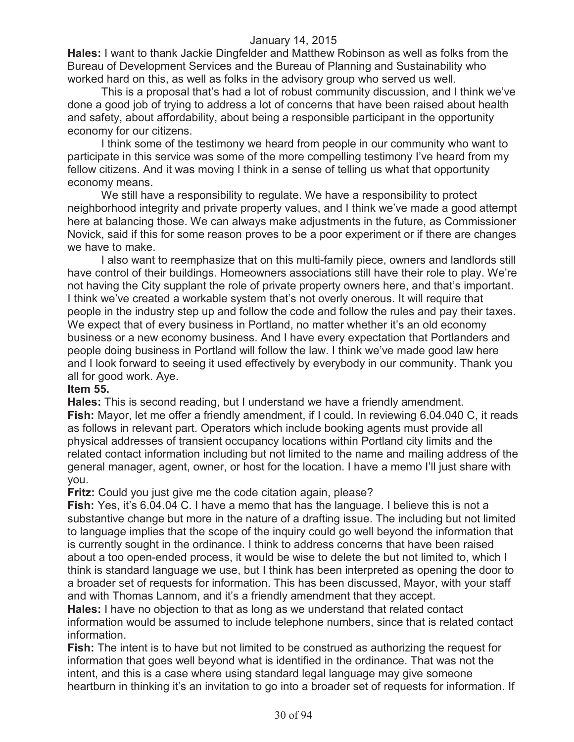**Hales:** I want to thank Jackie Dingfelder and Matthew Robinson as well as folks from the Bureau of Development Services and the Bureau of Planning and Sustainability who worked hard on this, as well as folks in the advisory group who served us well.

This is a proposal that's had a lot of robust community discussion, and I think we've done a good job of trying to address a lot of concerns that have been raised about health and safety, about affordability, about being a responsible participant in the opportunity economy for our citizens.

I think some of the testimony we heard from people in our community who want to participate in this service was some of the more compelling testimony I've heard from my fellow citizens. And it was moving I think in a sense of telling us what that opportunity economy means.

We still have a responsibility to regulate. We have a responsibility to protect neighborhood integrity and private property values, and I think we've made a good attempt here at balancing those. We can always make adjustments in the future, as Commissioner Novick, said if this for some reason proves to be a poor experiment or if there are changes we have to make.

I also want to reemphasize that on this multi-family piece, owners and landlords still have control of their buildings. Homeowners associations still have their role to play. We're not having the City supplant the role of private property owners here, and that's important. I think we've created a workable system that's not overly onerous. It will require that people in the industry step up and follow the code and follow the rules and pay their taxes. We expect that of every business in Portland, no matter whether it's an old economy business or a new economy business. And I have every expectation that Portlanders and people doing business in Portland will follow the law. I think we've made good law here and I look forward to seeing it used effectively by everybody in our community. Thank you all for good work. Aye.

**Item 55.**

**Hales:** This is second reading, but I understand we have a friendly amendment.

**Fish:** Mayor, let me offer a friendly amendment, if I could. In reviewing 6.04.040 C, it reads as follows in relevant part. Operators which include booking agents must provide all physical addresses of transient occupancy locations within Portland city limits and the related contact information including but not limited to the name and mailing address of the general manager, agent, owner, or host for the location. I have a memo I'll just share with you.

**Fritz:** Could you just give me the code citation again, please?

**Fish:** Yes, it's 6.04.04 C. I have a memo that has the language. I believe this is not a substantive change but more in the nature of a drafting issue. The including but not limited to language implies that the scope of the inquiry could go well beyond the information that is currently sought in the ordinance. I think to address concerns that have been raised about a too open-ended process, it would be wise to delete the but not limited to, which I think is standard language we use, but I think has been interpreted as opening the door to a broader set of requests for information. This has been discussed, Mayor, with your staff and with Thomas Lannom, and it's a friendly amendment that they accept.

**Hales:** I have no objection to that as long as we understand that related contact information would be assumed to include telephone numbers, since that is related contact information.

**Fish:** The intent is to have but not limited to be construed as authorizing the request for information that goes well beyond what is identified in the ordinance. That was not the intent, and this is a case where using standard legal language may give someone heartburn in thinking it's an invitation to go into a broader set of requests for information. If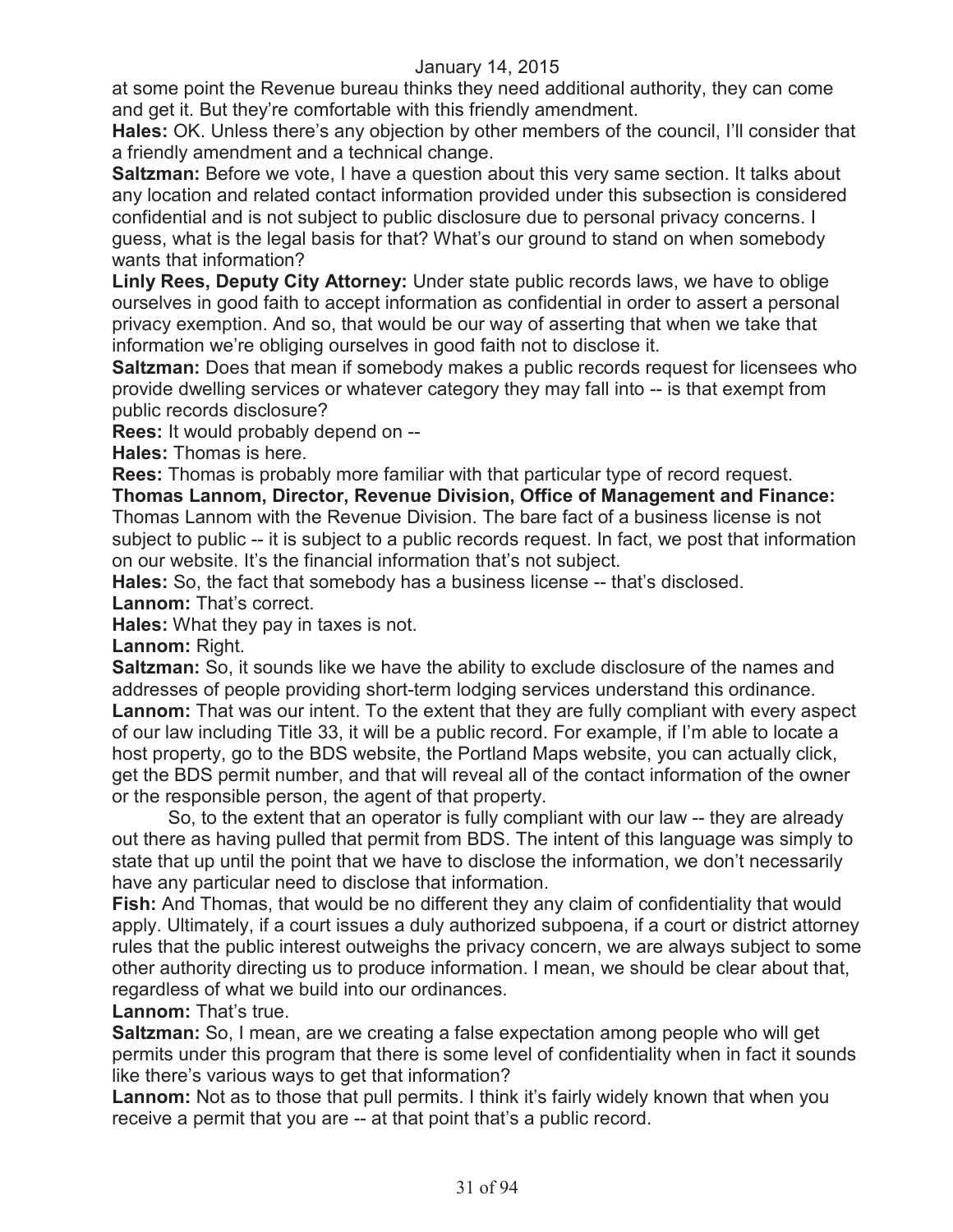at some point the Revenue bureau thinks they need additional authority, they can come and get it. But they're comfortable with this friendly amendment.

**Hales:** OK. Unless there's any objection by other members of the council, I'll consider that a friendly amendment and a technical change.

**Saltzman:** Before we vote, I have a question about this very same section. It talks about any location and related contact information provided under this subsection is considered confidential and is not subject to public disclosure due to personal privacy concerns. I guess, what is the legal basis for that? What's our ground to stand on when somebody wants that information?

**Linly Rees, Deputy City Attorney:** Under state public records laws, we have to oblige ourselves in good faith to accept information as confidential in order to assert a personal privacy exemption. And so, that would be our way of asserting that when we take that information we're obliging ourselves in good faith not to disclose it.

**Saltzman:** Does that mean if somebody makes a public records request for licensees who provide dwelling services or whatever category they may fall into -- is that exempt from public records disclosure?

**Rees:** It would probably depend on --

**Hales:** Thomas is here.

**Rees:** Thomas is probably more familiar with that particular type of record request.

**Thomas Lannom, Director, Revenue Division, Office of Management and Finance:** Thomas Lannom with the Revenue Division. The bare fact of a business license is not subject to public -- it is subject to a public records request. In fact, we post that information on our website. It's the financial information that's not subject.

**Hales:** So, the fact that somebody has a business license -- that's disclosed.

**Lannom:** That's correct.

**Hales:** What they pay in taxes is not.

**Lannom:** Right.

**Saltzman:** So, it sounds like we have the ability to exclude disclosure of the names and addresses of people providing short-term lodging services understand this ordinance.

**Lannom:** That was our intent. To the extent that they are fully compliant with every aspect of our law including Title 33, it will be a public record. For example, if I'm able to locate a host property, go to the BDS website, the Portland Maps website, you can actually click, get the BDS permit number, and that will reveal all of the contact information of the owner or the responsible person, the agent of that property.

So, to the extent that an operator is fully compliant with our law -- they are already out there as having pulled that permit from BDS. The intent of this language was simply to state that up until the point that we have to disclose the information, we don't necessarily have any particular need to disclose that information.

**Fish:** And Thomas, that would be no different they any claim of confidentiality that would apply. Ultimately, if a court issues a duly authorized subpoena, if a court or district attorney rules that the public interest outweighs the privacy concern, we are always subject to some other authority directing us to produce information. I mean, we should be clear about that, regardless of what we build into our ordinances.

**Lannom:** That's true.

**Saltzman:** So, I mean, are we creating a false expectation among people who will get permits under this program that there is some level of confidentiality when in fact it sounds like there's various ways to get that information?

**Lannom:** Not as to those that pull permits. I think it's fairly widely known that when you receive a permit that you are -- at that point that's a public record.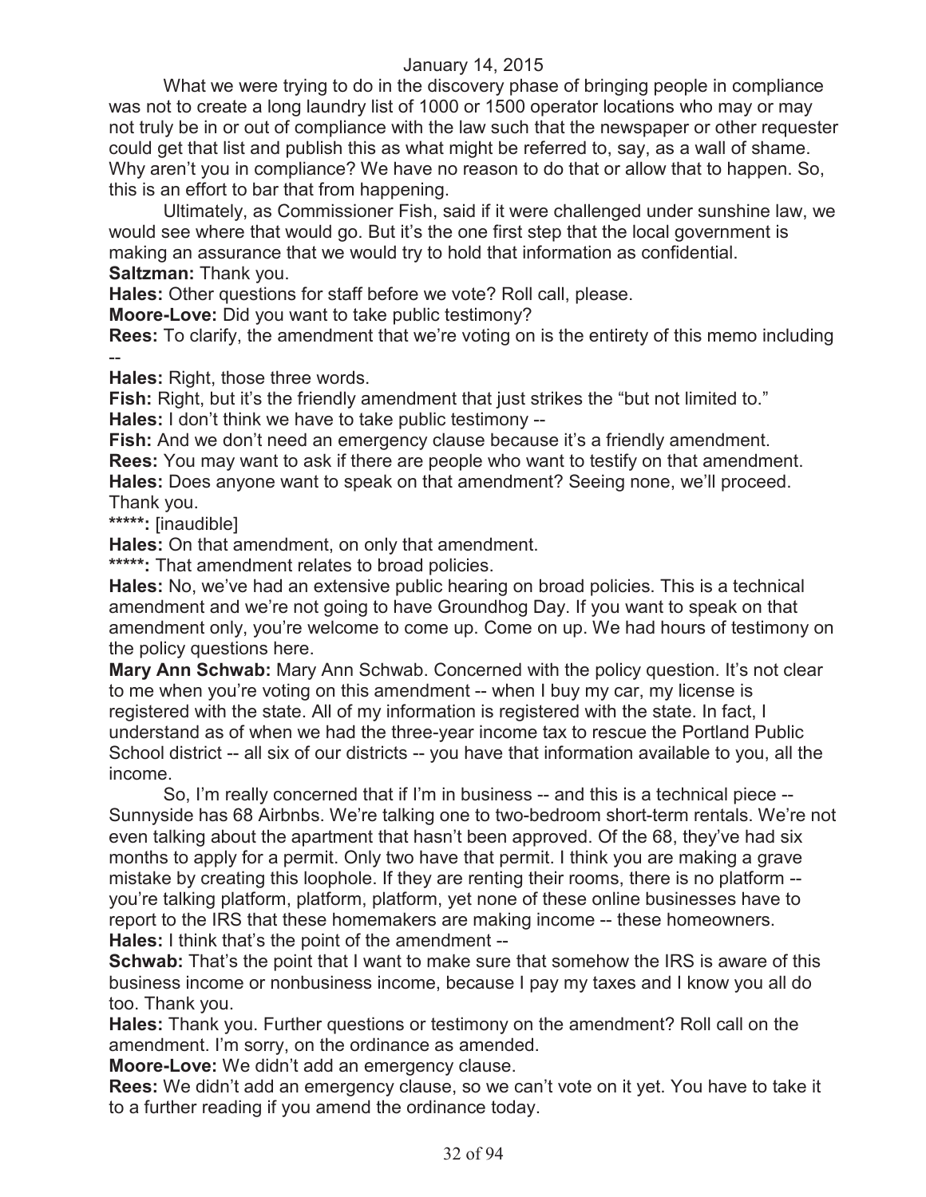What we were trying to do in the discovery phase of bringing people in compliance was not to create a long laundry list of 1000 or 1500 operator locations who may or may not truly be in or out of compliance with the law such that the newspaper or other requester could get that list and publish this as what might be referred to, say, as a wall of shame. Why aren't you in compliance? We have no reason to do that or allow that to happen. So, this is an effort to bar that from happening.

Ultimately, as Commissioner Fish, said if it were challenged under sunshine law, we would see where that would go. But it's the one first step that the local government is making an assurance that we would try to hold that information as confidential.

**Saltzman:** Thank you.

**Hales:** Other questions for staff before we vote? Roll call, please.

**Moore-Love:** Did you want to take public testimony?

**Rees:** To clarify, the amendment that we're voting on is the entirety of this memo including --

**Hales:** Right, those three words.

**Fish:** Right, but it's the friendly amendment that just strikes the "but not limited to."

**Hales:** I don't think we have to take public testimony --

**Fish:** And we don't need an emergency clause because it's a friendly amendment.

**Rees:** You may want to ask if there are people who want to testify on that amendment.

**Hales:** Does anyone want to speak on that amendment? Seeing none, we'll proceed. Thank you.

**\*\*\*\*\*:** [inaudible]

**Hales:** On that amendment, on only that amendment.

**\*\*\*\*\*:** That amendment relates to broad policies.

**Hales:** No, we've had an extensive public hearing on broad policies. This is a technical amendment and we're not going to have Groundhog Day. If you want to speak on that amendment only, you're welcome to come up. Come on up. We had hours of testimony on the policy questions here.

**Mary Ann Schwab:** Mary Ann Schwab. Concerned with the policy question. It's not clear to me when you're voting on this amendment -- when I buy my car, my license is registered with the state. All of my information is registered with the state. In fact, I understand as of when we had the three-year income tax to rescue the Portland Public School district -- all six of our districts -- you have that information available to you, all the income.

So, I'm really concerned that if I'm in business -- and this is a technical piece -- Sunnyside has 68 Airbnbs. We're talking one to two-bedroom short-term rentals. We're not even talking about the apartment that hasn't been approved. Of the 68, they've had six months to apply for a permit. Only two have that permit. I think you are making a grave mistake by creating this loophole. If they are renting their rooms, there is no platform -- you're talking platform, platform, platform, yet none of these online businesses have to report to the IRS that these homemakers are making income -- these homeowners.

**Hales:** I think that's the point of the amendment --

**Schwab:** That's the point that I want to make sure that somehow the IRS is aware of this business income or nonbusiness income, because I pay my taxes and I know you all do too. Thank you.

**Hales:** Thank you. Further questions or testimony on the amendment? Roll call on the amendment. I'm sorry, on the ordinance as amended.

**Moore-Love:** We didn't add an emergency clause.

**Rees:** We didn't add an emergency clause, so we can't vote on it yet. You have to take it to a further reading if you amend the ordinance today.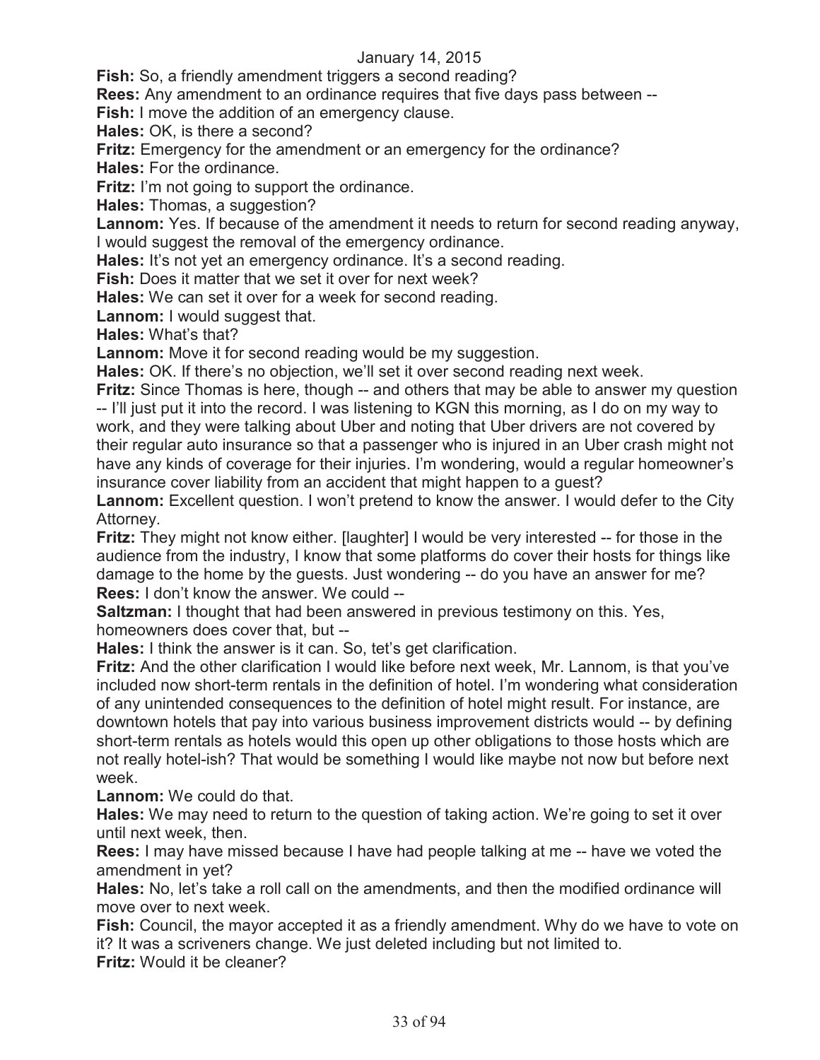**Fish:** So, a friendly amendment triggers a second reading?

**Rees:** Any amendment to an ordinance requires that five days pass between --

**Fish:** I move the addition of an emergency clause.

**Hales:** OK, is there a second?

**Fritz:** Emergency for the amendment or an emergency for the ordinance?

**Hales:** For the ordinance.

**Fritz:** I'm not going to support the ordinance.

**Hales:** Thomas, a suggestion?

**Lannom:** Yes. If because of the amendment it needs to return for second reading anyway, I would suggest the removal of the emergency ordinance.

**Hales:** It's not yet an emergency ordinance. It's a second reading.

**Fish:** Does it matter that we set it over for next week?

**Hales:** We can set it over for a week for second reading.

**Lannom:** I would suggest that.

**Hales:** What's that?

**Lannom:** Move it for second reading would be my suggestion.

**Hales:** OK. If there's no objection, we'll set it over second reading next week.

**Fritz:** Since Thomas is here, though -- and others that may be able to answer my question -- I'll just put it into the record. I was listening to KGN this morning, as I do on my way to work, and they were talking about Uber and noting that Uber drivers are not covered by their regular auto insurance so that a passenger who is injured in an Uber crash might not have any kinds of coverage for their injuries. I'm wondering, would a regular homeowner's insurance cover liability from an accident that might happen to a guest?

**Lannom:** Excellent question. I won't pretend to know the answer. I would defer to the City Attorney.

**Fritz:** They might not know either. [laughter] I would be very interested -- for those in the audience from the industry, I know that some platforms do cover their hosts for things like damage to the home by the guests. Just wondering -- do you have an answer for me?

**Rees:** I don't know the answer. We could --

**Saltzman:** I thought that had been answered in previous testimony on this. Yes, homeowners does cover that, but --

**Hales:** I think the answer is it can. So, tet's get clarification.

**Fritz:** And the other clarification I would like before next week, Mr. Lannom, is that you've included now short-term rentals in the definition of hotel. I'm wondering what consideration of any unintended consequences to the definition of hotel might result. For instance, are downtown hotels that pay into various business improvement districts would -- by defining short-term rentals as hotels would this open up other obligations to those hosts which are not really hotel-ish? That would be something I would like maybe not now but before next week.

**Lannom:** We could do that.

**Hales:** We may need to return to the question of taking action. We're going to set it over until next week, then.

**Rees:** I may have missed because I have had people talking at me -- have we voted the amendment in yet?

**Hales:** No, let's take a roll call on the amendments, and then the modified ordinance will move over to next week.

**Fish:** Council, the mayor accepted it as a friendly amendment. Why do we have to vote on it? It was a scriveners change. We just deleted including but not limited to.

**Fritz:** Would it be cleaner?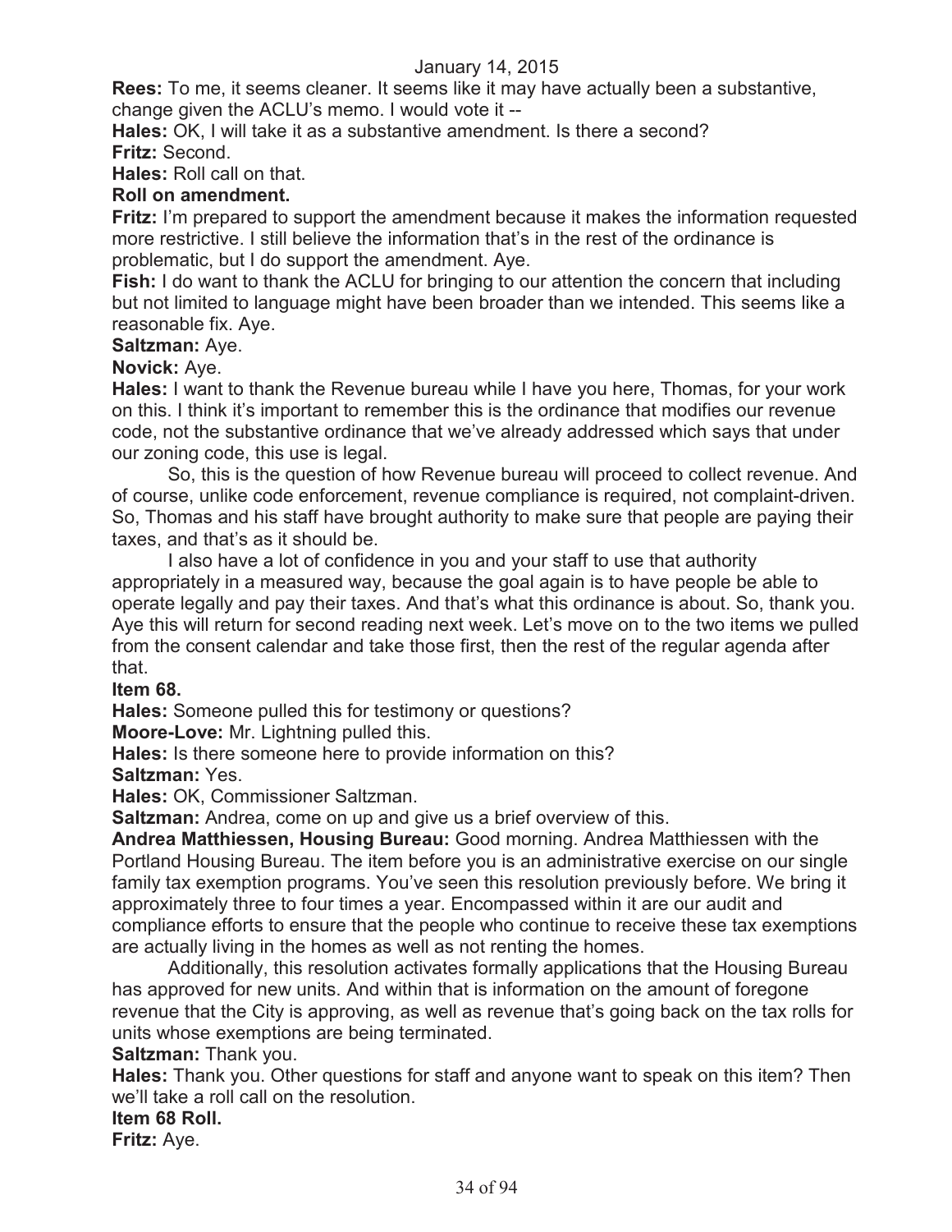**Rees:** To me, it seems cleaner. It seems like it may have actually been a substantive, change given the ACLU's memo. I would vote it --

**Hales:** OK, I will take it as a substantive amendment. Is there a second?

**Fritz:** Second.

**Hales:** Roll call on that.

**Roll on amendment.**

**Fritz:** I'm prepared to support the amendment because it makes the information requested more restrictive. I still believe the information that's in the rest of the ordinance is problematic, but I do support the amendment. Aye.

**Fish:** I do want to thank the ACLU for bringing to our attention the concern that including but not limited to language might have been broader than we intended. This seems like a reasonable fix. Aye.

**Saltzman:** Aye.

**Novick:** Aye.

**Hales:** I want to thank the Revenue bureau while I have you here, Thomas, for your work on this. I think it's important to remember this is the ordinance that modifies our revenue code, not the substantive ordinance that we've already addressed which says that under our zoning code, this use is legal.

So, this is the question of how Revenue bureau will proceed to collect revenue. And of course, unlike code enforcement, revenue compliance is required, not complaint-driven. So, Thomas and his staff have brought authority to make sure that people are paying their taxes, and that's as it should be.

I also have a lot of confidence in you and your staff to use that authority appropriately in a measured way, because the goal again is to have people be able to operate legally and pay their taxes. And that's what this ordinance is about. So, thank you. Aye this will return for second reading next week. Let's move on to the two items we pulled from the consent calendar and take those first, then the rest of the regular agenda after that.

**Item 68.**

**Hales:** Someone pulled this for testimony or questions?

**Moore-Love:** Mr. Lightning pulled this.

**Hales:** Is there someone here to provide information on this?

**Saltzman:** Yes.

**Hales:** OK, Commissioner Saltzman.

**Saltzman:** Andrea, come on up and give us a brief overview of this.

**Andrea Matthiessen, Housing Bureau:** Good morning. Andrea Matthiessen with the Portland Housing Bureau. The item before you is an administrative exercise on our single family tax exemption programs. You've seen this resolution previously before. We bring it approximately three to four times a year. Encompassed within it are our audit and compliance efforts to ensure that the people who continue to receive these tax exemptions are actually living in the homes as well as not renting the homes.

Additionally, this resolution activates formally applications that the Housing Bureau has approved for new units. And within that is information on the amount of foregone revenue that the City is approving, as well as revenue that's going back on the tax rolls for units whose exemptions are being terminated.

**Saltzman:** Thank you.

**Hales:** Thank you. Other questions for staff and anyone want to speak on this item? Then we'll take a roll call on the resolution.

**Item 68 Roll.**

**Fritz:** Aye.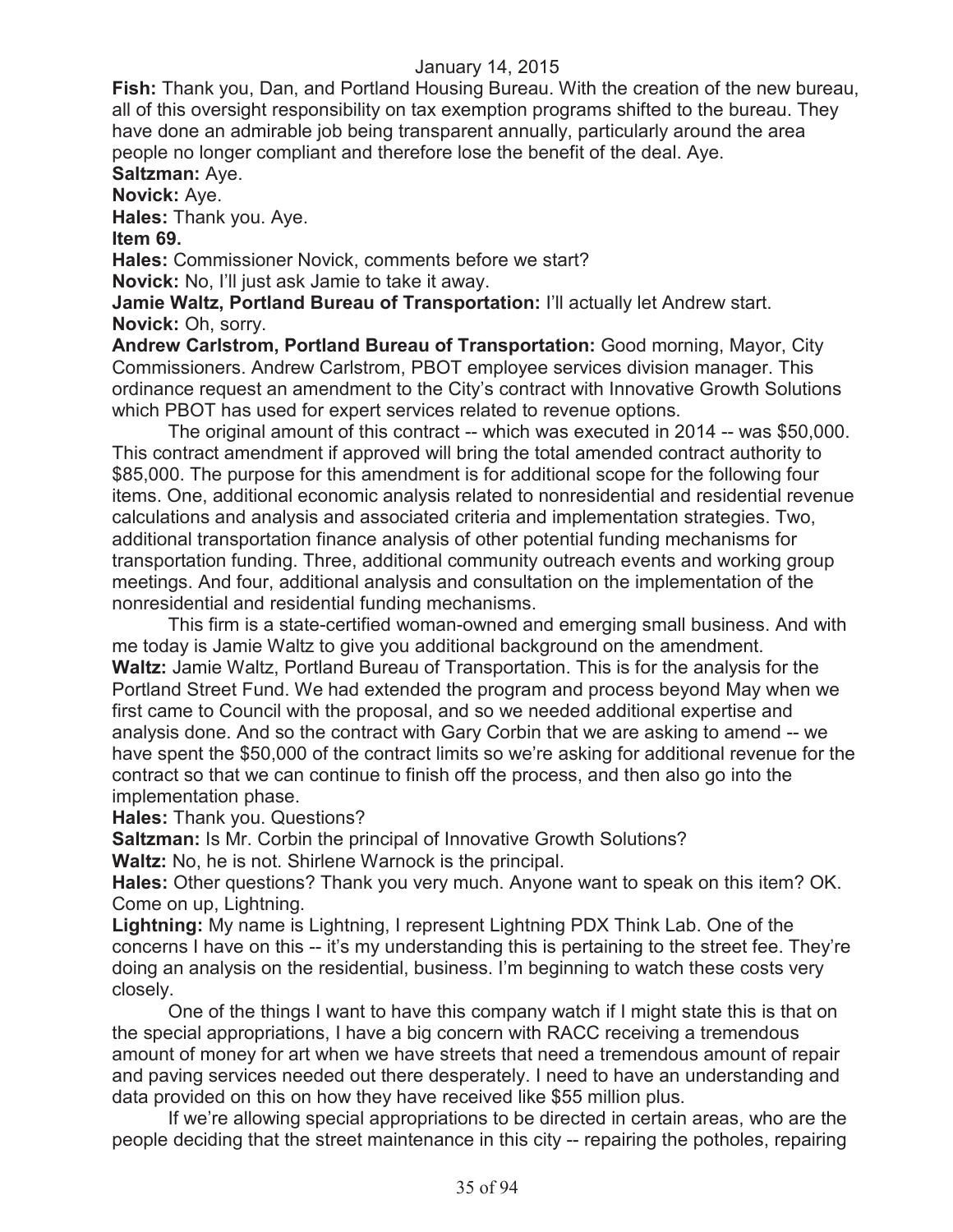**Fish:** Thank you, Dan, and Portland Housing Bureau. With the creation of the new bureau, all of this oversight responsibility on tax exemption programs shifted to the bureau. They have done an admirable job being transparent annually, particularly around the area people no longer compliant and therefore lose the benefit of the deal. Aye.

**Saltzman:** Aye.

**Novick:** Aye.

**Hales:** Thank you. Aye.

**Item 69.**

**Hales:** Commissioner Novick, comments before we start?

**Novick:** No, I'll just ask Jamie to take it away.

**Jamie Waltz, Portland Bureau of Transportation:** I'll actually let Andrew start.

**Novick:** Oh, sorry.

**Andrew Carlstrom, Portland Bureau of Transportation:** Good morning, Mayor, City Commissioners. Andrew Carlstrom, PBOT employee services division manager. This ordinance request an amendment to the City's contract with Innovative Growth Solutions which PBOT has used for expert services related to revenue options.

The original amount of this contract -- which was executed in 2014 -- was $50,000. This contract amendment if approved will bring the total amended contract authority to $85,000. The purpose for this amendment is for additional scope for the following four items. One, additional economic analysis related to nonresidential and residential revenue calculations and analysis and associated criteria and implementation strategies. Two, additional transportation finance analysis of other potential funding mechanisms for transportation funding. Three, additional community outreach events and working group meetings. And four, additional analysis and consultation on the implementation of the nonresidential and residential funding mechanisms.

This firm is a state-certified woman-owned and emerging small business. And with me today is Jamie Waltz to give you additional background on the amendment.

**Waltz:** Jamie Waltz, Portland Bureau of Transportation. This is for the analysis for the Portland Street Fund. We had extended the program and process beyond May when we first came to Council with the proposal, and so we needed additional expertise and analysis done. And so the contract with Gary Corbin that we are asking to amend -- we have spent the $50,000 of the contract limits so we're asking for additional revenue for the contract so that we can continue to finish off the process, and then also go into the implementation phase.

**Hales:** Thank you. Questions?

**Saltzman:** Is Mr. Corbin the principal of Innovative Growth Solutions?

**Waltz:** No, he is not. Shirlene Warnock is the principal.

**Hales:** Other questions? Thank you very much. Anyone want to speak on this item? OK. Come on up, Lightning.

**Lightning:** My name is Lightning, I represent Lightning PDX Think Lab. One of the concerns I have on this -- it's my understanding this is pertaining to the street fee. They're doing an analysis on the residential, business. I'm beginning to watch these costs very closely.

One of the things I want to have this company watch if I might state this is that on the special appropriations, I have a big concern with RACC receiving a tremendous amount of money for art when we have streets that need a tremendous amount of repair and paving services needed out there desperately. I need to have an understanding and data provided on this on how they have received like $55 million plus.

If we're allowing special appropriations to be directed in certain areas, who are the people deciding that the street maintenance in this city -- repairing the potholes, repairing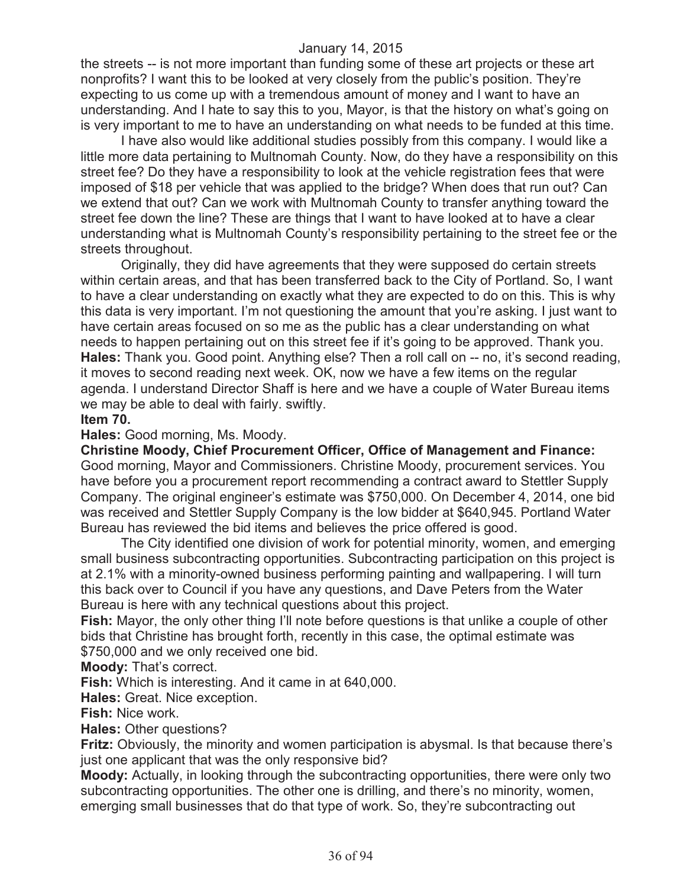the streets -- is not more important than funding some of these art projects or these art nonprofits? I want this to be looked at very closely from the public's position. They're expecting to us come up with a tremendous amount of money and I want to have an understanding. And I hate to say this to you, Mayor, is that the history on what's going on is very important to me to have an understanding on what needs to be funded at this time.

I have also would like additional studies possibly from this company. I would like a little more data pertaining to Multnomah County. Now, do they have a responsibility on this street fee? Do they have a responsibility to look at the vehicle registration fees that were imposed of $18 per vehicle that was applied to the bridge? When does that run out? Can we extend that out? Can we work with Multnomah County to transfer anything toward the street fee down the line? These are things that I want to have looked at to have a clear understanding what is Multnomah County's responsibility pertaining to the street fee or the streets throughout.

Originally, they did have agreements that they were supposed do certain streets within certain areas, and that has been transferred back to the City of Portland. So, I want to have a clear understanding on exactly what they are expected to do on this. This is why this data is very important. I'm not questioning the amount that you're asking. I just want to have certain areas focused on so me as the public has a clear understanding on what needs to happen pertaining out on this street fee if it's going to be approved. Thank you.

**Hales:** Thank you. Good point. Anything else? Then a roll call on -- no, it's second reading, it moves to second reading next week. OK, now we have a few items on the regular agenda. I understand Director Shaff is here and we have a couple of Water Bureau items we may be able to deal with fairly. swiftly.

**Item 70.**

**Hales:** Good morning, Ms. Moody.

**Christine Moody, Chief Procurement Officer, Office of Management and Finance:** Good morning, Mayor and Commissioners. Christine Moody, procurement services. You have before you a procurement report recommending a contract award to Stettler Supply Company. The original engineer's estimate was $750,000. On December 4, 2014, one bid was received and Stettler Supply Company is the low bidder at $640,945. Portland Water Bureau has reviewed the bid items and believes the price offered is good.

The City identified one division of work for potential minority, women, and emerging small business subcontracting opportunities. Subcontracting participation on this project is at 2.1% with a minority-owned business performing painting and wallpapering. I will turn this back over to Council if you have any questions, and Dave Peters from the Water Bureau is here with any technical questions about this project.

**Fish:** Mayor, the only other thing I'll note before questions is that unlike a couple of other bids that Christine has brought forth, recently in this case, the optimal estimate was $750,000 and we only received one bid.

**Moody:** That's correct.

**Fish:** Which is interesting. And it came in at 640,000.

**Hales:** Great. Nice exception.

**Fish:** Nice work.

**Hales:** Other questions?

**Fritz:** Obviously, the minority and women participation is abysmal. Is that because there's just one applicant that was the only responsive bid?

**Moody:** Actually, in looking through the subcontracting opportunities, there were only two subcontracting opportunities. The other one is drilling, and there's no minority, women, emerging small businesses that do that type of work. So, they're subcontracting out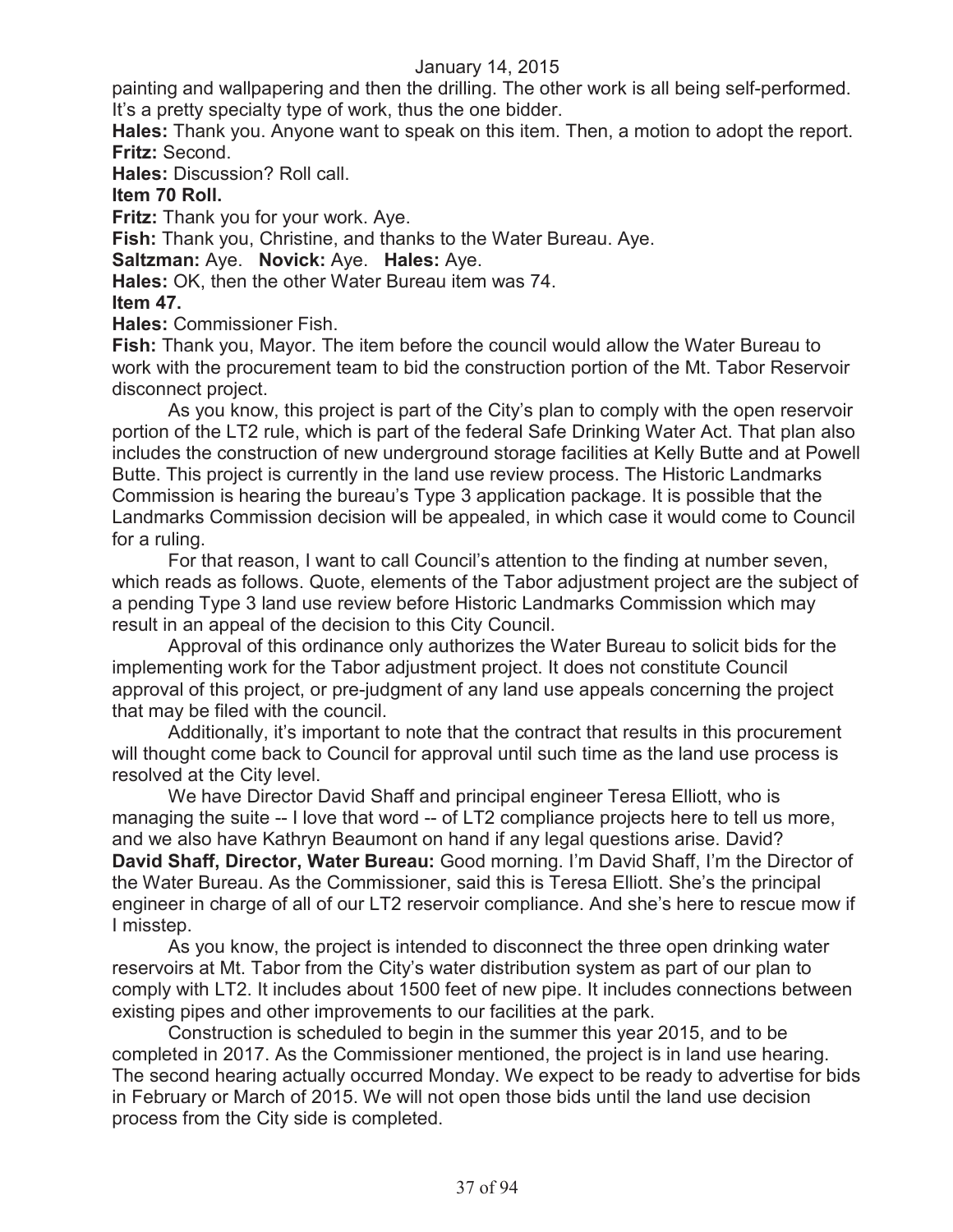painting and wallpapering and then the drilling. The other work is all being self-performed. It's a pretty specialty type of work, thus the one bidder.

**Hales:** Thank you. Anyone want to speak on this item. Then, a motion to adopt the report.

**Fritz:** Second.

**Hales:** Discussion? Roll call.

**Item 70 Roll.**

**Fritz:** Thank you for your work. Aye.

**Fish:** Thank you, Christine, and thanks to the Water Bureau. Aye.

**Saltzman:** Aye. **Novick:** Aye. **Hales:** Aye.

**Hales:** OK, then the other Water Bureau item was 74.

**Item 47.**

**Hales:** Commissioner Fish.

**Fish:** Thank you, Mayor. The item before the council would allow the Water Bureau to work with the procurement team to bid the construction portion of the Mt. Tabor Reservoir disconnect project.

As you know, this project is part of the City's plan to comply with the open reservoir portion of the LT2 rule, which is part of the federal Safe Drinking Water Act. That plan also includes the construction of new underground storage facilities at Kelly Butte and at Powell Butte. This project is currently in the land use review process. The Historic Landmarks Commission is hearing the bureau's Type 3 application package. It is possible that the Landmarks Commission decision will be appealed, in which case it would come to Council for a ruling.

For that reason, I want to call Council's attention to the finding at number seven, which reads as follows. Quote, elements of the Tabor adjustment project are the subject of a pending Type 3 land use review before Historic Landmarks Commission which may result in an appeal of the decision to this City Council.

Approval of this ordinance only authorizes the Water Bureau to solicit bids for the implementing work for the Tabor adjustment project. It does not constitute Council approval of this project, or pre-judgment of any land use appeals concerning the project that may be filed with the council.

Additionally, it's important to note that the contract that results in this procurement will thought come back to Council for approval until such time as the land use process is resolved at the City level.

We have Director David Shaff and principal engineer Teresa Elliott, who is managing the suite -- I love that word -- of LT2 compliance projects here to tell us more, and we also have Kathryn Beaumont on hand if any legal questions arise. David?

**David Shaff, Director, Water Bureau:** Good morning. I'm David Shaff, I'm the Director of the Water Bureau. As the Commissioner, said this is Teresa Elliott. She's the principal engineer in charge of all of our LT2 reservoir compliance. And she's here to rescue mow if I misstep.

As you know, the project is intended to disconnect the three open drinking water reservoirs at Mt. Tabor from the City's water distribution system as part of our plan to comply with LT2. It includes about 1500 feet of new pipe. It includes connections between existing pipes and other improvements to our facilities at the park.

Construction is scheduled to begin in the summer this year 2015, and to be completed in 2017. As the Commissioner mentioned, the project is in land use hearing. The second hearing actually occurred Monday. We expect to be ready to advertise for bids in February or March of 2015. We will not open those bids until the land use decision process from the City side is completed.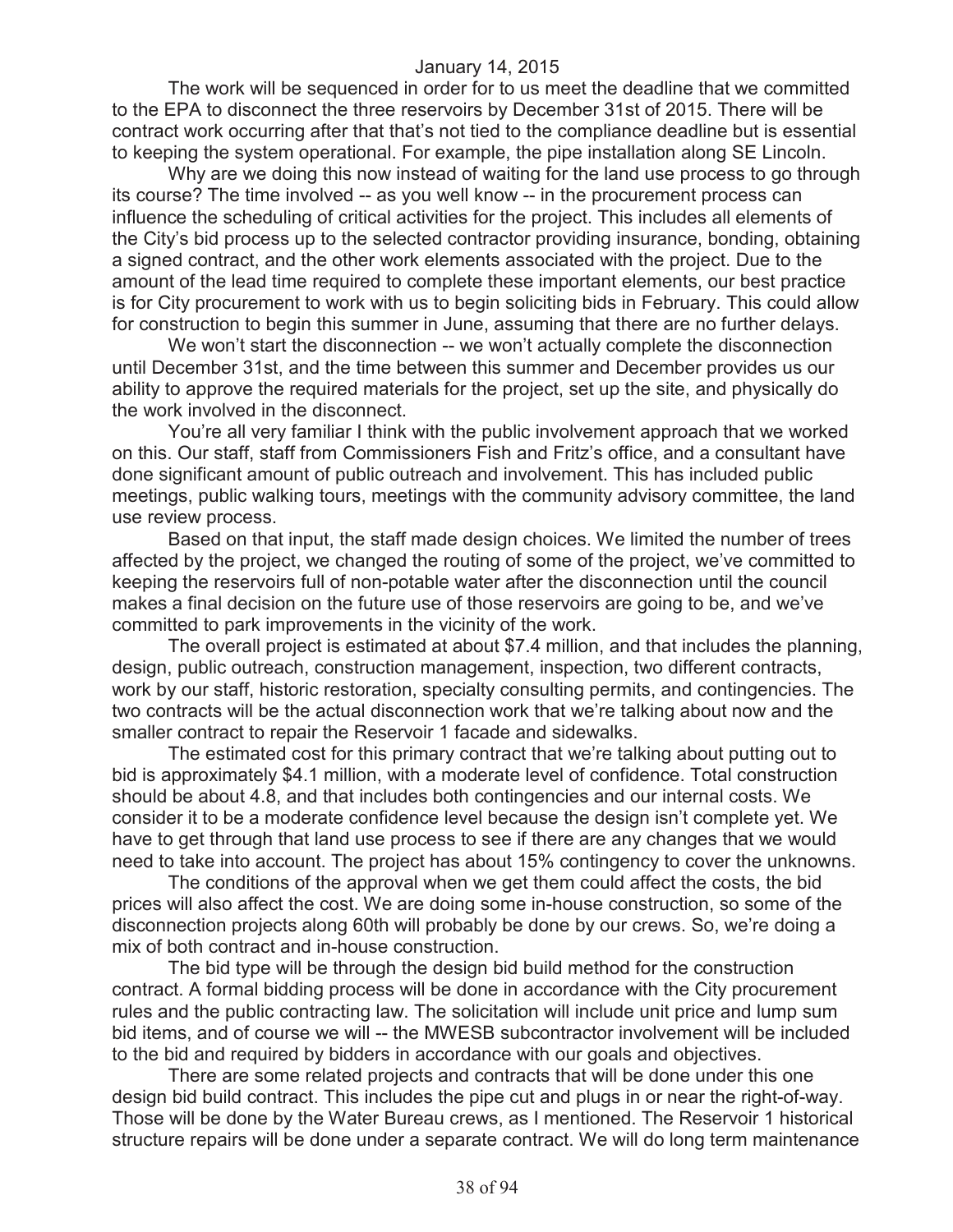The work will be sequenced in order for to us meet the deadline that we committed to the EPA to disconnect the three reservoirs by December 31st of 2015. There will be contract work occurring after that that's not tied to the compliance deadline but is essential to keeping the system operational. For example, the pipe installation along SE Lincoln.

Why are we doing this now instead of waiting for the land use process to go through its course? The time involved -- as you well know -- in the procurement process can influence the scheduling of critical activities for the project. This includes all elements of the City's bid process up to the selected contractor providing insurance, bonding, obtaining a signed contract, and the other work elements associated with the project. Due to the amount of the lead time required to complete these important elements, our best practice is for City procurement to work with us to begin soliciting bids in February. This could allow for construction to begin this summer in June, assuming that there are no further delays.

We won't start the disconnection -- we won't actually complete the disconnection until December 31st, and the time between this summer and December provides us our ability to approve the required materials for the project, set up the site, and physically do the work involved in the disconnect.

You're all very familiar I think with the public involvement approach that we worked on this. Our staff, staff from Commissioners Fish and Fritz's office, and a consultant have done significant amount of public outreach and involvement. This has included public meetings, public walking tours, meetings with the community advisory committee, the land use review process.

Based on that input, the staff made design choices. We limited the number of trees affected by the project, we changed the routing of some of the project, we've committed to keeping the reservoirs full of non-potable water after the disconnection until the council makes a final decision on the future use of those reservoirs are going to be, and we've committed to park improvements in the vicinity of the work.

The overall project is estimated at about $7.4 million, and that includes the planning, design, public outreach, construction management, inspection, two different contracts, work by our staff, historic restoration, specialty consulting permits, and contingencies. The two contracts will be the actual disconnection work that we're talking about now and the smaller contract to repair the Reservoir 1 facade and sidewalks.

The estimated cost for this primary contract that we're talking about putting out to bid is approximately $4.1 million, with a moderate level of confidence. Total construction should be about 4.8, and that includes both contingencies and our internal costs. We consider it to be a moderate confidence level because the design isn't complete yet. We have to get through that land use process to see if there are any changes that we would need to take into account. The project has about 15% contingency to cover the unknowns.

The conditions of the approval when we get them could affect the costs, the bid prices will also affect the cost. We are doing some in-house construction, so some of the disconnection projects along 60th will probably be done by our crews. So, we're doing a mix of both contract and in-house construction.

The bid type will be through the design bid build method for the construction contract. A formal bidding process will be done in accordance with the City procurement rules and the public contracting law. The solicitation will include unit price and lump sum bid items, and of course we will -- the MWESB subcontractor involvement will be included to the bid and required by bidders in accordance with our goals and objectives.

There are some related projects and contracts that will be done under this one design bid build contract. This includes the pipe cut and plugs in or near the right-of-way. Those will be done by the Water Bureau crews, as I mentioned. The Reservoir 1 historical structure repairs will be done under a separate contract. We will do long term maintenance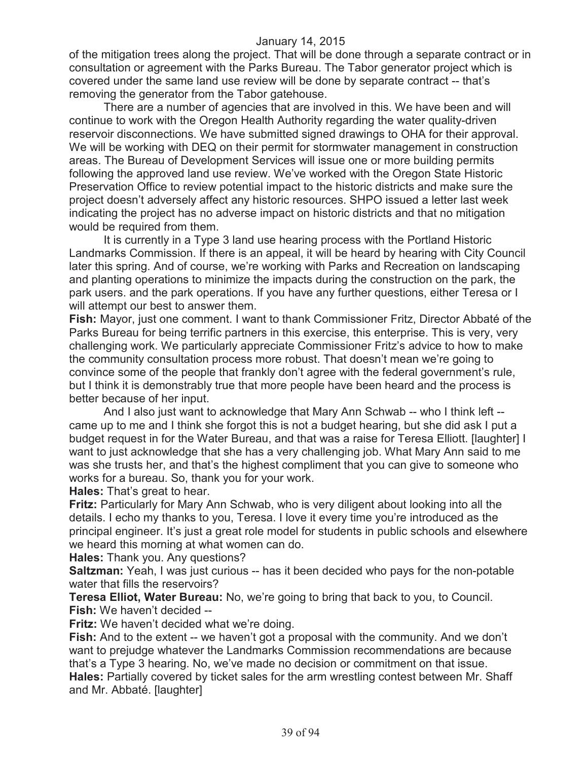of the mitigation trees along the project. That will be done through a separate contract or in consultation or agreement with the Parks Bureau. The Tabor generator project which is covered under the same land use review will be done by separate contract -- that's removing the generator from the Tabor gatehouse.

There are a number of agencies that are involved in this. We have been and will continue to work with the Oregon Health Authority regarding the water quality-driven reservoir disconnections. We have submitted signed drawings to OHA for their approval. We will be working with DEQ on their permit for stormwater management in construction areas. The Bureau of Development Services will issue one or more building permits following the approved land use review. We've worked with the Oregon State Historic Preservation Office to review potential impact to the historic districts and make sure the project doesn't adversely affect any historic resources. SHPO issued a letter last week indicating the project has no adverse impact on historic districts and that no mitigation would be required from them.

It is currently in a Type 3 land use hearing process with the Portland Historic Landmarks Commission. If there is an appeal, it will be heard by hearing with City Council later this spring. And of course, we're working with Parks and Recreation on landscaping and planting operations to minimize the impacts during the construction on the park, the park users. and the park operations. If you have any further questions, either Teresa or I will attempt our best to answer them.

**Fish:** Mayor, just one comment. I want to thank Commissioner Fritz, Director Abbaté of the Parks Bureau for being terrific partners in this exercise, this enterprise. This is very, very challenging work. We particularly appreciate Commissioner Fritz's advice to how to make the community consultation process more robust. That doesn't mean we're going to convince some of the people that frankly don't agree with the federal government's rule, but I think it is demonstrably true that more people have been heard and the process is better because of her input.

And I also just want to acknowledge that Mary Ann Schwab -- who I think left -- came up to me and I think she forgot this is not a budget hearing, but she did ask I put a budget request in for the Water Bureau, and that was a raise for Teresa Elliott. [laughter] I want to just acknowledge that she has a very challenging job. What Mary Ann said to me was she trusts her, and that's the highest compliment that you can give to someone who works for a bureau. So, thank you for your work.

**Hales:** That's great to hear.

**Fritz:** Particularly for Mary Ann Schwab, who is very diligent about looking into all the details. I echo my thanks to you, Teresa. I love it every time you're introduced as the principal engineer. It's just a great role model for students in public schools and elsewhere we heard this morning at what women can do.

**Hales:** Thank you. Any questions?

**Saltzman:** Yeah, I was just curious -- has it been decided who pays for the non-potable water that fills the reservoirs?

**Teresa Elliot, Water Bureau:** No, we're going to bring that back to you, to Council.

**Fish:** We haven't decided --

**Fritz:** We haven't decided what we're doing.

**Fish:** And to the extent -- we haven't got a proposal with the community. And we don't want to prejudge whatever the Landmarks Commission recommendations are because that's a Type 3 hearing. No, we've made no decision or commitment on that issue.

**Hales:** Partially covered by ticket sales for the arm wrestling contest between Mr. Shaff and Mr. Abbaté. [laughter]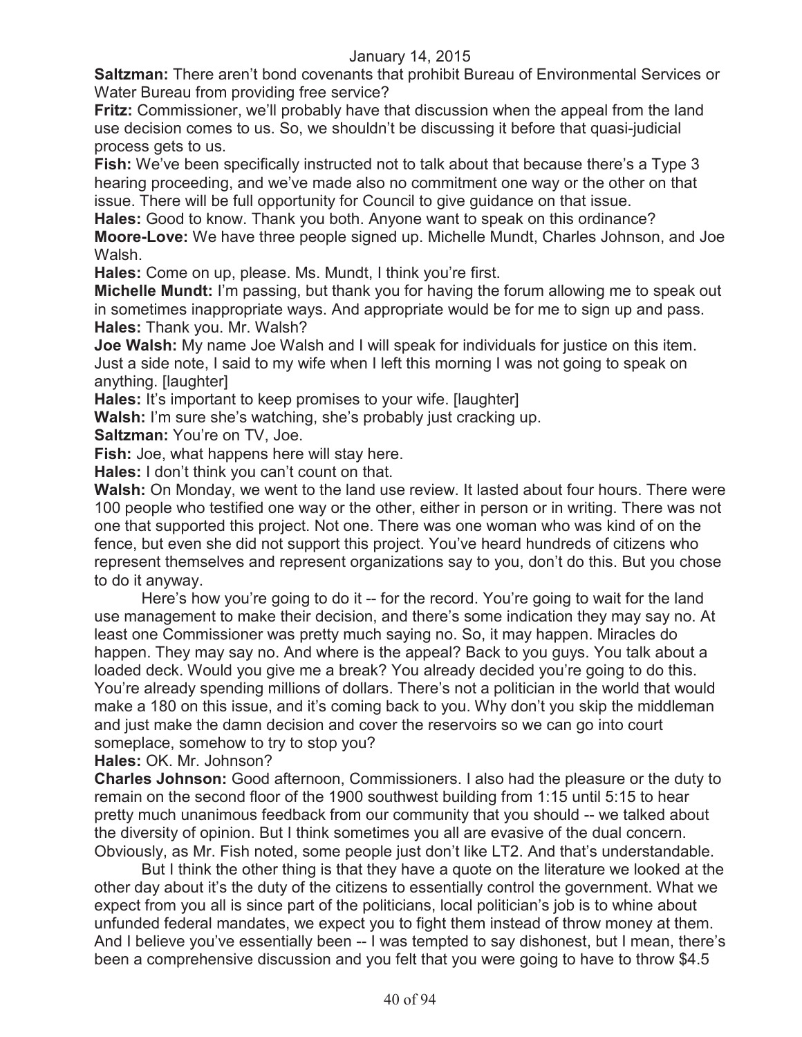**Saltzman:** There aren't bond covenants that prohibit Bureau of Environmental Services or Water Bureau from providing free service?

**Fritz:** Commissioner, we'll probably have that discussion when the appeal from the land use decision comes to us. So, we shouldn't be discussing it before that quasi-judicial process gets to us.

**Fish:** We've been specifically instructed not to talk about that because there's a Type 3 hearing proceeding, and we've made also no commitment one way or the other on that issue. There will be full opportunity for Council to give guidance on that issue.

**Hales:** Good to know. Thank you both. Anyone want to speak on this ordinance?

**Moore-Love:** We have three people signed up. Michelle Mundt, Charles Johnson, and Joe Walsh.

**Hales:** Come on up, please. Ms. Mundt, I think you're first.

**Michelle Mundt:** I'm passing, but thank you for having the forum allowing me to speak out in sometimes inappropriate ways. And appropriate would be for me to sign up and pass.

**Hales:** Thank you. Mr. Walsh?

**Joe Walsh:** My name Joe Walsh and I will speak for individuals for justice on this item. Just a side note, I said to my wife when I left this morning I was not going to speak on anything. [laughter]

**Hales:** It's important to keep promises to your wife. [laughter]

**Walsh:** I'm sure she's watching, she's probably just cracking up.

**Saltzman:** You're on TV, Joe.

**Fish:** Joe, what happens here will stay here.

**Hales:** I don't think you can't count on that.

**Walsh:** On Monday, we went to the land use review. It lasted about four hours. There were 100 people who testified one way or the other, either in person or in writing. There was not one that supported this project. Not one. There was one woman who was kind of on the fence, but even she did not support this project. You've heard hundreds of citizens who represent themselves and represent organizations say to you, don't do this. But you chose to do it anyway.

Here's how you're going to do it -- for the record. You're going to wait for the land use management to make their decision, and there's some indication they may say no. At least one Commissioner was pretty much saying no. So, it may happen. Miracles do happen. They may say no. And where is the appeal? Back to you guys. You talk about a loaded deck. Would you give me a break? You already decided you're going to do this. You're already spending millions of dollars. There's not a politician in the world that would make a 180 on this issue, and it's coming back to you. Why don't you skip the middleman and just make the damn decision and cover the reservoirs so we can go into court someplace, somehow to try to stop you?

**Hales:** OK. Mr. Johnson?

**Charles Johnson:** Good afternoon, Commissioners. I also had the pleasure or the duty to remain on the second floor of the 1900 southwest building from 1:15 until 5:15 to hear pretty much unanimous feedback from our community that you should -- we talked about the diversity of opinion. But I think sometimes you all are evasive of the dual concern. Obviously, as Mr. Fish noted, some people just don't like LT2. And that's understandable.

But I think the other thing is that they have a quote on the literature we looked at the other day about it's the duty of the citizens to essentially control the government. What we expect from you all is since part of the politicians, local politician's job is to whine about unfunded federal mandates, we expect you to fight them instead of throw money at them. And I believe you've essentially been -- I was tempted to say dishonest, but I mean, there's been a comprehensive discussion and you felt that you were going to have to throw $4.5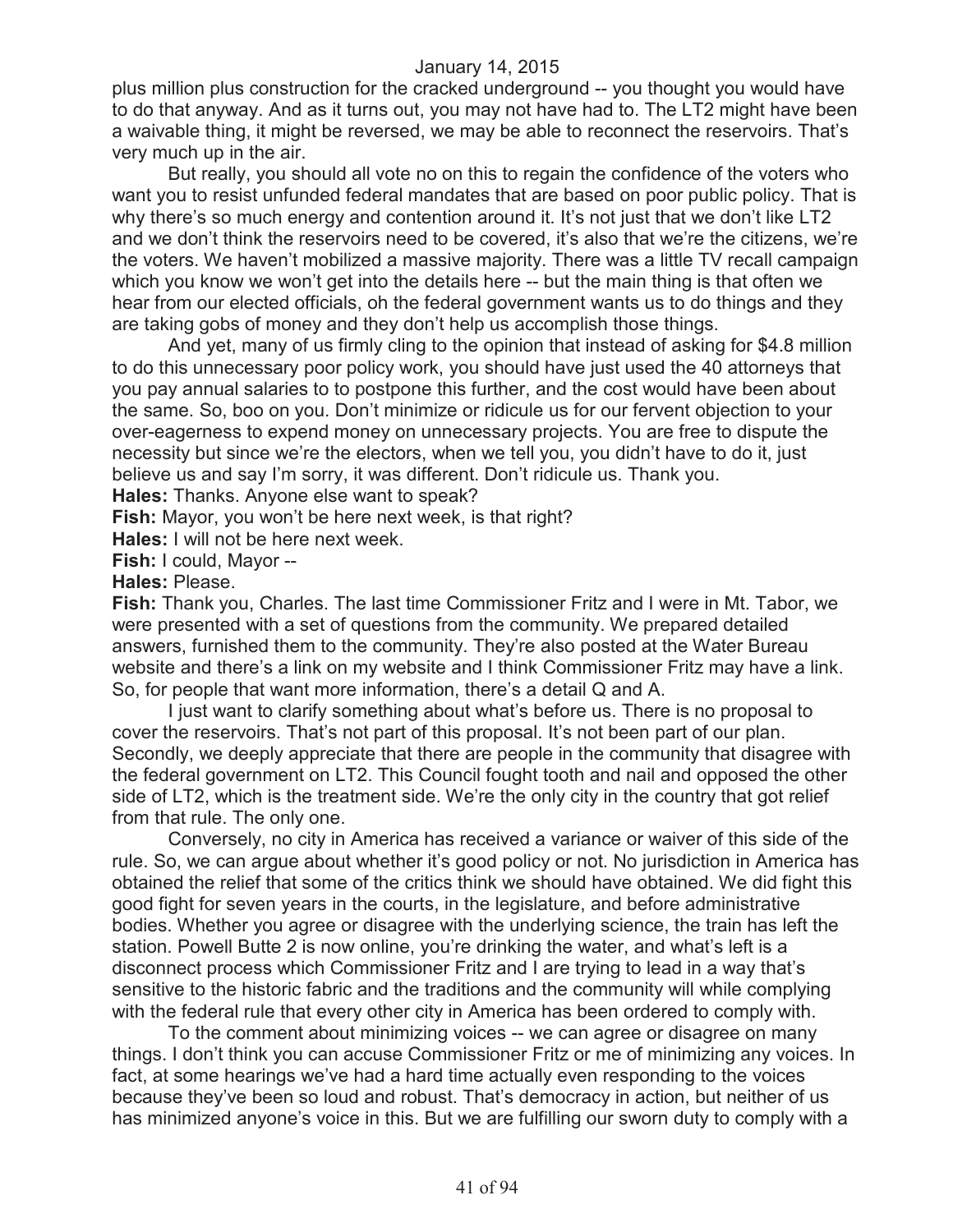plus million plus construction for the cracked underground -- you thought you would have to do that anyway. And as it turns out, you may not have had to. The LT2 might have been a waivable thing, it might be reversed, we may be able to reconnect the reservoirs. That's very much up in the air.

But really, you should all vote no on this to regain the confidence of the voters who want you to resist unfunded federal mandates that are based on poor public policy. That is why there's so much energy and contention around it. It's not just that we don't like LT2 and we don't think the reservoirs need to be covered, it's also that we're the citizens, we're the voters. We haven't mobilized a massive majority. There was a little TV recall campaign which you know we won't get into the details here -- but the main thing is that often we hear from our elected officials, oh the federal government wants us to do things and they are taking gobs of money and they don't help us accomplish those things.

And yet, many of us firmly cling to the opinion that instead of asking for $4.8 million to do this unnecessary poor policy work, you should have just used the 40 attorneys that you pay annual salaries to to postpone this further, and the cost would have been about the same. So, boo on you. Don't minimize or ridicule us for our fervent objection to your over-eagerness to expend money on unnecessary projects. You are free to dispute the necessity but since we're the electors, when we tell you, you didn't have to do it, just believe us and say I'm sorry, it was different. Don't ridicule us. Thank you.

**Hales:** Thanks. Anyone else want to speak?

**Fish:** Mayor, you won't be here next week, is that right?

**Hales:** I will not be here next week.

**Fish:** I could, Mayor --

**Hales:** Please.

**Fish:** Thank you, Charles. The last time Commissioner Fritz and I were in Mt. Tabor, we were presented with a set of questions from the community. We prepared detailed answers, furnished them to the community. They're also posted at the Water Bureau website and there's a link on my website and I think Commissioner Fritz may have a link. So, for people that want more information, there's a detail Q and A.

I just want to clarify something about what's before us. There is no proposal to cover the reservoirs. That's not part of this proposal. It's not been part of our plan. Secondly, we deeply appreciate that there are people in the community that disagree with the federal government on LT2. This Council fought tooth and nail and opposed the other side of LT2, which is the treatment side. We're the only city in the country that got relief from that rule. The only one.

Conversely, no city in America has received a variance or waiver of this side of the rule. So, we can argue about whether it's good policy or not. No jurisdiction in America has obtained the relief that some of the critics think we should have obtained. We did fight this good fight for seven years in the courts, in the legislature, and before administrative bodies. Whether you agree or disagree with the underlying science, the train has left the station. Powell Butte 2 is now online, you're drinking the water, and what's left is a disconnect process which Commissioner Fritz and I are trying to lead in a way that's sensitive to the historic fabric and the traditions and the community will while complying with the federal rule that every other city in America has been ordered to comply with.

To the comment about minimizing voices -- we can agree or disagree on many things. I don't think you can accuse Commissioner Fritz or me of minimizing any voices. In fact, at some hearings we've had a hard time actually even responding to the voices because they've been so loud and robust. That's democracy in action, but neither of us has minimized anyone's voice in this. But we are fulfilling our sworn duty to comply with a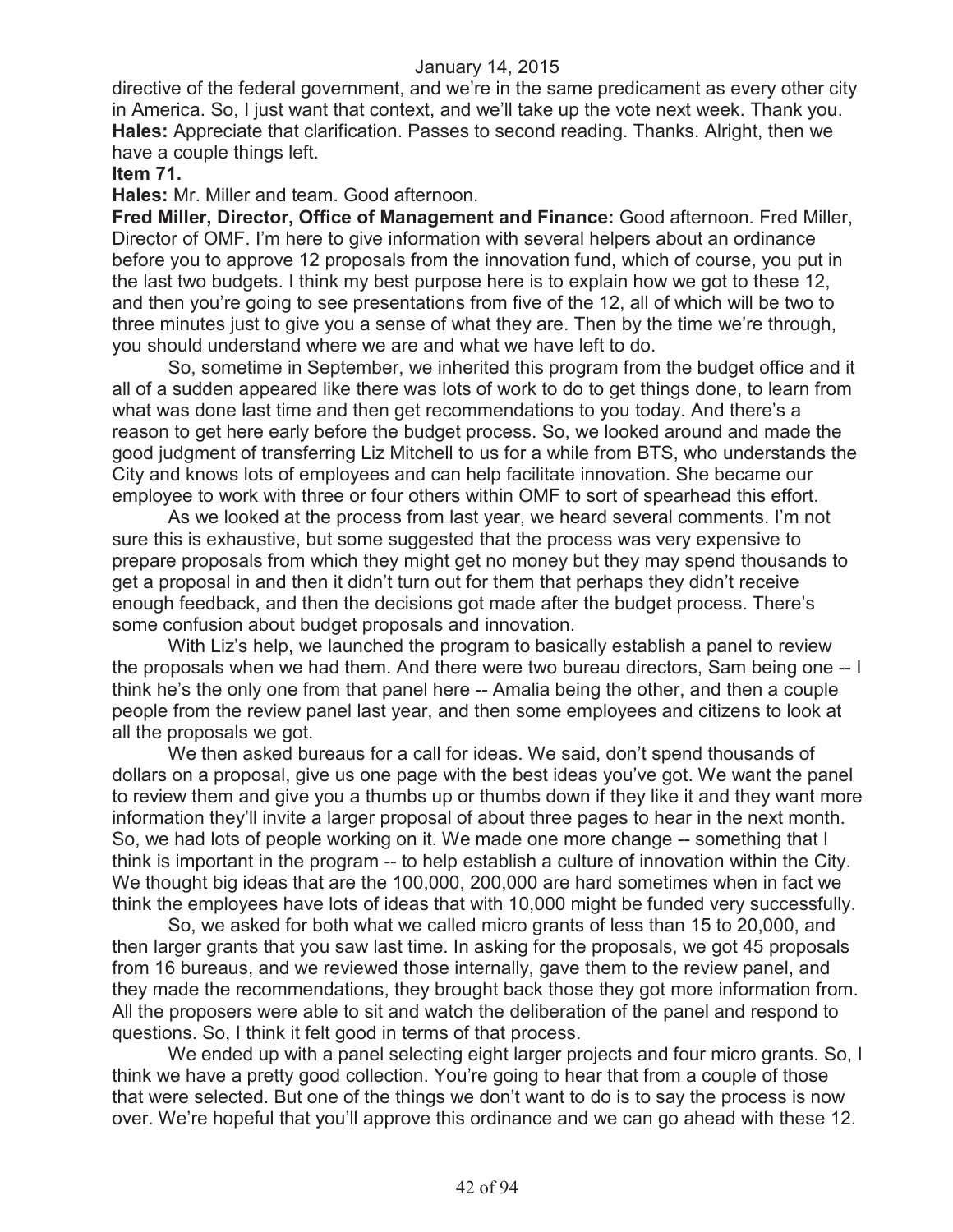directive of the federal government, and we're in the same predicament as every other city in America. So, I just want that context, and we'll take up the vote next week. Thank you.

**Hales:** Appreciate that clarification. Passes to second reading. Thanks. Alright, then we have a couple things left.

**Item 71.**

**Hales:** Mr. Miller and team. Good afternoon.

**Fred Miller, Director, Office of Management and Finance:** Good afternoon. Fred Miller, Director of OMF. I'm here to give information with several helpers about an ordinance before you to approve 12 proposals from the innovation fund, which of course, you put in the last two budgets. I think my best purpose here is to explain how we got to these 12, and then you're going to see presentations from five of the 12, all of which will be two to three minutes just to give you a sense of what they are. Then by the time we're through, you should understand where we are and what we have left to do.

So, sometime in September, we inherited this program from the budget office and it all of a sudden appeared like there was lots of work to do to get things done, to learn from what was done last time and then get recommendations to you today. And there's a reason to get here early before the budget process. So, we looked around and made the good judgment of transferring Liz Mitchell to us for a while from BTS, who understands the City and knows lots of employees and can help facilitate innovation. She became our employee to work with three or four others within OMF to sort of spearhead this effort.

As we looked at the process from last year, we heard several comments. I'm not sure this is exhaustive, but some suggested that the process was very expensive to prepare proposals from which they might get no money but they may spend thousands to get a proposal in and then it didn't turn out for them that perhaps they didn't receive enough feedback, and then the decisions got made after the budget process. There's some confusion about budget proposals and innovation.

With Liz's help, we launched the program to basically establish a panel to review the proposals when we had them. And there were two bureau directors, Sam being one -- I think he's the only one from that panel here -- Amalia being the other, and then a couple people from the review panel last year, and then some employees and citizens to look at all the proposals we got.

We then asked bureaus for a call for ideas. We said, don't spend thousands of dollars on a proposal, give us one page with the best ideas you've got. We want the panel to review them and give you a thumbs up or thumbs down if they like it and they want more information they'll invite a larger proposal of about three pages to hear in the next month. So, we had lots of people working on it. We made one more change -- something that I think is important in the program -- to help establish a culture of innovation within the City. We thought big ideas that are the 100,000, 200,000 are hard sometimes when in fact we think the employees have lots of ideas that with 10,000 might be funded very successfully.

So, we asked for both what we called micro grants of less than 15 to 20,000, and then larger grants that you saw last time. In asking for the proposals, we got 45 proposals from 16 bureaus, and we reviewed those internally, gave them to the review panel, and they made the recommendations, they brought back those they got more information from. All the proposers were able to sit and watch the deliberation of the panel and respond to questions. So, I think it felt good in terms of that process.

We ended up with a panel selecting eight larger projects and four micro grants. So, I think we have a pretty good collection. You're going to hear that from a couple of those that were selected. But one of the things we don't want to do is to say the process is now over. We're hopeful that you'll approve this ordinance and we can go ahead with these 12.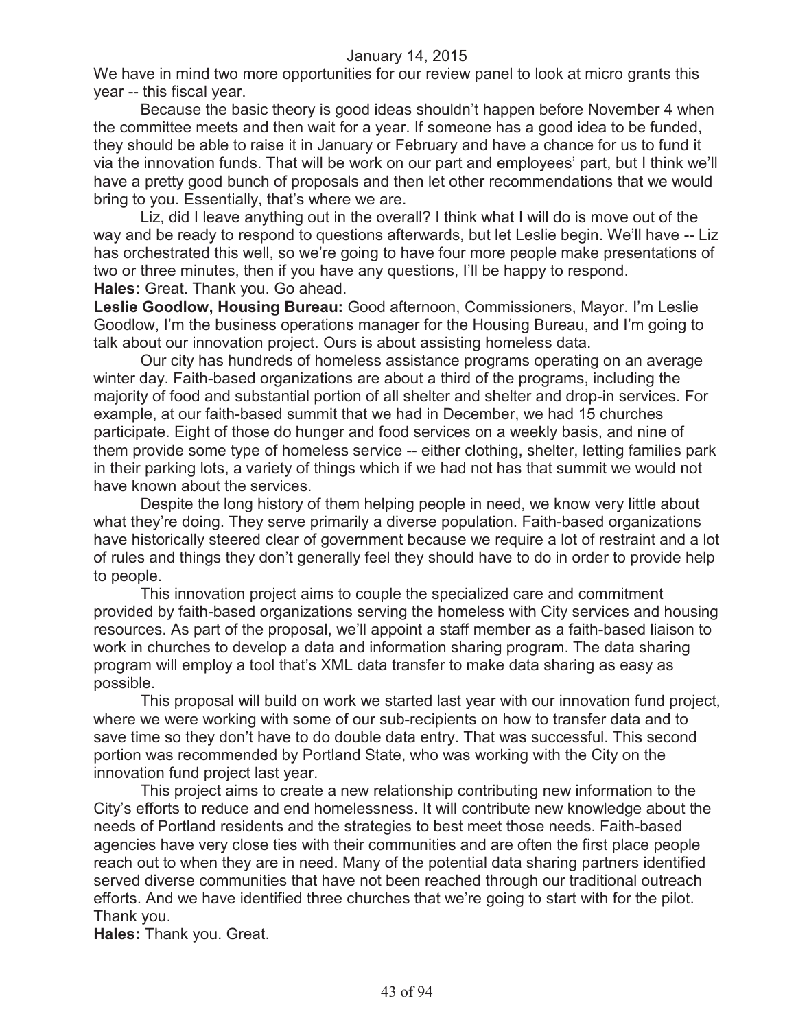We have in mind two more opportunities for our review panel to look at micro grants this year -- this fiscal year.

Because the basic theory is good ideas shouldn't happen before November 4 when the committee meets and then wait for a year. If someone has a good idea to be funded, they should be able to raise it in January or February and have a chance for us to fund it via the innovation funds. That will be work on our part and employees' part, but I think we'll have a pretty good bunch of proposals and then let other recommendations that we would bring to you. Essentially, that's where we are.

Liz, did I leave anything out in the overall? I think what I will do is move out of the way and be ready to respond to questions afterwards, but let Leslie begin. We'll have -- Liz has orchestrated this well, so we're going to have four more people make presentations of two or three minutes, then if you have any questions, I'll be happy to respond.

**Hales:** Great. Thank you. Go ahead.

**Leslie Goodlow, Housing Bureau:** Good afternoon, Commissioners, Mayor. I'm Leslie Goodlow, I'm the business operations manager for the Housing Bureau, and I'm going to talk about our innovation project. Ours is about assisting homeless data.

Our city has hundreds of homeless assistance programs operating on an average winter day. Faith-based organizations are about a third of the programs, including the majority of food and substantial portion of all shelter and shelter and drop-in services. For example, at our faith-based summit that we had in December, we had 15 churches participate. Eight of those do hunger and food services on a weekly basis, and nine of them provide some type of homeless service -- either clothing, shelter, letting families park in their parking lots, a variety of things which if we had not has that summit we would not have known about the services.

Despite the long history of them helping people in need, we know very little about what they're doing. They serve primarily a diverse population. Faith-based organizations have historically steered clear of government because we require a lot of restraint and a lot of rules and things they don't generally feel they should have to do in order to provide help to people.

This innovation project aims to couple the specialized care and commitment provided by faith-based organizations serving the homeless with City services and housing resources. As part of the proposal, we'll appoint a staff member as a faith-based liaison to work in churches to develop a data and information sharing program. The data sharing program will employ a tool that's XML data transfer to make data sharing as easy as possible.

This proposal will build on work we started last year with our innovation fund project, where we were working with some of our sub-recipients on how to transfer data and to save time so they don't have to do double data entry. That was successful. This second portion was recommended by Portland State, who was working with the City on the innovation fund project last year.

This project aims to create a new relationship contributing new information to the City's efforts to reduce and end homelessness. It will contribute new knowledge about the needs of Portland residents and the strategies to best meet those needs. Faith-based agencies have very close ties with their communities and are often the first place people reach out to when they are in need. Many of the potential data sharing partners identified served diverse communities that have not been reached through our traditional outreach efforts. And we have identified three churches that we're going to start with for the pilot. Thank you.

**Hales:** Thank you. Great.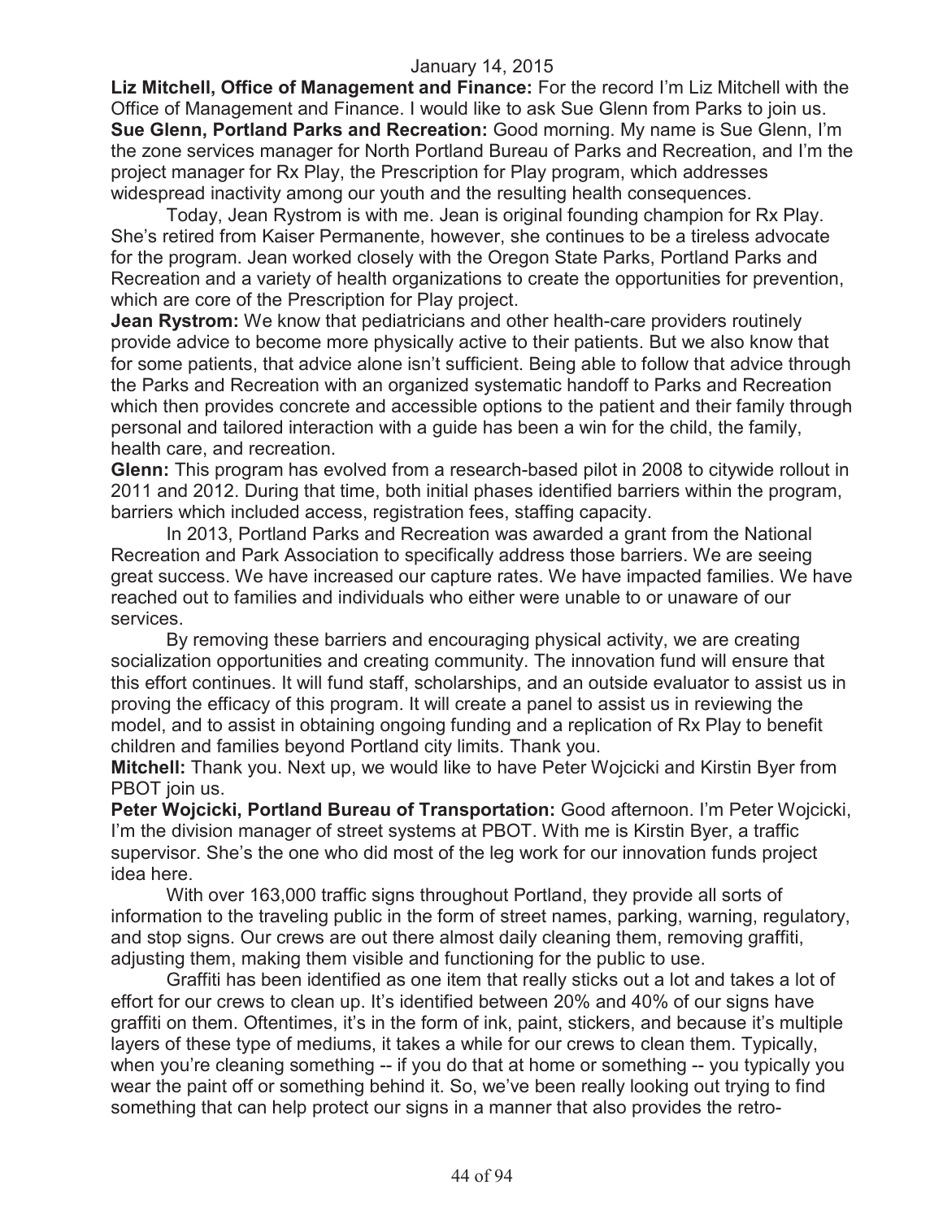**Liz Mitchell, Office of Management and Finance:** For the record I'm Liz Mitchell with the Office of Management and Finance. I would like to ask Sue Glenn from Parks to join us.

**Sue Glenn, Portland Parks and Recreation:** Good morning. My name is Sue Glenn, I'm the zone services manager for North Portland Bureau of Parks and Recreation, and I'm the project manager for Rx Play, the Prescription for Play program, which addresses widespread inactivity among our youth and the resulting health consequences.

Today, Jean Rystrom is with me. Jean is original founding champion for Rx Play. She's retired from Kaiser Permanente, however, she continues to be a tireless advocate for the program. Jean worked closely with the Oregon State Parks, Portland Parks and Recreation and a variety of health organizations to create the opportunities for prevention, which are core of the Prescription for Play project.

**Jean Rystrom:** We know that pediatricians and other health-care providers routinely provide advice to become more physically active to their patients. But we also know that for some patients, that advice alone isn't sufficient. Being able to follow that advice through the Parks and Recreation with an organized systematic handoff to Parks and Recreation which then provides concrete and accessible options to the patient and their family through personal and tailored interaction with a guide has been a win for the child, the family, health care, and recreation.

**Glenn:** This program has evolved from a research-based pilot in 2008 to citywide rollout in 2011 and 2012. During that time, both initial phases identified barriers within the program, barriers which included access, registration fees, staffing capacity.

In 2013, Portland Parks and Recreation was awarded a grant from the National Recreation and Park Association to specifically address those barriers. We are seeing great success. We have increased our capture rates. We have impacted families. We have reached out to families and individuals who either were unable to or unaware of our services.

By removing these barriers and encouraging physical activity, we are creating socialization opportunities and creating community. The innovation fund will ensure that this effort continues. It will fund staff, scholarships, and an outside evaluator to assist us in proving the efficacy of this program. It will create a panel to assist us in reviewing the model, and to assist in obtaining ongoing funding and a replication of Rx Play to benefit children and families beyond Portland city limits. Thank you.

**Mitchell:** Thank you. Next up, we would like to have Peter Wojcicki and Kirstin Byer from PBOT join us.

**Peter Wojcicki, Portland Bureau of Transportation:** Good afternoon. I'm Peter Wojcicki, I'm the division manager of street systems at PBOT. With me is Kirstin Byer, a traffic supervisor. She's the one who did most of the leg work for our innovation funds project idea here.

With over 163,000 traffic signs throughout Portland, they provide all sorts of information to the traveling public in the form of street names, parking, warning, regulatory, and stop signs. Our crews are out there almost daily cleaning them, removing graffiti, adjusting them, making them visible and functioning for the public to use.

Graffiti has been identified as one item that really sticks out a lot and takes a lot of effort for our crews to clean up. It's identified between 20% and 40% of our signs have graffiti on them. Oftentimes, it's in the form of ink, paint, stickers, and because it's multiple layers of these type of mediums, it takes a while for our crews to clean them. Typically, when you're cleaning something -- if you do that at home or something -- you typically you wear the paint off or something behind it. So, we've been really looking out trying to find something that can help protect our signs in a manner that also provides the retro-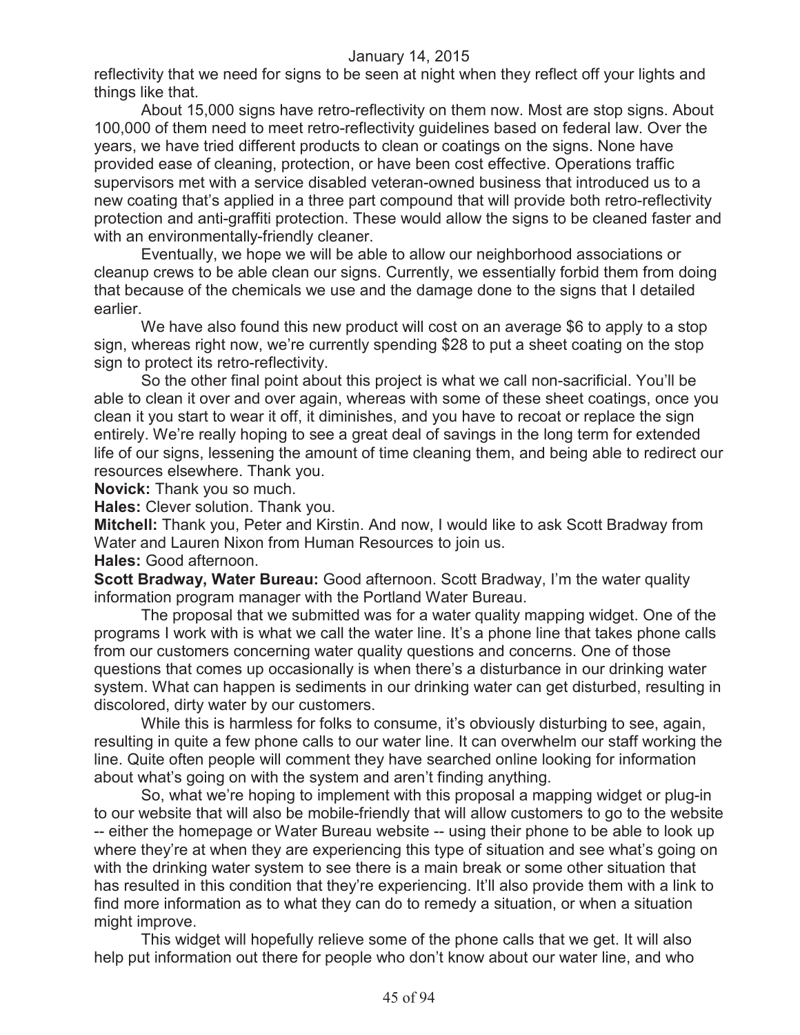reflectivity that we need for signs to be seen at night when they reflect off your lights and things like that.

About 15,000 signs have retro-reflectivity on them now. Most are stop signs. About 100,000 of them need to meet retro-reflectivity guidelines based on federal law. Over the years, we have tried different products to clean or coatings on the signs. None have provided ease of cleaning, protection, or have been cost effective. Operations traffic supervisors met with a service disabled veteran-owned business that introduced us to a new coating that's applied in a three part compound that will provide both retro-reflectivity protection and anti-graffiti protection. These would allow the signs to be cleaned faster and with an environmentally-friendly cleaner.

Eventually, we hope we will be able to allow our neighborhood associations or cleanup crews to be able clean our signs. Currently, we essentially forbid them from doing that because of the chemicals we use and the damage done to the signs that I detailed earlier.

We have also found this new product will cost on an average $6 to apply to a stop sign, whereas right now, we're currently spending $28 to put a sheet coating on the stop sign to protect its retro-reflectivity.

So the other final point about this project is what we call non-sacrificial. You'll be able to clean it over and over again, whereas with some of these sheet coatings, once you clean it you start to wear it off, it diminishes, and you have to recoat or replace the sign entirely. We're really hoping to see a great deal of savings in the long term for extended life of our signs, lessening the amount of time cleaning them, and being able to redirect our resources elsewhere. Thank you.

**Novick:** Thank you so much.

**Hales:** Clever solution. Thank you.

**Mitchell:** Thank you, Peter and Kirstin. And now, I would like to ask Scott Bradway from Water and Lauren Nixon from Human Resources to join us.

**Hales:** Good afternoon.

**Scott Bradway, Water Bureau:** Good afternoon. Scott Bradway, I'm the water quality information program manager with the Portland Water Bureau.

The proposal that we submitted was for a water quality mapping widget. One of the programs I work with is what we call the water line. It's a phone line that takes phone calls from our customers concerning water quality questions and concerns. One of those questions that comes up occasionally is when there's a disturbance in our drinking water system. What can happen is sediments in our drinking water can get disturbed, resulting in discolored, dirty water by our customers.

While this is harmless for folks to consume, it's obviously disturbing to see, again, resulting in quite a few phone calls to our water line. It can overwhelm our staff working the line. Quite often people will comment they have searched online looking for information about what's going on with the system and aren't finding anything.

So, what we're hoping to implement with this proposal a mapping widget or plug-in to our website that will also be mobile-friendly that will allow customers to go to the website -- either the homepage or Water Bureau website -- using their phone to be able to look up where they're at when they are experiencing this type of situation and see what's going on with the drinking water system to see there is a main break or some other situation that has resulted in this condition that they're experiencing. It'll also provide them with a link to find more information as to what they can do to remedy a situation, or when a situation might improve.

This widget will hopefully relieve some of the phone calls that we get. It will also help put information out there for people who don't know about our water line, and who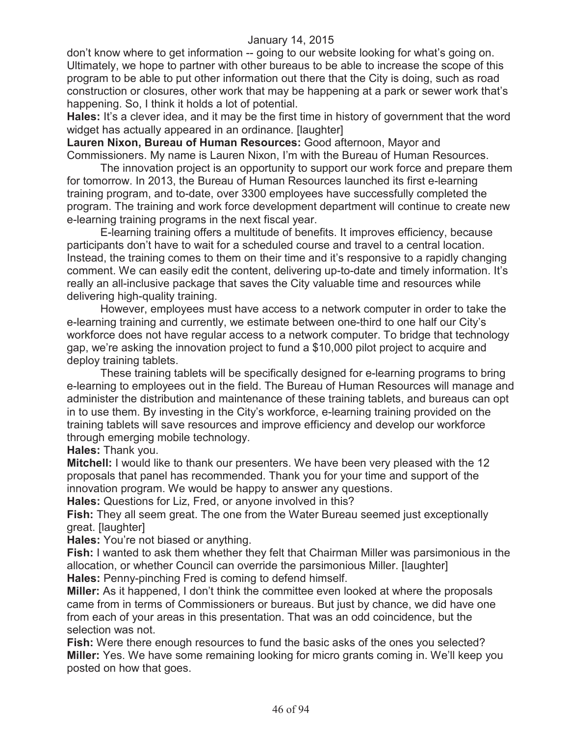don't know where to get information -- going to our website looking for what's going on. Ultimately, we hope to partner with other bureaus to be able to increase the scope of this program to be able to put other information out there that the City is doing, such as road construction or closures, other work that may be happening at a park or sewer work that's happening. So, I think it holds a lot of potential.

**Hales:** It's a clever idea, and it may be the first time in history of government that the word widget has actually appeared in an ordinance. [laughter]

**Lauren Nixon, Bureau of Human Resources:** Good afternoon, Mayor and Commissioners. My name is Lauren Nixon, I'm with the Bureau of Human Resources.

The innovation project is an opportunity to support our work force and prepare them for tomorrow. In 2013, the Bureau of Human Resources launched its first e-learning training program, and to-date, over 3300 employees have successfully completed the program. The training and work force development department will continue to create new e-learning training programs in the next fiscal year.

E-learning training offers a multitude of benefits. It improves efficiency, because participants don't have to wait for a scheduled course and travel to a central location. Instead, the training comes to them on their time and it's responsive to a rapidly changing comment. We can easily edit the content, delivering up-to-date and timely information. It's really an all-inclusive package that saves the City valuable time and resources while delivering high-quality training.

However, employees must have access to a network computer in order to take the e-learning training and currently, we estimate between one-third to one half our City's workforce does not have regular access to a network computer. To bridge that technology gap, we're asking the innovation project to fund a $10,000 pilot project to acquire and deploy training tablets.

These training tablets will be specifically designed for e-learning programs to bring e-learning to employees out in the field. The Bureau of Human Resources will manage and administer the distribution and maintenance of these training tablets, and bureaus can opt in to use them. By investing in the City's workforce, e-learning training provided on the training tablets will save resources and improve efficiency and develop our workforce through emerging mobile technology.

**Hales:** Thank you.

**Mitchell:** I would like to thank our presenters. We have been very pleased with the 12 proposals that panel has recommended. Thank you for your time and support of the innovation program. We would be happy to answer any questions.

**Hales:** Questions for Liz, Fred, or anyone involved in this?

**Fish:** They all seem great. The one from the Water Bureau seemed just exceptionally great. [laughter]

**Hales:** You're not biased or anything.

**Fish:** I wanted to ask them whether they felt that Chairman Miller was parsimonious in the allocation, or whether Council can override the parsimonious Miller. [laughter]

**Hales:** Penny-pinching Fred is coming to defend himself.

**Miller:** As it happened, I don't think the committee even looked at where the proposals came from in terms of Commissioners or bureaus. But just by chance, we did have one from each of your areas in this presentation. That was an odd coincidence, but the selection was not.

**Fish:** Were there enough resources to fund the basic asks of the ones you selected?

**Miller:** Yes. We have some remaining looking for micro grants coming in. We'll keep you posted on how that goes.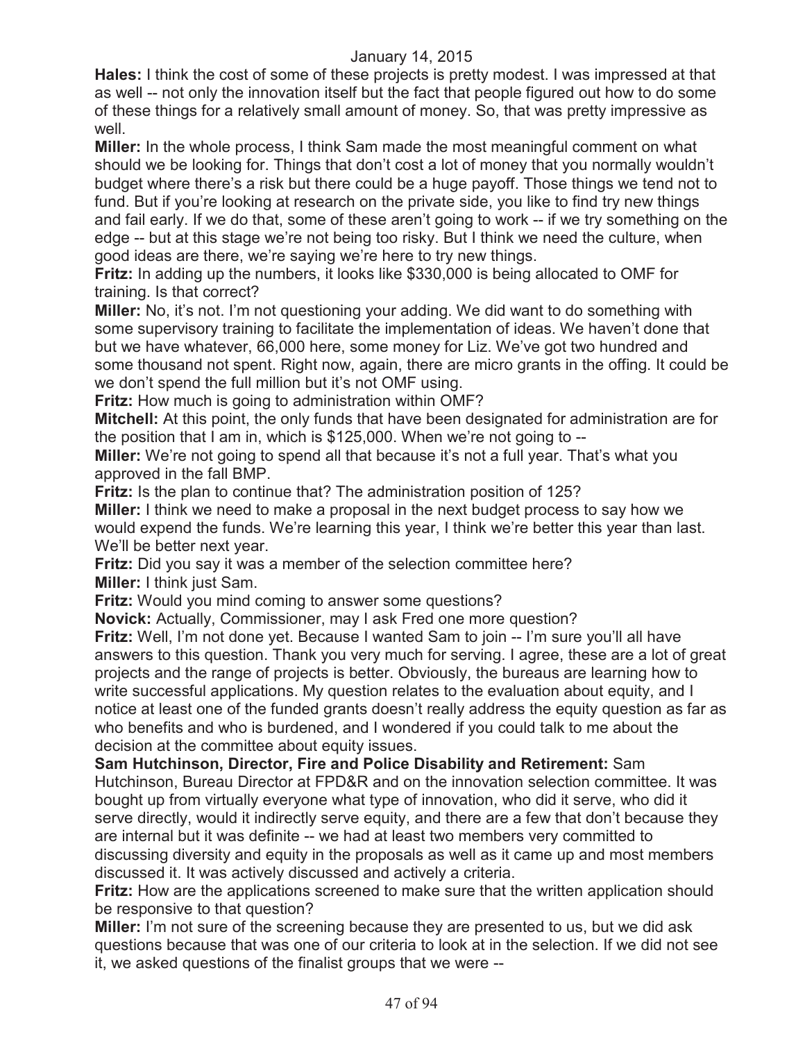**Hales:** I think the cost of some of these projects is pretty modest. I was impressed at that as well -- not only the innovation itself but the fact that people figured out how to do some of these things for a relatively small amount of money. So, that was pretty impressive as well.

**Miller:** In the whole process, I think Sam made the most meaningful comment on what should we be looking for. Things that don't cost a lot of money that you normally wouldn't budget where there's a risk but there could be a huge payoff. Those things we tend not to fund. But if you're looking at research on the private side, you like to find try new things and fail early. If we do that, some of these aren't going to work -- if we try something on the edge -- but at this stage we're not being too risky. But I think we need the culture, when good ideas are there, we're saying we're here to try new things.

**Fritz:** In adding up the numbers, it looks like $330,000 is being allocated to OMF for training. Is that correct?

**Miller:** No, it's not. I'm not questioning your adding. We did want to do something with some supervisory training to facilitate the implementation of ideas. We haven't done that but we have whatever, 66,000 here, some money for Liz. We've got two hundred and some thousand not spent. Right now, again, there are micro grants in the offing. It could be we don't spend the full million but it's not OMF using.

**Fritz:** How much is going to administration within OMF?

**Mitchell:** At this point, the only funds that have been designated for administration are for the position that I am in, which is $125,000. When we're not going to --

**Miller:** We're not going to spend all that because it's not a full year. That's what you approved in the fall BMP.

**Fritz:** Is the plan to continue that? The administration position of 125?

**Miller:** I think we need to make a proposal in the next budget process to say how we would expend the funds. We're learning this year, I think we're better this year than last. We'll be better next year.

**Fritz:** Did you say it was a member of the selection committee here?

**Miller:** I think just Sam.

**Fritz:** Would you mind coming to answer some questions?

**Novick:** Actually, Commissioner, may I ask Fred one more question?

**Fritz:** Well, I'm not done yet. Because I wanted Sam to join -- I'm sure you'll all have answers to this question. Thank you very much for serving. I agree, these are a lot of great projects and the range of projects is better. Obviously, the bureaus are learning how to write successful applications. My question relates to the evaluation about equity, and I notice at least one of the funded grants doesn't really address the equity question as far as who benefits and who is burdened, and I wondered if you could talk to me about the decision at the committee about equity issues.

**Sam Hutchinson, Director, Fire and Police Disability and Retirement:** Sam Hutchinson, Bureau Director at FPD&R and on the innovation selection committee. It was bought up from virtually everyone what type of innovation, who did it serve, who did it serve directly, would it indirectly serve equity, and there are a few that don't because they are internal but it was definite -- we had at least two members very committed to discussing diversity and equity in the proposals as well as it came up and most members discussed it. It was actively discussed and actively a criteria.

**Fritz:** How are the applications screened to make sure that the written application should be responsive to that question?

**Miller:** I'm not sure of the screening because they are presented to us, but we did ask questions because that was one of our criteria to look at in the selection. If we did not see it, we asked questions of the finalist groups that we were --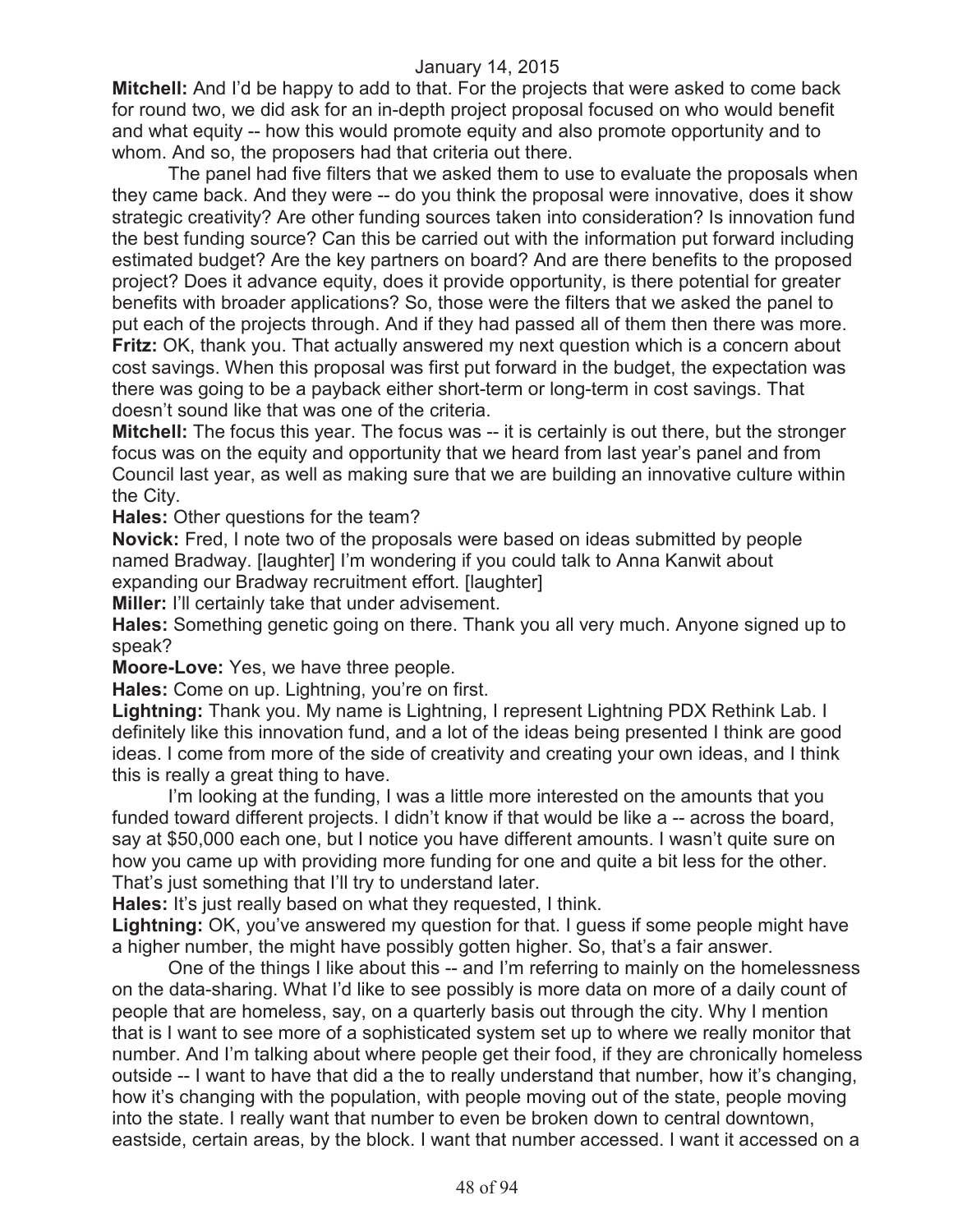**Mitchell:** And I'd be happy to add to that. For the projects that were asked to come back for round two, we did ask for an in-depth project proposal focused on who would benefit and what equity -- how this would promote equity and also promote opportunity and to whom. And so, the proposers had that criteria out there.

The panel had five filters that we asked them to use to evaluate the proposals when they came back. And they were -- do you think the proposal were innovative, does it show strategic creativity? Are other funding sources taken into consideration? Is innovation fund the best funding source? Can this be carried out with the information put forward including estimated budget? Are the key partners on board? And are there benefits to the proposed project? Does it advance equity, does it provide opportunity, is there potential for greater benefits with broader applications? So, those were the filters that we asked the panel to put each of the projects through. And if they had passed all of them then there was more.

**Fritz:** OK, thank you. That actually answered my next question which is a concern about cost savings. When this proposal was first put forward in the budget, the expectation was there was going to be a payback either short-term or long-term in cost savings. That doesn't sound like that was one of the criteria.

**Mitchell:** The focus this year. The focus was -- it is certainly is out there, but the stronger focus was on the equity and opportunity that we heard from last year's panel and from Council last year, as well as making sure that we are building an innovative culture within the City.

**Hales:** Other questions for the team?

**Novick:** Fred, I note two of the proposals were based on ideas submitted by people named Bradway. [laughter] I'm wondering if you could talk to Anna Kanwit about expanding our Bradway recruitment effort. [laughter]

**Miller:** I'll certainly take that under advisement.

**Hales:** Something genetic going on there. Thank you all very much. Anyone signed up to speak?

**Moore-Love:** Yes, we have three people.

**Hales:** Come on up. Lightning, you're on first.

**Lightning:** Thank you. My name is Lightning, I represent Lightning PDX Rethink Lab. I definitely like this innovation fund, and a lot of the ideas being presented I think are good ideas. I come from more of the side of creativity and creating your own ideas, and I think this is really a great thing to have.

I'm looking at the funding, I was a little more interested on the amounts that you funded toward different projects. I didn't know if that would be like a -- across the board, say at $50,000 each one, but I notice you have different amounts. I wasn't quite sure on how you came up with providing more funding for one and quite a bit less for the other. That's just something that I'll try to understand later.

**Hales:** It's just really based on what they requested, I think.

**Lightning:** OK, you've answered my question for that. I guess if some people might have a higher number, the might have possibly gotten higher. So, that's a fair answer.

One of the things I like about this -- and I'm referring to mainly on the homelessness on the data-sharing. What I'd like to see possibly is more data on more of a daily count of people that are homeless, say, on a quarterly basis out through the city. Why I mention that is I want to see more of a sophisticated system set up to where we really monitor that number. And I'm talking about where people get their food, if they are chronically homeless outside -- I want to have that did a the to really understand that number, how it's changing, how it's changing with the population, with people moving out of the state, people moving into the state. I really want that number to even be broken down to central downtown, eastside, certain areas, by the block. I want that number accessed. I want it accessed on a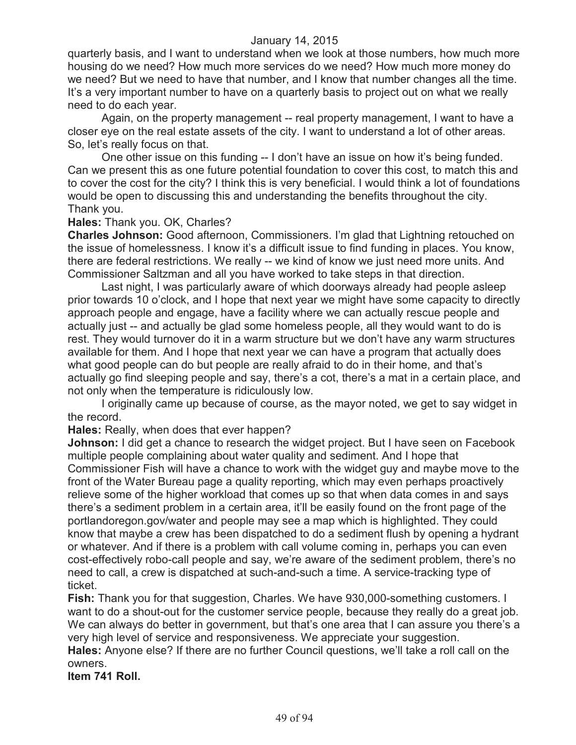quarterly basis, and I want to understand when we look at those numbers, how much more housing do we need? How much more services do we need? How much more money do we need? But we need to have that number, and I know that number changes all the time. It's a very important number to have on a quarterly basis to project out on what we really need to do each year.

Again, on the property management -- real property management, I want to have a closer eye on the real estate assets of the city. I want to understand a lot of other areas. So, let's really focus on that.

One other issue on this funding -- I don't have an issue on how it's being funded. Can we present this as one future potential foundation to cover this cost, to match this and to cover the cost for the city? I think this is very beneficial. I would think a lot of foundations would be open to discussing this and understanding the benefits throughout the city. Thank you.

**Hales:** Thank you. OK, Charles?

**Charles Johnson:** Good afternoon, Commissioners. I'm glad that Lightning retouched on the issue of homelessness. I know it's a difficult issue to find funding in places. You know, there are federal restrictions. We really -- we kind of know we just need more units. And Commissioner Saltzman and all you have worked to take steps in that direction.

Last night, I was particularly aware of which doorways already had people asleep prior towards 10 o'clock, and I hope that next year we might have some capacity to directly approach people and engage, have a facility where we can actually rescue people and actually just -- and actually be glad some homeless people, all they would want to do is rest. They would turnover do it in a warm structure but we don't have any warm structures available for them. And I hope that next year we have a program that actually does what good people can do but people are really afraid to do in their home, and that's actually go find sleeping people and say, there's a cot, there's a mat in a certain place, and not only when the temperature is ridiculously low.

I originally came up because of course, as the mayor noted, we get to say widget in the record.

**Hales:** Really, when does that ever happen?

**Johnson:** I did get a chance to research the widget project. But I have seen on Facebook multiple people complaining about water quality and sediment. And I hope that Commissioner Fish will have a chance to work with the widget guy and maybe move to the front of the Water Bureau page a quality reporting, which may even perhaps proactively relieve some of the higher workload that comes up so that when data comes in and says there's a sediment problem in a certain area, it'll be easily found on the front page of the portlandoregon.gov/water and people may see a map which is highlighted. They could know that maybe a crew has been dispatched to do a sediment flush by opening a hydrant or whatever. And if there is a problem with call volume coming in, perhaps you can even cost-effectively robo-call people and say, we're aware of the sediment problem, there's no need to call, a crew is dispatched at such-and-such a time. A service-tracking type of ticket.

**Fish:** Thank you for that suggestion, Charles. We have 930,000-something customers. I want to do a shout-out for the customer service people, because they really do a great job. We can always do better in government, but that's one area that I can assure you there's a very high level of service and responsiveness. We appreciate your suggestion.

**Hales:** Anyone else? If there are no further Council questions, we'll take a roll call on the owners.

**Item 741 Roll.**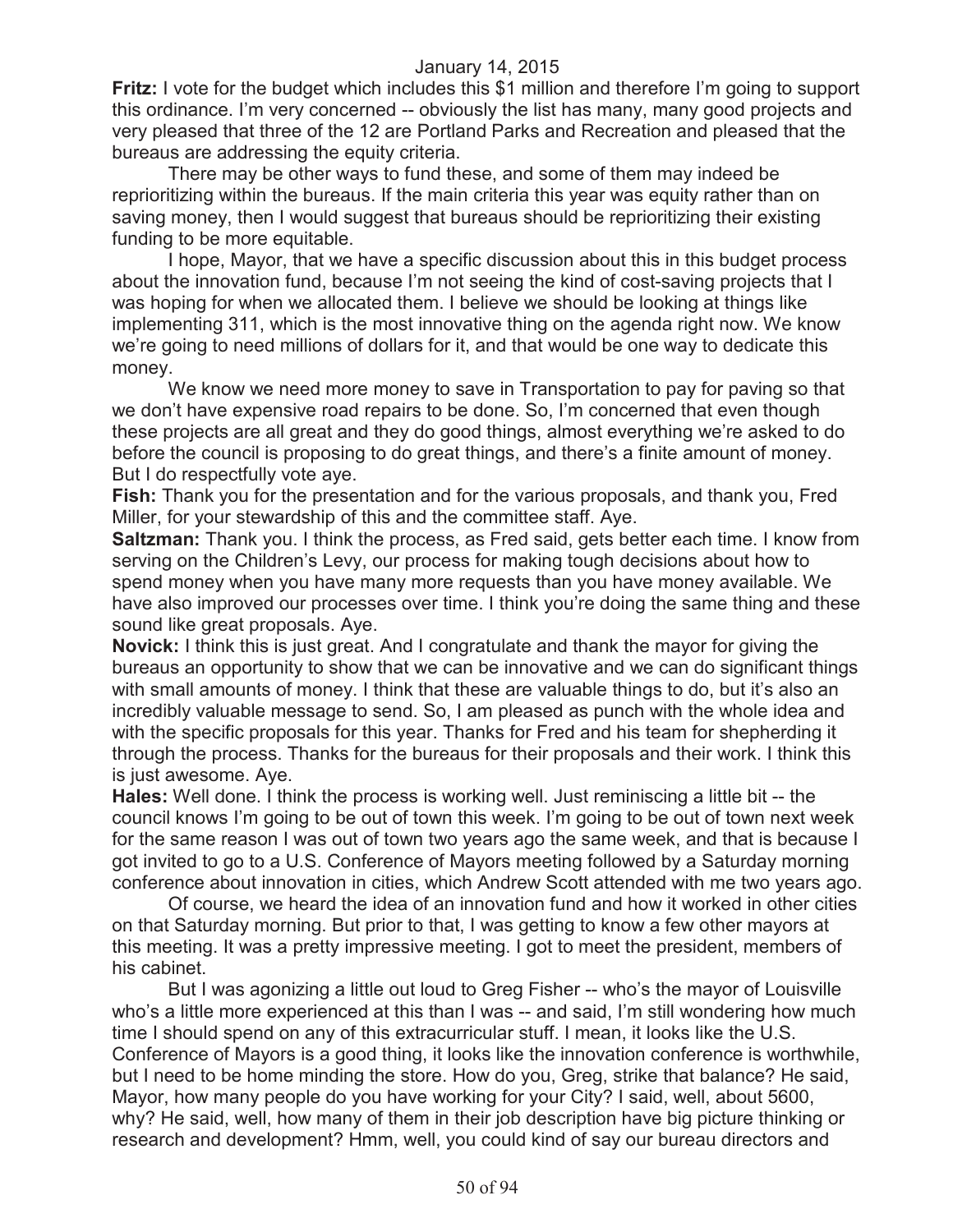**Fritz:** I vote for the budget which includes this $1 million and therefore I'm going to support this ordinance. I'm very concerned -- obviously the list has many, many good projects and very pleased that three of the 12 are Portland Parks and Recreation and pleased that the bureaus are addressing the equity criteria.

There may be other ways to fund these, and some of them may indeed be reprioritizing within the bureaus. If the main criteria this year was equity rather than on saving money, then I would suggest that bureaus should be reprioritizing their existing funding to be more equitable.

I hope, Mayor, that we have a specific discussion about this in this budget process about the innovation fund, because I'm not seeing the kind of cost-saving projects that I was hoping for when we allocated them. I believe we should be looking at things like implementing 311, which is the most innovative thing on the agenda right now. We know we're going to need millions of dollars for it, and that would be one way to dedicate this money.

We know we need more money to save in Transportation to pay for paving so that we don't have expensive road repairs to be done. So, I'm concerned that even though these projects are all great and they do good things, almost everything we're asked to do before the council is proposing to do great things, and there's a finite amount of money. But I do respectfully vote aye.

**Fish:** Thank you for the presentation and for the various proposals, and thank you, Fred Miller, for your stewardship of this and the committee staff. Aye.

**Saltzman:** Thank you. I think the process, as Fred said, gets better each time. I know from serving on the Children's Levy, our process for making tough decisions about how to spend money when you have many more requests than you have money available. We have also improved our processes over time. I think you're doing the same thing and these sound like great proposals. Aye.

**Novick:** I think this is just great. And I congratulate and thank the mayor for giving the bureaus an opportunity to show that we can be innovative and we can do significant things with small amounts of money. I think that these are valuable things to do, but it's also an incredibly valuable message to send. So, I am pleased as punch with the whole idea and with the specific proposals for this year. Thanks for Fred and his team for shepherding it through the process. Thanks for the bureaus for their proposals and their work. I think this is just awesome. Aye.

**Hales:** Well done. I think the process is working well. Just reminiscing a little bit -- the council knows I'm going to be out of town this week. I'm going to be out of town next week for the same reason I was out of town two years ago the same week, and that is because I got invited to go to a U.S. Conference of Mayors meeting followed by a Saturday morning conference about innovation in cities, which Andrew Scott attended with me two years ago.

Of course, we heard the idea of an innovation fund and how it worked in other cities on that Saturday morning. But prior to that, I was getting to know a few other mayors at this meeting. It was a pretty impressive meeting. I got to meet the president, members of his cabinet.

But I was agonizing a little out loud to Greg Fisher -- who's the mayor of Louisville who's a little more experienced at this than I was -- and said, I'm still wondering how much time I should spend on any of this extracurricular stuff. I mean, it looks like the U.S. Conference of Mayors is a good thing, it looks like the innovation conference is worthwhile, but I need to be home minding the store. How do you, Greg, strike that balance? He said, Mayor, how many people do you have working for your City? I said, well, about 5600, why? He said, well, how many of them in their job description have big picture thinking or research and development? Hmm, well, you could kind of say our bureau directors and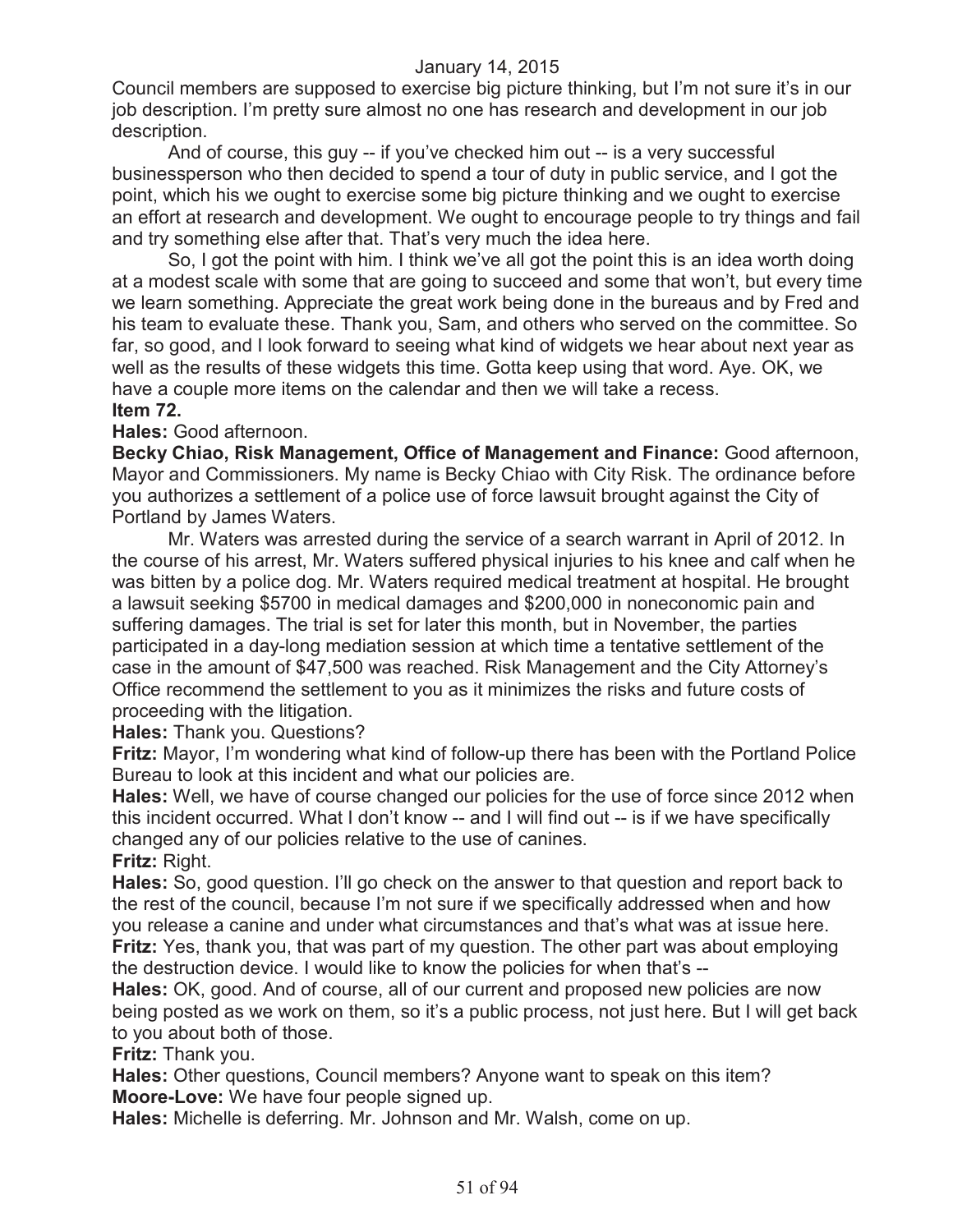Council members are supposed to exercise big picture thinking, but I'm not sure it's in our job description. I'm pretty sure almost no one has research and development in our job description.

And of course, this guy -- if you've checked him out -- is a very successful businessperson who then decided to spend a tour of duty in public service, and I got the point, which his we ought to exercise some big picture thinking and we ought to exercise an effort at research and development. We ought to encourage people to try things and fail and try something else after that. That's very much the idea here.

So, I got the point with him. I think we've all got the point this is an idea worth doing at a modest scale with some that are going to succeed and some that won't, but every time we learn something. Appreciate the great work being done in the bureaus and by Fred and his team to evaluate these. Thank you, Sam, and others who served on the committee. So far, so good, and I look forward to seeing what kind of widgets we hear about next year as well as the results of these widgets this time. Gotta keep using that word. Aye. OK, we have a couple more items on the calendar and then we will take a recess.

**Item 72.**

**Hales:** Good afternoon.

**Becky Chiao, Risk Management, Office of Management and Finance:** Good afternoon, Mayor and Commissioners. My name is Becky Chiao with City Risk. The ordinance before you authorizes a settlement of a police use of force lawsuit brought against the City of Portland by James Waters.

Mr. Waters was arrested during the service of a search warrant in April of 2012. In the course of his arrest, Mr. Waters suffered physical injuries to his knee and calf when he was bitten by a police dog. Mr. Waters required medical treatment at hospital. He brought a lawsuit seeking $5700 in medical damages and $200,000 in noneconomic pain and suffering damages. The trial is set for later this month, but in November, the parties participated in a day-long mediation session at which time a tentative settlement of the case in the amount of $47,500 was reached. Risk Management and the City Attorney's Office recommend the settlement to you as it minimizes the risks and future costs of proceeding with the litigation.

**Hales:** Thank you. Questions?

**Fritz:** Mayor, I'm wondering what kind of follow-up there has been with the Portland Police Bureau to look at this incident and what our policies are.

**Hales:** Well, we have of course changed our policies for the use of force since 2012 when this incident occurred. What I don't know -- and I will find out -- is if we have specifically changed any of our policies relative to the use of canines.

**Fritz:** Right.

**Hales:** So, good question. I'll go check on the answer to that question and report back to the rest of the council, because I'm not sure if we specifically addressed when and how you release a canine and under what circumstances and that's what was at issue here.

**Fritz:** Yes, thank you, that was part of my question. The other part was about employing the destruction device. I would like to know the policies for when that's --

**Hales:** OK, good. And of course, all of our current and proposed new policies are now being posted as we work on them, so it's a public process, not just here. But I will get back to you about both of those.

**Fritz:** Thank you.

**Hales:** Other questions, Council members? Anyone want to speak on this item?

**Moore-Love:** We have four people signed up.

**Hales:** Michelle is deferring. Mr. Johnson and Mr. Walsh, come on up.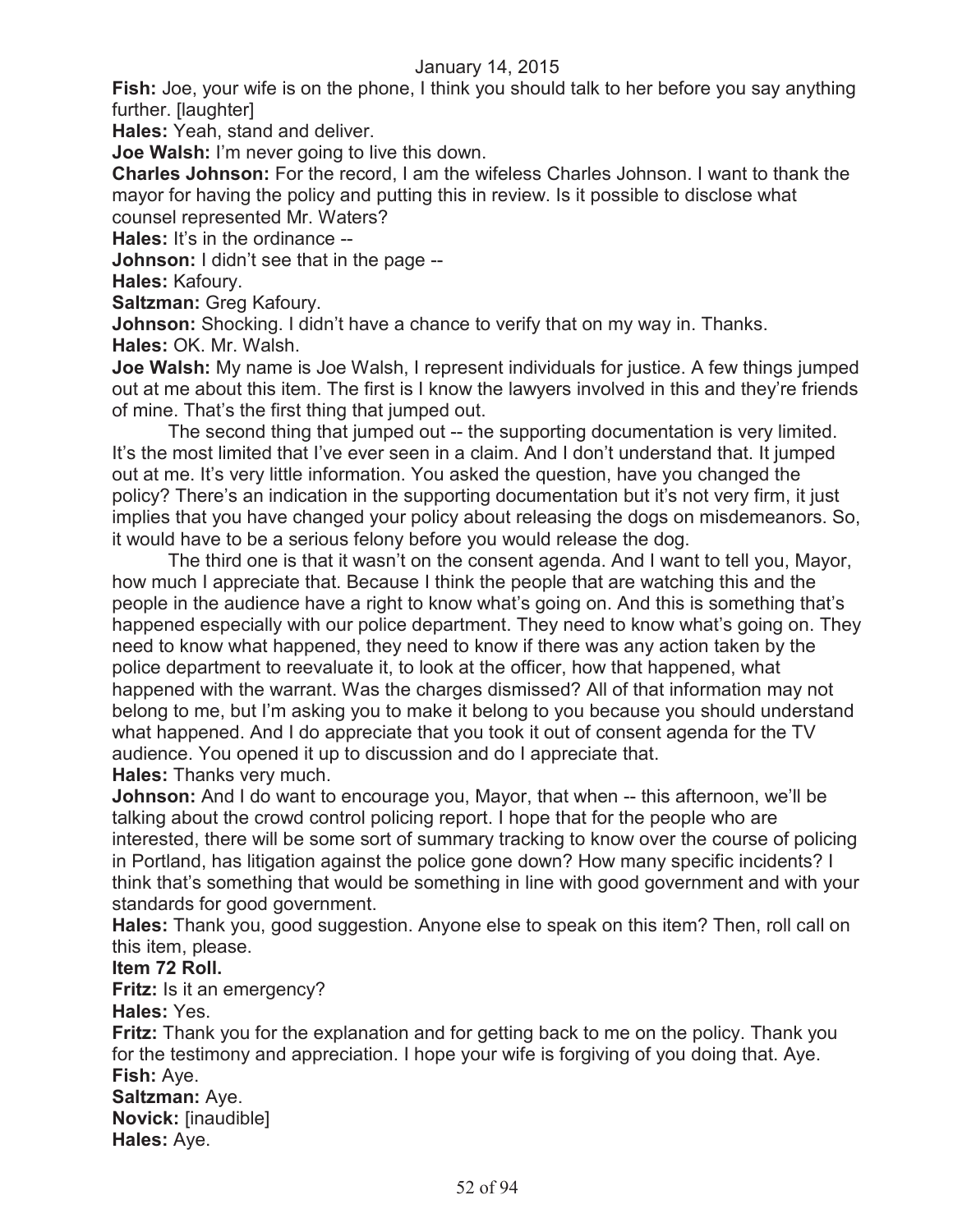**Fish:** Joe, your wife is on the phone, I think you should talk to her before you say anything further. [laughter]

**Hales:** Yeah, stand and deliver.

**Joe Walsh:** I'm never going to live this down.

**Charles Johnson:** For the record, I am the wifeless Charles Johnson. I want to thank the mayor for having the policy and putting this in review. Is it possible to disclose what counsel represented Mr. Waters?

**Hales:** It's in the ordinance --

**Johnson:** I didn't see that in the page --

**Hales:** Kafoury.

**Saltzman:** Greg Kafoury.

**Johnson:** Shocking. I didn't have a chance to verify that on my way in. Thanks.

**Hales:** OK. Mr. Walsh.

**Joe Walsh:** My name is Joe Walsh, I represent individuals for justice. A few things jumped out at me about this item. The first is I know the lawyers involved in this and they're friends of mine. That's the first thing that jumped out.

The second thing that jumped out -- the supporting documentation is very limited. It's the most limited that I've ever seen in a claim. And I don't understand that. It jumped out at me. It's very little information. You asked the question, have you changed the policy? There's an indication in the supporting documentation but it's not very firm, it just implies that you have changed your policy about releasing the dogs on misdemeanors. So, it would have to be a serious felony before you would release the dog.

The third one is that it wasn't on the consent agenda. And I want to tell you, Mayor, how much I appreciate that. Because I think the people that are watching this and the people in the audience have a right to know what's going on. And this is something that's happened especially with our police department. They need to know what's going on. They need to know what happened, they need to know if there was any action taken by the police department to reevaluate it, to look at the officer, how that happened, what happened with the warrant. Was the charges dismissed? All of that information may not belong to me, but I'm asking you to make it belong to you because you should understand what happened. And I do appreciate that you took it out of consent agenda for the TV audience. You opened it up to discussion and do I appreciate that.

**Hales:** Thanks very much.

**Johnson:** And I do want to encourage you, Mayor, that when -- this afternoon, we'll be talking about the crowd control policing report. I hope that for the people who are interested, there will be some sort of summary tracking to know over the course of policing in Portland, has litigation against the police gone down? How many specific incidents? I think that's something that would be something in line with good government and with your standards for good government.

**Hales:** Thank you, good suggestion. Anyone else to speak on this item? Then, roll call on this item, please.

**Item 72 Roll.**

**Fritz:** Is it an emergency?

**Hales:** Yes.

**Fritz:** Thank you for the explanation and for getting back to me on the policy. Thank you for the testimony and appreciation. I hope your wife is forgiving of you doing that. Aye.

**Fish:** Aye.

**Saltzman:** Aye.

**Novick:** [inaudible]

**Hales:** Aye.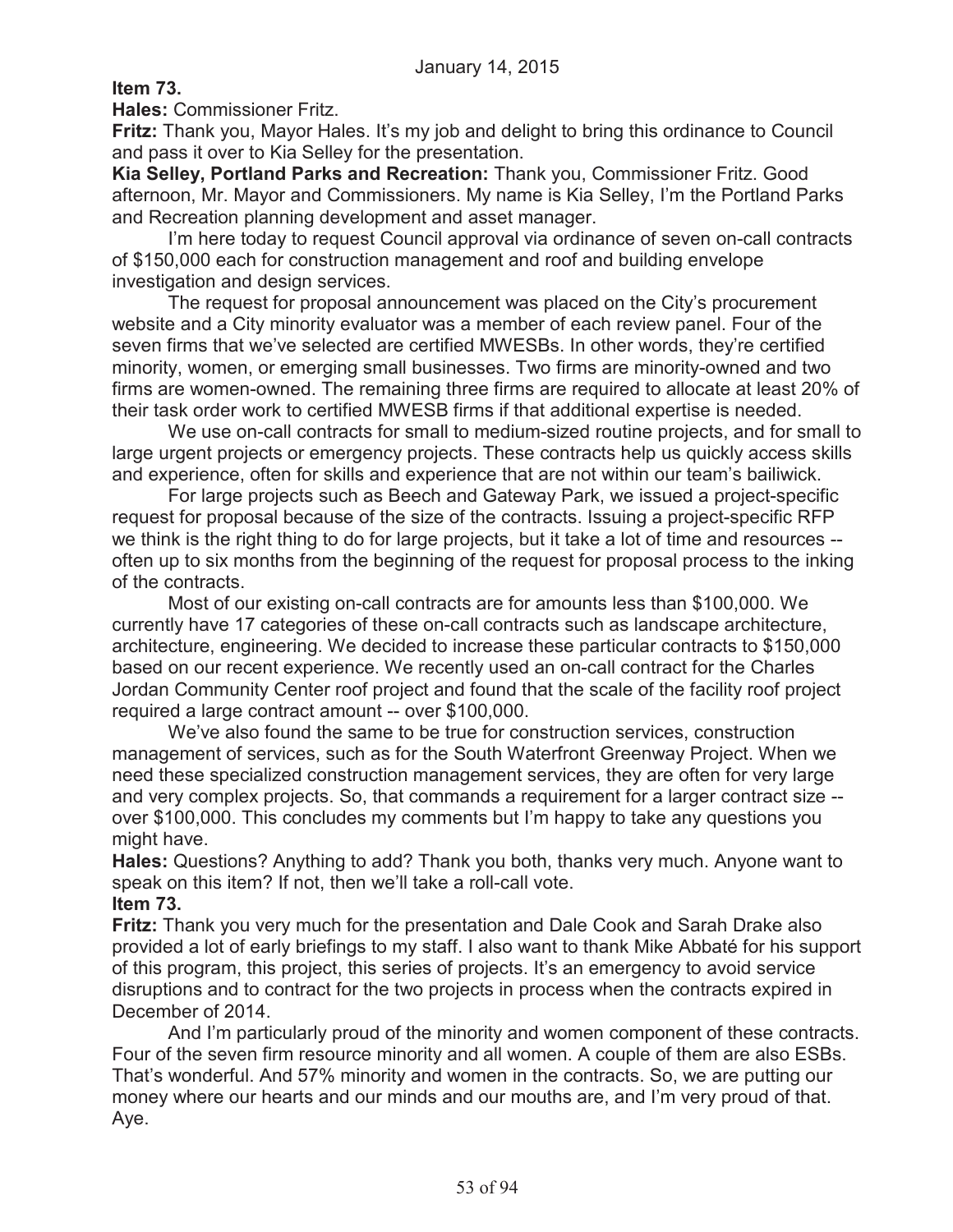**Item 73.**

**Hales:** Commissioner Fritz.

**Fritz:** Thank you, Mayor Hales. It's my job and delight to bring this ordinance to Council and pass it over to Kia Selley for the presentation.

**Kia Selley, Portland Parks and Recreation:** Thank you, Commissioner Fritz. Good afternoon, Mr. Mayor and Commissioners. My name is Kia Selley, I'm the Portland Parks and Recreation planning development and asset manager.

I'm here today to request Council approval via ordinance of seven on-call contracts of $150,000 each for construction management and roof and building envelope investigation and design services.

The request for proposal announcement was placed on the City's procurement website and a City minority evaluator was a member of each review panel. Four of the seven firms that we've selected are certified MWESBs. In other words, they're certified minority, women, or emerging small businesses. Two firms are minority-owned and two firms are women-owned. The remaining three firms are required to allocate at least 20% of their task order work to certified MWESB firms if that additional expertise is needed.

We use on-call contracts for small to medium-sized routine projects, and for small to large urgent projects or emergency projects. These contracts help us quickly access skills and experience, often for skills and experience that are not within our team's bailiwick.

For large projects such as Beech and Gateway Park, we issued a project-specific request for proposal because of the size of the contracts. Issuing a project-specific RFP we think is the right thing to do for large projects, but it take a lot of time and resources -- often up to six months from the beginning of the request for proposal process to the inking of the contracts.

Most of our existing on-call contracts are for amounts less than $100,000. We currently have 17 categories of these on-call contracts such as landscape architecture, architecture, engineering. We decided to increase these particular contracts to $150,000 based on our recent experience. We recently used an on-call contract for the Charles Jordan Community Center roof project and found that the scale of the facility roof project required a large contract amount -- over $100,000.

We've also found the same to be true for construction services, construction management of services, such as for the South Waterfront Greenway Project. When we need these specialized construction management services, they are often for very large and very complex projects. So, that commands a requirement for a larger contract size -- over $100,000. This concludes my comments but I'm happy to take any questions you might have.

**Hales:** Questions? Anything to add? Thank you both, thanks very much. Anyone want to speak on this item? If not, then we'll take a roll-call vote.

**Item 73.**

**Fritz:** Thank you very much for the presentation and Dale Cook and Sarah Drake also provided a lot of early briefings to my staff. I also want to thank Mike Abbaté for his support of this program, this project, this series of projects. It's an emergency to avoid service disruptions and to contract for the two projects in process when the contracts expired in December of 2014.

And I'm particularly proud of the minority and women component of these contracts. Four of the seven firm resource minority and all women. A couple of them are also ESBs. That's wonderful. And 57% minority and women in the contracts. So, we are putting our money where our hearts and our minds and our mouths are, and I'm very proud of that. Aye.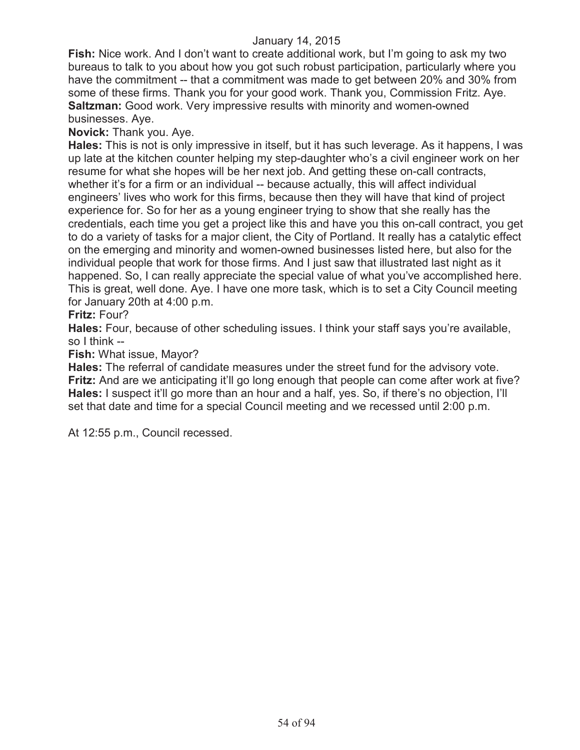**Fish:** Nice work. And I don't want to create additional work, but I'm going to ask my two bureaus to talk to you about how you got such robust participation, particularly where you have the commitment -- that a commitment was made to get between 20% and 30% from some of these firms. Thank you for your good work. Thank you, Commission Fritz. Aye.

**Saltzman:** Good work. Very impressive results with minority and women-owned businesses. Aye.

**Novick:** Thank you. Aye.

**Hales:** This is not is only impressive in itself, but it has such leverage. As it happens, I was up late at the kitchen counter helping my step-daughter who's a civil engineer work on her resume for what she hopes will be her next job. And getting these on-call contracts, whether it's for a firm or an individual -- because actually, this will affect individual engineers' lives who work for this firms, because then they will have that kind of project experience for. So for her as a young engineer trying to show that she really has the credentials, each time you get a project like this and have you this on-call contract, you get to do a variety of tasks for a major client, the City of Portland. It really has a catalytic effect on the emerging and minority and women-owned businesses listed here, but also for the individual people that work for those firms. And I just saw that illustrated last night as it happened. So, I can really appreciate the special value of what you've accomplished here. This is great, well done. Aye. I have one more task, which is to set a City Council meeting for January 20th at 4:00 p.m.

**Fritz:** Four?

**Hales:** Four, because of other scheduling issues. I think your staff says you're available, so I think --

**Fish:** What issue, Mayor?

**Hales:** The referral of candidate measures under the street fund for the advisory vote.

**Fritz:** And are we anticipating it'll go long enough that people can come after work at five?

**Hales:** I suspect it'll go more than an hour and a half, yes. So, if there's no objection, I'll set that date and time for a special Council meeting and we recessed until 2:00 p.m.

At 12:55 p.m., Council recessed.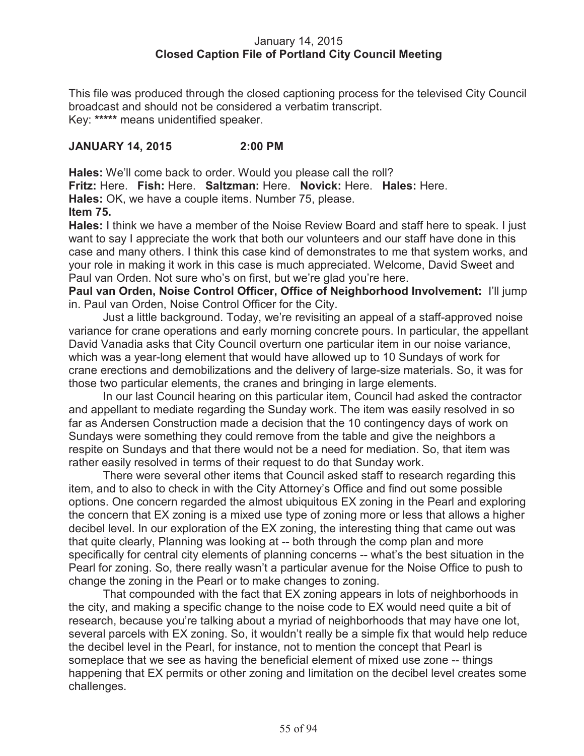January 14, 2015
**Closed Caption File of Portland City Council Meeting**

This file was produced through the closed captioning process for the televised City Council broadcast and should not be considered a verbatim transcript.
Key: ***** means unidentified speaker.

**JANUARY 14, 2015 2:00 PM**

**Hales:** We'll come back to order. Would you please call the roll?
**Fritz:** Here. **Fish:** Here. **Saltzman:** Here. **Novick:** Here. **Hales:** Here.
**Hales:** OK, we have a couple items. Number 75, please.
**Item 75.**
**Hales:** I think we have a member of the Noise Review Board and staff here to speak. I just want to say I appreciate the work that both our volunteers and our staff have done in this case and many others. I think this case kind of demonstrates to me that system works, and your role in making it work in this case is much appreciated. Welcome, David Sweet and Paul van Orden. Not sure who's on first, but we're glad you're here.
**Paul van Orden, Noise Control Officer, Office of Neighborhood Involvement:** I'll jump in. Paul van Orden, Noise Control Officer for the City.

Just a little background. Today, we're revisiting an appeal of a staff-approved noise variance for crane operations and early morning concrete pours. In particular, the appellant David Vanadia asks that City Council overturn one particular item in our noise variance, which was a year-long element that would have allowed up to 10 Sundays of work for crane erections and demobilizations and the delivery of large-size materials. So, it was for those two particular elements, the cranes and bringing in large elements.

In our last Council hearing on this particular item, Council had asked the contractor and appellant to mediate regarding the Sunday work. The item was easily resolved in so far as Andersen Construction made a decision that the 10 contingency days of work on Sundays were something they could remove from the table and give the neighbors a respite on Sundays and that there would not be a need for mediation. So, that item was rather easily resolved in terms of their request to do that Sunday work.

There were several other items that Council asked staff to research regarding this item, and to also to check in with the City Attorney's Office and find out some possible options. One concern regarded the almost ubiquitous EX zoning in the Pearl and exploring the concern that EX zoning is a mixed use type of zoning more or less that allows a higher decibel level. In our exploration of the EX zoning, the interesting thing that came out was that quite clearly, Planning was looking at -- both through the comp plan and more specifically for central city elements of planning concerns -- what's the best situation in the Pearl for zoning. So, there really wasn't a particular avenue for the Noise Office to push to change the zoning in the Pearl or to make changes to zoning.

That compounded with the fact that EX zoning appears in lots of neighborhoods in the city, and making a specific change to the noise code to EX would need quite a bit of research, because you're talking about a myriad of neighborhoods that may have one lot, several parcels with EX zoning. So, it wouldn't really be a simple fix that would help reduce the decibel level in the Pearl, for instance, not to mention the concept that Pearl is someplace that we see as having the beneficial element of mixed use zone -- things happening that EX permits or other zoning and limitation on the decibel level creates some challenges.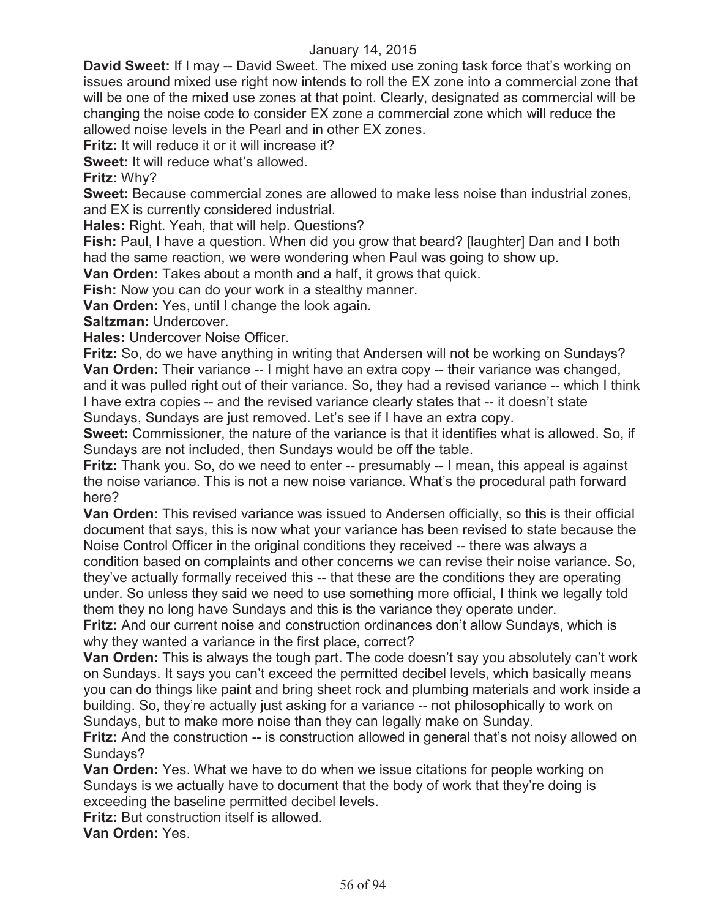**David Sweet:** If I may -- David Sweet. The mixed use zoning task force that's working on issues around mixed use right now intends to roll the EX zone into a commercial zone that will be one of the mixed use zones at that point. Clearly, designated as commercial will be changing the noise code to consider EX zone a commercial zone which will reduce the allowed noise levels in the Pearl and in other EX zones.

**Fritz:** It will reduce it or it will increase it?

**Sweet:** It will reduce what's allowed.

**Fritz:** Why?

**Sweet:** Because commercial zones are allowed to make less noise than industrial zones, and EX is currently considered industrial.

**Hales:** Right. Yeah, that will help. Questions?

**Fish:** Paul, I have a question. When did you grow that beard? [laughter] Dan and I both had the same reaction, we were wondering when Paul was going to show up.

**Van Orden:** Takes about a month and a half, it grows that quick.

**Fish:** Now you can do your work in a stealthy manner.

**Van Orden:** Yes, until I change the look again.

**Saltzman:** Undercover.

**Hales:** Undercover Noise Officer.

**Fritz:** So, do we have anything in writing that Andersen will not be working on Sundays?

**Van Orden:** Their variance -- I might have an extra copy -- their variance was changed, and it was pulled right out of their variance. So, they had a revised variance -- which I think I have extra copies -- and the revised variance clearly states that -- it doesn't state Sundays, Sundays are just removed. Let's see if I have an extra copy.

**Sweet:** Commissioner, the nature of the variance is that it identifies what is allowed. So, if Sundays are not included, then Sundays would be off the table.

**Fritz:** Thank you. So, do we need to enter -- presumably -- I mean, this appeal is against the noise variance. This is not a new noise variance. What's the procedural path forward here?

**Van Orden:** This revised variance was issued to Andersen officially, so this is their official document that says, this is now what your variance has been revised to state because the Noise Control Officer in the original conditions they received -- there was always a condition based on complaints and other concerns we can revise their noise variance. So, they've actually formally received this -- that these are the conditions they are operating under. So unless they said we need to use something more official, I think we legally told them they no long have Sundays and this is the variance they operate under.

**Fritz:** And our current noise and construction ordinances don't allow Sundays, which is why they wanted a variance in the first place, correct?

**Van Orden:** This is always the tough part. The code doesn't say you absolutely can't work on Sundays. It says you can't exceed the permitted decibel levels, which basically means you can do things like paint and bring sheet rock and plumbing materials and work inside a building. So, they're actually just asking for a variance -- not philosophically to work on Sundays, but to make more noise than they can legally make on Sunday.

**Fritz:** And the construction -- is construction allowed in general that's not noisy allowed on Sundays?

**Van Orden:** Yes. What we have to do when we issue citations for people working on Sundays is we actually have to document that the body of work that they're doing is exceeding the baseline permitted decibel levels.

**Fritz:** But construction itself is allowed.

**Van Orden:** Yes.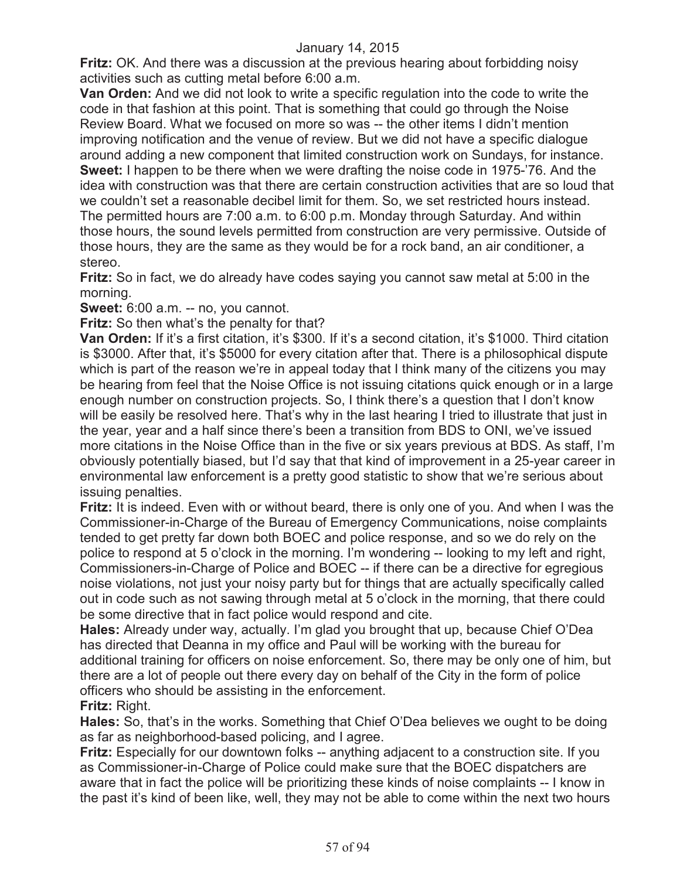**Fritz:** OK. And there was a discussion at the previous hearing about forbidding noisy activities such as cutting metal before 6:00 a.m.

**Van Orden:** And we did not look to write a specific regulation into the code to write the code in that fashion at this point. That is something that could go through the Noise Review Board. What we focused on more so was -- the other items I didn't mention improving notification and the venue of review. But we did not have a specific dialogue around adding a new component that limited construction work on Sundays, for instance.

**Sweet:** I happen to be there when we were drafting the noise code in 1975-'76. And the idea with construction was that there are certain construction activities that are so loud that we couldn't set a reasonable decibel limit for them. So, we set restricted hours instead. The permitted hours are 7:00 a.m. to 6:00 p.m. Monday through Saturday. And within those hours, the sound levels permitted from construction are very permissive. Outside of those hours, they are the same as they would be for a rock band, an air conditioner, a stereo.

**Fritz:** So in fact, we do already have codes saying you cannot saw metal at 5:00 in the morning.

**Sweet:** 6:00 a.m. -- no, you cannot.

**Fritz:** So then what's the penalty for that?

**Van Orden:** If it's a first citation, it's $300. If it's a second citation, it's $1000. Third citation is $3000. After that, it's $5000 for every citation after that. There is a philosophical dispute which is part of the reason we're in appeal today that I think many of the citizens you may be hearing from feel that the Noise Office is not issuing citations quick enough or in a large enough number on construction projects. So, I think there's a question that I don't know will be easily be resolved here. That's why in the last hearing I tried to illustrate that just in the year, year and a half since there's been a transition from BDS to ONI, we've issued more citations in the Noise Office than in the five or six years previous at BDS. As staff, I'm obviously potentially biased, but I'd say that that kind of improvement in a 25-year career in environmental law enforcement is a pretty good statistic to show that we're serious about issuing penalties.

**Fritz:** It is indeed. Even with or without beard, there is only one of you. And when I was the Commissioner-in-Charge of the Bureau of Emergency Communications, noise complaints tended to get pretty far down both BOEC and police response, and so we do rely on the police to respond at 5 o'clock in the morning. I'm wondering -- looking to my left and right, Commissioners-in-Charge of Police and BOEC -- if there can be a directive for egregious noise violations, not just your noisy party but for things that are actually specifically called out in code such as not sawing through metal at 5 o'clock in the morning, that there could be some directive that in fact police would respond and cite.

**Hales:** Already under way, actually. I'm glad you brought that up, because Chief O'Dea has directed that Deanna in my office and Paul will be working with the bureau for additional training for officers on noise enforcement. So, there may be only one of him, but there are a lot of people out there every day on behalf of the City in the form of police officers who should be assisting in the enforcement.

**Fritz:** Right.

**Hales:** So, that's in the works. Something that Chief O'Dea believes we ought to be doing as far as neighborhood-based policing, and I agree.

**Fritz:** Especially for our downtown folks -- anything adjacent to a construction site. If you as Commissioner-in-Charge of Police could make sure that the BOEC dispatchers are aware that in fact the police will be prioritizing these kinds of noise complaints -- I know in the past it's kind of been like, well, they may not be able to come within the next two hours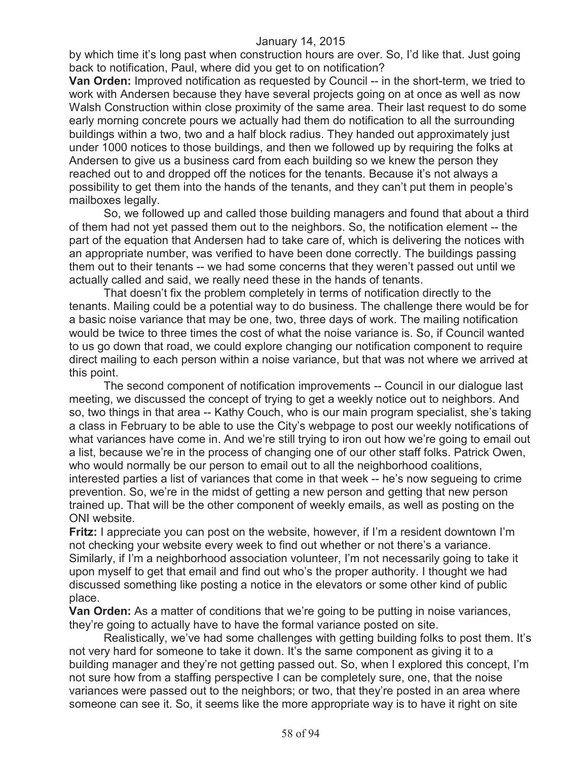by which time it's long past when construction hours are over. So, I'd like that. Just going back to notification, Paul, where did you get to on notification?

**Van Orden:** Improved notification as requested by Council -- in the short-term, we tried to work with Andersen because they have several projects going on at once as well as now Walsh Construction within close proximity of the same area. Their last request to do some early morning concrete pours we actually had them do notification to all the surrounding buildings within a two, two and a half block radius. They handed out approximately just under 1000 notices to those buildings, and then we followed up by requiring the folks at Andersen to give us a business card from each building so we knew the person they reached out to and dropped off the notices for the tenants. Because it's not always a possibility to get them into the hands of the tenants, and they can't put them in people's mailboxes legally.

So, we followed up and called those building managers and found that about a third of them had not yet passed them out to the neighbors. So, the notification element -- the part of the equation that Andersen had to take care of, which is delivering the notices with an appropriate number, was verified to have been done correctly. The buildings passing them out to their tenants -- we had some concerns that they weren't passed out until we actually called and said, we really need these in the hands of tenants.

That doesn't fix the problem completely in terms of notification directly to the tenants. Mailing could be a potential way to do business. The challenge there would be for a basic noise variance that may be one, two, three days of work. The mailing notification would be twice to three times the cost of what the noise variance is. So, if Council wanted to us go down that road, we could explore changing our notification component to require direct mailing to each person within a noise variance, but that was not where we arrived at this point.

The second component of notification improvements -- Council in our dialogue last meeting, we discussed the concept of trying to get a weekly notice out to neighbors. And so, two things in that area -- Kathy Couch, who is our main program specialist, she's taking a class in February to be able to use the City's webpage to post our weekly notifications of what variances have come in. And we're still trying to iron out how we're going to email out a list, because we're in the process of changing one of our other staff folks. Patrick Owen, who would normally be our person to email out to all the neighborhood coalitions, interested parties a list of variances that come in that week -- he's now segueing to crime prevention. So, we're in the midst of getting a new person and getting that new person trained up. That will be the other component of weekly emails, as well as posting on the ONI website.

**Fritz:** I appreciate you can post on the website, however, if I'm a resident downtown I'm not checking your website every week to find out whether or not there's a variance. Similarly, if I'm a neighborhood association volunteer, I'm not necessarily going to take it upon myself to get that email and find out who's the proper authority. I thought we had discussed something like posting a notice in the elevators or some other kind of public place.

**Van Orden:** As a matter of conditions that we're going to be putting in noise variances, they're going to actually have to have the formal variance posted on site.

Realistically, we've had some challenges with getting building folks to post them. It's not very hard for someone to take it down. It's the same component as giving it to a building manager and they're not getting passed out. So, when I explored this concept, I'm not sure how from a staffing perspective I can be completely sure, one, that the noise variances were passed out to the neighbors; or two, that they're posted in an area where someone can see it. So, it seems like the more appropriate way is to have it right on site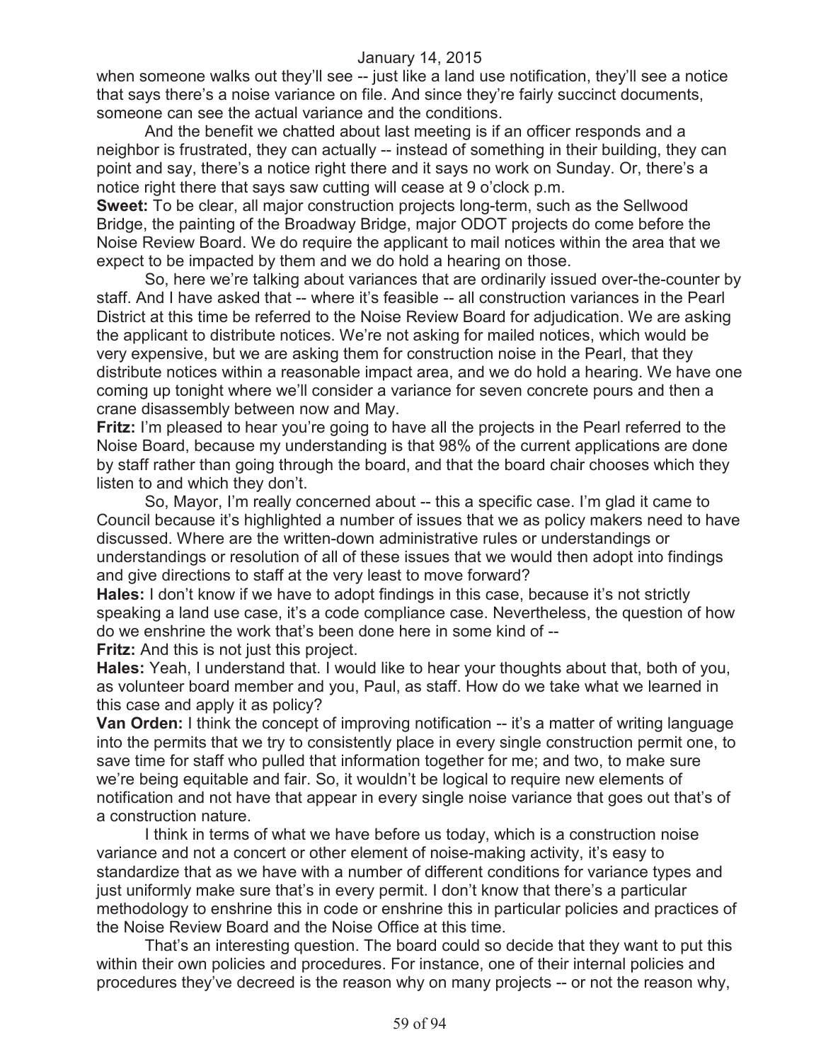when someone walks out they'll see -- just like a land use notification, they'll see a notice that says there's a noise variance on file. And since they're fairly succinct documents, someone can see the actual variance and the conditions.

And the benefit we chatted about last meeting is if an officer responds and a neighbor is frustrated, they can actually -- instead of something in their building, they can point and say, there's a notice right there and it says no work on Sunday. Or, there's a notice right there that says saw cutting will cease at 9 o'clock p.m.

**Sweet:** To be clear, all major construction projects long-term, such as the Sellwood Bridge, the painting of the Broadway Bridge, major ODOT projects do come before the Noise Review Board. We do require the applicant to mail notices within the area that we expect to be impacted by them and we do hold a hearing on those.

So, here we're talking about variances that are ordinarily issued over-the-counter by staff. And I have asked that -- where it's feasible -- all construction variances in the Pearl District at this time be referred to the Noise Review Board for adjudication. We are asking the applicant to distribute notices. We're not asking for mailed notices, which would be very expensive, but we are asking them for construction noise in the Pearl, that they distribute notices within a reasonable impact area, and we do hold a hearing. We have one coming up tonight where we'll consider a variance for seven concrete pours and then a crane disassembly between now and May.

**Fritz:** I'm pleased to hear you're going to have all the projects in the Pearl referred to the Noise Board, because my understanding is that 98% of the current applications are done by staff rather than going through the board, and that the board chair chooses which they listen to and which they don't.

So, Mayor, I'm really concerned about -- this a specific case. I'm glad it came to Council because it's highlighted a number of issues that we as policy makers need to have discussed. Where are the written-down administrative rules or understandings or understandings or resolution of all of these issues that we would then adopt into findings and give directions to staff at the very least to move forward?

**Hales:** I don't know if we have to adopt findings in this case, because it's not strictly speaking a land use case, it's a code compliance case. Nevertheless, the question of how do we enshrine the work that's been done here in some kind of --

**Fritz:** And this is not just this project.

**Hales:** Yeah, I understand that. I would like to hear your thoughts about that, both of you, as volunteer board member and you, Paul, as staff. How do we take what we learned in this case and apply it as policy?

**Van Orden:** I think the concept of improving notification -- it's a matter of writing language into the permits that we try to consistently place in every single construction permit one, to save time for staff who pulled that information together for me; and two, to make sure we're being equitable and fair. So, it wouldn't be logical to require new elements of notification and not have that appear in every single noise variance that goes out that's of a construction nature.

I think in terms of what we have before us today, which is a construction noise variance and not a concert or other element of noise-making activity, it's easy to standardize that as we have with a number of different conditions for variance types and just uniformly make sure that's in every permit. I don't know that there's a particular methodology to enshrine this in code or enshrine this in particular policies and practices of the Noise Review Board and the Noise Office at this time.

That's an interesting question. The board could so decide that they want to put this within their own policies and procedures. For instance, one of their internal policies and procedures they've decreed is the reason why on many projects -- or not the reason why,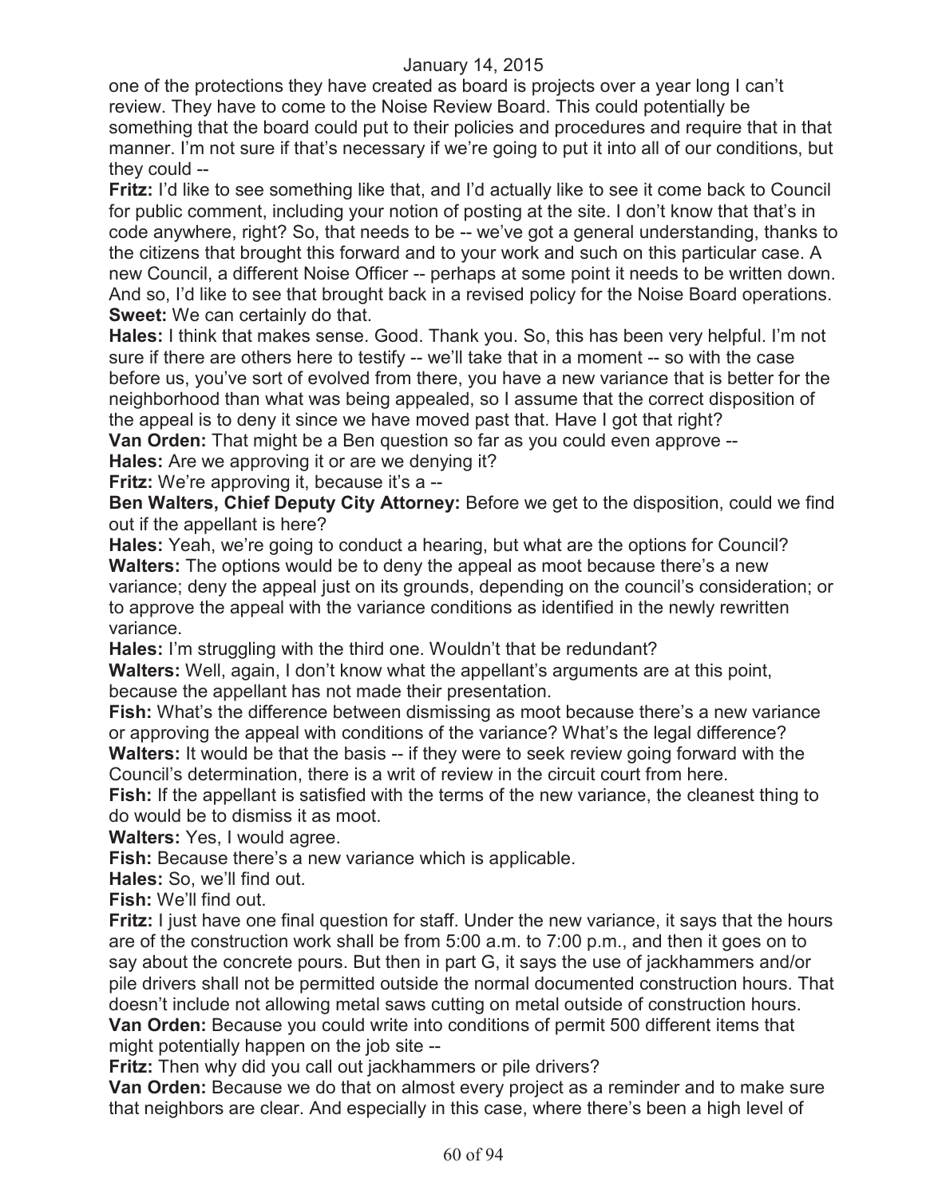one of the protections they have created as board is projects over a year long I can't review. They have to come to the Noise Review Board. This could potentially be something that the board could put to their policies and procedures and require that in that manner. I'm not sure if that's necessary if we're going to put it into all of our conditions, but they could --

**Fritz:** I'd like to see something like that, and I'd actually like to see it come back to Council for public comment, including your notion of posting at the site. I don't know that that's in code anywhere, right? So, that needs to be -- we've got a general understanding, thanks to the citizens that brought this forward and to your work and such on this particular case. A new Council, a different Noise Officer -- perhaps at some point it needs to be written down. And so, I'd like to see that brought back in a revised policy for the Noise Board operations.

**Sweet:** We can certainly do that.

**Hales:** I think that makes sense. Good. Thank you. So, this has been very helpful. I'm not sure if there are others here to testify -- we'll take that in a moment -- so with the case before us, you've sort of evolved from there, you have a new variance that is better for the neighborhood than what was being appealed, so I assume that the correct disposition of the appeal is to deny it since we have moved past that. Have I got that right?

**Van Orden:** That might be a Ben question so far as you could even approve --

**Hales:** Are we approving it or are we denying it?

**Fritz:** We're approving it, because it's a --

**Ben Walters, Chief Deputy City Attorney:** Before we get to the disposition, could we find out if the appellant is here?

**Hales:** Yeah, we're going to conduct a hearing, but what are the options for Council?

**Walters:** The options would be to deny the appeal as moot because there's a new variance; deny the appeal just on its grounds, depending on the council's consideration; or to approve the appeal with the variance conditions as identified in the newly rewritten variance.

**Hales:** I'm struggling with the third one. Wouldn't that be redundant?

**Walters:** Well, again, I don't know what the appellant's arguments are at this point, because the appellant has not made their presentation.

**Fish:** What's the difference between dismissing as moot because there's a new variance or approving the appeal with conditions of the variance? What's the legal difference?

**Walters:** It would be that the basis -- if they were to seek review going forward with the Council's determination, there is a writ of review in the circuit court from here.

**Fish:** If the appellant is satisfied with the terms of the new variance, the cleanest thing to do would be to dismiss it as moot.

**Walters:** Yes, I would agree.

**Fish:** Because there's a new variance which is applicable.

**Hales:** So, we'll find out.

**Fish:** We'll find out.

**Fritz:** I just have one final question for staff. Under the new variance, it says that the hours are of the construction work shall be from 5:00 a.m. to 7:00 p.m., and then it goes on to say about the concrete pours. But then in part G, it says the use of jackhammers and/or pile drivers shall not be permitted outside the normal documented construction hours. That doesn't include not allowing metal saws cutting on metal outside of construction hours.

**Van Orden:** Because you could write into conditions of permit 500 different items that might potentially happen on the job site --

**Fritz:** Then why did you call out jackhammers or pile drivers?

**Van Orden:** Because we do that on almost every project as a reminder and to make sure that neighbors are clear. And especially in this case, where there's been a high level of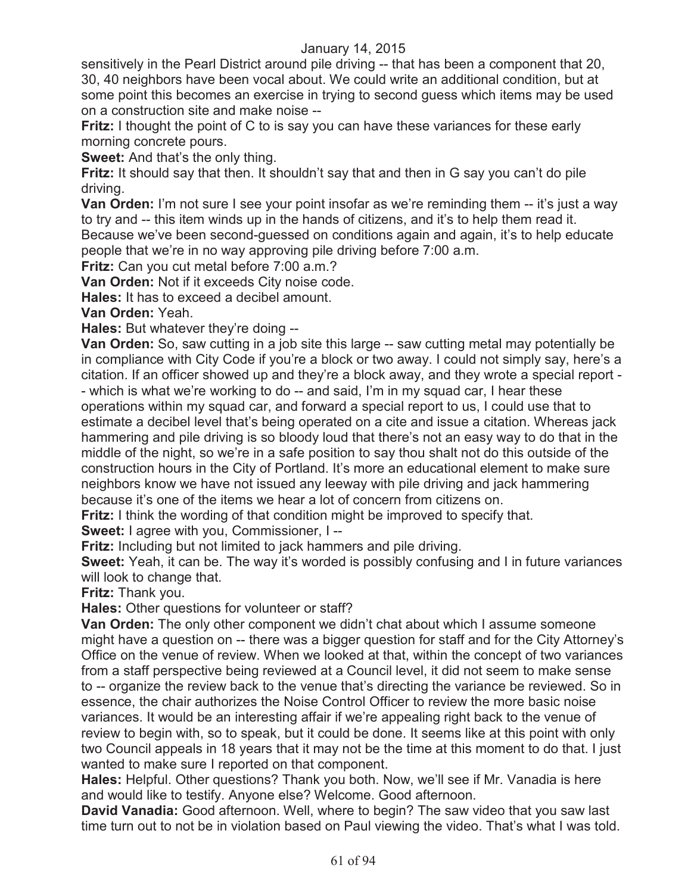sensitively in the Pearl District around pile driving -- that has been a component that 20, 30, 40 neighbors have been vocal about. We could write an additional condition, but at some point this becomes an exercise in trying to second guess which items may be used on a construction site and make noise --

**Fritz:** I thought the point of C to is say you can have these variances for these early morning concrete pours.

**Sweet:** And that's the only thing.

**Fritz:** It should say that then. It shouldn't say that and then in G say you can't do pile driving.

**Van Orden:** I'm not sure I see your point insofar as we're reminding them -- it's just a way to try and -- this item winds up in the hands of citizens, and it's to help them read it. Because we've been second-guessed on conditions again and again, it's to help educate people that we're in no way approving pile driving before 7:00 a.m.

**Fritz:** Can you cut metal before 7:00 a.m.?

**Van Orden:** Not if it exceeds City noise code.

**Hales:** It has to exceed a decibel amount.

**Van Orden:** Yeah.

**Hales:** But whatever they're doing --

**Van Orden:** So, saw cutting in a job site this large -- saw cutting metal may potentially be in compliance with City Code if you're a block or two away. I could not simply say, here's a citation. If an officer showed up and they're a block away, and they wrote a special report -- which is what we're working to do -- and said, I'm in my squad car, I hear these operations within my squad car, and forward a special report to us, I could use that to estimate a decibel level that's being operated on a cite and issue a citation. Whereas jack hammering and pile driving is so bloody loud that there's not an easy way to do that in the middle of the night, so we're in a safe position to say thou shalt not do this outside of the construction hours in the City of Portland. It's more an educational element to make sure neighbors know we have not issued any leeway with pile driving and jack hammering because it's one of the items we hear a lot of concern from citizens on.

**Fritz:** I think the wording of that condition might be improved to specify that.

**Sweet:** I agree with you, Commissioner, I --

**Fritz:** Including but not limited to jack hammers and pile driving.

**Sweet:** Yeah, it can be. The way it's worded is possibly confusing and I in future variances will look to change that.

**Fritz:** Thank you.

**Hales:** Other questions for volunteer or staff?

**Van Orden:** The only other component we didn't chat about which I assume someone might have a question on -- there was a bigger question for staff and for the City Attorney's Office on the venue of review. When we looked at that, within the concept of two variances from a staff perspective being reviewed at a Council level, it did not seem to make sense to -- organize the review back to the venue that's directing the variance be reviewed. So in essence, the chair authorizes the Noise Control Officer to review the more basic noise variances. It would be an interesting affair if we're appealing right back to the venue of review to begin with, so to speak, but it could be done. It seems like at this point with only two Council appeals in 18 years that it may not be the time at this moment to do that. I just wanted to make sure I reported on that component.

**Hales:** Helpful. Other questions? Thank you both. Now, we'll see if Mr. Vanadia is here and would like to testify. Anyone else? Welcome. Good afternoon.

**David Vanadia:** Good afternoon. Well, where to begin? The saw video that you saw last time turn out to not be in violation based on Paul viewing the video. That's what I was told.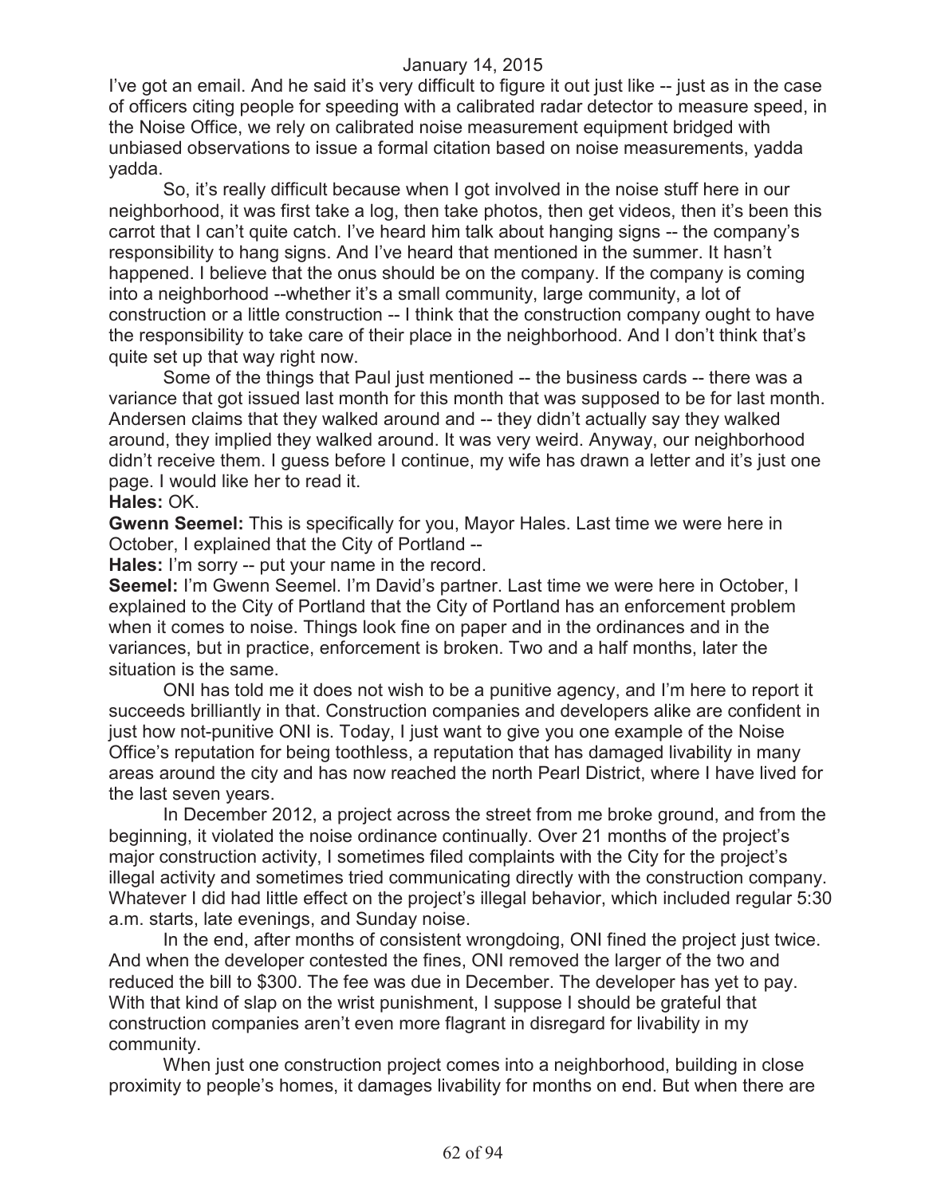I've got an email. And he said it's very difficult to figure it out just like -- just as in the case of officers citing people for speeding with a calibrated radar detector to measure speed, in the Noise Office, we rely on calibrated noise measurement equipment bridged with unbiased observations to issue a formal citation based on noise measurements, yadda yadda.

So, it's really difficult because when I got involved in the noise stuff here in our neighborhood, it was first take a log, then take photos, then get videos, then it's been this carrot that I can't quite catch. I've heard him talk about hanging signs -- the company's responsibility to hang signs. And I've heard that mentioned in the summer. It hasn't happened. I believe that the onus should be on the company. If the company is coming into a neighborhood --whether it's a small community, large community, a lot of construction or a little construction -- I think that the construction company ought to have the responsibility to take care of their place in the neighborhood. And I don't think that's quite set up that way right now.

Some of the things that Paul just mentioned -- the business cards -- there was a variance that got issued last month for this month that was supposed to be for last month. Andersen claims that they walked around and -- they didn't actually say they walked around, they implied they walked around. It was very weird. Anyway, our neighborhood didn't receive them. I guess before I continue, my wife has drawn a letter and it's just one page. I would like her to read it.

**Hales:** OK.

**Gwenn Seemel:** This is specifically for you, Mayor Hales. Last time we were here in October, I explained that the City of Portland --

**Hales:** I'm sorry -- put your name in the record.

**Seemel:** I'm Gwenn Seemel. I'm David's partner. Last time we were here in October, I explained to the City of Portland that the City of Portland has an enforcement problem when it comes to noise. Things look fine on paper and in the ordinances and in the variances, but in practice, enforcement is broken. Two and a half months, later the situation is the same.

ONI has told me it does not wish to be a punitive agency, and I'm here to report it succeeds brilliantly in that. Construction companies and developers alike are confident in just how not-punitive ONI is. Today, I just want to give you one example of the Noise Office's reputation for being toothless, a reputation that has damaged livability in many areas around the city and has now reached the north Pearl District, where I have lived for the last seven years.

In December 2012, a project across the street from me broke ground, and from the beginning, it violated the noise ordinance continually. Over 21 months of the project's major construction activity, I sometimes filed complaints with the City for the project's illegal activity and sometimes tried communicating directly with the construction company. Whatever I did had little effect on the project's illegal behavior, which included regular 5:30 a.m. starts, late evenings, and Sunday noise.

In the end, after months of consistent wrongdoing, ONI fined the project just twice. And when the developer contested the fines, ONI removed the larger of the two and reduced the bill to $300. The fee was due in December. The developer has yet to pay. With that kind of slap on the wrist punishment, I suppose I should be grateful that construction companies aren't even more flagrant in disregard for livability in my community.

When just one construction project comes into a neighborhood, building in close proximity to people's homes, it damages livability for months on end. But when there are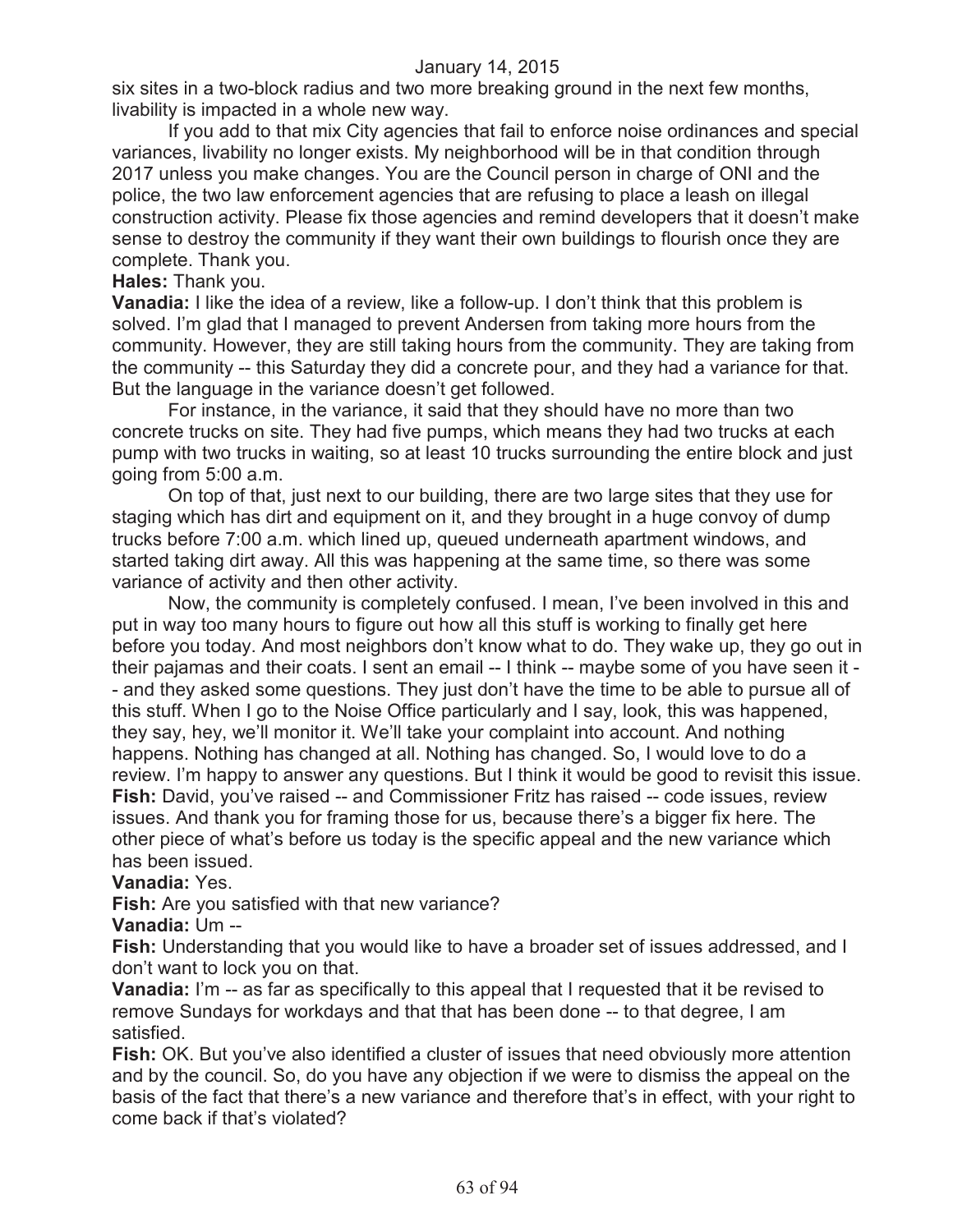six sites in a two-block radius and two more breaking ground in the next few months, livability is impacted in a whole new way.

If you add to that mix City agencies that fail to enforce noise ordinances and special variances, livability no longer exists. My neighborhood will be in that condition through 2017 unless you make changes. You are the Council person in charge of ONI and the police, the two law enforcement agencies that are refusing to place a leash on illegal construction activity. Please fix those agencies and remind developers that it doesn't make sense to destroy the community if they want their own buildings to flourish once they are complete. Thank you.

**Hales:** Thank you.

**Vanadia:** I like the idea of a review, like a follow-up. I don't think that this problem is solved. I'm glad that I managed to prevent Andersen from taking more hours from the community. However, they are still taking hours from the community. They are taking from the community -- this Saturday they did a concrete pour, and they had a variance for that. But the language in the variance doesn't get followed.

For instance, in the variance, it said that they should have no more than two concrete trucks on site. They had five pumps, which means they had two trucks at each pump with two trucks in waiting, so at least 10 trucks surrounding the entire block and just going from 5:00 a.m.

On top of that, just next to our building, there are two large sites that they use for staging which has dirt and equipment on it, and they brought in a huge convoy of dump trucks before 7:00 a.m. which lined up, queued underneath apartment windows, and started taking dirt away. All this was happening at the same time, so there was some variance of activity and then other activity.

Now, the community is completely confused. I mean, I've been involved in this and put in way too many hours to figure out how all this stuff is working to finally get here before you today. And most neighbors don't know what to do. They wake up, they go out in their pajamas and their coats. I sent an email -- I think -- maybe some of you have seen it -- and they asked some questions. They just don't have the time to be able to pursue all of this stuff. When I go to the Noise Office particularly and I say, look, this was happened, they say, hey, we'll monitor it. We'll take your complaint into account. And nothing happens. Nothing has changed at all. Nothing has changed. So, I would love to do a review. I'm happy to answer any questions. But I think it would be good to revisit this issue.

**Fish:** David, you've raised -- and Commissioner Fritz has raised -- code issues, review issues. And thank you for framing those for us, because there's a bigger fix here. The other piece of what's before us today is the specific appeal and the new variance which has been issued.

**Vanadia:** Yes.

**Fish:** Are you satisfied with that new variance?

**Vanadia:** Um --

**Fish:** Understanding that you would like to have a broader set of issues addressed, and I don't want to lock you on that.

**Vanadia:** I'm -- as far as specifically to this appeal that I requested that it be revised to remove Sundays for workdays and that that has been done -- to that degree, I am satisfied.

**Fish:** OK. But you've also identified a cluster of issues that need obviously more attention and by the council. So, do you have any objection if we were to dismiss the appeal on the basis of the fact that there's a new variance and therefore that's in effect, with your right to come back if that's violated?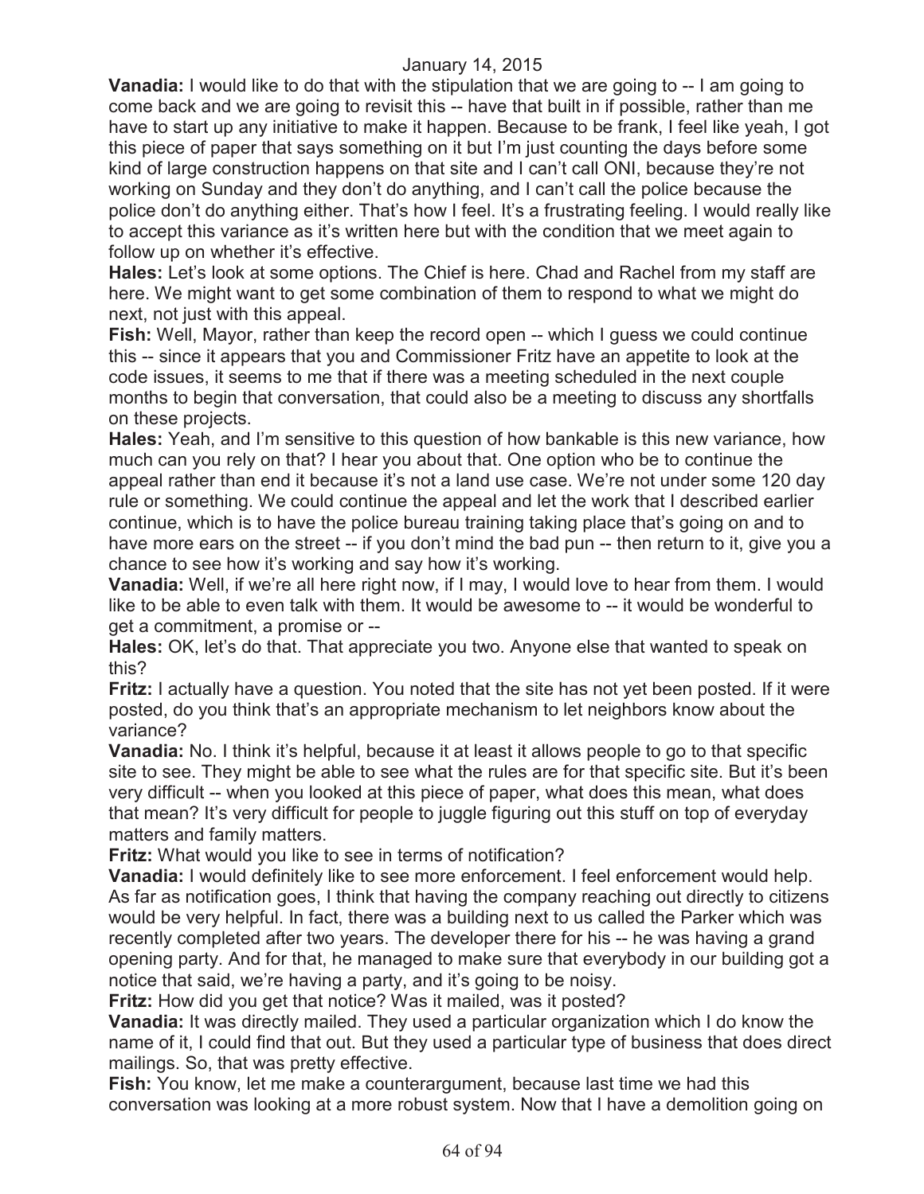**Vanadia:** I would like to do that with the stipulation that we are going to -- I am going to come back and we are going to revisit this -- have that built in if possible, rather than me have to start up any initiative to make it happen. Because to be frank, I feel like yeah, I got this piece of paper that says something on it but I'm just counting the days before some kind of large construction happens on that site and I can't call ONI, because they're not working on Sunday and they don't do anything, and I can't call the police because the police don't do anything either. That's how I feel. It's a frustrating feeling. I would really like to accept this variance as it's written here but with the condition that we meet again to follow up on whether it's effective.

**Hales:** Let's look at some options. The Chief is here. Chad and Rachel from my staff are here. We might want to get some combination of them to respond to what we might do next, not just with this appeal.

**Fish:** Well, Mayor, rather than keep the record open -- which I guess we could continue this -- since it appears that you and Commissioner Fritz have an appetite to look at the code issues, it seems to me that if there was a meeting scheduled in the next couple months to begin that conversation, that could also be a meeting to discuss any shortfalls on these projects.

**Hales:** Yeah, and I'm sensitive to this question of how bankable is this new variance, how much can you rely on that? I hear you about that. One option who be to continue the appeal rather than end it because it's not a land use case. We're not under some 120 day rule or something. We could continue the appeal and let the work that I described earlier continue, which is to have the police bureau training taking place that's going on and to have more ears on the street -- if you don't mind the bad pun -- then return to it, give you a chance to see how it's working and say how it's working.

**Vanadia:** Well, if we're all here right now, if I may, I would love to hear from them. I would like to be able to even talk with them. It would be awesome to -- it would be wonderful to get a commitment, a promise or --

**Hales:** OK, let's do that. That appreciate you two. Anyone else that wanted to speak on this?

**Fritz:** I actually have a question. You noted that the site has not yet been posted. If it were posted, do you think that's an appropriate mechanism to let neighbors know about the variance?

**Vanadia:** No. I think it's helpful, because it at least it allows people to go to that specific site to see. They might be able to see what the rules are for that specific site. But it's been very difficult -- when you looked at this piece of paper, what does this mean, what does that mean? It's very difficult for people to juggle figuring out this stuff on top of everyday matters and family matters.

**Fritz:** What would you like to see in terms of notification?

**Vanadia:** I would definitely like to see more enforcement. I feel enforcement would help. As far as notification goes, I think that having the company reaching out directly to citizens would be very helpful. In fact, there was a building next to us called the Parker which was recently completed after two years. The developer there for his -- he was having a grand opening party. And for that, he managed to make sure that everybody in our building got a notice that said, we're having a party, and it's going to be noisy.

**Fritz:** How did you get that notice? Was it mailed, was it posted?

**Vanadia:** It was directly mailed. They used a particular organization which I do know the name of it, I could find that out. But they used a particular type of business that does direct mailings. So, that was pretty effective.

**Fish:** You know, let me make a counterargument, because last time we had this conversation was looking at a more robust system. Now that I have a demolition going on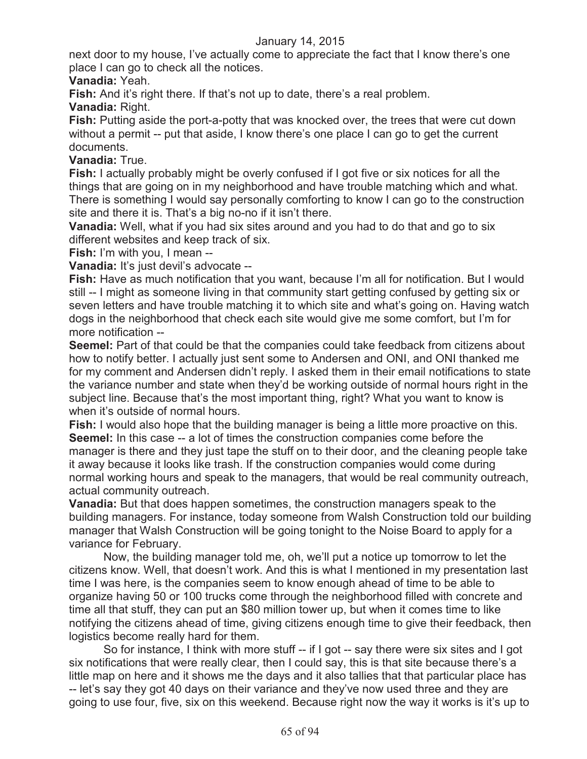next door to my house, I've actually come to appreciate the fact that I know there's one place I can go to check all the notices.

**Vanadia:** Yeah.

**Fish:** And it's right there. If that's not up to date, there's a real problem.

**Vanadia:** Right.

**Fish:** Putting aside the port-a-potty that was knocked over, the trees that were cut down without a permit -- put that aside, I know there's one place I can go to get the current documents.

**Vanadia:** True.

**Fish:** I actually probably might be overly confused if I got five or six notices for all the things that are going on in my neighborhood and have trouble matching which and what. There is something I would say personally comforting to know I can go to the construction site and there it is. That's a big no-no if it isn't there.

**Vanadia:** Well, what if you had six sites around and you had to do that and go to six different websites and keep track of six.

**Fish:** I'm with you, I mean --

**Vanadia:** It's just devil's advocate --

**Fish:** Have as much notification that you want, because I'm all for notification. But I would still -- I might as someone living in that community start getting confused by getting six or seven letters and have trouble matching it to which site and what's going on. Having watch dogs in the neighborhood that check each site would give me some comfort, but I'm for more notification --

**Seemel:** Part of that could be that the companies could take feedback from citizens about how to notify better. I actually just sent some to Andersen and ONI, and ONI thanked me for my comment and Andersen didn't reply. I asked them in their email notifications to state the variance number and state when they'd be working outside of normal hours right in the subject line. Because that's the most important thing, right? What you want to know is when it's outside of normal hours.

**Fish:** I would also hope that the building manager is being a little more proactive on this.

**Seemel:** In this case -- a lot of times the construction companies come before the manager is there and they just tape the stuff on to their door, and the cleaning people take it away because it looks like trash. If the construction companies would come during normal working hours and speak to the managers, that would be real community outreach, actual community outreach.

**Vanadia:** But that does happen sometimes, the construction managers speak to the building managers. For instance, today someone from Walsh Construction told our building manager that Walsh Construction will be going tonight to the Noise Board to apply for a variance for February.

Now, the building manager told me, oh, we'll put a notice up tomorrow to let the citizens know. Well, that doesn't work. And this is what I mentioned in my presentation last time I was here, is the companies seem to know enough ahead of time to be able to organize having 50 or 100 trucks come through the neighborhood filled with concrete and time all that stuff, they can put an $80 million tower up, but when it comes time to like notifying the citizens ahead of time, giving citizens enough time to give their feedback, then logistics become really hard for them.

So for instance, I think with more stuff -- if I got -- say there were six sites and I got six notifications that were really clear, then I could say, this is that site because there's a little map on here and it shows me the days and it also tallies that that particular place has -- let's say they got 40 days on their variance and they've now used three and they are going to use four, five, six on this weekend. Because right now the way it works is it's up to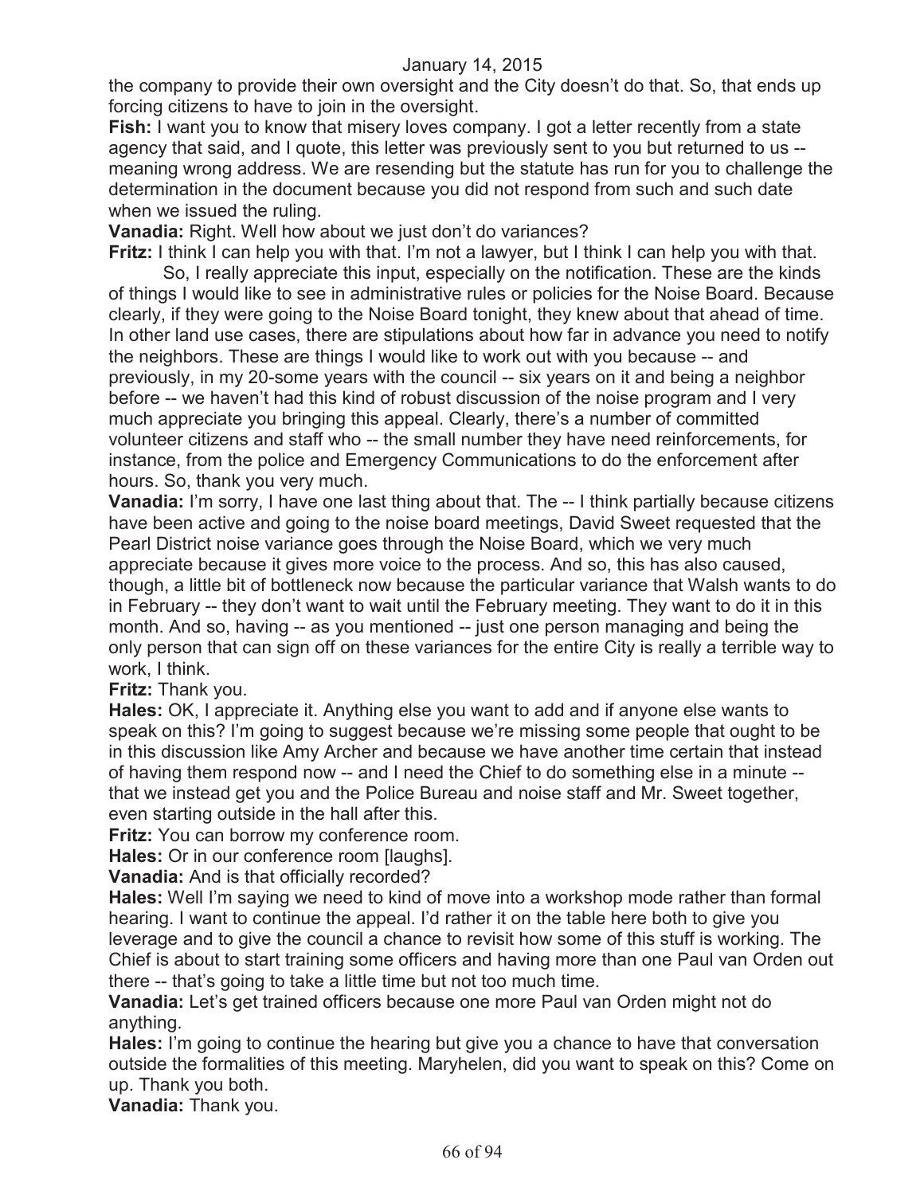the company to provide their own oversight and the City doesn't do that. So, that ends up forcing citizens to have to join in the oversight.

**Fish:** I want you to know that misery loves company. I got a letter recently from a state agency that said, and I quote, this letter was previously sent to you but returned to us -- meaning wrong address. We are resending but the statute has run for you to challenge the determination in the document because you did not respond from such and such date when we issued the ruling.

**Vanadia:** Right. Well how about we just don't do variances?

**Fritz:** I think I can help you with that. I'm not a lawyer, but I think I can help you with that.

So, I really appreciate this input, especially on the notification. These are the kinds of things I would like to see in administrative rules or policies for the Noise Board. Because clearly, if they were going to the Noise Board tonight, they knew about that ahead of time. In other land use cases, there are stipulations about how far in advance you need to notify the neighbors. These are things I would like to work out with you because -- and previously, in my 20-some years with the council -- six years on it and being a neighbor before -- we haven't had this kind of robust discussion of the noise program and I very much appreciate you bringing this appeal. Clearly, there's a number of committed volunteer citizens and staff who -- the small number they have need reinforcements, for instance, from the police and Emergency Communications to do the enforcement after hours. So, thank you very much.

**Vanadia:** I'm sorry, I have one last thing about that. The -- I think partially because citizens have been active and going to the noise board meetings, David Sweet requested that the Pearl District noise variance goes through the Noise Board, which we very much appreciate because it gives more voice to the process. And so, this has also caused, though, a little bit of bottleneck now because the particular variance that Walsh wants to do in February -- they don't want to wait until the February meeting. They want to do it in this month. And so, having -- as you mentioned -- just one person managing and being the only person that can sign off on these variances for the entire City is really a terrible way to work, I think.

**Fritz:** Thank you.

**Hales:** OK, I appreciate it. Anything else you want to add and if anyone else wants to speak on this? I'm going to suggest because we're missing some people that ought to be in this discussion like Amy Archer and because we have another time certain that instead of having them respond now -- and I need the Chief to do something else in a minute -- that we instead get you and the Police Bureau and noise staff and Mr. Sweet together, even starting outside in the hall after this.

**Fritz:** You can borrow my conference room.

**Hales:** Or in our conference room [laughs].

**Vanadia:** And is that officially recorded?

**Hales:** Well I'm saying we need to kind of move into a workshop mode rather than formal hearing. I want to continue the appeal. I'd rather it on the table here both to give you leverage and to give the council a chance to revisit how some of this stuff is working. The Chief is about to start training some officers and having more than one Paul van Orden out there -- that's going to take a little time but not too much time.

**Vanadia:** Let's get trained officers because one more Paul van Orden might not do anything.

**Hales:** I'm going to continue the hearing but give you a chance to have that conversation outside the formalities of this meeting. Maryhelen, did you want to speak on this? Come on up. Thank you both.

**Vanadia:** Thank you.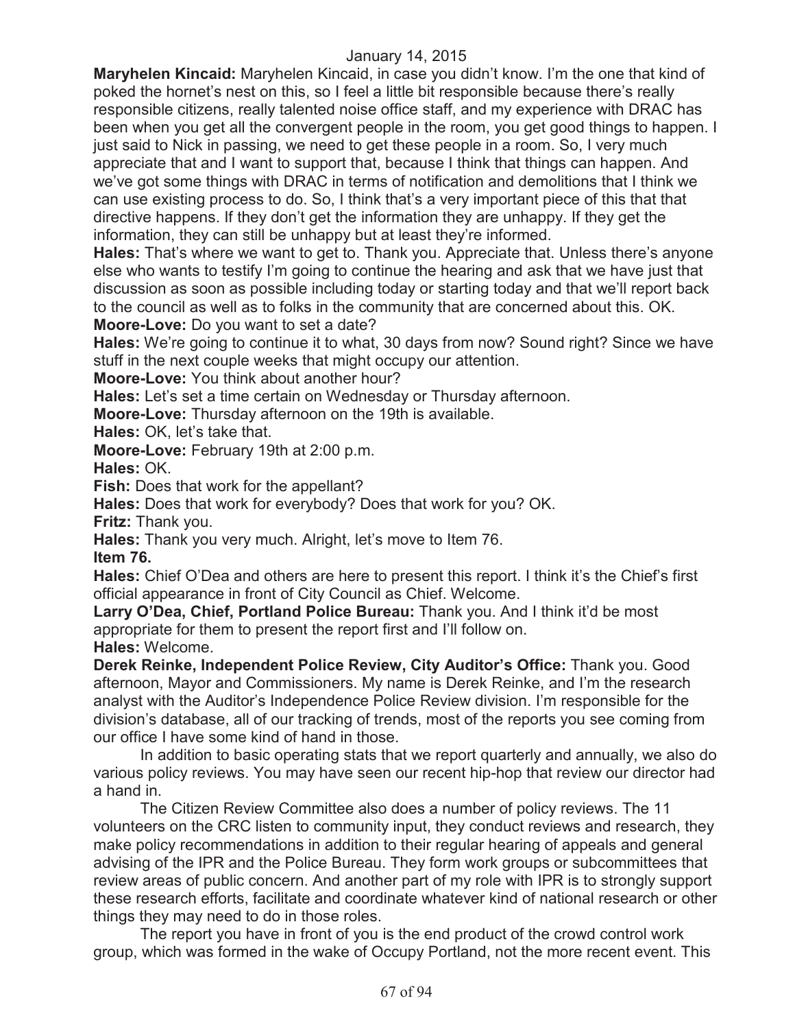**Maryhelen Kincaid:** Maryhelen Kincaid, in case you didn't know. I'm the one that kind of poked the hornet's nest on this, so I feel a little bit responsible because there's really responsible citizens, really talented noise office staff, and my experience with DRAC has been when you get all the convergent people in the room, you get good things to happen. I just said to Nick in passing, we need to get these people in a room. So, I very much appreciate that and I want to support that, because I think that things can happen. And we've got some things with DRAC in terms of notification and demolitions that I think we can use existing process to do. So, I think that's a very important piece of this that that directive happens. If they don't get the information they are unhappy. If they get the information, they can still be unhappy but at least they're informed.

**Hales:** That's where we want to get to. Thank you. Appreciate that. Unless there's anyone else who wants to testify I'm going to continue the hearing and ask that we have just that discussion as soon as possible including today or starting today and that we'll report back to the council as well as to folks in the community that are concerned about this. OK.

**Moore-Love:** Do you want to set a date?

**Hales:** We're going to continue it to what, 30 days from now? Sound right? Since we have stuff in the next couple weeks that might occupy our attention.

**Moore-Love:** You think about another hour?

**Hales:** Let's set a time certain on Wednesday or Thursday afternoon.

**Moore-Love:** Thursday afternoon on the 19th is available.

**Hales:** OK, let's take that.

**Moore-Love:** February 19th at 2:00 p.m.

**Hales:** OK.

**Fish:** Does that work for the appellant?

**Hales:** Does that work for everybody? Does that work for you? OK.

**Fritz:** Thank you.

**Hales:** Thank you very much. Alright, let's move to Item 76.

**Item 76.**

**Hales:** Chief O'Dea and others are here to present this report. I think it's the Chief's first official appearance in front of City Council as Chief. Welcome.

**Larry O'Dea, Chief, Portland Police Bureau:** Thank you. And I think it'd be most appropriate for them to present the report first and I'll follow on.

**Hales:** Welcome.

**Derek Reinke, Independent Police Review, City Auditor's Office:** Thank you. Good afternoon, Mayor and Commissioners. My name is Derek Reinke, and I'm the research analyst with the Auditor's Independence Police Review division. I'm responsible for the division's database, all of our tracking of trends, most of the reports you see coming from our office I have some kind of hand in those.

In addition to basic operating stats that we report quarterly and annually, we also do various policy reviews. You may have seen our recent hip-hop that review our director had a hand in.

The Citizen Review Committee also does a number of policy reviews. The 11 volunteers on the CRC listen to community input, they conduct reviews and research, they make policy recommendations in addition to their regular hearing of appeals and general advising of the IPR and the Police Bureau. They form work groups or subcommittees that review areas of public concern. And another part of my role with IPR is to strongly support these research efforts, facilitate and coordinate whatever kind of national research or other things they may need to do in those roles.

The report you have in front of you is the end product of the crowd control work group, which was formed in the wake of Occupy Portland, not the more recent event. This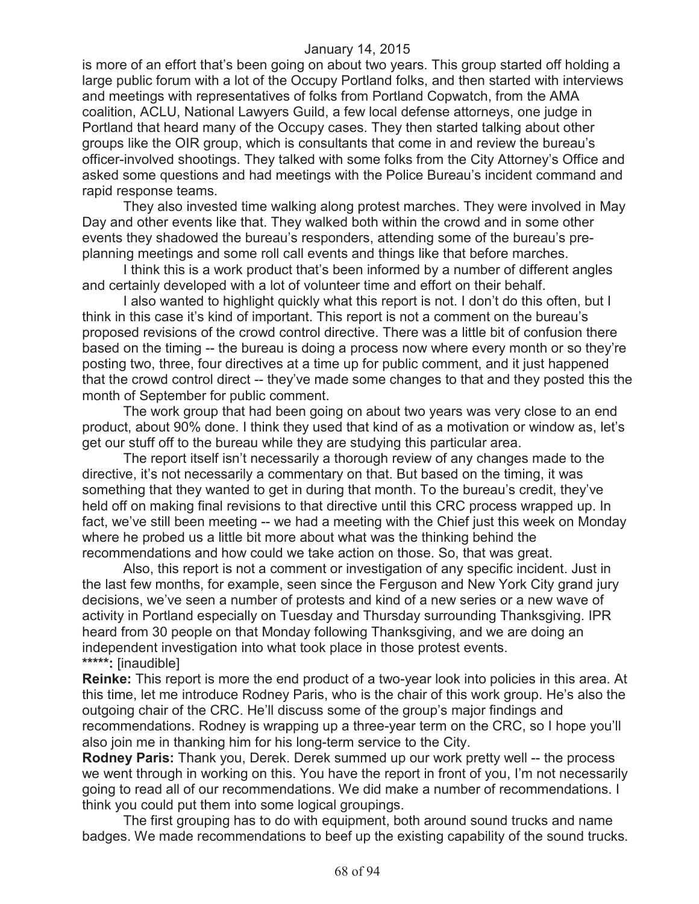is more of an effort that's been going on about two years. This group started off holding a large public forum with a lot of the Occupy Portland folks, and then started with interviews and meetings with representatives of folks from Portland Copwatch, from the AMA coalition, ACLU, National Lawyers Guild, a few local defense attorneys, one judge in Portland that heard many of the Occupy cases. They then started talking about other groups like the OIR group, which is consultants that come in and review the bureau's officer-involved shootings. They talked with some folks from the City Attorney's Office and asked some questions and had meetings with the Police Bureau's incident command and rapid response teams.

They also invested time walking along protest marches. They were involved in May Day and other events like that. They walked both within the crowd and in some other events they shadowed the bureau's responders, attending some of the bureau's pre-planning meetings and some roll call events and things like that before marches.

I think this is a work product that's been informed by a number of different angles and certainly developed with a lot of volunteer time and effort on their behalf.

I also wanted to highlight quickly what this report is not. I don't do this often, but I think in this case it's kind of important. This report is not a comment on the bureau's proposed revisions of the crowd control directive. There was a little bit of confusion there based on the timing -- the bureau is doing a process now where every month or so they're posting two, three, four directives at a time up for public comment, and it just happened that the crowd control direct -- they've made some changes to that and they posted this the month of September for public comment.

The work group that had been going on about two years was very close to an end product, about 90% done. I think they used that kind of as a motivation or window as, let's get our stuff off to the bureau while they are studying this particular area.

The report itself isn't necessarily a thorough review of any changes made to the directive, it's not necessarily a commentary on that. But based on the timing, it was something that they wanted to get in during that month. To the bureau's credit, they've held off on making final revisions to that directive until this CRC process wrapped up. In fact, we've still been meeting -- we had a meeting with the Chief just this week on Monday where he probed us a little bit more about what was the thinking behind the recommendations and how could we take action on those. So, that was great.

Also, this report is not a comment or investigation of any specific incident. Just in the last few months, for example, seen since the Ferguson and New York City grand jury decisions, we've seen a number of protests and kind of a new series or a new wave of activity in Portland especially on Tuesday and Thursday surrounding Thanksgiving. IPR heard from 30 people on that Monday following Thanksgiving, and we are doing an independent investigation into what took place in those protest events.

**\*\*\*\*\*:** [inaudible]

**Reinke:** This report is more the end product of a two-year look into policies in this area. At this time, let me introduce Rodney Paris, who is the chair of this work group. He's also the outgoing chair of the CRC. He'll discuss some of the group's major findings and recommendations. Rodney is wrapping up a three-year term on the CRC, so I hope you'll also join me in thanking him for his long-term service to the City.

**Rodney Paris:** Thank you, Derek. Derek summed up our work pretty well -- the process we went through in working on this. You have the report in front of you, I'm not necessarily going to read all of our recommendations. We did make a number of recommendations. I think you could put them into some logical groupings.

The first grouping has to do with equipment, both around sound trucks and name badges. We made recommendations to beef up the existing capability of the sound trucks.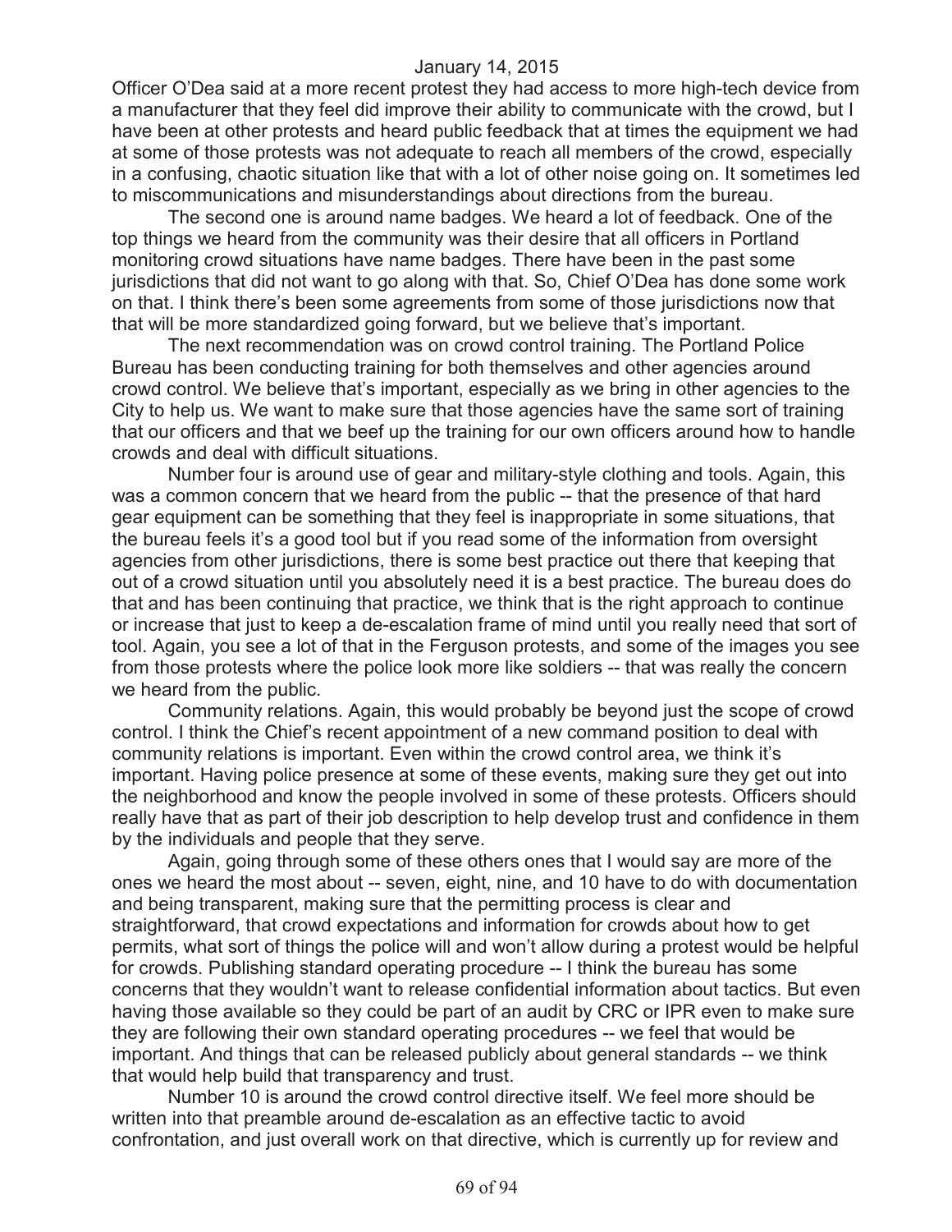Officer O'Dea said at a more recent protest they had access to more high-tech device from a manufacturer that they feel did improve their ability to communicate with the crowd, but I have been at other protests and heard public feedback that at times the equipment we had at some of those protests was not adequate to reach all members of the crowd, especially in a confusing, chaotic situation like that with a lot of other noise going on. It sometimes led to miscommunications and misunderstandings about directions from the bureau.

The second one is around name badges. We heard a lot of feedback. One of the top things we heard from the community was their desire that all officers in Portland monitoring crowd situations have name badges. There have been in the past some jurisdictions that did not want to go along with that. So, Chief O'Dea has done some work on that. I think there's been some agreements from some of those jurisdictions now that that will be more standardized going forward, but we believe that's important.

The next recommendation was on crowd control training. The Portland Police Bureau has been conducting training for both themselves and other agencies around crowd control. We believe that's important, especially as we bring in other agencies to the City to help us. We want to make sure that those agencies have the same sort of training that our officers and that we beef up the training for our own officers around how to handle crowds and deal with difficult situations.

Number four is around use of gear and military-style clothing and tools. Again, this was a common concern that we heard from the public -- that the presence of that hard gear equipment can be something that they feel is inappropriate in some situations, that the bureau feels it's a good tool but if you read some of the information from oversight agencies from other jurisdictions, there is some best practice out there that keeping that out of a crowd situation until you absolutely need it is a best practice. The bureau does do that and has been continuing that practice, we think that is the right approach to continue or increase that just to keep a de-escalation frame of mind until you really need that sort of tool. Again, you see a lot of that in the Ferguson protests, and some of the images you see from those protests where the police look more like soldiers -- that was really the concern we heard from the public.

Community relations. Again, this would probably be beyond just the scope of crowd control. I think the Chief's recent appointment of a new command position to deal with community relations is important. Even within the crowd control area, we think it's important. Having police presence at some of these events, making sure they get out into the neighborhood and know the people involved in some of these protests. Officers should really have that as part of their job description to help develop trust and confidence in them by the individuals and people that they serve.

Again, going through some of these others ones that I would say are more of the ones we heard the most about -- seven, eight, nine, and 10 have to do with documentation and being transparent, making sure that the permitting process is clear and straightforward, that crowd expectations and information for crowds about how to get permits, what sort of things the police will and won't allow during a protest would be helpful for crowds. Publishing standard operating procedure -- I think the bureau has some concerns that they wouldn't want to release confidential information about tactics. But even having those available so they could be part of an audit by CRC or IPR even to make sure they are following their own standard operating procedures -- we feel that would be important. And things that can be released publicly about general standards -- we think that would help build that transparency and trust.

Number 10 is around the crowd control directive itself. We feel more should be written into that preamble around de-escalation as an effective tactic to avoid confrontation, and just overall work on that directive, which is currently up for review and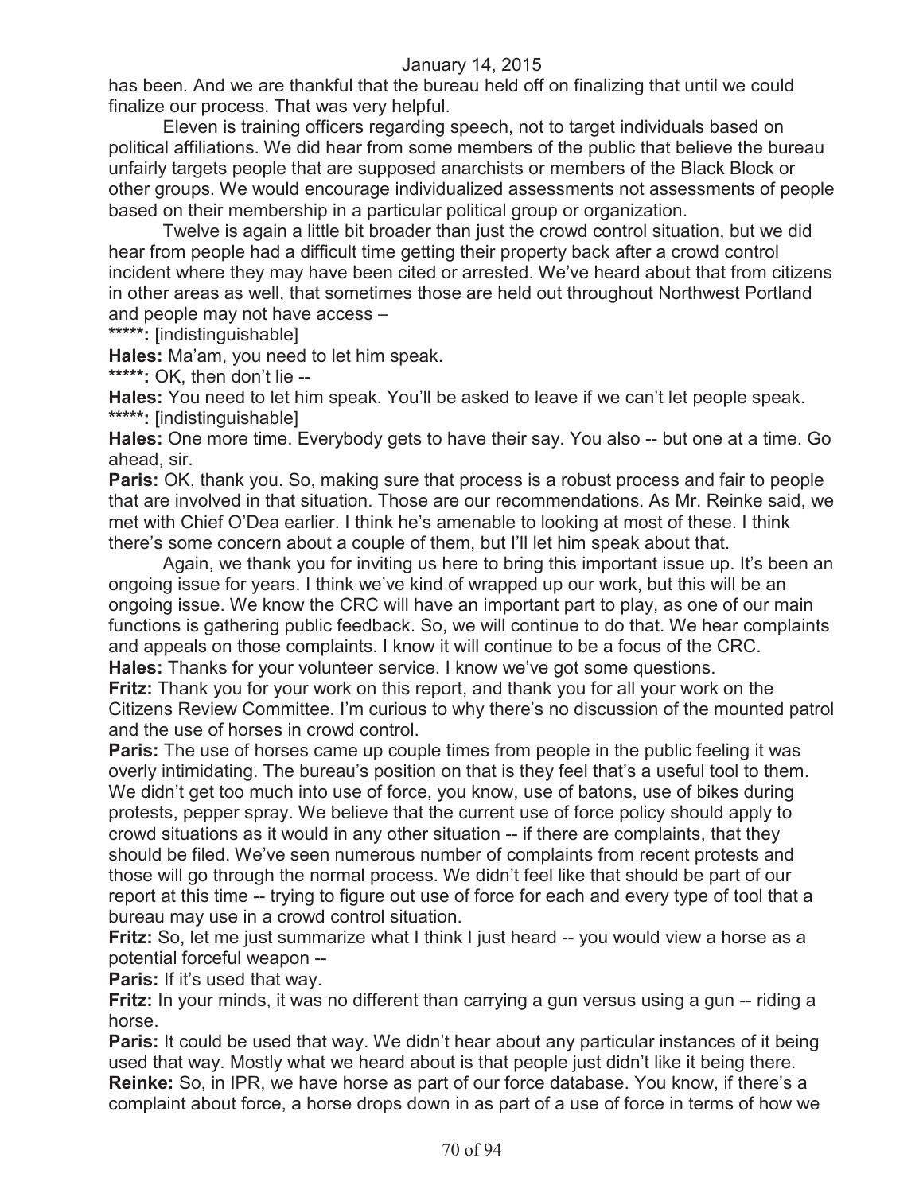has been. And we are thankful that the bureau held off on finalizing that until we could finalize our process. That was very helpful.

Eleven is training officers regarding speech, not to target individuals based on political affiliations. We did hear from some members of the public that believe the bureau unfairly targets people that are supposed anarchists or members of the Black Block or other groups. We would encourage individualized assessments not assessments of people based on their membership in a particular political group or organization.

Twelve is again a little bit broader than just the crowd control situation, but we did hear from people had a difficult time getting their property back after a crowd control incident where they may have been cited or arrested. We've heard about that from citizens in other areas as well, that sometimes those are held out throughout Northwest Portland and people may not have access –

**\*\*\*\*\*:** [indistinguishable]

**Hales:** Ma'am, you need to let him speak.

**\*\*\*\*\*:** OK, then don't lie --

**Hales:** You need to let him speak. You'll be asked to leave if we can't let people speak.

**\*\*\*\*\*:** [indistinguishable]

**Hales:** One more time. Everybody gets to have their say. You also -- but one at a time. Go ahead, sir.

**Paris:** OK, thank you. So, making sure that process is a robust process and fair to people that are involved in that situation. Those are our recommendations. As Mr. Reinke said, we met with Chief O'Dea earlier. I think he's amenable to looking at most of these. I think there's some concern about a couple of them, but I'll let him speak about that.

Again, we thank you for inviting us here to bring this important issue up. It's been an ongoing issue for years. I think we've kind of wrapped up our work, but this will be an ongoing issue. We know the CRC will have an important part to play, as one of our main functions is gathering public feedback. So, we will continue to do that. We hear complaints and appeals on those complaints. I know it will continue to be a focus of the CRC.

**Hales:** Thanks for your volunteer service. I know we've got some questions.

**Fritz:** Thank you for your work on this report, and thank you for all your work on the Citizens Review Committee. I'm curious to why there's no discussion of the mounted patrol and the use of horses in crowd control.

**Paris:** The use of horses came up couple times from people in the public feeling it was overly intimidating. The bureau's position on that is they feel that's a useful tool to them. We didn't get too much into use of force, you know, use of batons, use of bikes during protests, pepper spray. We believe that the current use of force policy should apply to crowd situations as it would in any other situation -- if there are complaints, that they should be filed. We've seen numerous number of complaints from recent protests and those will go through the normal process. We didn't feel like that should be part of our report at this time -- trying to figure out use of force for each and every type of tool that a bureau may use in a crowd control situation.

**Fritz:** So, let me just summarize what I think I just heard -- you would view a horse as a potential forceful weapon --

**Paris:** If it's used that way.

**Fritz:** In your minds, it was no different than carrying a gun versus using a gun -- riding a horse.

**Paris:** It could be used that way. We didn't hear about any particular instances of it being used that way. Mostly what we heard about is that people just didn't like it being there.

**Reinke:** So, in IPR, we have horse as part of our force database. You know, if there's a complaint about force, a horse drops down in as part of a use of force in terms of how we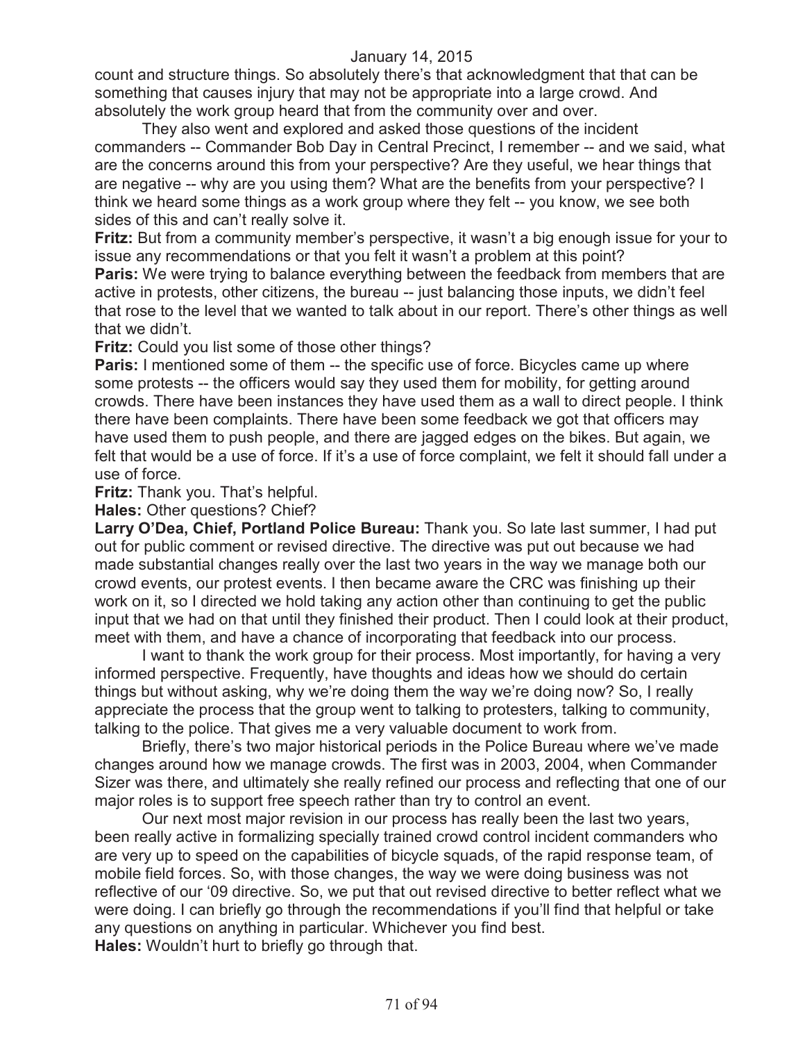count and structure things. So absolutely there's that acknowledgment that that can be something that causes injury that may not be appropriate into a large crowd. And absolutely the work group heard that from the community over and over.

They also went and explored and asked those questions of the incident commanders -- Commander Bob Day in Central Precinct, I remember -- and we said, what are the concerns around this from your perspective? Are they useful, we hear things that are negative -- why are you using them? What are the benefits from your perspective? I think we heard some things as a work group where they felt -- you know, we see both sides of this and can't really solve it.

**Fritz:** But from a community member's perspective, it wasn't a big enough issue for your to issue any recommendations or that you felt it wasn't a problem at this point?

**Paris:** We were trying to balance everything between the feedback from members that are active in protests, other citizens, the bureau -- just balancing those inputs, we didn't feel that rose to the level that we wanted to talk about in our report. There's other things as well that we didn't.

**Fritz:** Could you list some of those other things?

**Paris:** I mentioned some of them -- the specific use of force. Bicycles came up where some protests -- the officers would say they used them for mobility, for getting around crowds. There have been instances they have used them as a wall to direct people. I think there have been complaints. There have been some feedback we got that officers may have used them to push people, and there are jagged edges on the bikes. But again, we felt that would be a use of force. If it's a use of force complaint, we felt it should fall under a use of force.

**Fritz:** Thank you. That's helpful.

**Hales:** Other questions? Chief?

**Larry O'Dea, Chief, Portland Police Bureau:** Thank you. So late last summer, I had put out for public comment or revised directive. The directive was put out because we had made substantial changes really over the last two years in the way we manage both our crowd events, our protest events. I then became aware the CRC was finishing up their work on it, so I directed we hold taking any action other than continuing to get the public input that we had on that until they finished their product. Then I could look at their product, meet with them, and have a chance of incorporating that feedback into our process.

I want to thank the work group for their process. Most importantly, for having a very informed perspective. Frequently, have thoughts and ideas how we should do certain things but without asking, why we're doing them the way we're doing now? So, I really appreciate the process that the group went to talking to protesters, talking to community, talking to the police. That gives me a very valuable document to work from.

Briefly, there's two major historical periods in the Police Bureau where we've made changes around how we manage crowds. The first was in 2003, 2004, when Commander Sizer was there, and ultimately she really refined our process and reflecting that one of our major roles is to support free speech rather than try to control an event.

Our next most major revision in our process has really been the last two years, been really active in formalizing specially trained crowd control incident commanders who are very up to speed on the capabilities of bicycle squads, of the rapid response team, of mobile field forces. So, with those changes, the way we were doing business was not reflective of our '09 directive. So, we put that out revised directive to better reflect what we were doing. I can briefly go through the recommendations if you'll find that helpful or take any questions on anything in particular. Whichever you find best.

**Hales:** Wouldn't hurt to briefly go through that.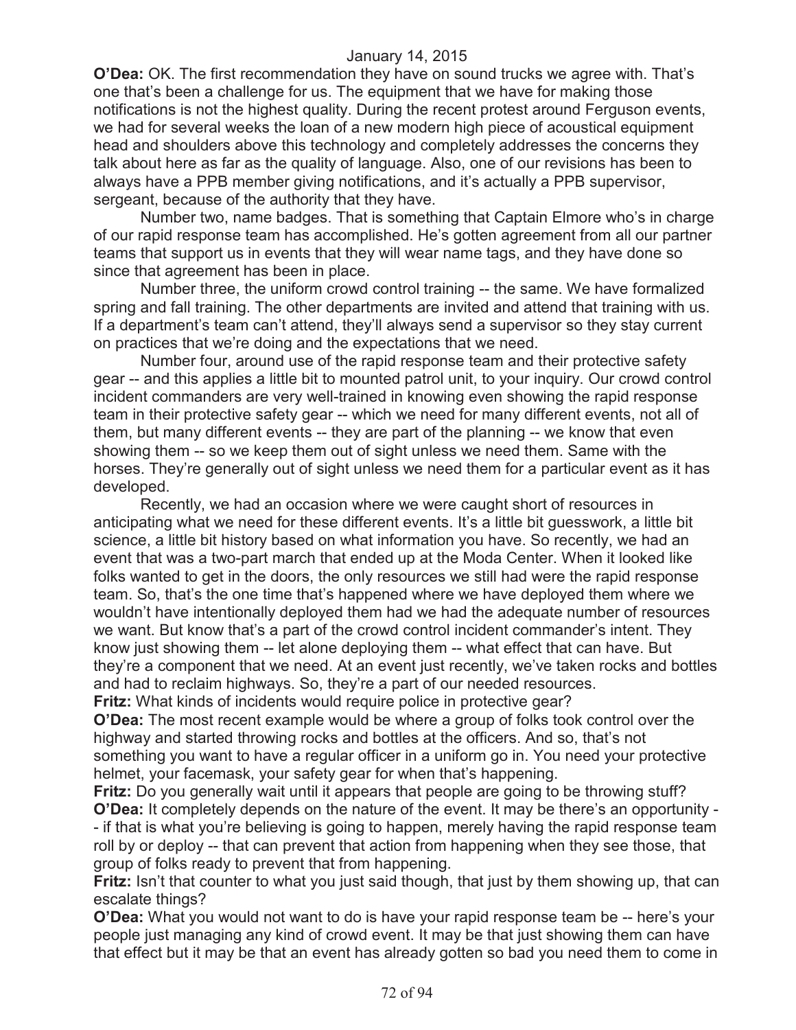**O'Dea:** OK. The first recommendation they have on sound trucks we agree with. That's one that's been a challenge for us. The equipment that we have for making those notifications is not the highest quality. During the recent protest around Ferguson events, we had for several weeks the loan of a new modern high piece of acoustical equipment head and shoulders above this technology and completely addresses the concerns they talk about here as far as the quality of language. Also, one of our revisions has been to always have a PPB member giving notifications, and it's actually a PPB supervisor, sergeant, because of the authority that they have.

Number two, name badges. That is something that Captain Elmore who's in charge of our rapid response team has accomplished. He's gotten agreement from all our partner teams that support us in events that they will wear name tags, and they have done so since that agreement has been in place.

Number three, the uniform crowd control training -- the same. We have formalized spring and fall training. The other departments are invited and attend that training with us. If a department's team can't attend, they'll always send a supervisor so they stay current on practices that we're doing and the expectations that we need.

Number four, around use of the rapid response team and their protective safety gear -- and this applies a little bit to mounted patrol unit, to your inquiry. Our crowd control incident commanders are very well-trained in knowing even showing the rapid response team in their protective safety gear -- which we need for many different events, not all of them, but many different events -- they are part of the planning -- we know that even showing them -- so we keep them out of sight unless we need them. Same with the horses. They're generally out of sight unless we need them for a particular event as it has developed.

Recently, we had an occasion where we were caught short of resources in anticipating what we need for these different events. It's a little bit guesswork, a little bit science, a little bit history based on what information you have. So recently, we had an event that was a two-part march that ended up at the Moda Center. When it looked like folks wanted to get in the doors, the only resources we still had were the rapid response team. So, that's the one time that's happened where we have deployed them where we wouldn't have intentionally deployed them had we had the adequate number of resources we want. But know that's a part of the crowd control incident commander's intent. They know just showing them -- let alone deploying them -- what effect that can have. But they're a component that we need. At an event just recently, we've taken rocks and bottles and had to reclaim highways. So, they're a part of our needed resources.

**Fritz:** What kinds of incidents would require police in protective gear?

**O'Dea:** The most recent example would be where a group of folks took control over the highway and started throwing rocks and bottles at the officers. And so, that's not something you want to have a regular officer in a uniform go in. You need your protective helmet, your facemask, your safety gear for when that's happening.

**Fritz:** Do you generally wait until it appears that people are going to be throwing stuff?

**O'Dea:** It completely depends on the nature of the event. It may be there's an opportunity -- if that is what you're believing is going to happen, merely having the rapid response team roll by or deploy -- that can prevent that action from happening when they see those, that group of folks ready to prevent that from happening.

**Fritz:** Isn't that counter to what you just said though, that just by them showing up, that can escalate things?

**O'Dea:** What you would not want to do is have your rapid response team be -- here's your people just managing any kind of crowd event. It may be that just showing them can have that effect but it may be that an event has already gotten so bad you need them to come in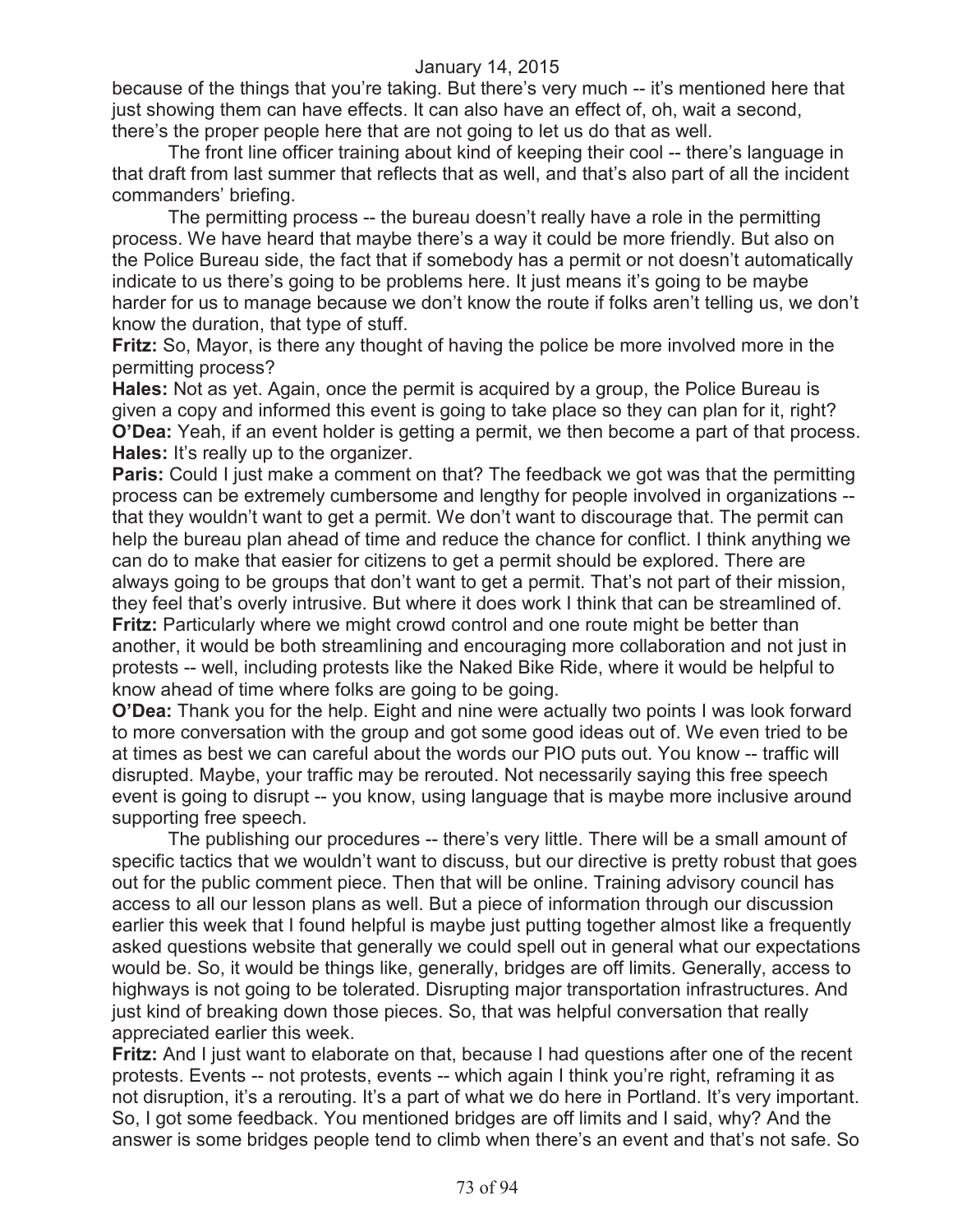because of the things that you're taking. But there's very much -- it's mentioned here that just showing them can have effects. It can also have an effect of, oh, wait a second, there's the proper people here that are not going to let us do that as well.

The front line officer training about kind of keeping their cool -- there's language in that draft from last summer that reflects that as well, and that's also part of all the incident commanders' briefing.

The permitting process -- the bureau doesn't really have a role in the permitting process. We have heard that maybe there's a way it could be more friendly. But also on the Police Bureau side, the fact that if somebody has a permit or not doesn't automatically indicate to us there's going to be problems here. It just means it's going to be maybe harder for us to manage because we don't know the route if folks aren't telling us, we don't know the duration, that type of stuff.

**Fritz:** So, Mayor, is there any thought of having the police be more involved more in the permitting process?

**Hales:** Not as yet. Again, once the permit is acquired by a group, the Police Bureau is given a copy and informed this event is going to take place so they can plan for it, right?

**O'Dea:** Yeah, if an event holder is getting a permit, we then become a part of that process.

**Hales:** It's really up to the organizer.

**Paris:** Could I just make a comment on that? The feedback we got was that the permitting process can be extremely cumbersome and lengthy for people involved in organizations -- that they wouldn't want to get a permit. We don't want to discourage that. The permit can help the bureau plan ahead of time and reduce the chance for conflict. I think anything we can do to make that easier for citizens to get a permit should be explored. There are always going to be groups that don't want to get a permit. That's not part of their mission, they feel that's overly intrusive. But where it does work I think that can be streamlined of.

**Fritz:** Particularly where we might crowd control and one route might be better than another, it would be both streamlining and encouraging more collaboration and not just in protests -- well, including protests like the Naked Bike Ride, where it would be helpful to know ahead of time where folks are going to be going.

**O'Dea:** Thank you for the help. Eight and nine were actually two points I was look forward to more conversation with the group and got some good ideas out of. We even tried to be at times as best we can careful about the words our PIO puts out. You know -- traffic will disrupted. Maybe, your traffic may be rerouted. Not necessarily saying this free speech event is going to disrupt -- you know, using language that is maybe more inclusive around supporting free speech.

The publishing our procedures -- there's very little. There will be a small amount of specific tactics that we wouldn't want to discuss, but our directive is pretty robust that goes out for the public comment piece. Then that will be online. Training advisory council has access to all our lesson plans as well. But a piece of information through our discussion earlier this week that I found helpful is maybe just putting together almost like a frequently asked questions website that generally we could spell out in general what our expectations would be. So, it would be things like, generally, bridges are off limits. Generally, access to highways is not going to be tolerated. Disrupting major transportation infrastructures. And just kind of breaking down those pieces. So, that was helpful conversation that really appreciated earlier this week.

**Fritz:** And I just want to elaborate on that, because I had questions after one of the recent protests. Events -- not protests, events -- which again I think you're right, reframing it as not disruption, it's a rerouting. It's a part of what we do here in Portland. It's very important. So, I got some feedback. You mentioned bridges are off limits and I said, why? And the answer is some bridges people tend to climb when there's an event and that's not safe. So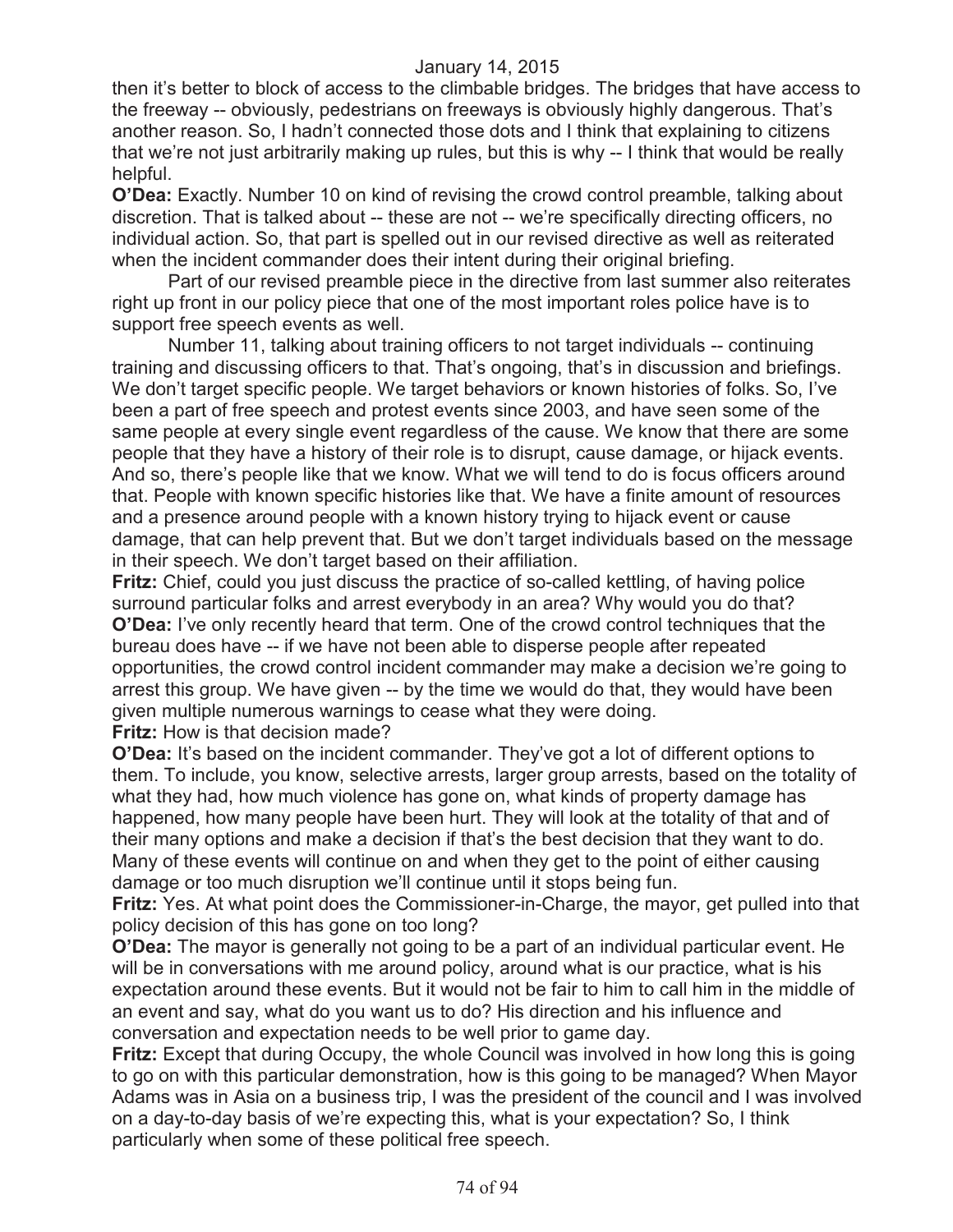then it's better to block of access to the climbable bridges. The bridges that have access to the freeway -- obviously, pedestrians on freeways is obviously highly dangerous. That's another reason. So, I hadn't connected those dots and I think that explaining to citizens that we're not just arbitrarily making up rules, but this is why -- I think that would be really helpful.

**O'Dea:** Exactly. Number 10 on kind of revising the crowd control preamble, talking about discretion. That is talked about -- these are not -- we're specifically directing officers, no individual action. So, that part is spelled out in our revised directive as well as reiterated when the incident commander does their intent during their original briefing.

Part of our revised preamble piece in the directive from last summer also reiterates right up front in our policy piece that one of the most important roles police have is to support free speech events as well.

Number 11, talking about training officers to not target individuals -- continuing training and discussing officers to that. That's ongoing, that's in discussion and briefings. We don't target specific people. We target behaviors or known histories of folks. So, I've been a part of free speech and protest events since 2003, and have seen some of the same people at every single event regardless of the cause. We know that there are some people that they have a history of their role is to disrupt, cause damage, or hijack events. And so, there's people like that we know. What we will tend to do is focus officers around that. People with known specific histories like that. We have a finite amount of resources and a presence around people with a known history trying to hijack event or cause damage, that can help prevent that. But we don't target individuals based on the message in their speech. We don't target based on their affiliation.

**Fritz:** Chief, could you just discuss the practice of so-called kettling, of having police surround particular folks and arrest everybody in an area? Why would you do that?

**O'Dea:** I've only recently heard that term. One of the crowd control techniques that the bureau does have -- if we have not been able to disperse people after repeated opportunities, the crowd control incident commander may make a decision we're going to arrest this group. We have given -- by the time we would do that, they would have been given multiple numerous warnings to cease what they were doing.

**Fritz:** How is that decision made?

**O'Dea:** It's based on the incident commander. They've got a lot of different options to them. To include, you know, selective arrests, larger group arrests, based on the totality of what they had, how much violence has gone on, what kinds of property damage has happened, how many people have been hurt. They will look at the totality of that and of their many options and make a decision if that's the best decision that they want to do. Many of these events will continue on and when they get to the point of either causing damage or too much disruption we'll continue until it stops being fun.

**Fritz:** Yes. At what point does the Commissioner-in-Charge, the mayor, get pulled into that policy decision of this has gone on too long?

**O'Dea:** The mayor is generally not going to be a part of an individual particular event. He will be in conversations with me around policy, around what is our practice, what is his expectation around these events. But it would not be fair to him to call him in the middle of an event and say, what do you want us to do? His direction and his influence and conversation and expectation needs to be well prior to game day.

**Fritz:** Except that during Occupy, the whole Council was involved in how long this is going to go on with this particular demonstration, how is this going to be managed? When Mayor Adams was in Asia on a business trip, I was the president of the council and I was involved on a day-to-day basis of we're expecting this, what is your expectation? So, I think particularly when some of these political free speech.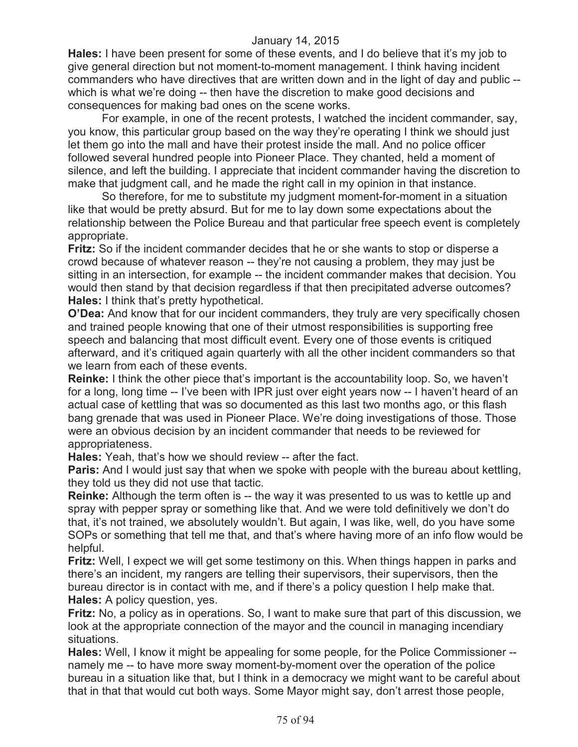**Hales:** I have been present for some of these events, and I do believe that it's my job to give general direction but not moment-to-moment management. I think having incident commanders who have directives that are written down and in the light of day and public -- which is what we're doing -- then have the discretion to make good decisions and consequences for making bad ones on the scene works.

For example, in one of the recent protests, I watched the incident commander, say, you know, this particular group based on the way they're operating I think we should just let them go into the mall and have their protest inside the mall. And no police officer followed several hundred people into Pioneer Place. They chanted, held a moment of silence, and left the building. I appreciate that incident commander having the discretion to make that judgment call, and he made the right call in my opinion in that instance.

So therefore, for me to substitute my judgment moment-for-moment in a situation like that would be pretty absurd. But for me to lay down some expectations about the relationship between the Police Bureau and that particular free speech event is completely appropriate.

**Fritz:** So if the incident commander decides that he or she wants to stop or disperse a crowd because of whatever reason -- they're not causing a problem, they may just be sitting in an intersection, for example -- the incident commander makes that decision. You would then stand by that decision regardless if that then precipitated adverse outcomes?

**Hales:** I think that's pretty hypothetical.

**O'Dea:** And know that for our incident commanders, they truly are very specifically chosen and trained people knowing that one of their utmost responsibilities is supporting free speech and balancing that most difficult event. Every one of those events is critiqued afterward, and it's critiqued again quarterly with all the other incident commanders so that we learn from each of these events.

**Reinke:** I think the other piece that's important is the accountability loop. So, we haven't for a long, long time -- I've been with IPR just over eight years now -- I haven't heard of an actual case of kettling that was so documented as this last two months ago, or this flash bang grenade that was used in Pioneer Place. We're doing investigations of those. Those were an obvious decision by an incident commander that needs to be reviewed for appropriateness.

**Hales:** Yeah, that's how we should review -- after the fact.

**Paris:** And I would just say that when we spoke with people with the bureau about kettling, they told us they did not use that tactic.

**Reinke:** Although the term often is -- the way it was presented to us was to kettle up and spray with pepper spray or something like that. And we were told definitively we don't do that, it's not trained, we absolutely wouldn't. But again, I was like, well, do you have some SOPs or something that tell me that, and that's where having more of an info flow would be helpful.

**Fritz:** Well, I expect we will get some testimony on this. When things happen in parks and there's an incident, my rangers are telling their supervisors, their supervisors, then the bureau director is in contact with me, and if there's a policy question I help make that.

**Hales:** A policy question, yes.

**Fritz:** No, a policy as in operations. So, I want to make sure that part of this discussion, we look at the appropriate connection of the mayor and the council in managing incendiary situations.

**Hales:** Well, I know it might be appealing for some people, for the Police Commissioner -- namely me -- to have more sway moment-by-moment over the operation of the police bureau in a situation like that, but I think in a democracy we might want to be careful about that in that that would cut both ways. Some Mayor might say, don't arrest those people,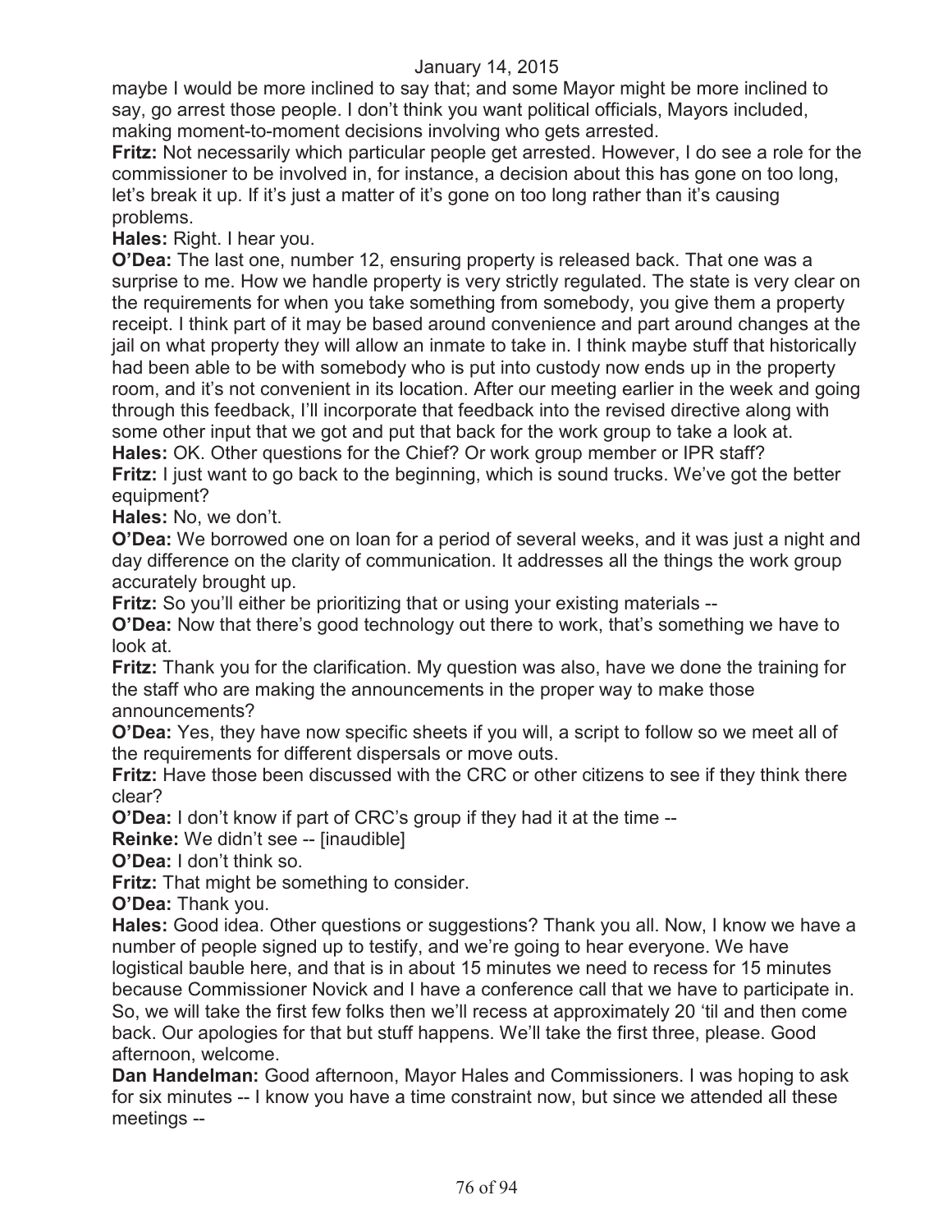maybe I would be more inclined to say that; and some Mayor might be more inclined to say, go arrest those people. I don't think you want political officials, Mayors included, making moment-to-moment decisions involving who gets arrested.

**Fritz:** Not necessarily which particular people get arrested. However, I do see a role for the commissioner to be involved in, for instance, a decision about this has gone on too long, let's break it up. If it's just a matter of it's gone on too long rather than it's causing problems.

**Hales:** Right. I hear you.

**O'Dea:** The last one, number 12, ensuring property is released back. That one was a surprise to me. How we handle property is very strictly regulated. The state is very clear on the requirements for when you take something from somebody, you give them a property receipt. I think part of it may be based around convenience and part around changes at the jail on what property they will allow an inmate to take in. I think maybe stuff that historically had been able to be with somebody who is put into custody now ends up in the property room, and it's not convenient in its location. After our meeting earlier in the week and going through this feedback, I'll incorporate that feedback into the revised directive along with some other input that we got and put that back for the work group to take a look at.

**Hales:** OK. Other questions for the Chief? Or work group member or IPR staff?

**Fritz:** I just want to go back to the beginning, which is sound trucks. We've got the better equipment?

**Hales:** No, we don't.

**O'Dea:** We borrowed one on loan for a period of several weeks, and it was just a night and day difference on the clarity of communication. It addresses all the things the work group accurately brought up.

**Fritz:** So you'll either be prioritizing that or using your existing materials --

**O'Dea:** Now that there's good technology out there to work, that's something we have to look at.

**Fritz:** Thank you for the clarification. My question was also, have we done the training for the staff who are making the announcements in the proper way to make those announcements?

**O'Dea:** Yes, they have now specific sheets if you will, a script to follow so we meet all of the requirements for different dispersals or move outs.

**Fritz:** Have those been discussed with the CRC or other citizens to see if they think there clear?

**O'Dea:** I don't know if part of CRC's group if they had it at the time --

**Reinke:** We didn't see -- [inaudible]

**O'Dea:** I don't think so.

**Fritz:** That might be something to consider.

**O'Dea:** Thank you.

**Hales:** Good idea. Other questions or suggestions? Thank you all. Now, I know we have a number of people signed up to testify, and we're going to hear everyone. We have logistical bauble here, and that is in about 15 minutes we need to recess for 15 minutes because Commissioner Novick and I have a conference call that we have to participate in. So, we will take the first few folks then we'll recess at approximately 20 'til and then come back. Our apologies for that but stuff happens. We'll take the first three, please. Good afternoon, welcome.

**Dan Handelman:** Good afternoon, Mayor Hales and Commissioners. I was hoping to ask for six minutes -- I know you have a time constraint now, but since we attended all these meetings --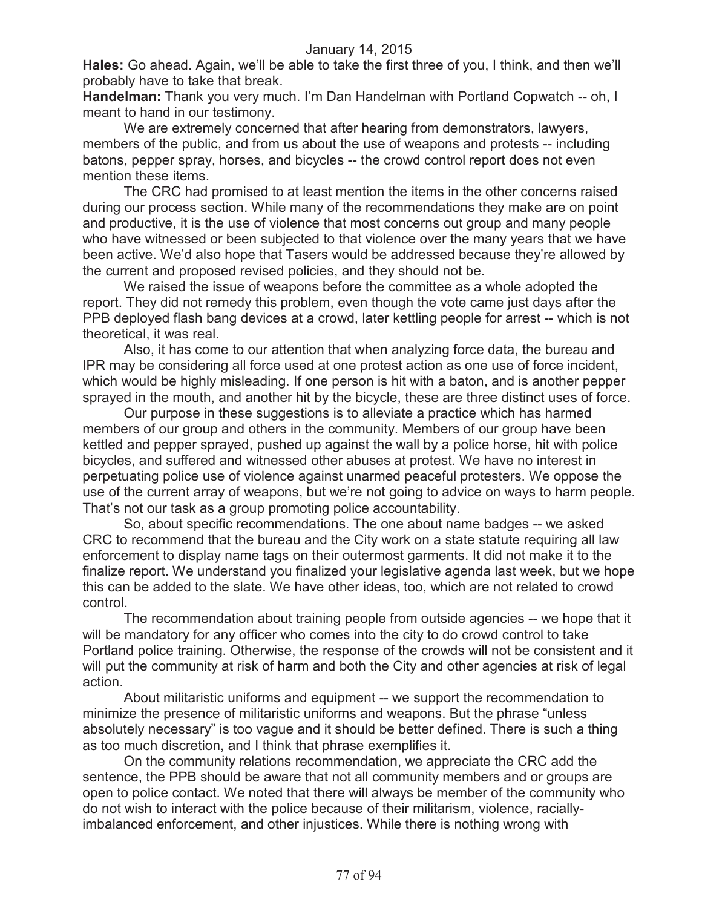**Hales:** Go ahead. Again, we'll be able to take the first three of you, I think, and then we'll probably have to take that break.

**Handelman:** Thank you very much. I'm Dan Handelman with Portland Copwatch -- oh, I meant to hand in our testimony.

We are extremely concerned that after hearing from demonstrators, lawyers, members of the public, and from us about the use of weapons and protests -- including batons, pepper spray, horses, and bicycles -- the crowd control report does not even mention these items.

The CRC had promised to at least mention the items in the other concerns raised during our process section. While many of the recommendations they make are on point and productive, it is the use of violence that most concerns out group and many people who have witnessed or been subjected to that violence over the many years that we have been active. We'd also hope that Tasers would be addressed because they're allowed by the current and proposed revised policies, and they should not be.

We raised the issue of weapons before the committee as a whole adopted the report. They did not remedy this problem, even though the vote came just days after the PPB deployed flash bang devices at a crowd, later kettling people for arrest -- which is not theoretical, it was real.

Also, it has come to our attention that when analyzing force data, the bureau and IPR may be considering all force used at one protest action as one use of force incident, which would be highly misleading. If one person is hit with a baton, and is another pepper sprayed in the mouth, and another hit by the bicycle, these are three distinct uses of force.

Our purpose in these suggestions is to alleviate a practice which has harmed members of our group and others in the community. Members of our group have been kettled and pepper sprayed, pushed up against the wall by a police horse, hit with police bicycles, and suffered and witnessed other abuses at protest. We have no interest in perpetuating police use of violence against unarmed peaceful protesters. We oppose the use of the current array of weapons, but we're not going to advice on ways to harm people. That's not our task as a group promoting police accountability.

So, about specific recommendations. The one about name badges -- we asked CRC to recommend that the bureau and the City work on a state statute requiring all law enforcement to display name tags on their outermost garments. It did not make it to the finalize report. We understand you finalized your legislative agenda last week, but we hope this can be added to the slate. We have other ideas, too, which are not related to crowd control.

The recommendation about training people from outside agencies -- we hope that it will be mandatory for any officer who comes into the city to do crowd control to take Portland police training. Otherwise, the response of the crowds will not be consistent and it will put the community at risk of harm and both the City and other agencies at risk of legal action.

About militaristic uniforms and equipment -- we support the recommendation to minimize the presence of militaristic uniforms and weapons. But the phrase "unless absolutely necessary" is too vague and it should be better defined. There is such a thing as too much discretion, and I think that phrase exemplifies it.

On the community relations recommendation, we appreciate the CRC add the sentence, the PPB should be aware that not all community members and or groups are open to police contact. We noted that there will always be member of the community who do not wish to interact with the police because of their militarism, violence, racially-imbalanced enforcement, and other injustices. While there is nothing wrong with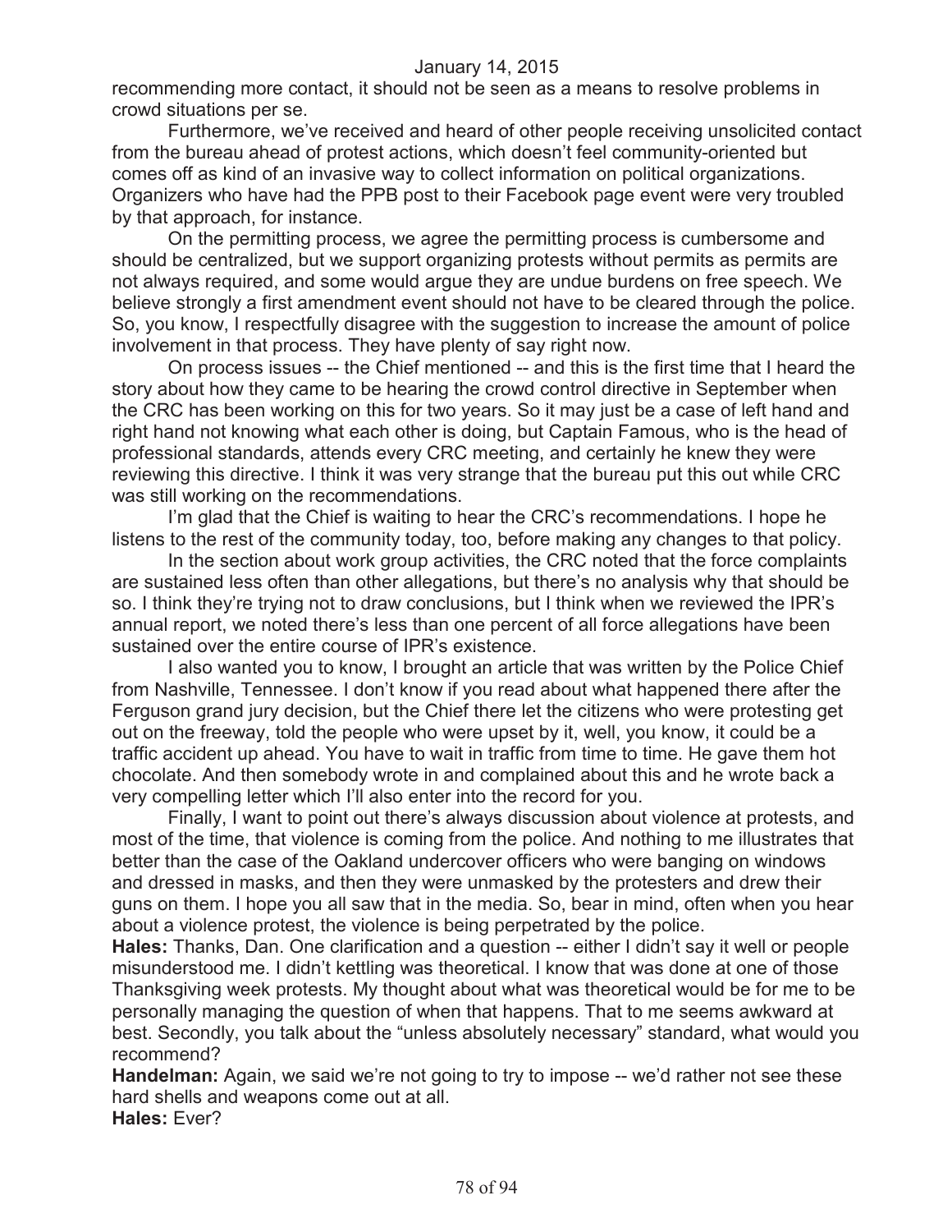recommending more contact, it should not be seen as a means to resolve problems in crowd situations per se.

Furthermore, we've received and heard of other people receiving unsolicited contact from the bureau ahead of protest actions, which doesn't feel community-oriented but comes off as kind of an invasive way to collect information on political organizations. Organizers who have had the PPB post to their Facebook page event were very troubled by that approach, for instance.

On the permitting process, we agree the permitting process is cumbersome and should be centralized, but we support organizing protests without permits as permits are not always required, and some would argue they are undue burdens on free speech. We believe strongly a first amendment event should not have to be cleared through the police. So, you know, I respectfully disagree with the suggestion to increase the amount of police involvement in that process. They have plenty of say right now.

On process issues -- the Chief mentioned -- and this is the first time that I heard the story about how they came to be hearing the crowd control directive in September when the CRC has been working on this for two years. So it may just be a case of left hand and right hand not knowing what each other is doing, but Captain Famous, who is the head of professional standards, attends every CRC meeting, and certainly he knew they were reviewing this directive. I think it was very strange that the bureau put this out while CRC was still working on the recommendations.

I'm glad that the Chief is waiting to hear the CRC's recommendations. I hope he listens to the rest of the community today, too, before making any changes to that policy.

In the section about work group activities, the CRC noted that the force complaints are sustained less often than other allegations, but there's no analysis why that should be so. I think they're trying not to draw conclusions, but I think when we reviewed the IPR's annual report, we noted there's less than one percent of all force allegations have been sustained over the entire course of IPR's existence.

I also wanted you to know, I brought an article that was written by the Police Chief from Nashville, Tennessee. I don't know if you read about what happened there after the Ferguson grand jury decision, but the Chief there let the citizens who were protesting get out on the freeway, told the people who were upset by it, well, you know, it could be a traffic accident up ahead. You have to wait in traffic from time to time. He gave them hot chocolate. And then somebody wrote in and complained about this and he wrote back a very compelling letter which I'll also enter into the record for you.

Finally, I want to point out there's always discussion about violence at protests, and most of the time, that violence is coming from the police. And nothing to me illustrates that better than the case of the Oakland undercover officers who were banging on windows and dressed in masks, and then they were unmasked by the protesters and drew their guns on them. I hope you all saw that in the media. So, bear in mind, often when you hear about a violence protest, the violence is being perpetrated by the police.

**Hales:** Thanks, Dan. One clarification and a question -- either I didn't say it well or people misunderstood me. I didn't kettling was theoretical. I know that was done at one of those Thanksgiving week protests. My thought about what was theoretical would be for me to be personally managing the question of when that happens. That to me seems awkward at best. Secondly, you talk about the "unless absolutely necessary" standard, what would you recommend?

**Handelman:** Again, we said we're not going to try to impose -- we'd rather not see these hard shells and weapons come out at all.

**Hales:** Ever?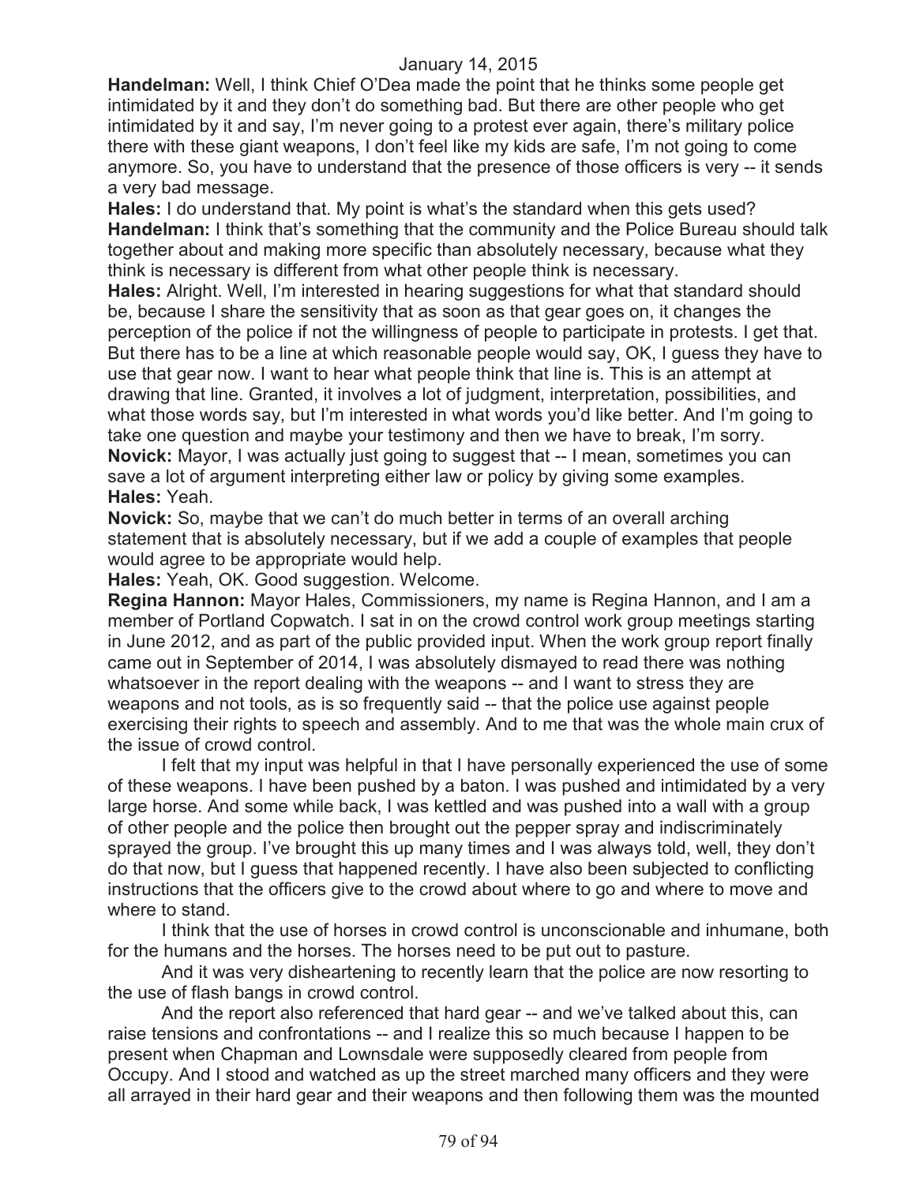**Handelman:** Well, I think Chief O'Dea made the point that he thinks some people get intimidated by it and they don't do something bad. But there are other people who get intimidated by it and say, I'm never going to a protest ever again, there's military police there with these giant weapons, I don't feel like my kids are safe, I'm not going to come anymore. So, you have to understand that the presence of those officers is very -- it sends a very bad message.

**Hales:** I do understand that. My point is what's the standard when this gets used?

**Handelman:** I think that's something that the community and the Police Bureau should talk together about and making more specific than absolutely necessary, because what they think is necessary is different from what other people think is necessary.

**Hales:** Alright. Well, I'm interested in hearing suggestions for what that standard should be, because I share the sensitivity that as soon as that gear goes on, it changes the perception of the police if not the willingness of people to participate in protests. I get that. But there has to be a line at which reasonable people would say, OK, I guess they have to use that gear now. I want to hear what people think that line is. This is an attempt at drawing that line. Granted, it involves a lot of judgment, interpretation, possibilities, and what those words say, but I'm interested in what words you'd like better. And I'm going to take one question and maybe your testimony and then we have to break, I'm sorry.

**Novick:** Mayor, I was actually just going to suggest that -- I mean, sometimes you can save a lot of argument interpreting either law or policy by giving some examples.

**Hales:** Yeah.

**Novick:** So, maybe that we can't do much better in terms of an overall arching statement that is absolutely necessary, but if we add a couple of examples that people would agree to be appropriate would help.

**Hales:** Yeah, OK. Good suggestion. Welcome.

**Regina Hannon:** Mayor Hales, Commissioners, my name is Regina Hannon, and I am a member of Portland Copwatch. I sat in on the crowd control work group meetings starting in June 2012, and as part of the public provided input. When the work group report finally came out in September of 2014, I was absolutely dismayed to read there was nothing whatsoever in the report dealing with the weapons -- and I want to stress they are weapons and not tools, as is so frequently said -- that the police use against people exercising their rights to speech and assembly. And to me that was the whole main crux of the issue of crowd control.

I felt that my input was helpful in that I have personally experienced the use of some of these weapons. I have been pushed by a baton. I was pushed and intimidated by a very large horse. And some while back, I was kettled and was pushed into a wall with a group of other people and the police then brought out the pepper spray and indiscriminately sprayed the group. I've brought this up many times and I was always told, well, they don't do that now, but I guess that happened recently. I have also been subjected to conflicting instructions that the officers give to the crowd about where to go and where to move and where to stand.

I think that the use of horses in crowd control is unconscionable and inhumane, both for the humans and the horses. The horses need to be put out to pasture.

And it was very disheartening to recently learn that the police are now resorting to the use of flash bangs in crowd control.

And the report also referenced that hard gear -- and we've talked about this, can raise tensions and confrontations -- and I realize this so much because I happen to be present when Chapman and Lownsdale were supposedly cleared from people from Occupy. And I stood and watched as up the street marched many officers and they were all arrayed in their hard gear and their weapons and then following them was the mounted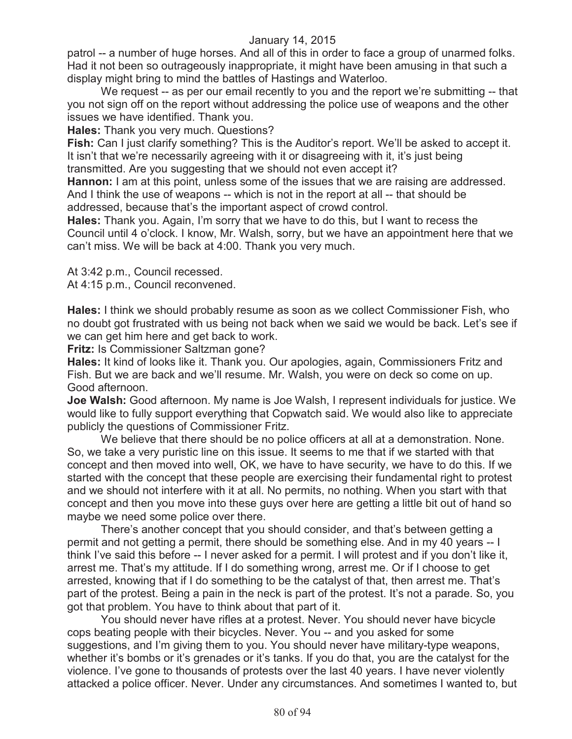patrol -- a number of huge horses. And all of this in order to face a group of unarmed folks. Had it not been so outrageously inappropriate, it might have been amusing in that such a display might bring to mind the battles of Hastings and Waterloo.

We request -- as per our email recently to you and the report we're submitting -- that you not sign off on the report without addressing the police use of weapons and the other issues we have identified. Thank you.

**Hales:** Thank you very much. Questions?

**Fish:** Can I just clarify something? This is the Auditor's report. We'll be asked to accept it. It isn't that we're necessarily agreeing with it or disagreeing with it, it's just being transmitted. Are you suggesting that we should not even accept it?

**Hannon:** I am at this point, unless some of the issues that we are raising are addressed. And I think the use of weapons -- which is not in the report at all -- that should be addressed, because that's the important aspect of crowd control.

**Hales:** Thank you. Again, I'm sorry that we have to do this, but I want to recess the Council until 4 o'clock. I know, Mr. Walsh, sorry, but we have an appointment here that we can't miss. We will be back at 4:00. Thank you very much.

At 3:42 p.m., Council recessed.
At 4:15 p.m., Council reconvened.

**Hales:** I think we should probably resume as soon as we collect Commissioner Fish, who no doubt got frustrated with us being not back when we said we would be back. Let's see if we can get him here and get back to work.

**Fritz:** Is Commissioner Saltzman gone?

**Hales:** It kind of looks like it. Thank you. Our apologies, again, Commissioners Fritz and Fish. But we are back and we'll resume. Mr. Walsh, you were on deck so come on up. Good afternoon.

**Joe Walsh:** Good afternoon. My name is Joe Walsh, I represent individuals for justice. We would like to fully support everything that Copwatch said. We would also like to appreciate publicly the questions of Commissioner Fritz.

We believe that there should be no police officers at all at a demonstration. None. So, we take a very puristic line on this issue. It seems to me that if we started with that concept and then moved into well, OK, we have to have security, we have to do this. If we started with the concept that these people are exercising their fundamental right to protest and we should not interfere with it at all. No permits, no nothing. When you start with that concept and then you move into these guys over here are getting a little bit out of hand so maybe we need some police over there.

There's another concept that you should consider, and that's between getting a permit and not getting a permit, there should be something else. And in my 40 years -- I think I've said this before -- I never asked for a permit. I will protest and if you don't like it, arrest me. That's my attitude. If I do something wrong, arrest me. Or if I choose to get arrested, knowing that if I do something to be the catalyst of that, then arrest me. That's part of the protest. Being a pain in the neck is part of the protest. It's not a parade. So, you got that problem. You have to think about that part of it.

You should never have rifles at a protest. Never. You should never have bicycle cops beating people with their bicycles. Never. You -- and you asked for some suggestions, and I'm giving them to you. You should never have military-type weapons, whether it's bombs or it's grenades or it's tanks. If you do that, you are the catalyst for the violence. I've gone to thousands of protests over the last 40 years. I have never violently attacked a police officer. Never. Under any circumstances. And sometimes I wanted to, but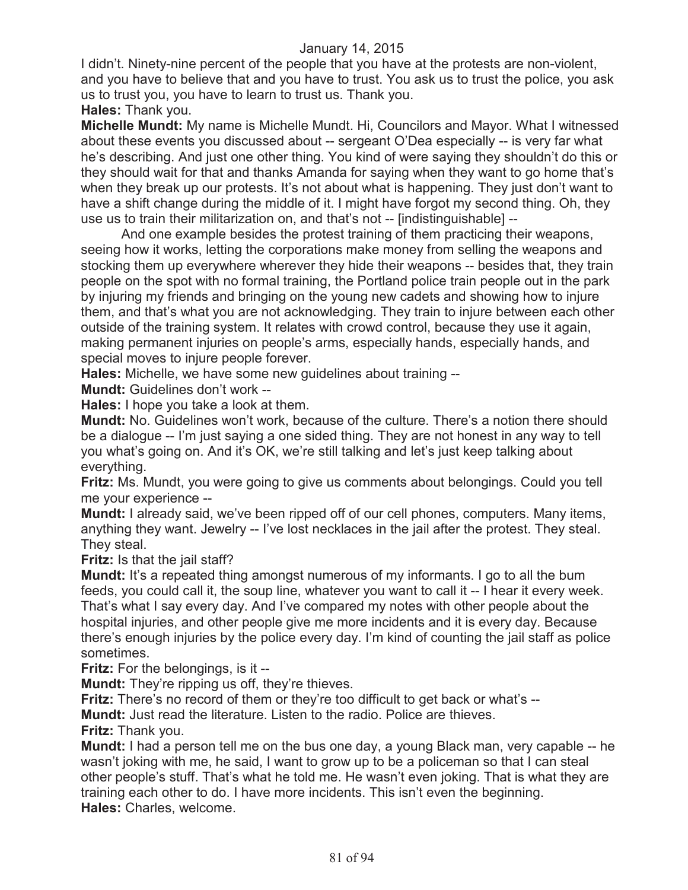I didn't. Ninety-nine percent of the people that you have at the protests are non-violent, and you have to believe that and you have to trust. You ask us to trust the police, you ask us to trust you, you have to learn to trust us. Thank you.

**Hales:** Thank you.

**Michelle Mundt:** My name is Michelle Mundt. Hi, Councilors and Mayor. What I witnessed about these events you discussed about -- sergeant O'Dea especially -- is very far what he's describing. And just one other thing. You kind of were saying they shouldn't do this or they should wait for that and thanks Amanda for saying when they want to go home that's when they break up our protests. It's not about what is happening. They just don't want to have a shift change during the middle of it. I might have forgot my second thing. Oh, they use us to train their militarization on, and that's not -- [indistinguishable] --

And one example besides the protest training of them practicing their weapons, seeing how it works, letting the corporations make money from selling the weapons and stocking them up everywhere wherever they hide their weapons -- besides that, they train people on the spot with no formal training, the Portland police train people out in the park by injuring my friends and bringing on the young new cadets and showing how to injure them, and that's what you are not acknowledging. They train to injure between each other outside of the training system. It relates with crowd control, because they use it again, making permanent injuries on people's arms, especially hands, especially hands, and special moves to injure people forever.

**Hales:** Michelle, we have some new guidelines about training --

**Mundt:** Guidelines don't work --

**Hales:** I hope you take a look at them.

**Mundt:** No. Guidelines won't work, because of the culture. There's a notion there should be a dialogue -- I'm just saying a one sided thing. They are not honest in any way to tell you what's going on. And it's OK, we're still talking and let's just keep talking about everything.

**Fritz:** Ms. Mundt, you were going to give us comments about belongings. Could you tell me your experience --

**Mundt:** I already said, we've been ripped off of our cell phones, computers. Many items, anything they want. Jewelry -- I've lost necklaces in the jail after the protest. They steal. They steal.

**Fritz:** Is that the jail staff?

**Mundt:** It's a repeated thing amongst numerous of my informants. I go to all the bum feeds, you could call it, the soup line, whatever you want to call it -- I hear it every week. That's what I say every day. And I've compared my notes with other people about the hospital injuries, and other people give me more incidents and it is every day. Because there's enough injuries by the police every day. I'm kind of counting the jail staff as police sometimes.

**Fritz:** For the belongings, is it --

**Mundt:** They're ripping us off, they're thieves.

**Fritz:** There's no record of them or they're too difficult to get back or what's --

**Mundt:** Just read the literature. Listen to the radio. Police are thieves.

**Fritz:** Thank you.

**Mundt:** I had a person tell me on the bus one day, a young Black man, very capable -- he wasn't joking with me, he said, I want to grow up to be a policeman so that I can steal other people's stuff. That's what he told me. He wasn't even joking. That is what they are training each other to do. I have more incidents. This isn't even the beginning.

**Hales:** Charles, welcome.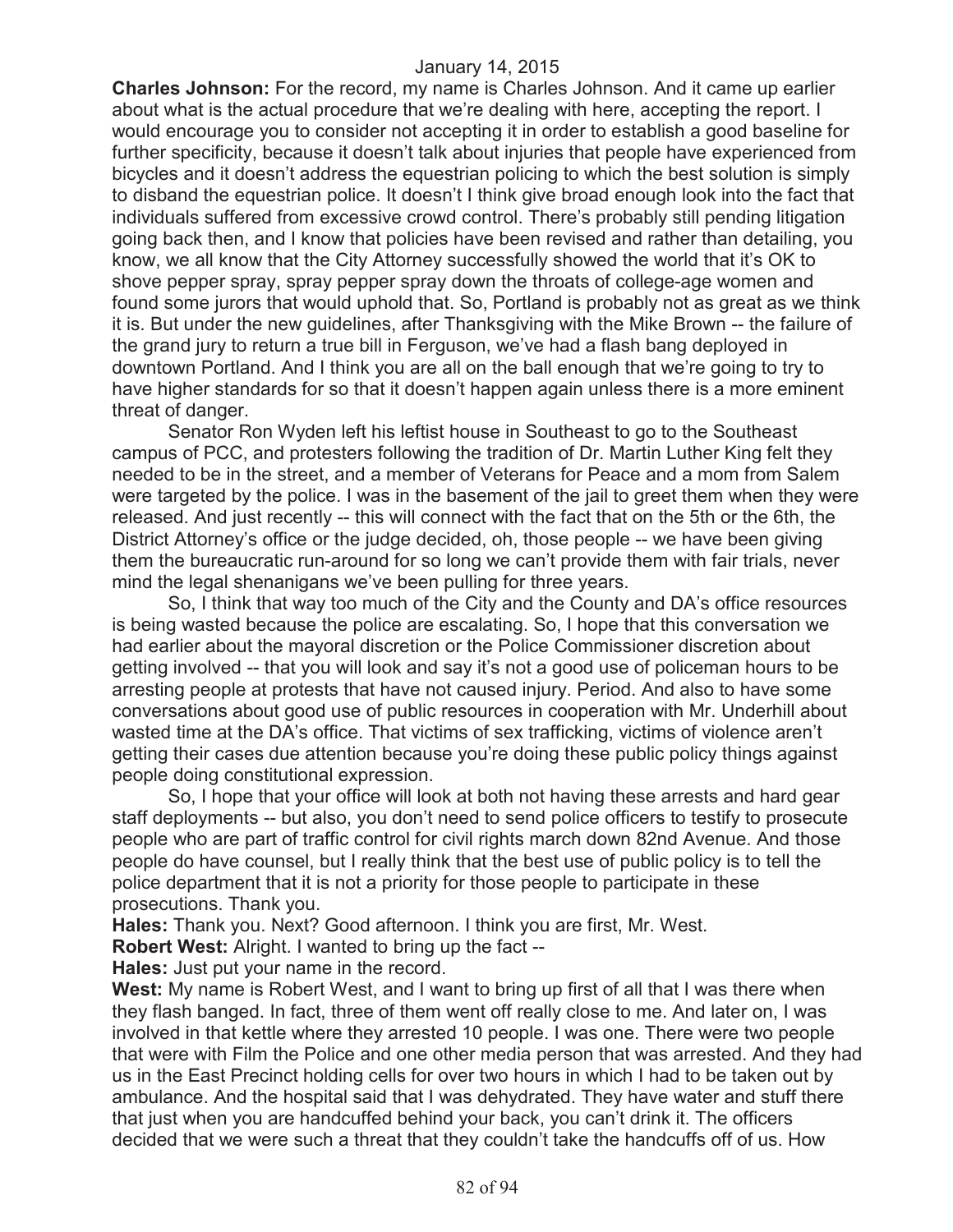**Charles Johnson:** For the record, my name is Charles Johnson. And it came up earlier about what is the actual procedure that we're dealing with here, accepting the report. I would encourage you to consider not accepting it in order to establish a good baseline for further specificity, because it doesn't talk about injuries that people have experienced from bicycles and it doesn't address the equestrian policing to which the best solution is simply to disband the equestrian police. It doesn't I think give broad enough look into the fact that individuals suffered from excessive crowd control. There's probably still pending litigation going back then, and I know that policies have been revised and rather than detailing, you know, we all know that the City Attorney successfully showed the world that it's OK to shove pepper spray, spray pepper spray down the throats of college-age women and found some jurors that would uphold that. So, Portland is probably not as great as we think it is. But under the new guidelines, after Thanksgiving with the Mike Brown -- the failure of the grand jury to return a true bill in Ferguson, we've had a flash bang deployed in downtown Portland. And I think you are all on the ball enough that we're going to try to have higher standards for so that it doesn't happen again unless there is a more eminent threat of danger.

Senator Ron Wyden left his leftist house in Southeast to go to the Southeast campus of PCC, and protesters following the tradition of Dr. Martin Luther King felt they needed to be in the street, and a member of Veterans for Peace and a mom from Salem were targeted by the police. I was in the basement of the jail to greet them when they were released. And just recently -- this will connect with the fact that on the 5th or the 6th, the District Attorney's office or the judge decided, oh, those people -- we have been giving them the bureaucratic run-around for so long we can't provide them with fair trials, never mind the legal shenanigans we've been pulling for three years.

So, I think that way too much of the City and the County and DA's office resources is being wasted because the police are escalating. So, I hope that this conversation we had earlier about the mayoral discretion or the Police Commissioner discretion about getting involved -- that you will look and say it's not a good use of policeman hours to be arresting people at protests that have not caused injury. Period. And also to have some conversations about good use of public resources in cooperation with Mr. Underhill about wasted time at the DA's office. That victims of sex trafficking, victims of violence aren't getting their cases due attention because you're doing these public policy things against people doing constitutional expression.

So, I hope that your office will look at both not having these arrests and hard gear staff deployments -- but also, you don't need to send police officers to testify to prosecute people who are part of traffic control for civil rights march down 82nd Avenue. And those people do have counsel, but I really think that the best use of public policy is to tell the police department that it is not a priority for those people to participate in these prosecutions. Thank you.

**Hales:** Thank you. Next? Good afternoon. I think you are first, Mr. West.

**Robert West:** Alright. I wanted to bring up the fact --

**Hales:** Just put your name in the record.

**West:** My name is Robert West, and I want to bring up first of all that I was there when they flash banged. In fact, three of them went off really close to me. And later on, I was involved in that kettle where they arrested 10 people. I was one. There were two people that were with Film the Police and one other media person that was arrested. And they had us in the East Precinct holding cells for over two hours in which I had to be taken out by ambulance. And the hospital said that I was dehydrated. They have water and stuff there that just when you are handcuffed behind your back, you can't drink it. The officers decided that we were such a threat that they couldn't take the handcuffs off of us. How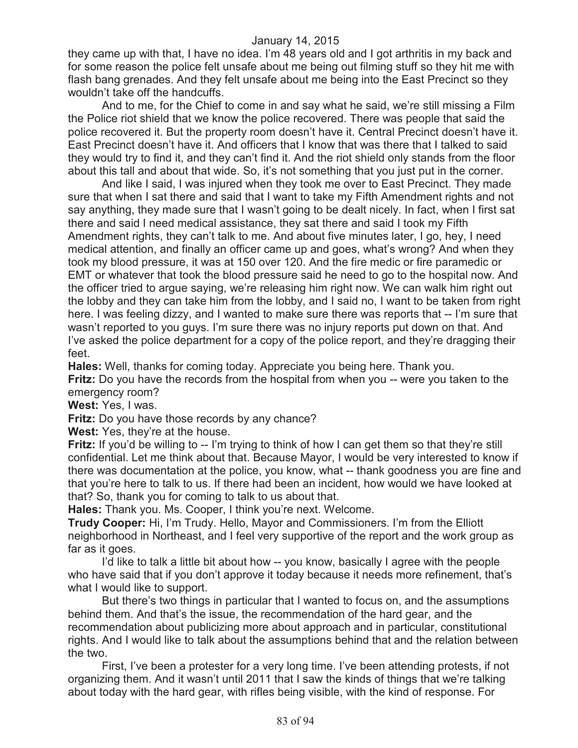they came up with that, I have no idea. I'm 48 years old and I got arthritis in my back and for some reason the police felt unsafe about me being out filming stuff so they hit me with flash bang grenades. And they felt unsafe about me being into the East Precinct so they wouldn't take off the handcuffs.

And to me, for the Chief to come in and say what he said, we're still missing a Film the Police riot shield that we know the police recovered. There was people that said the police recovered it. But the property room doesn't have it. Central Precinct doesn't have it. East Precinct doesn't have it. And officers that I know that was there that I talked to said they would try to find it, and they can't find it. And the riot shield only stands from the floor about this tall and about that wide. So, it's not something that you just put in the corner.

And like I said, I was injured when they took me over to East Precinct. They made sure that when I sat there and said that I want to take my Fifth Amendment rights and not say anything, they made sure that I wasn't going to be dealt nicely. In fact, when I first sat there and said I need medical assistance, they sat there and said I took my Fifth Amendment rights, they can't talk to me. And about five minutes later, I go, hey, I need medical attention, and finally an officer came up and goes, what's wrong? And when they took my blood pressure, it was at 150 over 120. And the fire medic or fire paramedic or EMT or whatever that took the blood pressure said he need to go to the hospital now. And the officer tried to argue saying, we're releasing him right now. We can walk him right out the lobby and they can take him from the lobby, and I said no, I want to be taken from right here. I was feeling dizzy, and I wanted to make sure there was reports that -- I'm sure that wasn't reported to you guys. I'm sure there was no injury reports put down on that. And I've asked the police department for a copy of the police report, and they're dragging their feet.

**Hales:** Well, thanks for coming today. Appreciate you being here. Thank you.

**Fritz:** Do you have the records from the hospital from when you -- were you taken to the emergency room?

**West:** Yes, I was.

**Fritz:** Do you have those records by any chance?

**West:** Yes, they're at the house.

**Fritz:** If you'd be willing to -- I'm trying to think of how I can get them so that they're still confidential. Let me think about that. Because Mayor, I would be very interested to know if there was documentation at the police, you know, what -- thank goodness you are fine and that you're here to talk to us. If there had been an incident, how would we have looked at that? So, thank you for coming to talk to us about that.

**Hales:** Thank you. Ms. Cooper, I think you're next. Welcome.

**Trudy Cooper:** Hi, I'm Trudy. Hello, Mayor and Commissioners. I'm from the Elliott neighborhood in Northeast, and I feel very supportive of the report and the work group as far as it goes.

I'd like to talk a little bit about how -- you know, basically I agree with the people who have said that if you don't approve it today because it needs more refinement, that's what I would like to support.

But there's two things in particular that I wanted to focus on, and the assumptions behind them. And that's the issue, the recommendation of the hard gear, and the recommendation about publicizing more about approach and in particular, constitutional rights. And I would like to talk about the assumptions behind that and the relation between the two.

First, I've been a protester for a very long time. I've been attending protests, if not organizing them. And it wasn't until 2011 that I saw the kinds of things that we're talking about today with the hard gear, with rifles being visible, with the kind of response. For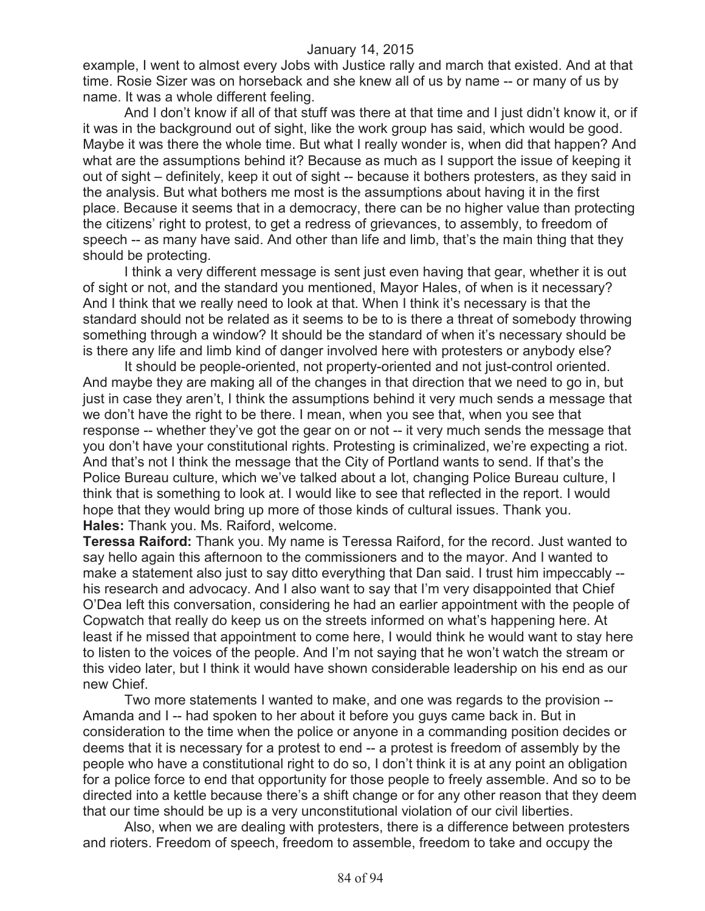example, I went to almost every Jobs with Justice rally and march that existed. And at that time. Rosie Sizer was on horseback and she knew all of us by name -- or many of us by name. It was a whole different feeling.

And I don't know if all of that stuff was there at that time and I just didn't know it, or if it was in the background out of sight, like the work group has said, which would be good. Maybe it was there the whole time. But what I really wonder is, when did that happen? And what are the assumptions behind it? Because as much as I support the issue of keeping it out of sight – definitely, keep it out of sight -- because it bothers protesters, as they said in the analysis. But what bothers me most is the assumptions about having it in the first place. Because it seems that in a democracy, there can be no higher value than protecting the citizens' right to protest, to get a redress of grievances, to assembly, to freedom of speech -- as many have said. And other than life and limb, that's the main thing that they should be protecting.

I think a very different message is sent just even having that gear, whether it is out of sight or not, and the standard you mentioned, Mayor Hales, of when is it necessary? And I think that we really need to look at that. When I think it's necessary is that the standard should not be related as it seems to be to is there a threat of somebody throwing something through a window? It should be the standard of when it's necessary should be is there any life and limb kind of danger involved here with protesters or anybody else?

It should be people-oriented, not property-oriented and not just-control oriented. And maybe they are making all of the changes in that direction that we need to go in, but just in case they aren't, I think the assumptions behind it very much sends a message that we don't have the right to be there. I mean, when you see that, when you see that response -- whether they've got the gear on or not -- it very much sends the message that you don't have your constitutional rights. Protesting is criminalized, we're expecting a riot. And that's not I think the message that the City of Portland wants to send. If that's the Police Bureau culture, which we've talked about a lot, changing Police Bureau culture, I think that is something to look at. I would like to see that reflected in the report. I would hope that they would bring up more of those kinds of cultural issues. Thank you.

**Hales:** Thank you. Ms. Raiford, welcome.

**Teressa Raiford:** Thank you. My name is Teressa Raiford, for the record. Just wanted to say hello again this afternoon to the commissioners and to the mayor. And I wanted to make a statement also just to say ditto everything that Dan said. I trust him impeccably -- his research and advocacy. And I also want to say that I'm very disappointed that Chief O'Dea left this conversation, considering he had an earlier appointment with the people of Copwatch that really do keep us on the streets informed on what's happening here. At least if he missed that appointment to come here, I would think he would want to stay here to listen to the voices of the people. And I'm not saying that he won't watch the stream or this video later, but I think it would have shown considerable leadership on his end as our new Chief.

Two more statements I wanted to make, and one was regards to the provision -- Amanda and I -- had spoken to her about it before you guys came back in. But in consideration to the time when the police or anyone in a commanding position decides or deems that it is necessary for a protest to end -- a protest is freedom of assembly by the people who have a constitutional right to do so, I don't think it is at any point an obligation for a police force to end that opportunity for those people to freely assemble. And so to be directed into a kettle because there's a shift change or for any other reason that they deem that our time should be up is a very unconstitutional violation of our civil liberties.

Also, when we are dealing with protesters, there is a difference between protesters and rioters. Freedom of speech, freedom to assemble, freedom to take and occupy the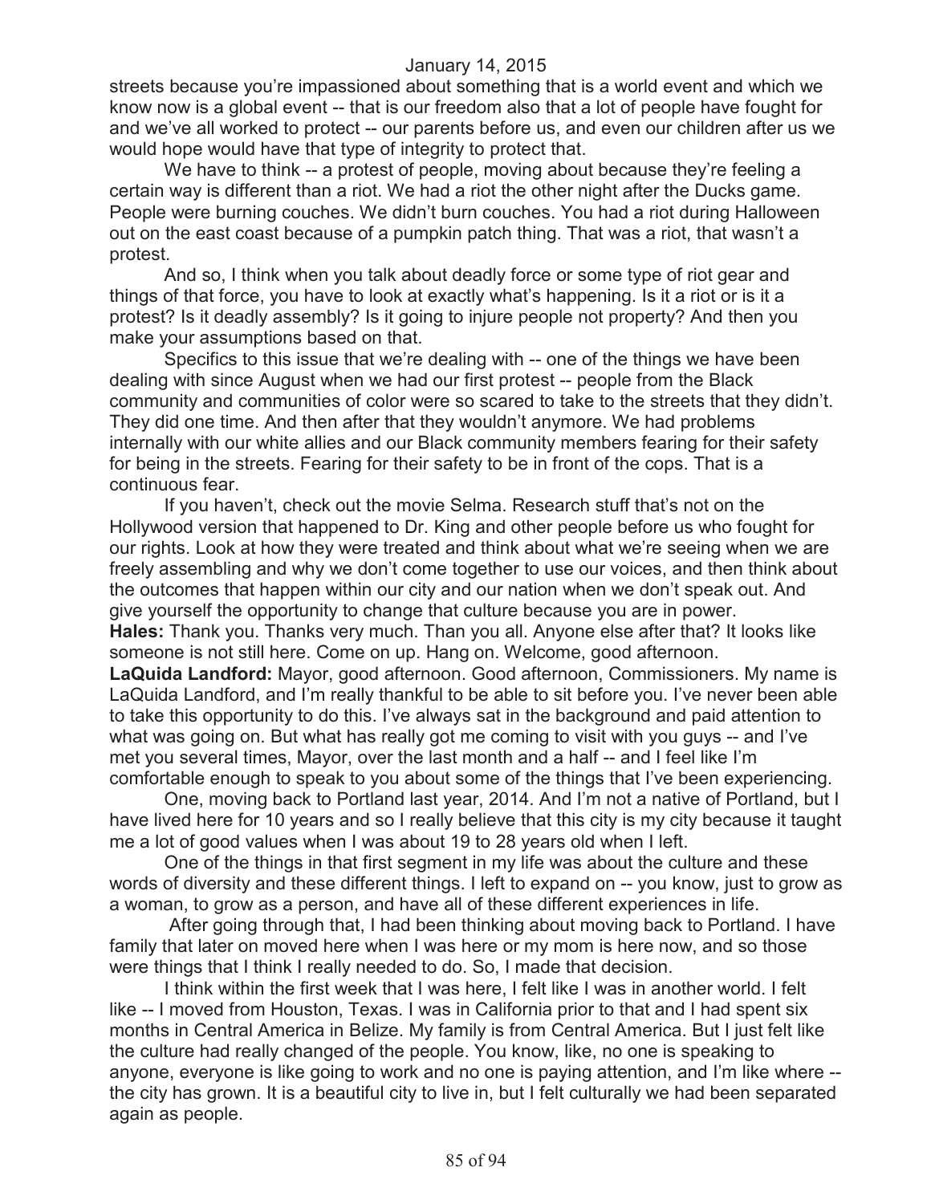streets because you're impassioned about something that is a world event and which we know now is a global event -- that is our freedom also that a lot of people have fought for and we've all worked to protect -- our parents before us, and even our children after us we would hope would have that type of integrity to protect that.

We have to think -- a protest of people, moving about because they're feeling a certain way is different than a riot. We had a riot the other night after the Ducks game. People were burning couches. We didn't burn couches. You had a riot during Halloween out on the east coast because of a pumpkin patch thing. That was a riot, that wasn't a protest.

And so, I think when you talk about deadly force or some type of riot gear and things of that force, you have to look at exactly what's happening. Is it a riot or is it a protest? Is it deadly assembly? Is it going to injure people not property? And then you make your assumptions based on that.

Specifics to this issue that we're dealing with -- one of the things we have been dealing with since August when we had our first protest -- people from the Black community and communities of color were so scared to take to the streets that they didn't. They did one time. And then after that they wouldn't anymore. We had problems internally with our white allies and our Black community members fearing for their safety for being in the streets. Fearing for their safety to be in front of the cops. That is a continuous fear.

If you haven't, check out the movie Selma. Research stuff that's not on the Hollywood version that happened to Dr. King and other people before us who fought for our rights. Look at how they were treated and think about what we're seeing when we are freely assembling and why we don't come together to use our voices, and then think about the outcomes that happen within our city and our nation when we don't speak out. And give yourself the opportunity to change that culture because you are in power.

**Hales:** Thank you. Thanks very much. Than you all. Anyone else after that? It looks like someone is not still here. Come on up. Hang on. Welcome, good afternoon.

**LaQuida Landford:** Mayor, good afternoon. Good afternoon, Commissioners. My name is LaQuida Landford, and I'm really thankful to be able to sit before you. I've never been able to take this opportunity to do this. I've always sat in the background and paid attention to what was going on. But what has really got me coming to visit with you guys -- and I've met you several times, Mayor, over the last month and a half -- and I feel like I'm comfortable enough to speak to you about some of the things that I've been experiencing.

One, moving back to Portland last year, 2014. And I'm not a native of Portland, but I have lived here for 10 years and so I really believe that this city is my city because it taught me a lot of good values when I was about 19 to 28 years old when I left.

One of the things in that first segment in my life was about the culture and these words of diversity and these different things. I left to expand on -- you know, just to grow as a woman, to grow as a person, and have all of these different experiences in life.

After going through that, I had been thinking about moving back to Portland. I have family that later on moved here when I was here or my mom is here now, and so those were things that I think I really needed to do. So, I made that decision.

I think within the first week that I was here, I felt like I was in another world. I felt like -- I moved from Houston, Texas. I was in California prior to that and I had spent six months in Central America in Belize. My family is from Central America. But I just felt like the culture had really changed of the people. You know, like, no one is speaking to anyone, everyone is like going to work and no one is paying attention, and I'm like where -- the city has grown. It is a beautiful city to live in, but I felt culturally we had been separated again as people.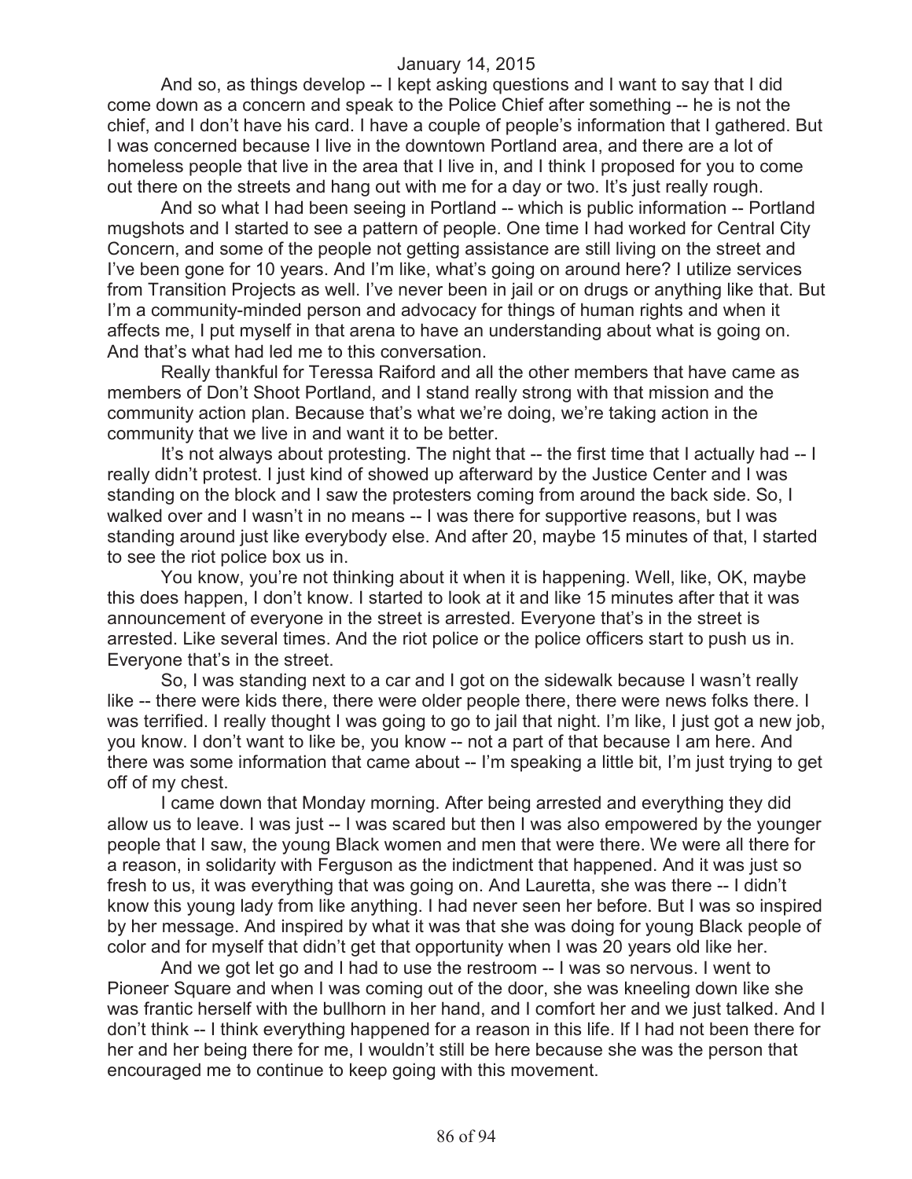And so, as things develop -- I kept asking questions and I want to say that I did come down as a concern and speak to the Police Chief after something -- he is not the chief, and I don't have his card. I have a couple of people's information that I gathered. But I was concerned because I live in the downtown Portland area, and there are a lot of homeless people that live in the area that I live in, and I think I proposed for you to come out there on the streets and hang out with me for a day or two. It's just really rough.

And so what I had been seeing in Portland -- which is public information -- Portland mugshots and I started to see a pattern of people. One time I had worked for Central City Concern, and some of the people not getting assistance are still living on the street and I've been gone for 10 years. And I'm like, what's going on around here? I utilize services from Transition Projects as well. I've never been in jail or on drugs or anything like that. But I'm a community-minded person and advocacy for things of human rights and when it affects me, I put myself in that arena to have an understanding about what is going on. And that's what had led me to this conversation.

Really thankful for Teressa Raiford and all the other members that have came as members of Don't Shoot Portland, and I stand really strong with that mission and the community action plan. Because that's what we're doing, we're taking action in the community that we live in and want it to be better.

It's not always about protesting. The night that -- the first time that I actually had -- I really didn't protest. I just kind of showed up afterward by the Justice Center and I was standing on the block and I saw the protesters coming from around the back side. So, I walked over and I wasn't in no means -- I was there for supportive reasons, but I was standing around just like everybody else. And after 20, maybe 15 minutes of that, I started to see the riot police box us in.

You know, you're not thinking about it when it is happening. Well, like, OK, maybe this does happen, I don't know. I started to look at it and like 15 minutes after that it was announcement of everyone in the street is arrested. Everyone that's in the street is arrested. Like several times. And the riot police or the police officers start to push us in. Everyone that's in the street.

So, I was standing next to a car and I got on the sidewalk because I wasn't really like -- there were kids there, there were older people there, there were news folks there. I was terrified. I really thought I was going to go to jail that night. I'm like, I just got a new job, you know. I don't want to like be, you know -- not a part of that because I am here. And there was some information that came about -- I'm speaking a little bit, I'm just trying to get off of my chest.

I came down that Monday morning. After being arrested and everything they did allow us to leave. I was just -- I was scared but then I was also empowered by the younger people that I saw, the young Black women and men that were there. We were all there for a reason, in solidarity with Ferguson as the indictment that happened. And it was just so fresh to us, it was everything that was going on. And Lauretta, she was there -- I didn't know this young lady from like anything. I had never seen her before. But I was so inspired by her message. And inspired by what it was that she was doing for young Black people of color and for myself that didn't get that opportunity when I was 20 years old like her.

And we got let go and I had to use the restroom -- I was so nervous. I went to Pioneer Square and when I was coming out of the door, she was kneeling down like she was frantic herself with the bullhorn in her hand, and I comfort her and we just talked. And I don't think -- I think everything happened for a reason in this life. If I had not been there for her and her being there for me, I wouldn't still be here because she was the person that encouraged me to continue to keep going with this movement.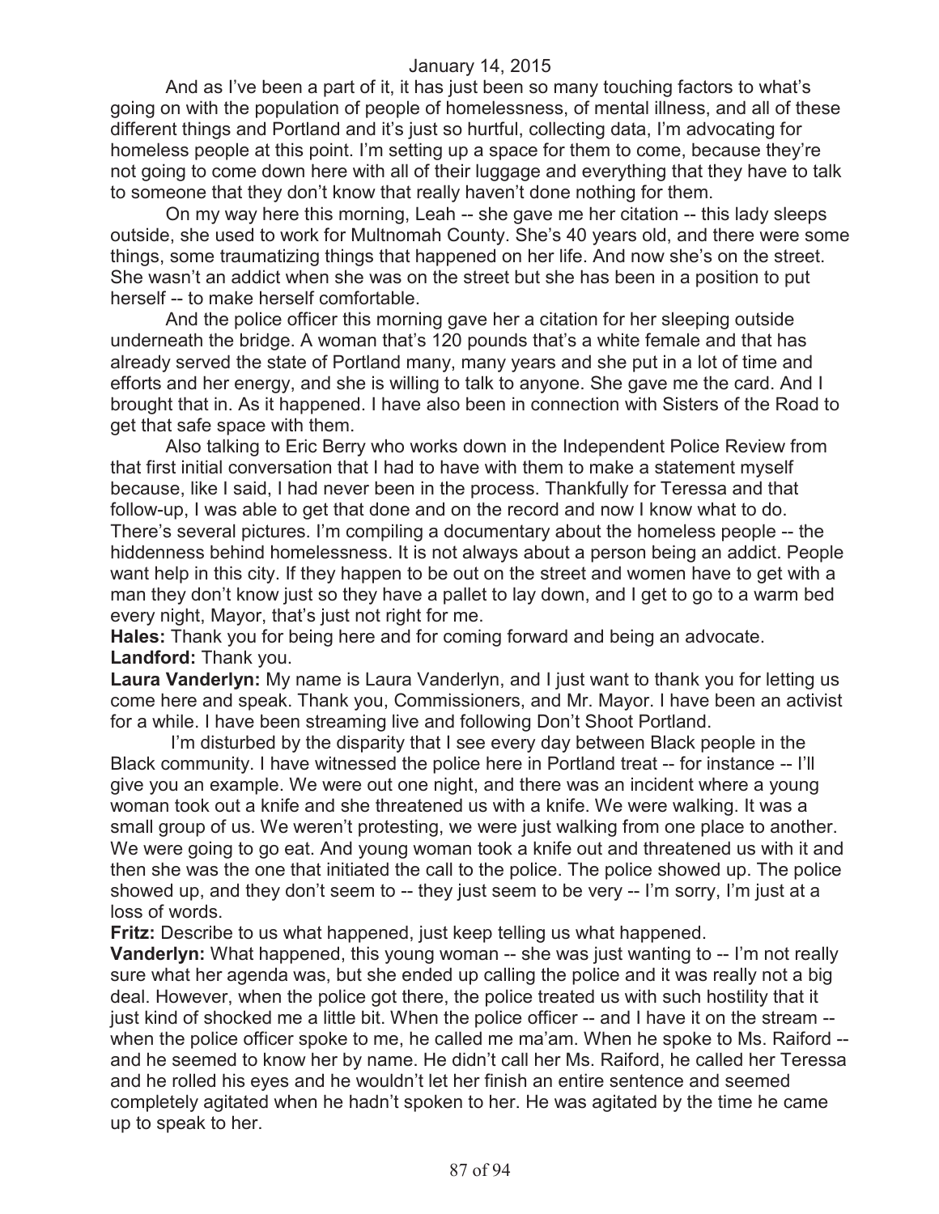And as I've been a part of it, it has just been so many touching factors to what's going on with the population of people of homelessness, of mental illness, and all of these different things and Portland and it's just so hurtful, collecting data, I'm advocating for homeless people at this point. I'm setting up a space for them to come, because they're not going to come down here with all of their luggage and everything that they have to talk to someone that they don't know that really haven't done nothing for them.

On my way here this morning, Leah -- she gave me her citation -- this lady sleeps outside, she used to work for Multnomah County. She's 40 years old, and there were some things, some traumatizing things that happened on her life. And now she's on the street. She wasn't an addict when she was on the street but she has been in a position to put herself -- to make herself comfortable.

And the police officer this morning gave her a citation for her sleeping outside underneath the bridge. A woman that's 120 pounds that's a white female and that has already served the state of Portland many, many years and she put in a lot of time and efforts and her energy, and she is willing to talk to anyone. She gave me the card. And I brought that in. As it happened. I have also been in connection with Sisters of the Road to get that safe space with them.

Also talking to Eric Berry who works down in the Independent Police Review from that first initial conversation that I had to have with them to make a statement myself because, like I said, I had never been in the process. Thankfully for Teressa and that follow-up, I was able to get that done and on the record and now I know what to do. There's several pictures. I'm compiling a documentary about the homeless people -- the hiddenness behind homelessness. It is not always about a person being an addict. People want help in this city. If they happen to be out on the street and women have to get with a man they don't know just so they have a pallet to lay down, and I get to go to a warm bed every night, Mayor, that's just not right for me.

**Hales:** Thank you for being here and for coming forward and being an advocate.

**Landford:** Thank you.

**Laura Vanderlyn:** My name is Laura Vanderlyn, and I just want to thank you for letting us come here and speak. Thank you, Commissioners, and Mr. Mayor. I have been an activist for a while. I have been streaming live and following Don't Shoot Portland.

I'm disturbed by the disparity that I see every day between Black people in the Black community. I have witnessed the police here in Portland treat -- for instance -- I'll give you an example. We were out one night, and there was an incident where a young woman took out a knife and she threatened us with a knife. We were walking. It was a small group of us. We weren't protesting, we were just walking from one place to another. We were going to go eat. And young woman took a knife out and threatened us with it and then she was the one that initiated the call to the police. The police showed up. The police showed up, and they don't seem to -- they just seem to be very -- I'm sorry, I'm just at a loss of words.

**Fritz:** Describe to us what happened, just keep telling us what happened.

**Vanderlyn:** What happened, this young woman -- she was just wanting to -- I'm not really sure what her agenda was, but she ended up calling the police and it was really not a big deal. However, when the police got there, the police treated us with such hostility that it just kind of shocked me a little bit. When the police officer -- and I have it on the stream -- when the police officer spoke to me, he called me ma'am. When he spoke to Ms. Raiford -- and he seemed to know her by name. He didn't call her Ms. Raiford, he called her Teressa and he rolled his eyes and he wouldn't let her finish an entire sentence and seemed completely agitated when he hadn't spoken to her. He was agitated by the time he came up to speak to her.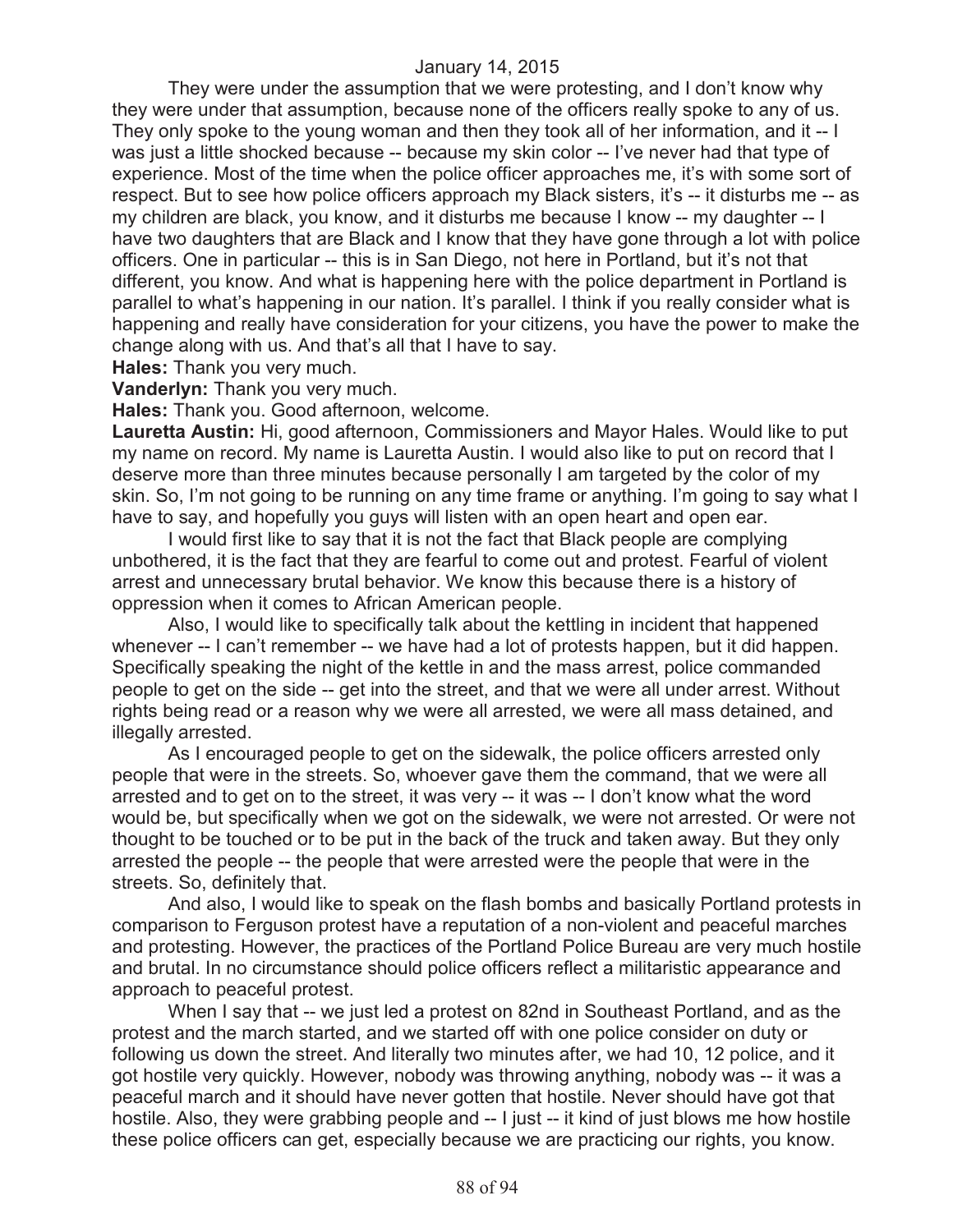They were under the assumption that we were protesting, and I don't know why they were under that assumption, because none of the officers really spoke to any of us. They only spoke to the young woman and then they took all of her information, and it -- I was just a little shocked because -- because my skin color -- I've never had that type of experience. Most of the time when the police officer approaches me, it's with some sort of respect. But to see how police officers approach my Black sisters, it's -- it disturbs me -- as my children are black, you know, and it disturbs me because I know -- my daughter -- I have two daughters that are Black and I know that they have gone through a lot with police officers. One in particular -- this is in San Diego, not here in Portland, but it's not that different, you know. And what is happening here with the police department in Portland is parallel to what's happening in our nation. It's parallel. I think if you really consider what is happening and really have consideration for your citizens, you have the power to make the change along with us. And that's all that I have to say.

**Hales:** Thank you very much.

**Vanderlyn:** Thank you very much.

**Hales:** Thank you. Good afternoon, welcome.

**Lauretta Austin:** Hi, good afternoon, Commissioners and Mayor Hales. Would like to put my name on record. My name is Lauretta Austin. I would also like to put on record that I deserve more than three minutes because personally I am targeted by the color of my skin. So, I'm not going to be running on any time frame or anything. I'm going to say what I have to say, and hopefully you guys will listen with an open heart and open ear.

I would first like to say that it is not the fact that Black people are complying unbothered, it is the fact that they are fearful to come out and protest. Fearful of violent arrest and unnecessary brutal behavior. We know this because there is a history of oppression when it comes to African American people.

Also, I would like to specifically talk about the kettling in incident that happened whenever -- I can't remember -- we have had a lot of protests happen, but it did happen. Specifically speaking the night of the kettle in and the mass arrest, police commanded people to get on the side -- get into the street, and that we were all under arrest. Without rights being read or a reason why we were all arrested, we were all mass detained, and illegally arrested.

As I encouraged people to get on the sidewalk, the police officers arrested only people that were in the streets. So, whoever gave them the command, that we were all arrested and to get on to the street, it was very -- it was -- I don't know what the word would be, but specifically when we got on the sidewalk, we were not arrested. Or were not thought to be touched or to be put in the back of the truck and taken away. But they only arrested the people -- the people that were arrested were the people that were in the streets. So, definitely that.

And also, I would like to speak on the flash bombs and basically Portland protests in comparison to Ferguson protest have a reputation of a non-violent and peaceful marches and protesting. However, the practices of the Portland Police Bureau are very much hostile and brutal. In no circumstance should police officers reflect a militaristic appearance and approach to peaceful protest.

When I say that -- we just led a protest on 82nd in Southeast Portland, and as the protest and the march started, and we started off with one police consider on duty or following us down the street. And literally two minutes after, we had 10, 12 police, and it got hostile very quickly. However, nobody was throwing anything, nobody was -- it was a peaceful march and it should have never gotten that hostile. Never should have got that hostile. Also, they were grabbing people and -- I just -- it kind of just blows me how hostile these police officers can get, especially because we are practicing our rights, you know.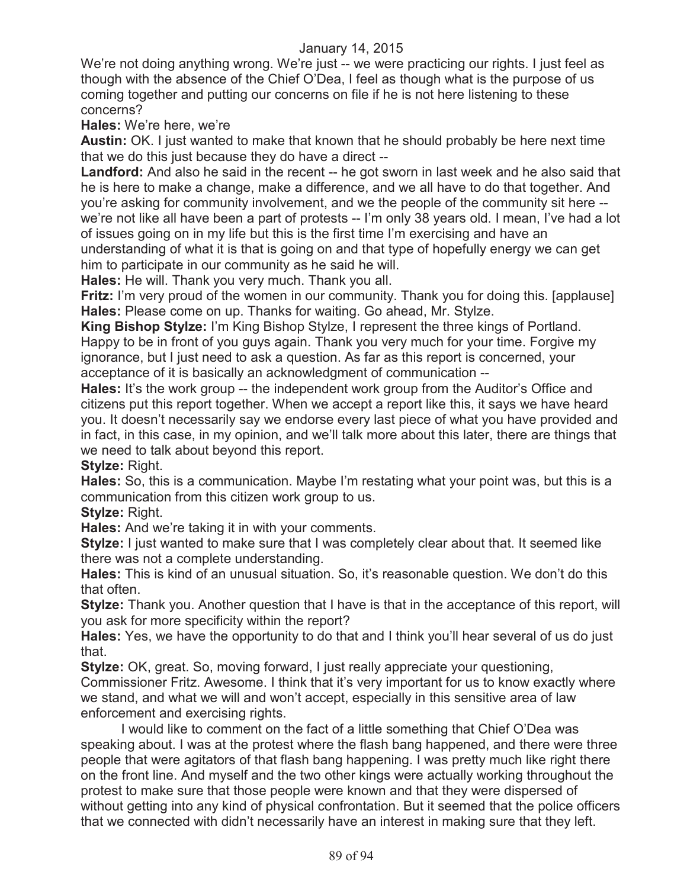We're not doing anything wrong. We're just -- we were practicing our rights. I just feel as though with the absence of the Chief O'Dea, I feel as though what is the purpose of us coming together and putting our concerns on file if he is not here listening to these concerns?

**Hales:** We're here, we're

**Austin:** OK. I just wanted to make that known that he should probably be here next time that we do this just because they do have a direct --

**Landford:** And also he said in the recent -- he got sworn in last week and he also said that he is here to make a change, make a difference, and we all have to do that together. And you're asking for community involvement, and we the people of the community sit here -- we're not like all have been a part of protests -- I'm only 38 years old. I mean, I've had a lot of issues going on in my life but this is the first time I'm exercising and have an understanding of what it is that is going on and that type of hopefully energy we can get him to participate in our community as he said he will.

**Hales:** He will. Thank you very much. Thank you all.

**Fritz:** I'm very proud of the women in our community. Thank you for doing this. [applause]

**Hales:** Please come on up. Thanks for waiting. Go ahead, Mr. Stylze.

**King Bishop Stylze:** I'm King Bishop Stylze, I represent the three kings of Portland. Happy to be in front of you guys again. Thank you very much for your time. Forgive my ignorance, but I just need to ask a question. As far as this report is concerned, your acceptance of it is basically an acknowledgment of communication --

**Hales:** It's the work group -- the independent work group from the Auditor's Office and citizens put this report together. When we accept a report like this, it says we have heard you. It doesn't necessarily say we endorse every last piece of what you have provided and in fact, in this case, in my opinion, and we'll talk more about this later, there are things that we need to talk about beyond this report.

**Stylze:** Right.

**Hales:** So, this is a communication. Maybe I'm restating what your point was, but this is a communication from this citizen work group to us.

**Stylze:** Right.

**Hales:** And we're taking it in with your comments.

**Stylze:** I just wanted to make sure that I was completely clear about that. It seemed like there was not a complete understanding.

**Hales:** This is kind of an unusual situation. So, it's reasonable question. We don't do this that often.

**Stylze:** Thank you. Another question that I have is that in the acceptance of this report, will you ask for more specificity within the report?

**Hales:** Yes, we have the opportunity to do that and I think you'll hear several of us do just that.

**Stylze:** OK, great. So, moving forward, I just really appreciate your questioning, Commissioner Fritz. Awesome. I think that it's very important for us to know exactly where we stand, and what we will and won't accept, especially in this sensitive area of law enforcement and exercising rights.

I would like to comment on the fact of a little something that Chief O'Dea was speaking about. I was at the protest where the flash bang happened, and there were three people that were agitators of that flash bang happening. I was pretty much like right there on the front line. And myself and the two other kings were actually working throughout the protest to make sure that those people were known and that they were dispersed of without getting into any kind of physical confrontation. But it seemed that the police officers that we connected with didn't necessarily have an interest in making sure that they left.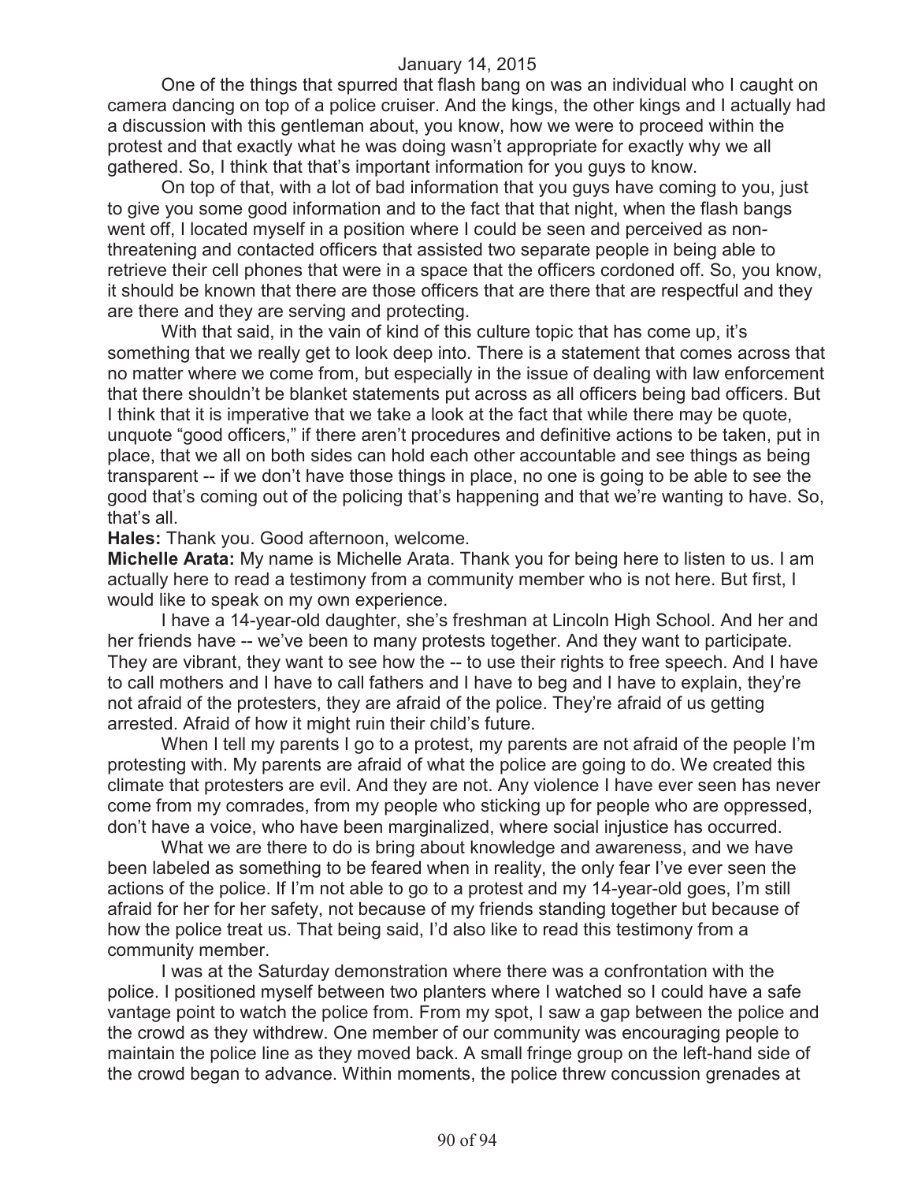One of the things that spurred that flash bang on was an individual who I caught on camera dancing on top of a police cruiser. And the kings, the other kings and I actually had a discussion with this gentleman about, you know, how we were to proceed within the protest and that exactly what he was doing wasn't appropriate for exactly why we all gathered. So, I think that that's important information for you guys to know.

On top of that, with a lot of bad information that you guys have coming to you, just to give you some good information and to the fact that that night, when the flash bangs went off, I located myself in a position where I could be seen and perceived as non-threatening and contacted officers that assisted two separate people in being able to retrieve their cell phones that were in a space that the officers cordoned off. So, you know, it should be known that there are those officers that are there that are respectful and they are there and they are serving and protecting.

With that said, in the vain of kind of this culture topic that has come up, it's something that we really get to look deep into. There is a statement that comes across that no matter where we come from, but especially in the issue of dealing with law enforcement that there shouldn't be blanket statements put across as all officers being bad officers. But I think that it is imperative that we take a look at the fact that while there may be quote, unquote "good officers," if there aren't procedures and definitive actions to be taken, put in place, that we all on both sides can hold each other accountable and see things as being transparent -- if we don't have those things in place, no one is going to be able to see the good that's coming out of the policing that's happening and that we're wanting to have. So, that's all.

**Hales:** Thank you. Good afternoon, welcome.

**Michelle Arata:** My name is Michelle Arata. Thank you for being here to listen to us. I am actually here to read a testimony from a community member who is not here. But first, I would like to speak on my own experience.

I have a 14-year-old daughter, she's freshman at Lincoln High School. And her and her friends have -- we've been to many protests together. And they want to participate. They are vibrant, they want to see how the -- to use their rights to free speech. And I have to call mothers and I have to call fathers and I have to beg and I have to explain, they're not afraid of the protesters, they are afraid of the police. They're afraid of us getting arrested. Afraid of how it might ruin their child's future.

When I tell my parents I go to a protest, my parents are not afraid of the people I'm protesting with. My parents are afraid of what the police are going to do. We created this climate that protesters are evil. And they are not. Any violence I have ever seen has never come from my comrades, from my people who sticking up for people who are oppressed, don't have a voice, who have been marginalized, where social injustice has occurred.

What we are there to do is bring about knowledge and awareness, and we have been labeled as something to be feared when in reality, the only fear I've ever seen the actions of the police. If I'm not able to go to a protest and my 14-year-old goes, I'm still afraid for her for her safety, not because of my friends standing together but because of how the police treat us. That being said, I'd also like to read this testimony from a community member.

I was at the Saturday demonstration where there was a confrontation with the police. I positioned myself between two planters where I watched so I could have a safe vantage point to watch the police from. From my spot, I saw a gap between the police and the crowd as they withdrew. One member of our community was encouraging people to maintain the police line as they moved back. A small fringe group on the left-hand side of the crowd began to advance. Within moments, the police threw concussion grenades at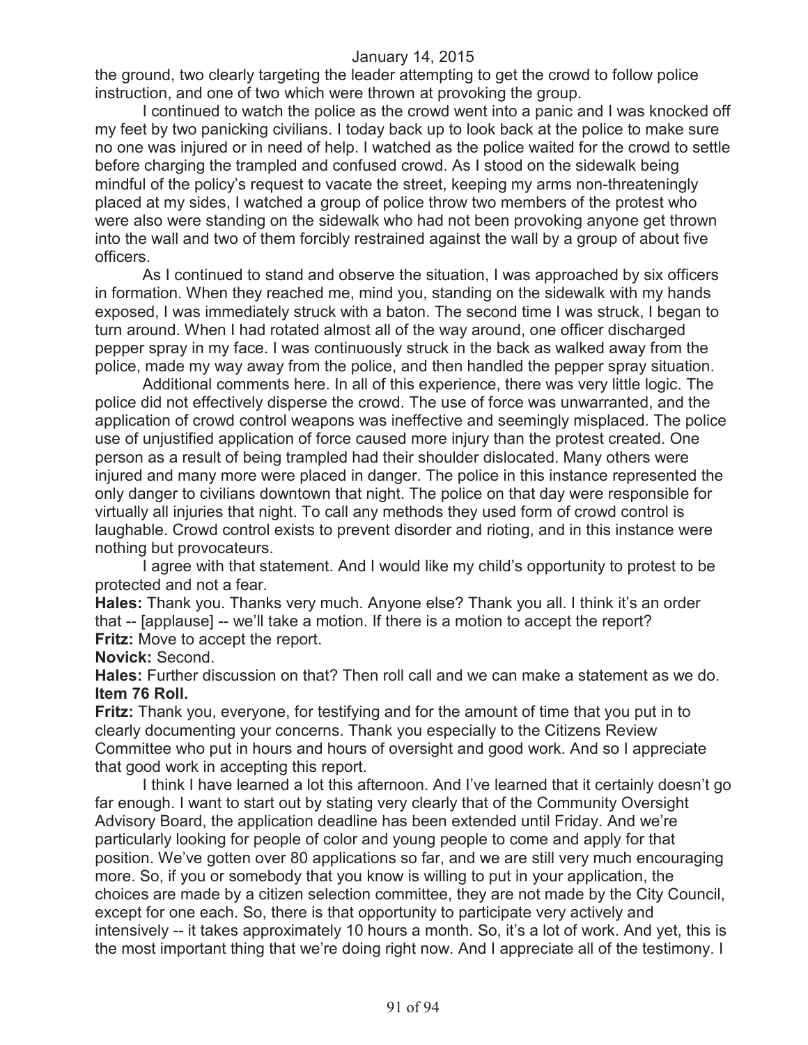the ground, two clearly targeting the leader attempting to get the crowd to follow police instruction, and one of two which were thrown at provoking the group.

I continued to watch the police as the crowd went into a panic and I was knocked off my feet by two panicking civilians. I today back up to look back at the police to make sure no one was injured or in need of help. I watched as the police waited for the crowd to settle before charging the trampled and confused crowd. As I stood on the sidewalk being mindful of the policy's request to vacate the street, keeping my arms non-threateningly placed at my sides, I watched a group of police throw two members of the protest who were also were standing on the sidewalk who had not been provoking anyone get thrown into the wall and two of them forcibly restrained against the wall by a group of about five officers.

As I continued to stand and observe the situation, I was approached by six officers in formation. When they reached me, mind you, standing on the sidewalk with my hands exposed, I was immediately struck with a baton. The second time I was struck, I began to turn around. When I had rotated almost all of the way around, one officer discharged pepper spray in my face. I was continuously struck in the back as walked away from the police, made my way away from the police, and then handled the pepper spray situation.

Additional comments here. In all of this experience, there was very little logic. The police did not effectively disperse the crowd. The use of force was unwarranted, and the application of crowd control weapons was ineffective and seemingly misplaced. The police use of unjustified application of force caused more injury than the protest created. One person as a result of being trampled had their shoulder dislocated. Many others were injured and many more were placed in danger. The police in this instance represented the only danger to civilians downtown that night. The police on that day were responsible for virtually all injuries that night. To call any methods they used form of crowd control is laughable. Crowd control exists to prevent disorder and rioting, and in this instance were nothing but provocateurs.

I agree with that statement. And I would like my child's opportunity to protest to be protected and not a fear.

**Hales:** Thank you. Thanks very much. Anyone else? Thank you all. I think it's an order that -- [applause] -- we'll take a motion. If there is a motion to accept the report?

**Fritz:** Move to accept the report.

**Novick:** Second.

**Hales:** Further discussion on that? Then roll call and we can make a statement as we do.

**Item 76 Roll.**

**Fritz:** Thank you, everyone, for testifying and for the amount of time that you put in to clearly documenting your concerns. Thank you especially to the Citizens Review Committee who put in hours and hours of oversight and good work. And so I appreciate that good work in accepting this report.

I think I have learned a lot this afternoon. And I've learned that it certainly doesn't go far enough. I want to start out by stating very clearly that of the Community Oversight Advisory Board, the application deadline has been extended until Friday. And we're particularly looking for people of color and young people to come and apply for that position. We've gotten over 80 applications so far, and we are still very much encouraging more. So, if you or somebody that you know is willing to put in your application, the choices are made by a citizen selection committee, they are not made by the City Council, except for one each. So, there is that opportunity to participate very actively and intensively -- it takes approximately 10 hours a month. So, it's a lot of work. And yet, this is the most important thing that we're doing right now. And I appreciate all of the testimony. I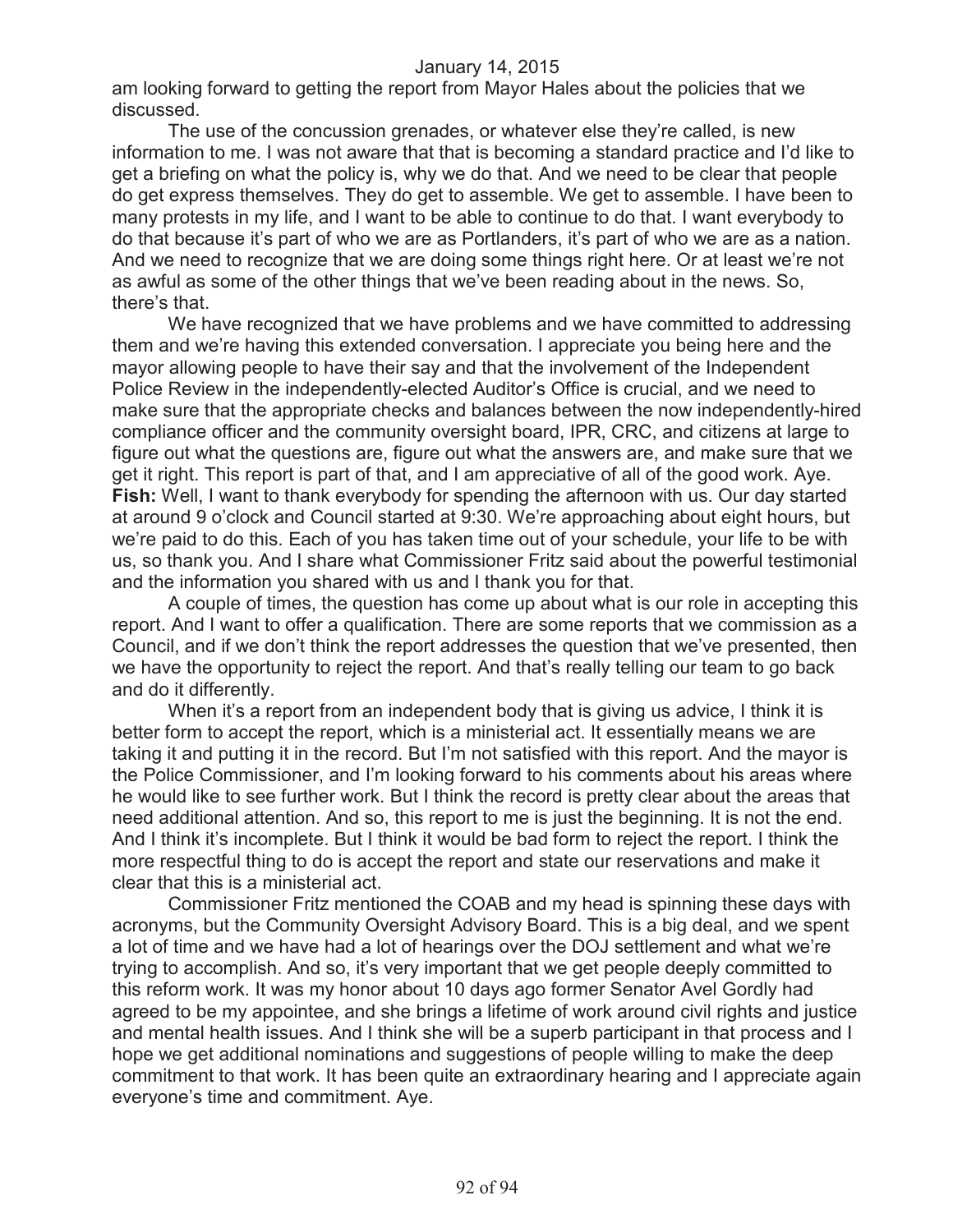am looking forward to getting the report from Mayor Hales about the policies that we discussed.

The use of the concussion grenades, or whatever else they're called, is new information to me. I was not aware that that is becoming a standard practice and I'd like to get a briefing on what the policy is, why we do that. And we need to be clear that people do get express themselves. They do get to assemble. We get to assemble. I have been to many protests in my life, and I want to be able to continue to do that. I want everybody to do that because it's part of who we are as Portlanders, it's part of who we are as a nation. And we need to recognize that we are doing some things right here. Or at least we're not as awful as some of the other things that we've been reading about in the news. So, there's that.

We have recognized that we have problems and we have committed to addressing them and we're having this extended conversation. I appreciate you being here and the mayor allowing people to have their say and that the involvement of the Independent Police Review in the independently-elected Auditor's Office is crucial, and we need to make sure that the appropriate checks and balances between the now independently-hired compliance officer and the community oversight board, IPR, CRC, and citizens at large to figure out what the questions are, figure out what the answers are, and make sure that we get it right. This report is part of that, and I am appreciative of all of the good work. Aye.

**Fish:** Well, I want to thank everybody for spending the afternoon with us. Our day started at around 9 o'clock and Council started at 9:30. We're approaching about eight hours, but we're paid to do this. Each of you has taken time out of your schedule, your life to be with us, so thank you. And I share what Commissioner Fritz said about the powerful testimonial and the information you shared with us and I thank you for that.

A couple of times, the question has come up about what is our role in accepting this report. And I want to offer a qualification. There are some reports that we commission as a Council, and if we don't think the report addresses the question that we've presented, then we have the opportunity to reject the report. And that's really telling our team to go back and do it differently.

When it's a report from an independent body that is giving us advice, I think it is better form to accept the report, which is a ministerial act. It essentially means we are taking it and putting it in the record. But I'm not satisfied with this report. And the mayor is the Police Commissioner, and I'm looking forward to his comments about his areas where he would like to see further work. But I think the record is pretty clear about the areas that need additional attention. And so, this report to me is just the beginning. It is not the end. And I think it's incomplete. But I think it would be bad form to reject the report. I think the more respectful thing to do is accept the report and state our reservations and make it clear that this is a ministerial act.

Commissioner Fritz mentioned the COAB and my head is spinning these days with acronyms, but the Community Oversight Advisory Board. This is a big deal, and we spent a lot of time and we have had a lot of hearings over the DOJ settlement and what we're trying to accomplish. And so, it's very important that we get people deeply committed to this reform work. It was my honor about 10 days ago former Senator Avel Gordly had agreed to be my appointee, and she brings a lifetime of work around civil rights and justice and mental health issues. And I think she will be a superb participant in that process and I hope we get additional nominations and suggestions of people willing to make the deep commitment to that work. It has been quite an extraordinary hearing and I appreciate again everyone's time and commitment. Aye.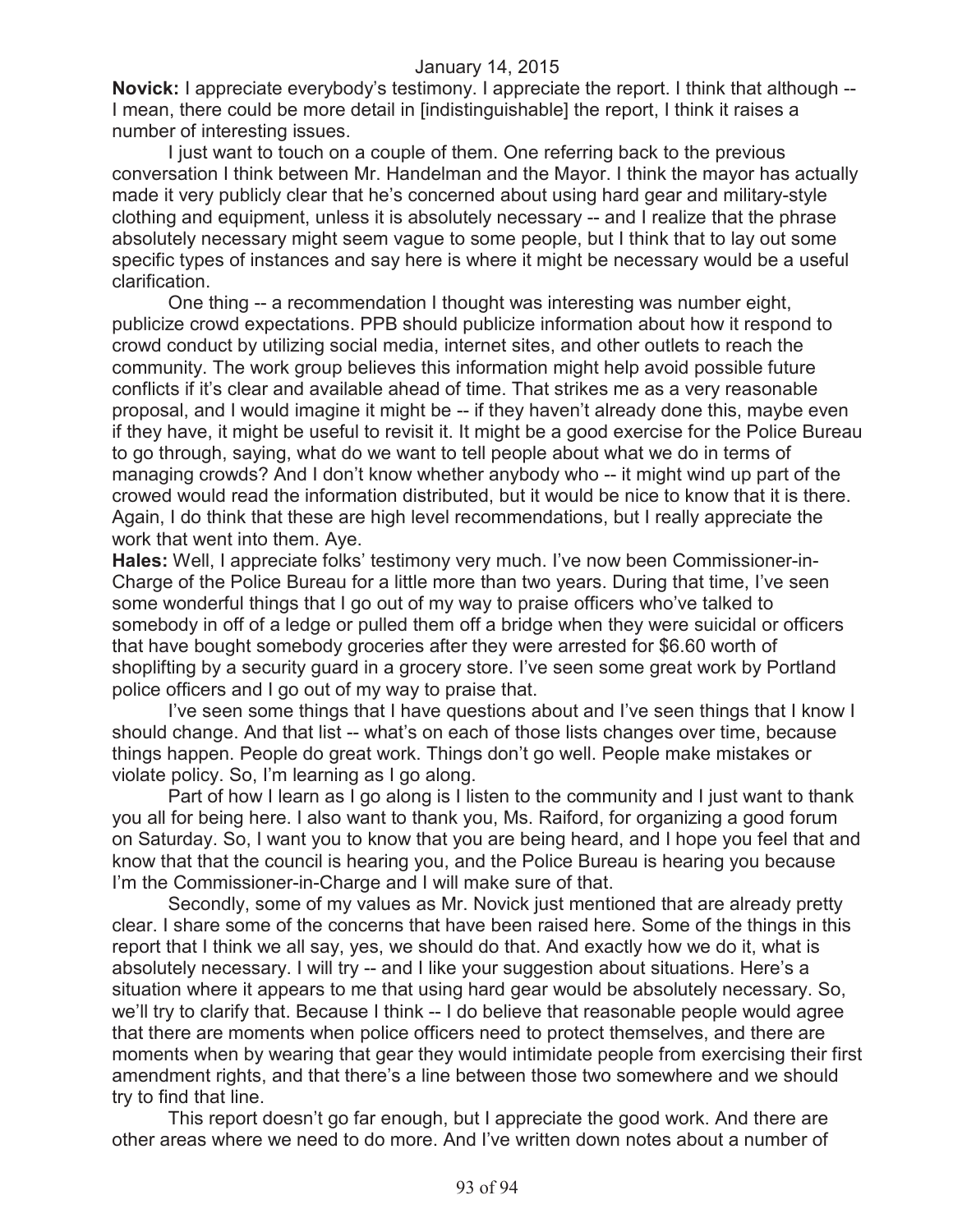**Novick:** I appreciate everybody's testimony. I appreciate the report. I think that although -- I mean, there could be more detail in [indistinguishable] the report, I think it raises a number of interesting issues.

I just want to touch on a couple of them. One referring back to the previous conversation I think between Mr. Handelman and the Mayor. I think the mayor has actually made it very publicly clear that he's concerned about using hard gear and military-style clothing and equipment, unless it is absolutely necessary -- and I realize that the phrase absolutely necessary might seem vague to some people, but I think that to lay out some specific types of instances and say here is where it might be necessary would be a useful clarification.

One thing -- a recommendation I thought was interesting was number eight, publicize crowd expectations. PPB should publicize information about how it respond to crowd conduct by utilizing social media, internet sites, and other outlets to reach the community. The work group believes this information might help avoid possible future conflicts if it's clear and available ahead of time. That strikes me as a very reasonable proposal, and I would imagine it might be -- if they haven't already done this, maybe even if they have, it might be useful to revisit it. It might be a good exercise for the Police Bureau to go through, saying, what do we want to tell people about what we do in terms of managing crowds? And I don't know whether anybody who -- it might wind up part of the crowed would read the information distributed, but it would be nice to know that it is there. Again, I do think that these are high level recommendations, but I really appreciate the work that went into them. Aye.

**Hales:** Well, I appreciate folks' testimony very much. I've now been Commissioner-in-Charge of the Police Bureau for a little more than two years. During that time, I've seen some wonderful things that I go out of my way to praise officers who've talked to somebody in off of a ledge or pulled them off a bridge when they were suicidal or officers that have bought somebody groceries after they were arrested for $6.60 worth of shoplifting by a security guard in a grocery store. I've seen some great work by Portland police officers and I go out of my way to praise that.

I've seen some things that I have questions about and I've seen things that I know I should change. And that list -- what's on each of those lists changes over time, because things happen. People do great work. Things don't go well. People make mistakes or violate policy. So, I'm learning as I go along.

Part of how I learn as I go along is I listen to the community and I just want to thank you all for being here. I also want to thank you, Ms. Raiford, for organizing a good forum on Saturday. So, I want you to know that you are being heard, and I hope you feel that and know that that the council is hearing you, and the Police Bureau is hearing you because I'm the Commissioner-in-Charge and I will make sure of that.

Secondly, some of my values as Mr. Novick just mentioned that are already pretty clear. I share some of the concerns that have been raised here. Some of the things in this report that I think we all say, yes, we should do that. And exactly how we do it, what is absolutely necessary. I will try -- and I like your suggestion about situations. Here's a situation where it appears to me that using hard gear would be absolutely necessary. So, we'll try to clarify that. Because I think -- I do believe that reasonable people would agree that there are moments when police officers need to protect themselves, and there are moments when by wearing that gear they would intimidate people from exercising their first amendment rights, and that there's a line between those two somewhere and we should try to find that line.

This report doesn't go far enough, but I appreciate the good work. And there are other areas where we need to do more. And I've written down notes about a number of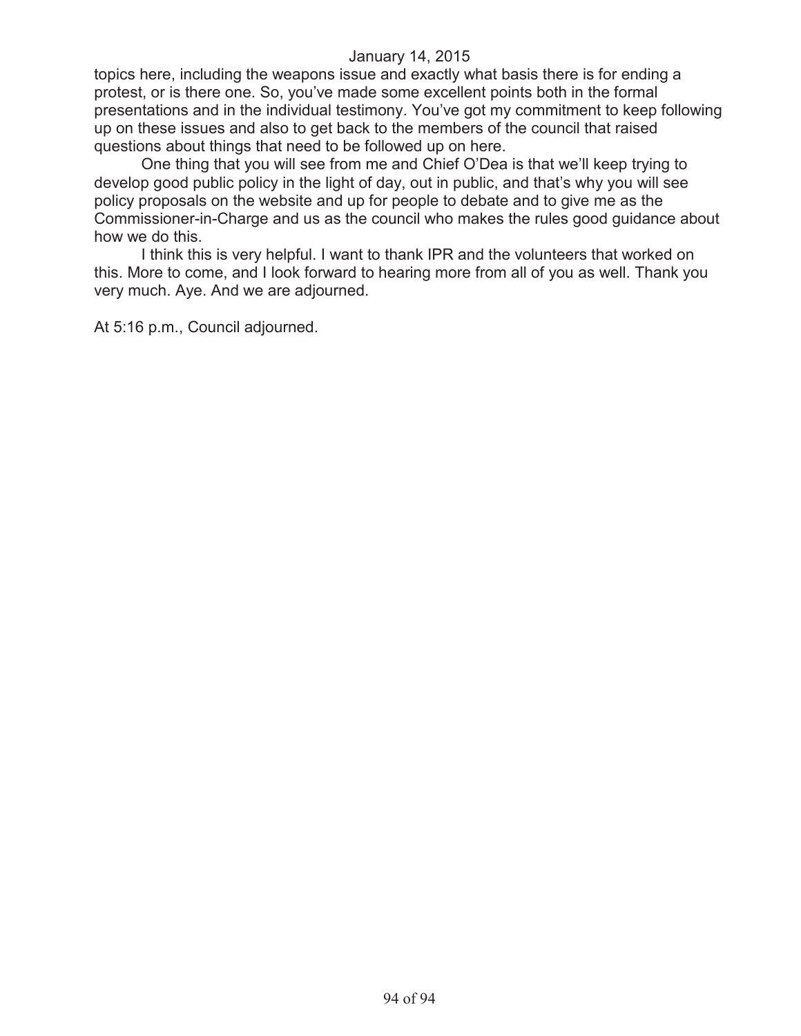topics here, including the weapons issue and exactly what basis there is for ending a protest, or is there one. So, you've made some excellent points both in the formal presentations and in the individual testimony. You've got my commitment to keep following up on these issues and also to get back to the members of the council that raised questions about things that need to be followed up on here.

One thing that you will see from me and Chief O'Dea is that we'll keep trying to develop good public policy in the light of day, out in public, and that's why you will see policy proposals on the website and up for people to debate and to give me as the Commissioner-in-Charge and us as the council who makes the rules good guidance about how we do this.

I think this is very helpful. I want to thank IPR and the volunteers that worked on this. More to come, and I look forward to hearing more from all of you as well. Thank you very much. Aye. And we are adjourned.

At 5:16 p.m., Council adjourned.